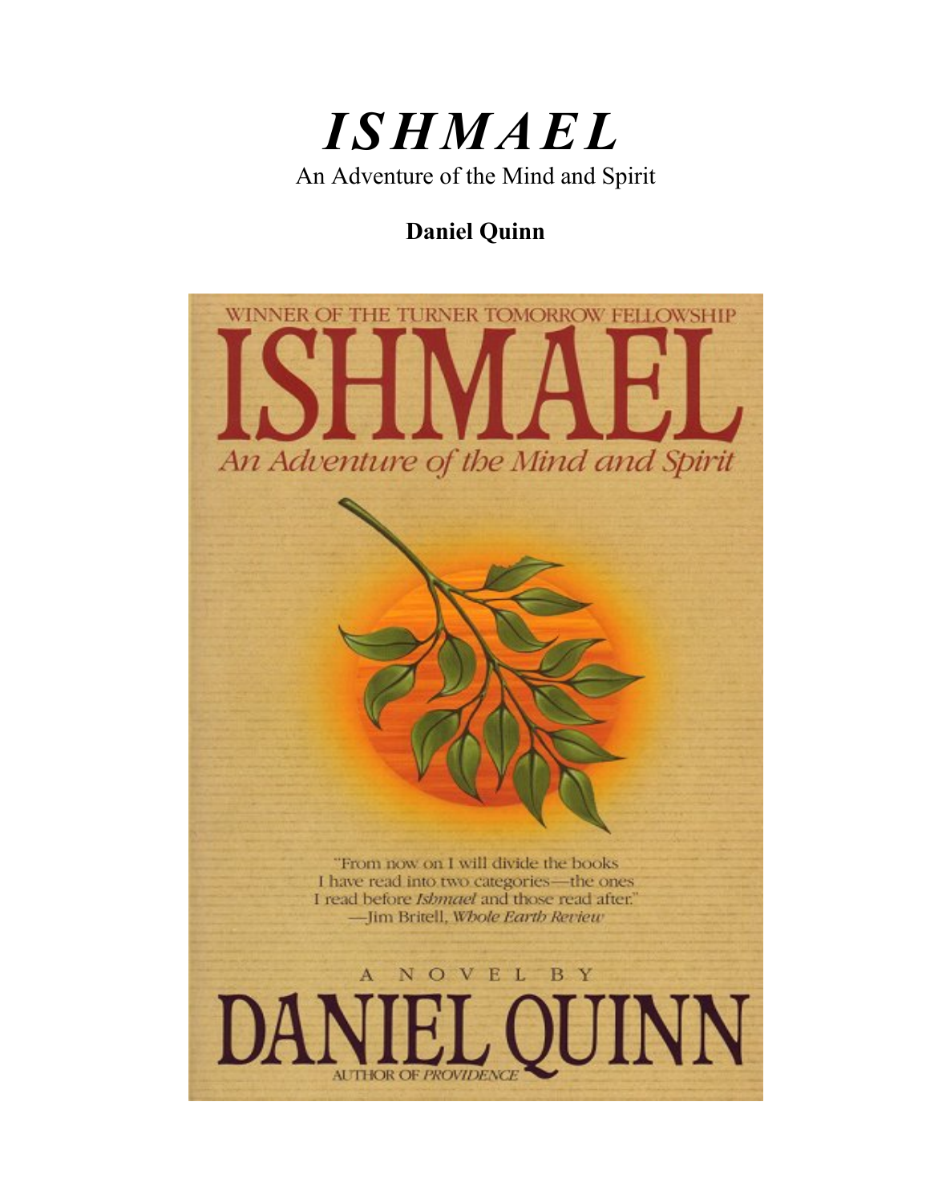# *ISHMAEL*

An Adventure of the Mind and Spirit

**Daniel Quinn**

WINNER OF THE TURNER TOMORROW FELLOWSHIP

ISHMAEL

*An Adventure of the Mind and Spirit*

"From now on I will divide the books I have read into two categories—the ones I read before *Ishmael* and those read after."
—Jim Britell, *Whole Earth Review*

A NOVEL BY

DANIEL QUINN

AUTHOR OF *PROVIDENCE*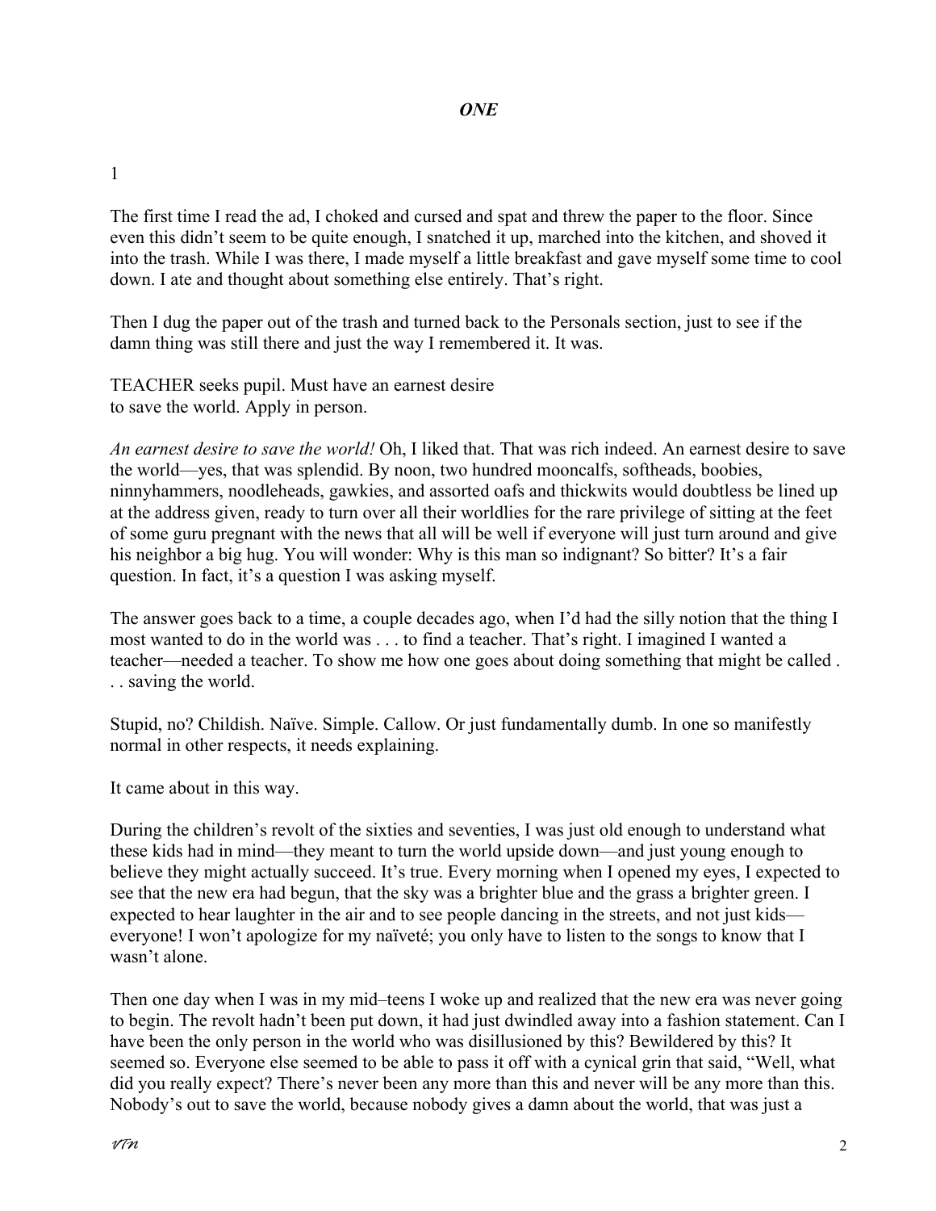*ONE*

1

The first time I read the ad, I choked and cursed and spat and threw the paper to the floor. Since even this didn't seem to be quite enough, I snatched it up, marched into the kitchen, and shoved it into the trash. While I was there, I made myself a little breakfast and gave myself some time to cool down. I ate and thought about something else entirely. That's right.

Then I dug the paper out of the trash and turned back to the Personals section, just to see if the damn thing was still there and just the way I remembered it. It was.

TEACHER seeks pupil. Must have an earnest desire
to save the world. Apply in person.

*An earnest desire to save the world!* Oh, I liked that. That was rich indeed. An earnest desire to save the world—yes, that was splendid. By noon, two hundred mooncalfs, softheads, boobies, ninnyhammers, noodleheads, gawkies, and assorted oafs and thickwits would doubtless be lined up at the address given, ready to turn over all their worldlies for the rare privilege of sitting at the feet of some guru pregnant with the news that all will be well if everyone will just turn around and give his neighbor a big hug. You will wonder: Why is this man so indignant? So bitter? It's a fair question. In fact, it's a question I was asking myself.

The answer goes back to a time, a couple decades ago, when I'd had the silly notion that the thing I most wanted to do in the world was . . . to find a teacher. That's right. I imagined I wanted a teacher—needed a teacher. To show me how one goes about doing something that might be called . . . saving the world.

Stupid, no? Childish. Naïve. Simple. Callow. Or just fundamentally dumb. In one so manifestly normal in other respects, it needs explaining.

It came about in this way.

During the children's revolt of the sixties and seventies, I was just old enough to understand what these kids had in mind—they meant to turn the world upside down—and just young enough to believe they might actually succeed. It's true. Every morning when I opened my eyes, I expected to see that the new era had begun, that the sky was a brighter blue and the grass a brighter green. I expected to hear laughter in the air and to see people dancing in the streets, and not just kids—everyone! I won't apologize for my naïveté; you only have to listen to the songs to know that I wasn't alone.

Then one day when I was in my mid–teens I woke up and realized that the new era was never going to begin. The revolt hadn't been put down, it had just dwindled away into a fashion statement. Can I have been the only person in the world who was disillusioned by this? Bewildered by this? It seemed so. Everyone else seemed to be able to pass it off with a cynical grin that said, "Well, what did you really expect? There's never been any more than this and never will be any more than this. Nobody's out to save the world, because nobody gives a damn about the world, that was just a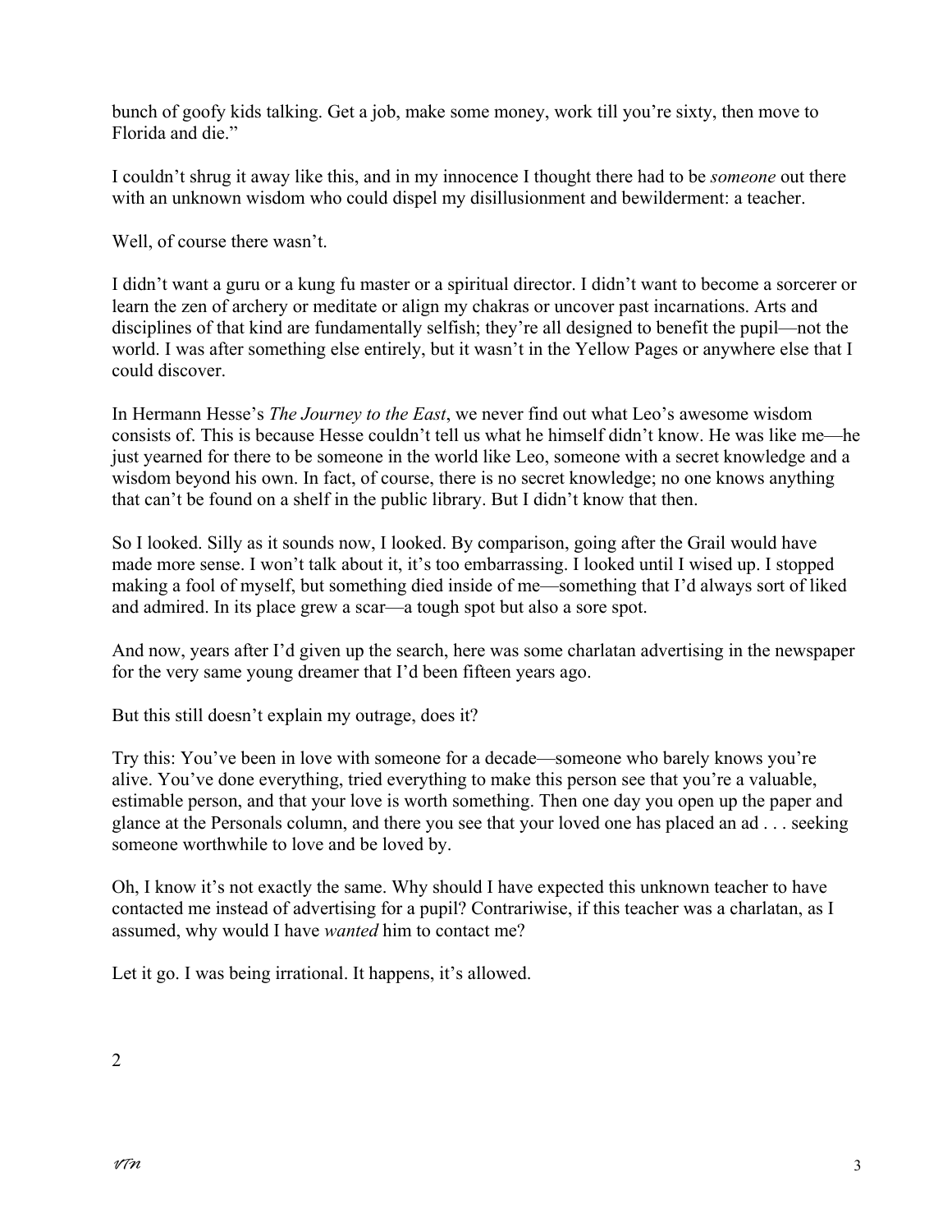bunch of goofy kids talking. Get a job, make some money, work till you're sixty, then move to Florida and die."

I couldn't shrug it away like this, and in my innocence I thought there had to be *someone* out there with an unknown wisdom who could dispel my disillusionment and bewilderment: a teacher.

Well, of course there wasn't.

I didn't want a guru or a kung fu master or a spiritual director. I didn't want to become a sorcerer or learn the zen of archery or meditate or align my chakras or uncover past incarnations. Arts and disciplines of that kind are fundamentally selfish; they're all designed to benefit the pupil—not the world. I was after something else entirely, but it wasn't in the Yellow Pages or anywhere else that I could discover.

In Hermann Hesse's *The Journey to the East*, we never find out what Leo's awesome wisdom consists of. This is because Hesse couldn't tell us what he himself didn't know. He was like me—he just yearned for there to be someone in the world like Leo, someone with a secret knowledge and a wisdom beyond his own. In fact, of course, there is no secret knowledge; no one knows anything that can't be found on a shelf in the public library. But I didn't know that then.

So I looked. Silly as it sounds now, I looked. By comparison, going after the Grail would have made more sense. I won't talk about it, it's too embarrassing. I looked until I wised up. I stopped making a fool of myself, but something died inside of me—something that I'd always sort of liked and admired. In its place grew a scar—a tough spot but also a sore spot.

And now, years after I'd given up the search, here was some charlatan advertising in the newspaper for the very same young dreamer that I'd been fifteen years ago.

But this still doesn't explain my outrage, does it?

Try this: You've been in love with someone for a decade—someone who barely knows you're alive. You've done everything, tried everything to make this person see that you're a valuable, estimable person, and that your love is worth something. Then one day you open up the paper and glance at the Personals column, and there you see that your loved one has placed an ad . . . seeking someone worthwhile to love and be loved by.

Oh, I know it's not exactly the same. Why should I have expected this unknown teacher to have contacted me instead of advertising for a pupil? Contrariwise, if this teacher was a charlatan, as I assumed, why would I have *wanted* him to contact me?

Let it go. I was being irrational. It happens, it's allowed.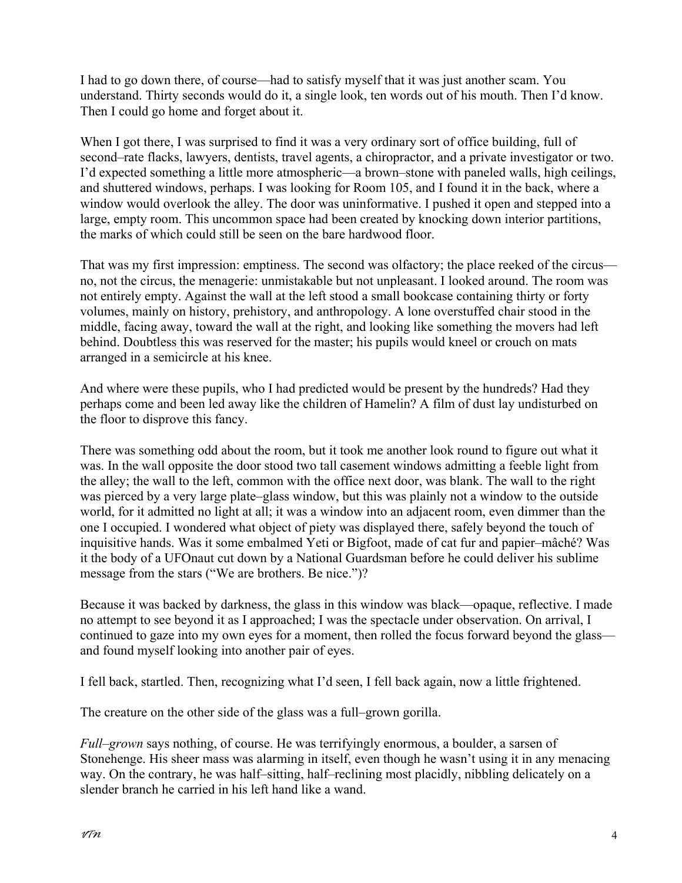I had to go down there, of course—had to satisfy myself that it was just another scam. You understand. Thirty seconds would do it, a single look, ten words out of his mouth. Then I'd know. Then I could go home and forget about it.

When I got there, I was surprised to find it was a very ordinary sort of office building, full of second–rate flacks, lawyers, dentists, travel agents, a chiropractor, and a private investigator or two. I'd expected something a little more atmospheric—a brown–stone with paneled walls, high ceilings, and shuttered windows, perhaps. I was looking for Room 105, and I found it in the back, where a window would overlook the alley. The door was uninformative. I pushed it open and stepped into a large, empty room. This uncommon space had been created by knocking down interior partitions, the marks of which could still be seen on the bare hardwood floor.

That was my first impression: emptiness. The second was olfactory; the place reeked of the circus—no, not the circus, the menagerie: unmistakable but not unpleasant. I looked around. The room was not entirely empty. Against the wall at the left stood a small bookcase containing thirty or forty volumes, mainly on history, prehistory, and anthropology. A lone overstuffed chair stood in the middle, facing away, toward the wall at the right, and looking like something the movers had left behind. Doubtless this was reserved for the master; his pupils would kneel or crouch on mats arranged in a semicircle at his knee.

And where were these pupils, who I had predicted would be present by the hundreds? Had they perhaps come and been led away like the children of Hamelin? A film of dust lay undisturbed on the floor to disprove this fancy.

There was something odd about the room, but it took me another look round to figure out what it was. In the wall opposite the door stood two tall casement windows admitting a feeble light from the alley; the wall to the left, common with the office next door, was blank. The wall to the right was pierced by a very large plate–glass window, but this was plainly not a window to the outside world, for it admitted no light at all; it was a window into an adjacent room, even dimmer than the one I occupied. I wondered what object of piety was displayed there, safely beyond the touch of inquisitive hands. Was it some embalmed Yeti or Bigfoot, made of cat fur and papier–mâché? Was it the body of a UFOnaut cut down by a National Guardsman before he could deliver his sublime message from the stars ("We are brothers. Be nice.")?

Because it was backed by darkness, the glass in this window was black—opaque, reflective. I made no attempt to see beyond it as I approached; I was the spectacle under observation. On arrival, I continued to gaze into my own eyes for a moment, then rolled the focus forward beyond the glass—and found myself looking into another pair of eyes.

I fell back, startled. Then, recognizing what I'd seen, I fell back again, now a little frightened.

The creature on the other side of the glass was a full–grown gorilla.

*Full–grown* says nothing, of course. He was terrifyingly enormous, a boulder, a sarsen of Stonehenge. His sheer mass was alarming in itself, even though he wasn't using it in any menacing way. On the contrary, he was half–sitting, half–reclining most placidly, nibbling delicately on a slender branch he carried in his left hand like a wand.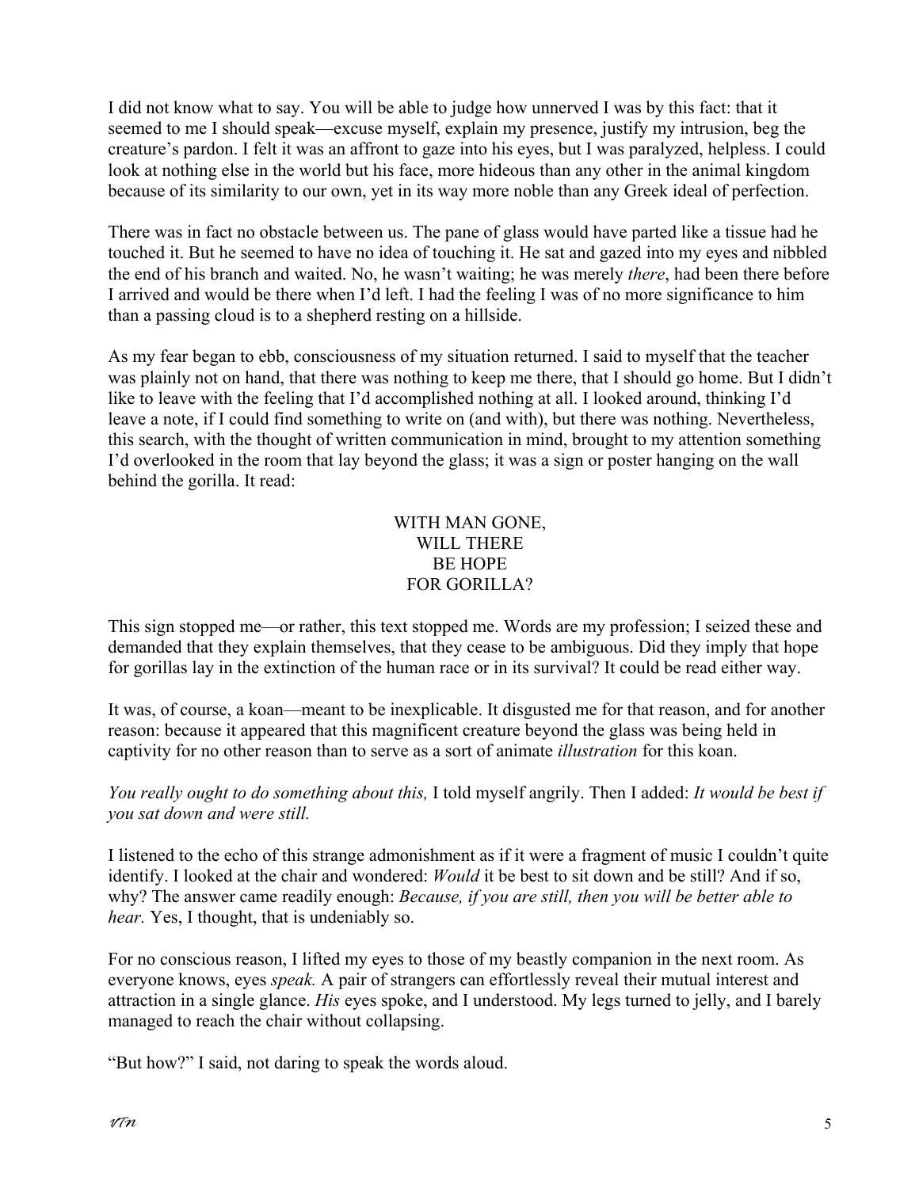I did not know what to say. You will be able to judge how unnerved I was by this fact: that it seemed to me I should speak—excuse myself, explain my presence, justify my intrusion, beg the creature's pardon. I felt it was an affront to gaze into his eyes, but I was paralyzed, helpless. I could look at nothing else in the world but his face, more hideous than any other in the animal kingdom because of its similarity to our own, yet in its way more noble than any Greek ideal of perfection.

There was in fact no obstacle between us. The pane of glass would have parted like a tissue had he touched it. But he seemed to have no idea of touching it. He sat and gazed into my eyes and nibbled the end of his branch and waited. No, he wasn't waiting; he was merely *there*, had been there before I arrived and would be there when I'd left. I had the feeling I was of no more significance to him than a passing cloud is to a shepherd resting on a hillside.

As my fear began to ebb, consciousness of my situation returned. I said to myself that the teacher was plainly not on hand, that there was nothing to keep me there, that I should go home. But I didn't like to leave with the feeling that I'd accomplished nothing at all. I looked around, thinking I'd leave a note, if I could find something to write on (and with), but there was nothing. Nevertheless, this search, with the thought of written communication in mind, brought to my attention something I'd overlooked in the room that lay beyond the glass; it was a sign or poster hanging on the wall behind the gorilla. It read:

WITH MAN GONE,
WILL THERE
BE HOPE
FOR GORILLA?

This sign stopped me—or rather, this text stopped me. Words are my profession; I seized these and demanded that they explain themselves, that they cease to be ambiguous. Did they imply that hope for gorillas lay in the extinction of the human race or in its survival? It could be read either way.

It was, of course, a koan—meant to be inexplicable. It disgusted me for that reason, and for another reason: because it appeared that this magnificent creature beyond the glass was being held in captivity for no other reason than to serve as a sort of animate *illustration* for this koan.

*You really ought to do something about this,* I told myself angrily. Then I added: *It would be best if you sat down and were still.*

I listened to the echo of this strange admonishment as if it were a fragment of music I couldn't quite identify. I looked at the chair and wondered: *Would* it be best to sit down and be still? And if so, why? The answer came readily enough: *Because, if you are still, then you will be better able to hear.* Yes, I thought, that is undeniably so.

For no conscious reason, I lifted my eyes to those of my beastly companion in the next room. As everyone knows, eyes *speak.* A pair of strangers can effortlessly reveal their mutual interest and attraction in a single glance. *His* eyes spoke, and I understood. My legs turned to jelly, and I barely managed to reach the chair without collapsing.

"But how?" I said, not daring to speak the words aloud.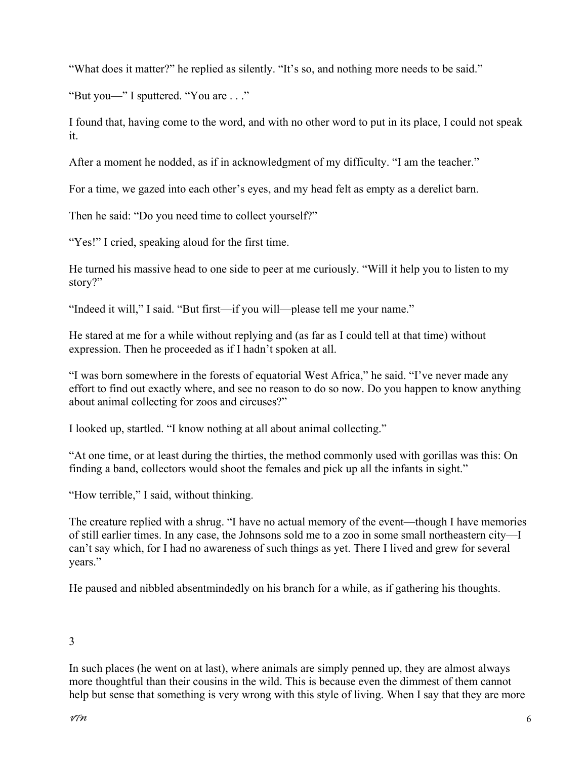"What does it matter?" he replied as silently. "It's so, and nothing more needs to be said."

"But you—" I sputtered. "You are . . ."

I found that, having come to the word, and with no other word to put in its place, I could not speak it.

After a moment he nodded, as if in acknowledgment of my difficulty. "I am the teacher."

For a time, we gazed into each other's eyes, and my head felt as empty as a derelict barn.

Then he said: "Do you need time to collect yourself?"

"Yes!" I cried, speaking aloud for the first time.

He turned his massive head to one side to peer at me curiously. "Will it help you to listen to my story?"

"Indeed it will," I said. "But first—if you will—please tell me your name."

He stared at me for a while without replying and (as far as I could tell at that time) without expression. Then he proceeded as if I hadn't spoken at all.

"I was born somewhere in the forests of equatorial West Africa," he said. "I've never made any effort to find out exactly where, and see no reason to do so now. Do you happen to know anything about animal collecting for zoos and circuses?"

I looked up, startled. "I know nothing at all about animal collecting."

"At one time, or at least during the thirties, the method commonly used with gorillas was this: On finding a band, collectors would shoot the females and pick up all the infants in sight."

"How terrible," I said, without thinking.

The creature replied with a shrug. "I have no actual memory of the event—though I have memories of still earlier times. In any case, the Johnsons sold me to a zoo in some small northeastern city—I can't say which, for I had no awareness of such things as yet. There I lived and grew for several years."

He paused and nibbled absentmindedly on his branch for a while, as if gathering his thoughts.

## 3

In such places (he went on at last), where animals are simply penned up, they are almost always more thoughtful than their cousins in the wild. This is because even the dimmest of them cannot help but sense that something is very wrong with this style of living. When I say that they are more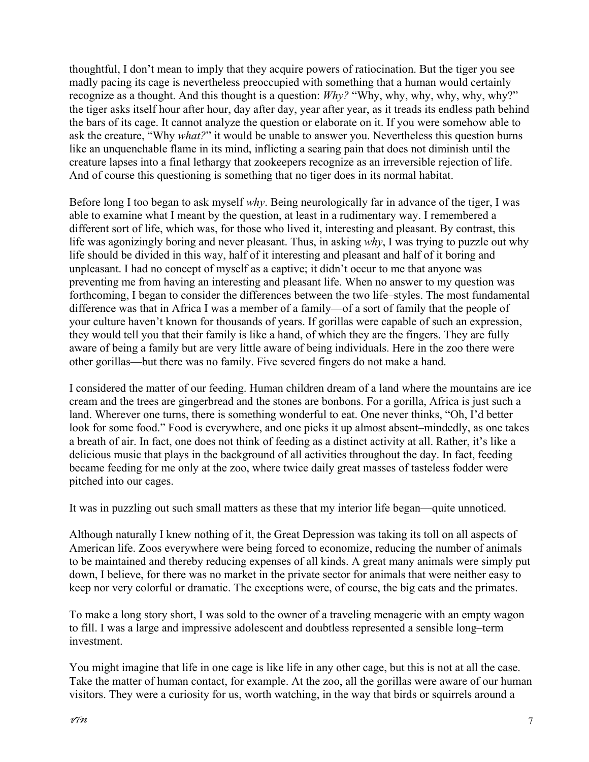thoughtful, I don't mean to imply that they acquire powers of ratiocination. But the tiger you see madly pacing its cage is nevertheless preoccupied with something that a human would certainly recognize as a thought. And this thought is a question: *Why?* "Why, why, why, why, why, why?" the tiger asks itself hour after hour, day after day, year after year, as it treads its endless path behind the bars of its cage. It cannot analyze the question or elaborate on it. If you were somehow able to ask the creature, "Why *what?*" it would be unable to answer you. Nevertheless this question burns like an unquenchable flame in its mind, inflicting a searing pain that does not diminish until the creature lapses into a final lethargy that zookeepers recognize as an irreversible rejection of life. And of course this questioning is something that no tiger does in its normal habitat.

Before long I too began to ask myself *why*. Being neurologically far in advance of the tiger, I was able to examine what I meant by the question, at least in a rudimentary way. I remembered a different sort of life, which was, for those who lived it, interesting and pleasant. By contrast, this life was agonizingly boring and never pleasant. Thus, in asking *why*, I was trying to puzzle out why life should be divided in this way, half of it interesting and pleasant and half of it boring and unpleasant. I had no concept of myself as a captive; it didn't occur to me that anyone was preventing me from having an interesting and pleasant life. When no answer to my question was forthcoming, I began to consider the differences between the two life–styles. The most fundamental difference was that in Africa I was a member of a family—of a sort of family that the people of your culture haven't known for thousands of years. If gorillas were capable of such an expression, they would tell you that their family is like a hand, of which they are the fingers. They are fully aware of being a family but are very little aware of being individuals. Here in the zoo there were other gorillas—but there was no family. Five severed fingers do not make a hand.

I considered the matter of our feeding. Human children dream of a land where the mountains are ice cream and the trees are gingerbread and the stones are bonbons. For a gorilla, Africa is just such a land. Wherever one turns, there is something wonderful to eat. One never thinks, "Oh, I'd better look for some food." Food is everywhere, and one picks it up almost absent–mindedly, as one takes a breath of air. In fact, one does not think of feeding as a distinct activity at all. Rather, it's like a delicious music that plays in the background of all activities throughout the day. In fact, feeding became feeding for me only at the zoo, where twice daily great masses of tasteless fodder were pitched into our cages.

It was in puzzling out such small matters as these that my interior life began—quite unnoticed.

Although naturally I knew nothing of it, the Great Depression was taking its toll on all aspects of American life. Zoos everywhere were being forced to economize, reducing the number of animals to be maintained and thereby reducing expenses of all kinds. A great many animals were simply put down, I believe, for there was no market in the private sector for animals that were neither easy to keep nor very colorful or dramatic. The exceptions were, of course, the big cats and the primates.

To make a long story short, I was sold to the owner of a traveling menagerie with an empty wagon to fill. I was a large and impressive adolescent and doubtless represented a sensible long–term investment.

You might imagine that life in one cage is like life in any other cage, but this is not at all the case. Take the matter of human contact, for example. At the zoo, all the gorillas were aware of our human visitors. They were a curiosity for us, worth watching, in the way that birds or squirrels around a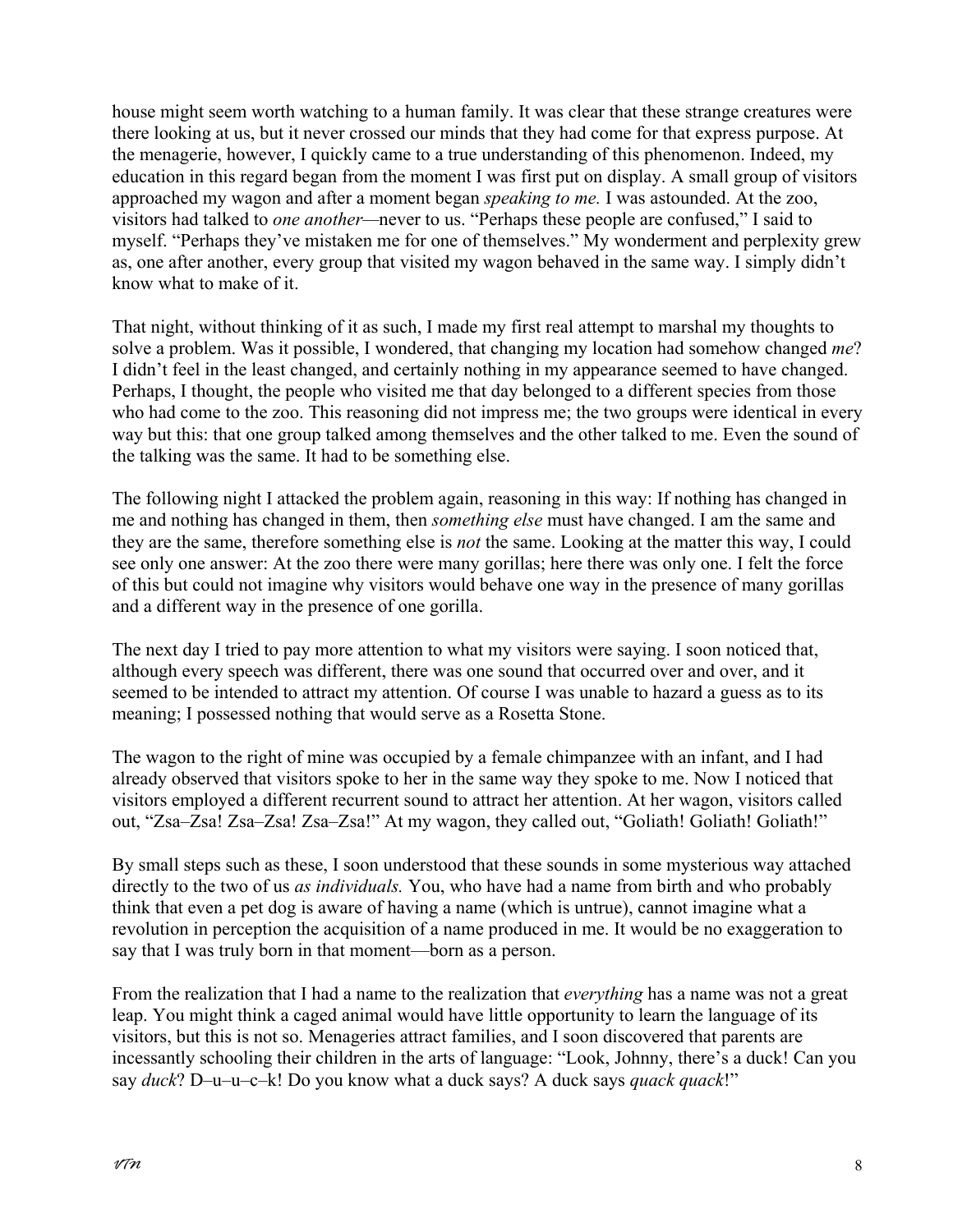house might seem worth watching to a human family. It was clear that these strange creatures were there looking at us, but it never crossed our minds that they had come for that express purpose. At the menagerie, however, I quickly came to a true understanding of this phenomenon. Indeed, my education in this regard began from the moment I was first put on display. A small group of visitors approached my wagon and after a moment began *speaking to me.* I was astounded. At the zoo, visitors had talked to *one another*—never to us. "Perhaps these people are confused," I said to myself. "Perhaps they've mistaken me for one of themselves." My wonderment and perplexity grew as, one after another, every group that visited my wagon behaved in the same way. I simply didn't know what to make of it.

That night, without thinking of it as such, I made my first real attempt to marshal my thoughts to solve a problem. Was it possible, I wondered, that changing my location had somehow changed *me*? I didn't feel in the least changed, and certainly nothing in my appearance seemed to have changed. Perhaps, I thought, the people who visited me that day belonged to a different species from those who had come to the zoo. This reasoning did not impress me; the two groups were identical in every way but this: that one group talked among themselves and the other talked to me. Even the sound of the talking was the same. It had to be something else.

The following night I attacked the problem again, reasoning in this way: If nothing has changed in me and nothing has changed in them, then *something else* must have changed. I am the same and they are the same, therefore something else is *not* the same. Looking at the matter this way, I could see only one answer: At the zoo there were many gorillas; here there was only one. I felt the force of this but could not imagine why visitors would behave one way in the presence of many gorillas and a different way in the presence of one gorilla.

The next day I tried to pay more attention to what my visitors were saying. I soon noticed that, although every speech was different, there was one sound that occurred over and over, and it seemed to be intended to attract my attention. Of course I was unable to hazard a guess as to its meaning; I possessed nothing that would serve as a Rosetta Stone.

The wagon to the right of mine was occupied by a female chimpanzee with an infant, and I had already observed that visitors spoke to her in the same way they spoke to me. Now I noticed that visitors employed a different recurrent sound to attract her attention. At her wagon, visitors called out, "Zsa–Zsa! Zsa–Zsa! Zsa–Zsa!" At my wagon, they called out, "Goliath! Goliath! Goliath!"

By small steps such as these, I soon understood that these sounds in some mysterious way attached directly to the two of us *as individuals.* You, who have had a name from birth and who probably think that even a pet dog is aware of having a name (which is untrue), cannot imagine what a revolution in perception the acquisition of a name produced in me. It would be no exaggeration to say that I was truly born in that moment—born as a person.

From the realization that I had a name to the realization that *everything* has a name was not a great leap. You might think a caged animal would have little opportunity to learn the language of its visitors, but this is not so. Menageries attract families, and I soon discovered that parents are incessantly schooling their children in the arts of language: "Look, Johnny, there's a duck! Can you say *duck*? D–u–u–c–k! Do you know what a duck says? A duck says *quack quack*!"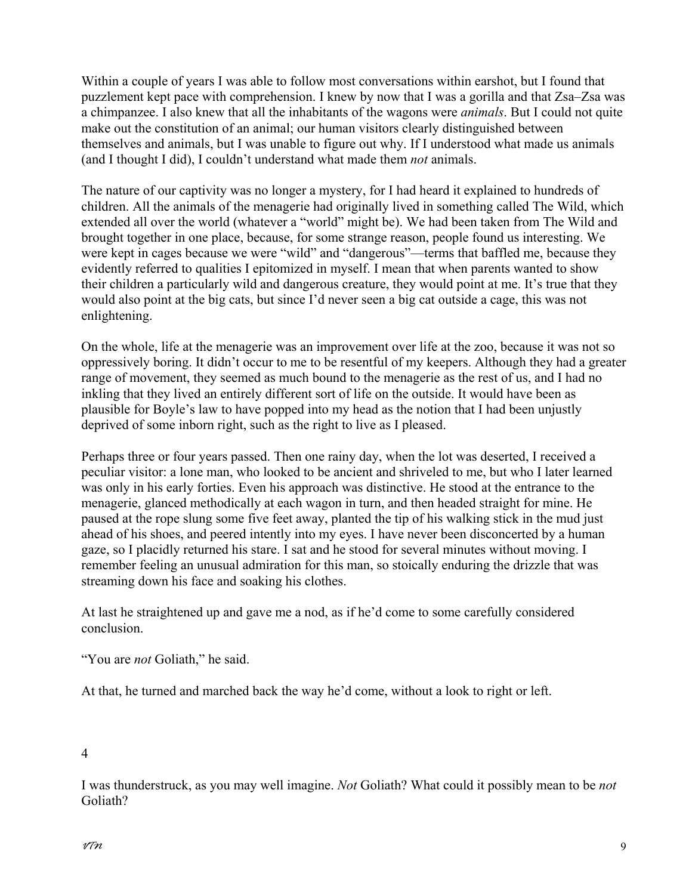Within a couple of years I was able to follow most conversations within earshot, but I found that puzzlement kept pace with comprehension. I knew by now that I was a gorilla and that Zsa–Zsa was a chimpanzee. I also knew that all the inhabitants of the wagons were *animals*. But I could not quite make out the constitution of an animal; our human visitors clearly distinguished between themselves and animals, but I was unable to figure out why. If I understood what made us animals (and I thought I did), I couldn't understand what made them *not* animals.

The nature of our captivity was no longer a mystery, for I had heard it explained to hundreds of children. All the animals of the menagerie had originally lived in something called The Wild, which extended all over the world (whatever a "world" might be). We had been taken from The Wild and brought together in one place, because, for some strange reason, people found us interesting. We were kept in cages because we were "wild" and "dangerous"—terms that baffled me, because they evidently referred to qualities I epitomized in myself. I mean that when parents wanted to show their children a particularly wild and dangerous creature, they would point at me. It's true that they would also point at the big cats, but since I'd never seen a big cat outside a cage, this was not enlightening.

On the whole, life at the menagerie was an improvement over life at the zoo, because it was not so oppressively boring. It didn't occur to me to be resentful of my keepers. Although they had a greater range of movement, they seemed as much bound to the menagerie as the rest of us, and I had no inkling that they lived an entirely different sort of life on the outside. It would have been as plausible for Boyle's law to have popped into my head as the notion that I had been unjustly deprived of some inborn right, such as the right to live as I pleased.

Perhaps three or four years passed. Then one rainy day, when the lot was deserted, I received a peculiar visitor: a lone man, who looked to be ancient and shriveled to me, but who I later learned was only in his early forties. Even his approach was distinctive. He stood at the entrance to the menagerie, glanced methodically at each wagon in turn, and then headed straight for mine. He paused at the rope slung some five feet away, planted the tip of his walking stick in the mud just ahead of his shoes, and peered intently into my eyes. I have never been disconcerted by a human gaze, so I placidly returned his stare. I sat and he stood for several minutes without moving. I remember feeling an unusual admiration for this man, so stoically enduring the drizzle that was streaming down his face and soaking his clothes.

At last he straightened up and gave me a nod, as if he'd come to some carefully considered conclusion.

"You are *not* Goliath," he said.

At that, he turned and marched back the way he'd come, without a look to right or left.

## 4

I was thunderstruck, as you may well imagine. *Not* Goliath? What could it possibly mean to be *not* Goliath?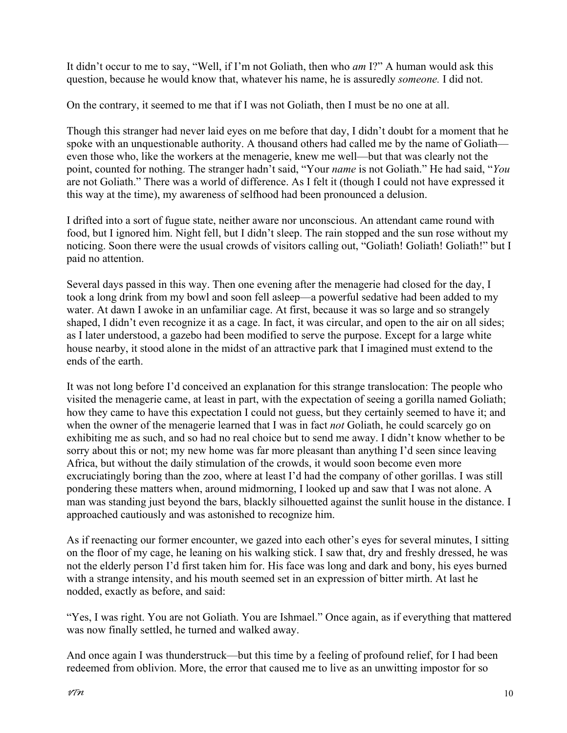It didn't occur to me to say, "Well, if I'm not Goliath, then who *am* I?" A human would ask this question, because he would know that, whatever his name, he is assuredly *someone.* I did not.

On the contrary, it seemed to me that if I was not Goliath, then I must be no one at all.

Though this stranger had never laid eyes on me before that day, I didn't doubt for a moment that he spoke with an unquestionable authority. A thousand others had called me by the name of Goliath—even those who, like the workers at the menagerie, knew me well—but that was clearly not the point, counted for nothing. The stranger hadn't said, "Your *name* is not Goliath." He had said, "*You* are not Goliath." There was a world of difference. As I felt it (though I could not have expressed it this way at the time), my awareness of selfhood had been pronounced a delusion.

I drifted into a sort of fugue state, neither aware nor unconscious. An attendant came round with food, but I ignored him. Night fell, but I didn't sleep. The rain stopped and the sun rose without my noticing. Soon there were the usual crowds of visitors calling out, "Goliath! Goliath! Goliath!" but I paid no attention.

Several days passed in this way. Then one evening after the menagerie had closed for the day, I took a long drink from my bowl and soon fell asleep—a powerful sedative had been added to my water. At dawn I awoke in an unfamiliar cage. At first, because it was so large and so strangely shaped, I didn't even recognize it as a cage. In fact, it was circular, and open to the air on all sides; as I later understood, a gazebo had been modified to serve the purpose. Except for a large white house nearby, it stood alone in the midst of an attractive park that I imagined must extend to the ends of the earth.

It was not long before I'd conceived an explanation for this strange translocation: The people who visited the menagerie came, at least in part, with the expectation of seeing a gorilla named Goliath; how they came to have this expectation I could not guess, but they certainly seemed to have it; and when the owner of the menagerie learned that I was in fact *not* Goliath, he could scarcely go on exhibiting me as such, and so had no real choice but to send me away. I didn't know whether to be sorry about this or not; my new home was far more pleasant than anything I'd seen since leaving Africa, but without the daily stimulation of the crowds, it would soon become even more excruciatingly boring than the zoo, where at least I'd had the company of other gorillas. I was still pondering these matters when, around midmorning, I looked up and saw that I was not alone. A man was standing just beyond the bars, blackly silhouetted against the sunlit house in the distance. I approached cautiously and was astonished to recognize him.

As if reenacting our former encounter, we gazed into each other's eyes for several minutes, I sitting on the floor of my cage, he leaning on his walking stick. I saw that, dry and freshly dressed, he was not the elderly person I'd first taken him for. His face was long and dark and bony, his eyes burned with a strange intensity, and his mouth seemed set in an expression of bitter mirth. At last he nodded, exactly as before, and said:

"Yes, I was right. You are not Goliath. You are Ishmael." Once again, as if everything that mattered was now finally settled, he turned and walked away.

And once again I was thunderstruck—but this time by a feeling of profound relief, for I had been redeemed from oblivion. More, the error that caused me to live as an unwitting impostor for so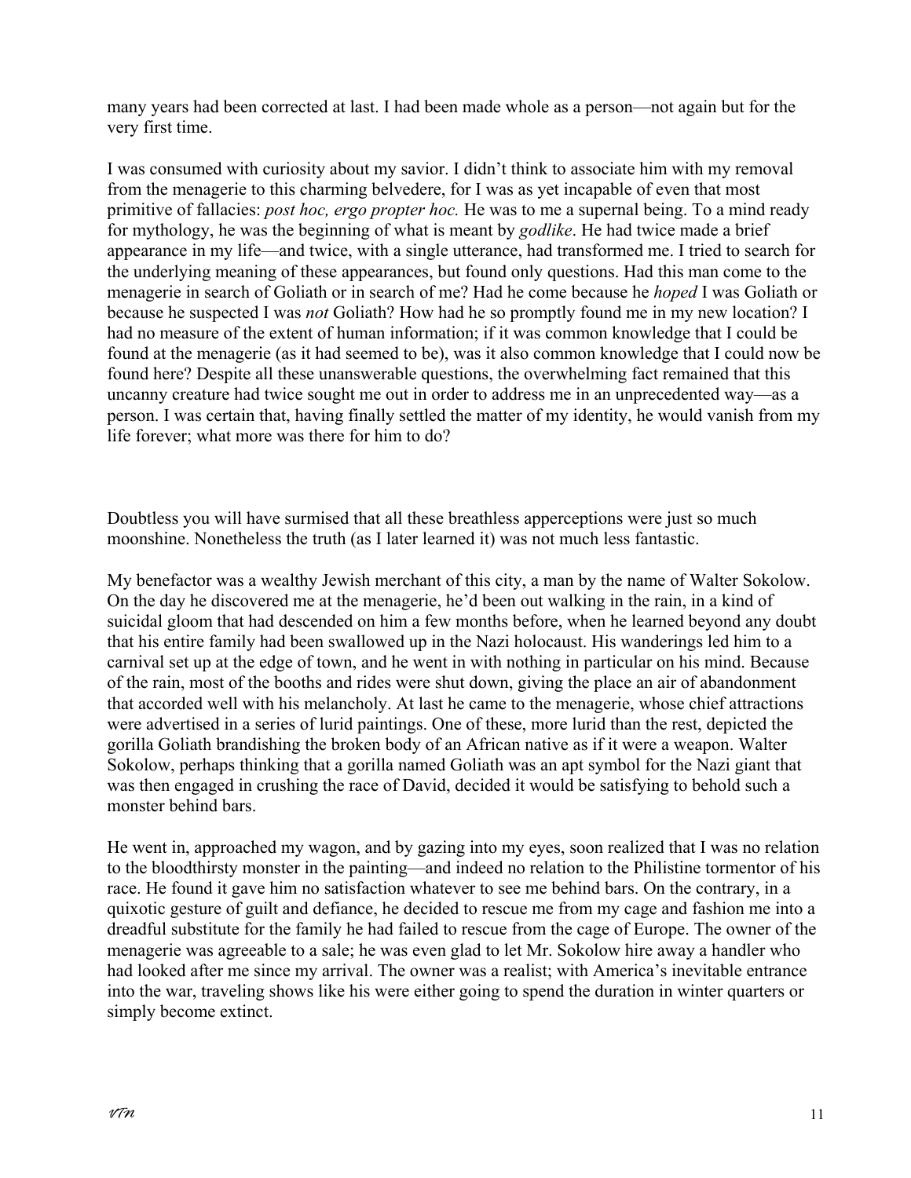many years had been corrected at last. I had been made whole as a person—not again but for the very first time.

I was consumed with curiosity about my savior. I didn't think to associate him with my removal from the menagerie to this charming belvedere, for I was as yet incapable of even that most primitive of fallacies: *post hoc, ergo propter hoc.* He was to me a supernal being. To a mind ready for mythology, he was the beginning of what is meant by *godlike*. He had twice made a brief appearance in my life—and twice, with a single utterance, had transformed me. I tried to search for the underlying meaning of these appearances, but found only questions. Had this man come to the menagerie in search of Goliath or in search of me? Had he come because he *hoped* I was Goliath or because he suspected I was *not* Goliath? How had he so promptly found me in my new location? I had no measure of the extent of human information; if it was common knowledge that I could be found at the menagerie (as it had seemed to be), was it also common knowledge that I could now be found here? Despite all these unanswerable questions, the overwhelming fact remained that this uncanny creature had twice sought me out in order to address me in an unprecedented way—as a person. I was certain that, having finally settled the matter of my identity, he would vanish from my life forever; what more was there for him to do?

Doubtless you will have surmised that all these breathless apperceptions were just so much moonshine. Nonetheless the truth (as I later learned it) was not much less fantastic.

My benefactor was a wealthy Jewish merchant of this city, a man by the name of Walter Sokolow. On the day he discovered me at the menagerie, he'd been out walking in the rain, in a kind of suicidal gloom that had descended on him a few months before, when he learned beyond any doubt that his entire family had been swallowed up in the Nazi holocaust. His wanderings led him to a carnival set up at the edge of town, and he went in with nothing in particular on his mind. Because of the rain, most of the booths and rides were shut down, giving the place an air of abandonment that accorded well with his melancholy. At last he came to the menagerie, whose chief attractions were advertised in a series of lurid paintings. One of these, more lurid than the rest, depicted the gorilla Goliath brandishing the broken body of an African native as if it were a weapon. Walter Sokolow, perhaps thinking that a gorilla named Goliath was an apt symbol for the Nazi giant that was then engaged in crushing the race of David, decided it would be satisfying to behold such a monster behind bars.

He went in, approached my wagon, and by gazing into my eyes, soon realized that I was no relation to the bloodthirsty monster in the painting—and indeed no relation to the Philistine tormentor of his race. He found it gave him no satisfaction whatever to see me behind bars. On the contrary, in a quixotic gesture of guilt and defiance, he decided to rescue me from my cage and fashion me into a dreadful substitute for the family he had failed to rescue from the cage of Europe. The owner of the menagerie was agreeable to a sale; he was even glad to let Mr. Sokolow hire away a handler who had looked after me since my arrival. The owner was a realist; with America's inevitable entrance into the war, traveling shows like his were either going to spend the duration in winter quarters or simply become extinct.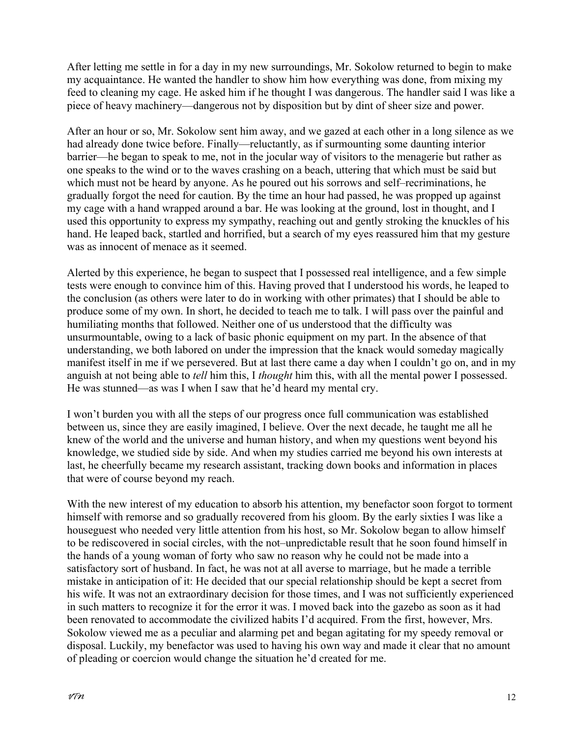After letting me settle in for a day in my new surroundings, Mr. Sokolow returned to begin to make my acquaintance. He wanted the handler to show him how everything was done, from mixing my feed to cleaning my cage. He asked him if he thought I was dangerous. The handler said I was like a piece of heavy machinery—dangerous not by disposition but by dint of sheer size and power.

After an hour or so, Mr. Sokolow sent him away, and we gazed at each other in a long silence as we had already done twice before. Finally—reluctantly, as if surmounting some daunting interior barrier—he began to speak to me, not in the jocular way of visitors to the menagerie but rather as one speaks to the wind or to the waves crashing on a beach, uttering that which must be said but which must not be heard by anyone. As he poured out his sorrows and self–recriminations, he gradually forgot the need for caution. By the time an hour had passed, he was propped up against my cage with a hand wrapped around a bar. He was looking at the ground, lost in thought, and I used this opportunity to express my sympathy, reaching out and gently stroking the knuckles of his hand. He leaped back, startled and horrified, but a search of my eyes reassured him that my gesture was as innocent of menace as it seemed.

Alerted by this experience, he began to suspect that I possessed real intelligence, and a few simple tests were enough to convince him of this. Having proved that I understood his words, he leaped to the conclusion (as others were later to do in working with other primates) that I should be able to produce some of my own. In short, he decided to teach me to talk. I will pass over the painful and humiliating months that followed. Neither one of us understood that the difficulty was unsurmountable, owing to a lack of basic phonic equipment on my part. In the absence of that understanding, we both labored on under the impression that the knack would someday magically manifest itself in me if we persevered. But at last there came a day when I couldn't go on, and in my anguish at not being able to *tell* him this, I *thought* him this, with all the mental power I possessed. He was stunned—as was I when I saw that he'd heard my mental cry.

I won't burden you with all the steps of our progress once full communication was established between us, since they are easily imagined, I believe. Over the next decade, he taught me all he knew of the world and the universe and human history, and when my questions went beyond his knowledge, we studied side by side. And when my studies carried me beyond his own interests at last, he cheerfully became my research assistant, tracking down books and information in places that were of course beyond my reach.

With the new interest of my education to absorb his attention, my benefactor soon forgot to torment himself with remorse and so gradually recovered from his gloom. By the early sixties I was like a houseguest who needed very little attention from his host, so Mr. Sokolow began to allow himself to be rediscovered in social circles, with the not–unpredictable result that he soon found himself in the hands of a young woman of forty who saw no reason why he could not be made into a satisfactory sort of husband. In fact, he was not at all averse to marriage, but he made a terrible mistake in anticipation of it: He decided that our special relationship should be kept a secret from his wife. It was not an extraordinary decision for those times, and I was not sufficiently experienced in such matters to recognize it for the error it was. I moved back into the gazebo as soon as it had been renovated to accommodate the civilized habits I'd acquired. From the first, however, Mrs. Sokolow viewed me as a peculiar and alarming pet and began agitating for my speedy removal or disposal. Luckily, my benefactor was used to having his own way and made it clear that no amount of pleading or coercion would change the situation he'd created for me.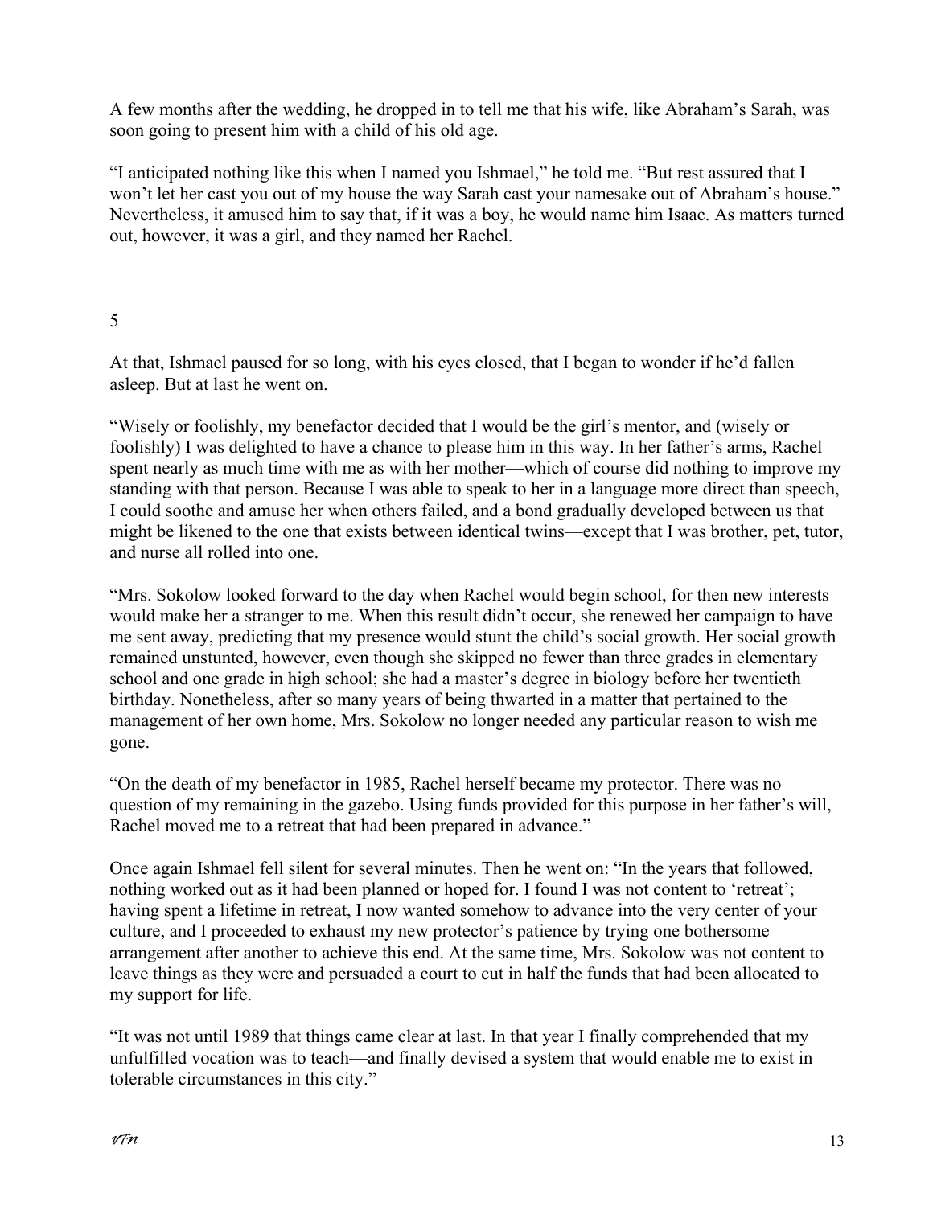A few months after the wedding, he dropped in to tell me that his wife, like Abraham's Sarah, was soon going to present him with a child of his old age.

"I anticipated nothing like this when I named you Ishmael," he told me. "But rest assured that I won't let her cast you out of my house the way Sarah cast your namesake out of Abraham's house." Nevertheless, it amused him to say that, if it was a boy, he would name him Isaac. As matters turned out, however, it was a girl, and they named her Rachel.

## 5

At that, Ishmael paused for so long, with his eyes closed, that I began to wonder if he'd fallen asleep. But at last he went on.

"Wisely or foolishly, my benefactor decided that I would be the girl's mentor, and (wisely or foolishly) I was delighted to have a chance to please him in this way. In her father's arms, Rachel spent nearly as much time with me as with her mother—which of course did nothing to improve my standing with that person. Because I was able to speak to her in a language more direct than speech, I could soothe and amuse her when others failed, and a bond gradually developed between us that might be likened to the one that exists between identical twins—except that I was brother, pet, tutor, and nurse all rolled into one.

"Mrs. Sokolow looked forward to the day when Rachel would begin school, for then new interests would make her a stranger to me. When this result didn't occur, she renewed her campaign to have me sent away, predicting that my presence would stunt the child's social growth. Her social growth remained unstunted, however, even though she skipped no fewer than three grades in elementary school and one grade in high school; she had a master's degree in biology before her twentieth birthday. Nonetheless, after so many years of being thwarted in a matter that pertained to the management of her own home, Mrs. Sokolow no longer needed any particular reason to wish me gone.

"On the death of my benefactor in 1985, Rachel herself became my protector. There was no question of my remaining in the gazebo. Using funds provided for this purpose in her father's will, Rachel moved me to a retreat that had been prepared in advance."

Once again Ishmael fell silent for several minutes. Then he went on: "In the years that followed, nothing worked out as it had been planned or hoped for. I found I was not content to 'retreat'; having spent a lifetime in retreat, I now wanted somehow to advance into the very center of your culture, and I proceeded to exhaust my new protector's patience by trying one bothersome arrangement after another to achieve this end. At the same time, Mrs. Sokolow was not content to leave things as they were and persuaded a court to cut in half the funds that had been allocated to my support for life.

"It was not until 1989 that things came clear at last. In that year I finally comprehended that my unfulfilled vocation was to teach—and finally devised a system that would enable me to exist in tolerable circumstances in this city."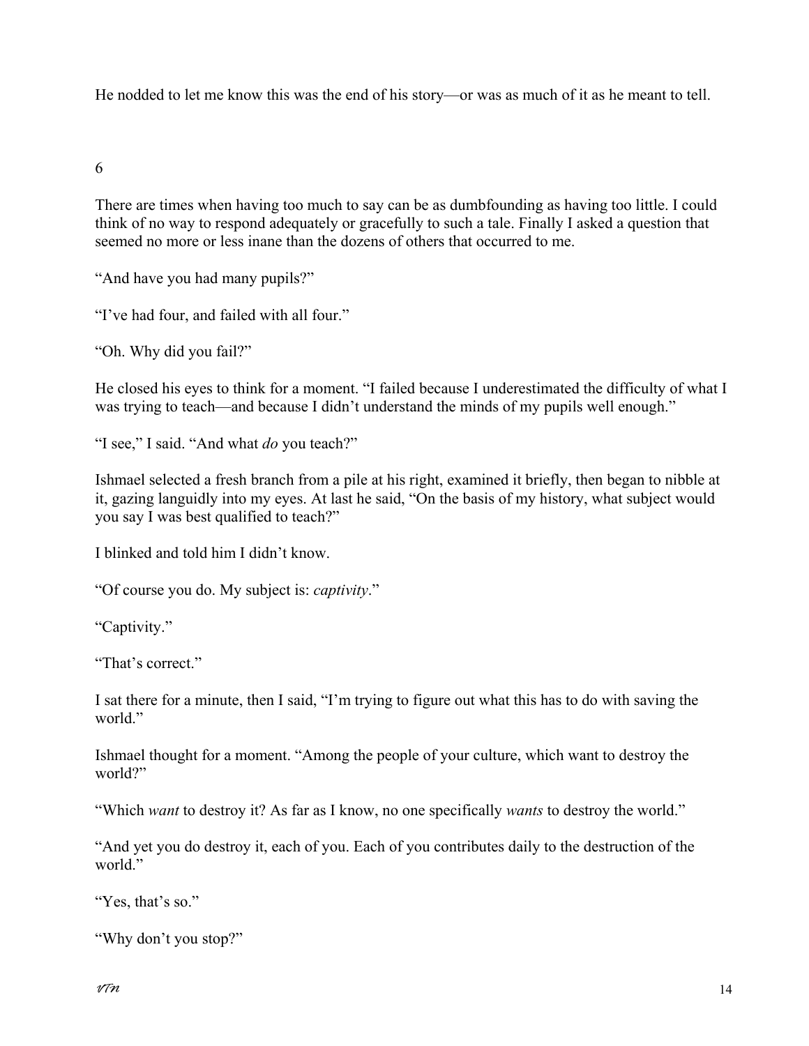He nodded to let me know this was the end of his story—or was as much of it as he meant to tell.

## 6

There are times when having too much to say can be as dumbfounding as having too little. I could think of no way to respond adequately or gracefully to such a tale. Finally I asked a question that seemed no more or less inane than the dozens of others that occurred to me.

"And have you had many pupils?"

"I've had four, and failed with all four."

"Oh. Why did you fail?"

He closed his eyes to think for a moment. "I failed because I underestimated the difficulty of what I was trying to teach—and because I didn't understand the minds of my pupils well enough."

"I see," I said. "And what *do* you teach?"

Ishmael selected a fresh branch from a pile at his right, examined it briefly, then began to nibble at it, gazing languidly into my eyes. At last he said, "On the basis of my history, what subject would you say I was best qualified to teach?"

I blinked and told him I didn't know.

"Of course you do. My subject is: *captivity*."

"Captivity."

"That's correct."

I sat there for a minute, then I said, "I'm trying to figure out what this has to do with saving the world."

Ishmael thought for a moment. "Among the people of your culture, which want to destroy the world?"

"Which *want* to destroy it? As far as I know, no one specifically *wants* to destroy the world."

"And yet you do destroy it, each of you. Each of you contributes daily to the destruction of the world."

"Yes, that's so."

"Why don't you stop?"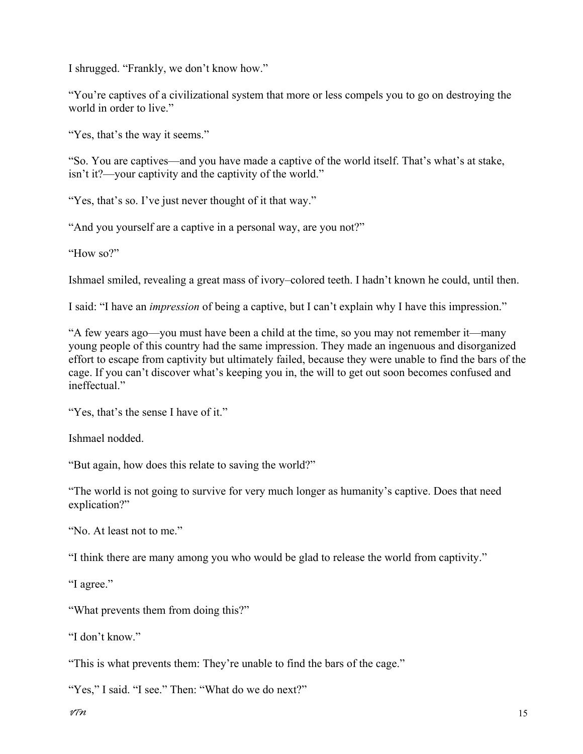I shrugged. “Frankly, we don’t know how.”

“You’re captives of a civilizational system that more or less compels you to go on destroying the world in order to live.”

“Yes, that’s the way it seems.”

“So. You are captives—and you have made a captive of the world itself. That’s what’s at stake, isn’t it?—your captivity and the captivity of the world.”

“Yes, that’s so. I’ve just never thought of it that way.”

“And you yourself are a captive in a personal way, are you not?”

“How so?”

Ishmael smiled, revealing a great mass of ivory–colored teeth. I hadn’t known he could, until then.

I said: “I have an *impression* of being a captive, but I can’t explain why I have this impression.”

“A few years ago—you must have been a child at the time, so you may not remember it—many young people of this country had the same impression. They made an ingenuous and disorganized effort to escape from captivity but ultimately failed, because they were unable to find the bars of the cage. If you can’t discover what’s keeping you in, the will to get out soon becomes confused and ineffectual.”

“Yes, that’s the sense I have of it.”

Ishmael nodded.

“But again, how does this relate to saving the world?”

“The world is not going to survive for very much longer as humanity’s captive. Does that need explication?”

“No. At least not to me.”

“I think there are many among you who would be glad to release the world from captivity.”

“I agree.”

“What prevents them from doing this?”

“I don’t know.”

“This is what prevents them: They’re unable to find the bars of the cage.”

“Yes,” I said. “I see.” Then: “What do we do next?”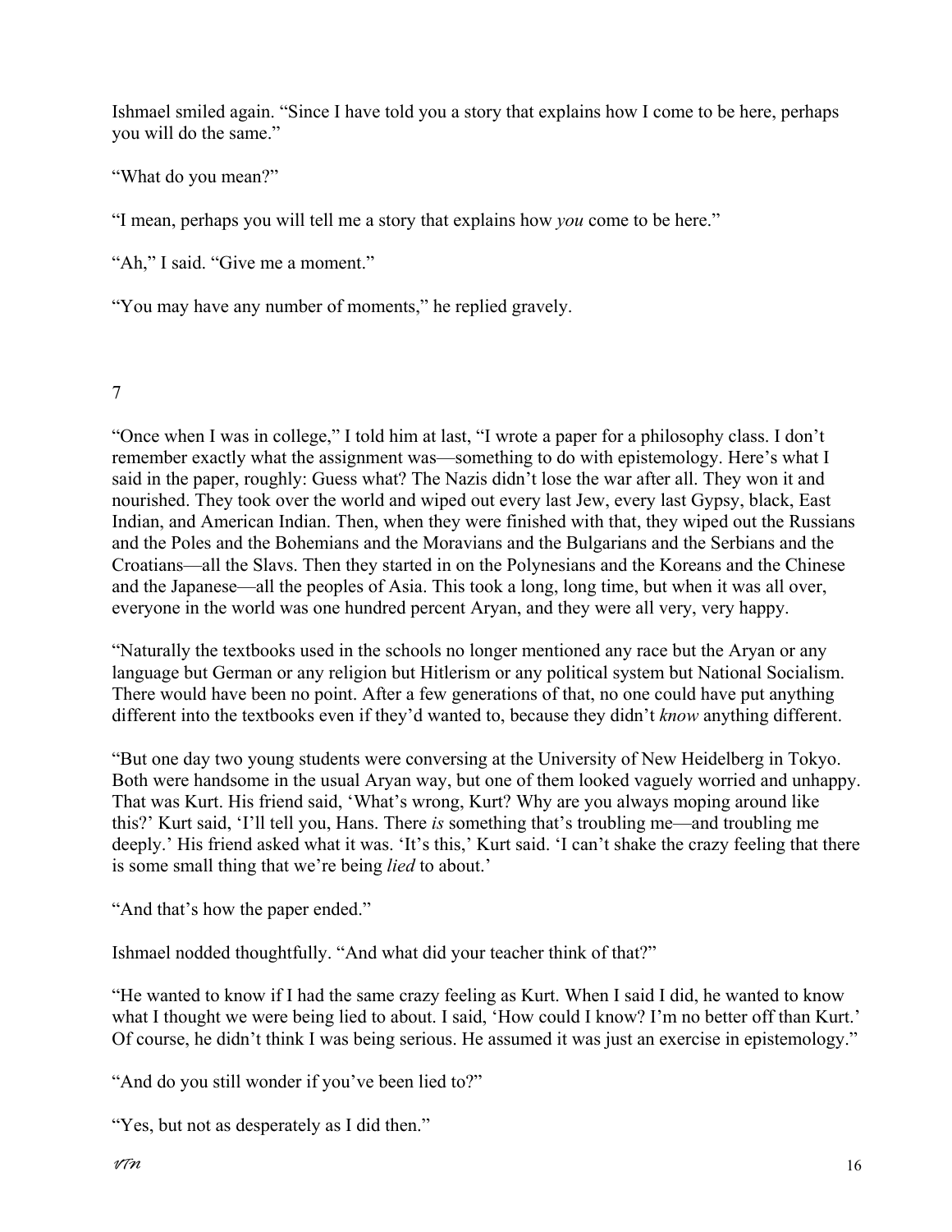Ishmael smiled again. "Since I have told you a story that explains how I come to be here, perhaps you will do the same."

"What do you mean?"

"I mean, perhaps you will tell me a story that explains how *you* come to be here."

"Ah," I said. "Give me a moment."

"You may have any number of moments," he replied gravely.

## 7

"Once when I was in college," I told him at last, "I wrote a paper for a philosophy class. I don't remember exactly what the assignment was—something to do with epistemology. Here's what I said in the paper, roughly: Guess what? The Nazis didn't lose the war after all. They won it and nourished. They took over the world and wiped out every last Jew, every last Gypsy, black, East Indian, and American Indian. Then, when they were finished with that, they wiped out the Russians and the Poles and the Bohemians and the Moravians and the Bulgarians and the Serbians and the Croatians—all the Slavs. Then they started in on the Polynesians and the Koreans and the Chinese and the Japanese—all the peoples of Asia. This took a long, long time, but when it was all over, everyone in the world was one hundred percent Aryan, and they were all very, very happy.

"Naturally the textbooks used in the schools no longer mentioned any race but the Aryan or any language but German or any religion but Hitlerism or any political system but National Socialism. There would have been no point. After a few generations of that, no one could have put anything different into the textbooks even if they'd wanted to, because they didn't *know* anything different.

"But one day two young students were conversing at the University of New Heidelberg in Tokyo. Both were handsome in the usual Aryan way, but one of them looked vaguely worried and unhappy. That was Kurt. His friend said, 'What's wrong, Kurt? Why are you always moping around like this?' Kurt said, 'I'll tell you, Hans. There *is* something that's troubling me—and troubling me deeply.' His friend asked what it was. 'It's this,' Kurt said. 'I can't shake the crazy feeling that there is some small thing that we're being *lied* to about.'

"And that's how the paper ended."

Ishmael nodded thoughtfully. "And what did your teacher think of that?"

"He wanted to know if I had the same crazy feeling as Kurt. When I said I did, he wanted to know what I thought we were being lied to about. I said, 'How could I know? I'm no better off than Kurt.' Of course, he didn't think I was being serious. He assumed it was just an exercise in epistemology."

"And do you still wonder if you've been lied to?"

"Yes, but not as desperately as I did then."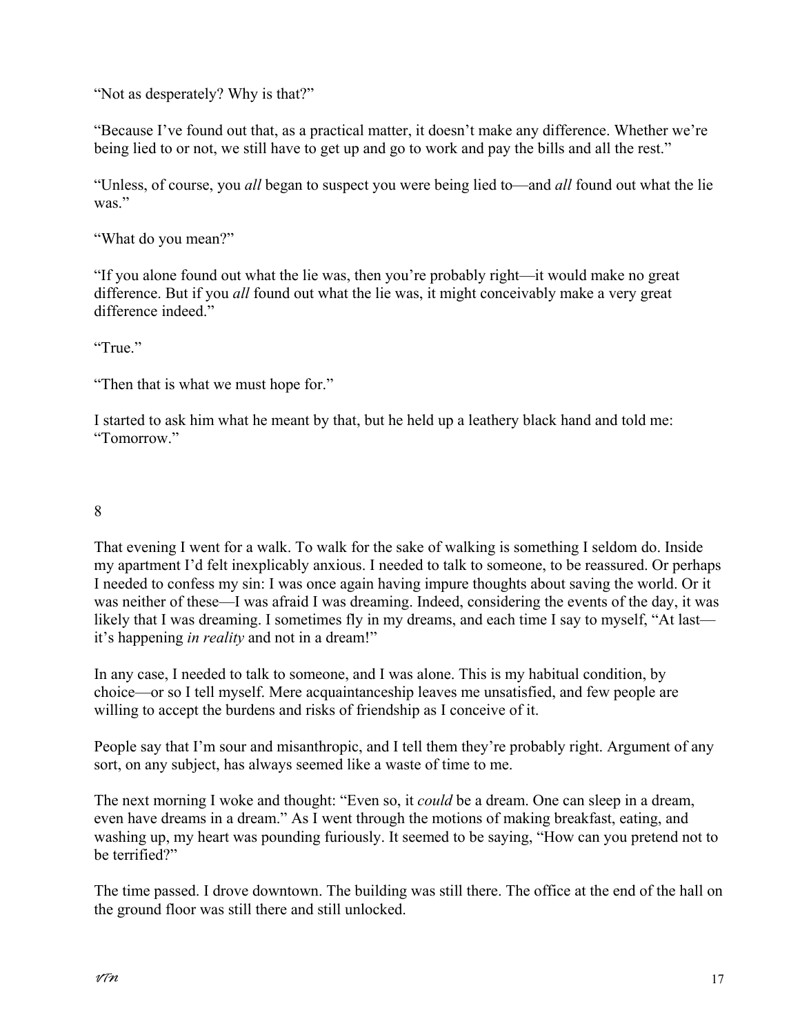"Not as desperately? Why is that?"

"Because I've found out that, as a practical matter, it doesn't make any difference. Whether we're being lied to or not, we still have to get up and go to work and pay the bills and all the rest."

"Unless, of course, you *all* began to suspect you were being lied to—and *all* found out what the lie was."

"What do you mean?"

"If you alone found out what the lie was, then you're probably right—it would make no great difference. But if you *all* found out what the lie was, it might conceivably make a very great difference indeed."

"True."

"Then that is what we must hope for."

I started to ask him what he meant by that, but he held up a leathery black hand and told me: "Tomorrow."

## 8

That evening I went for a walk. To walk for the sake of walking is something I seldom do. Inside my apartment I'd felt inexplicably anxious. I needed to talk to someone, to be reassured. Or perhaps I needed to confess my sin: I was once again having impure thoughts about saving the world. Or it was neither of these—I was afraid I was dreaming. Indeed, considering the events of the day, it was likely that I was dreaming. I sometimes fly in my dreams, and each time I say to myself, "At last—it's happening *in reality* and not in a dream!"

In any case, I needed to talk to someone, and I was alone. This is my habitual condition, by choice—or so I tell myself. Mere acquaintanceship leaves me unsatisfied, and few people are willing to accept the burdens and risks of friendship as I conceive of it.

People say that I'm sour and misanthropic, and I tell them they're probably right. Argument of any sort, on any subject, has always seemed like a waste of time to me.

The next morning I woke and thought: "Even so, it *could* be a dream. One can sleep in a dream, even have dreams in a dream." As I went through the motions of making breakfast, eating, and washing up, my heart was pounding furiously. It seemed to be saying, "How can you pretend not to be terrified?"

The time passed. I drove downtown. The building was still there. The office at the end of the hall on the ground floor was still there and still unlocked.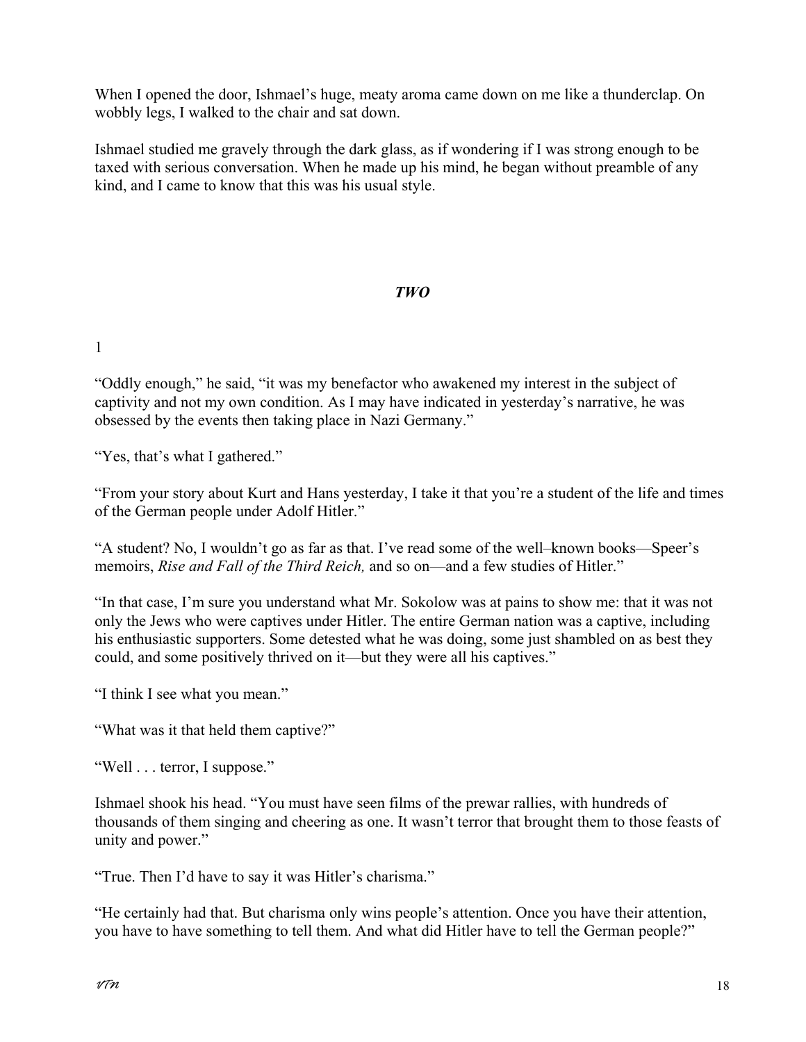When I opened the door, Ishmael's huge, meaty aroma came down on me like a thunderclap. On wobbly legs, I walked to the chair and sat down.

Ishmael studied me gravely through the dark glass, as if wondering if I was strong enough to be taxed with serious conversation. When he made up his mind, he began without preamble of any kind, and I came to know that this was his usual style.

## *TWO*

1

"Oddly enough," he said, "it was my benefactor who awakened my interest in the subject of captivity and not my own condition. As I may have indicated in yesterday's narrative, he was obsessed by the events then taking place in Nazi Germany."

"Yes, that's what I gathered."

"From your story about Kurt and Hans yesterday, I take it that you're a student of the life and times of the German people under Adolf Hitler."

"A student? No, I wouldn't go as far as that. I've read some of the well–known books—Speer's memoirs, *Rise and Fall of the Third Reich,* and so on—and a few studies of Hitler."

"In that case, I'm sure you understand what Mr. Sokolow was at pains to show me: that it was not only the Jews who were captives under Hitler. The entire German nation was a captive, including his enthusiastic supporters. Some detested what he was doing, some just shambled on as best they could, and some positively thrived on it—but they were all his captives."

"I think I see what you mean."

"What was it that held them captive?"

"Well . . . terror, I suppose."

Ishmael shook his head. "You must have seen films of the prewar rallies, with hundreds of thousands of them singing and cheering as one. It wasn't terror that brought them to those feasts of unity and power."

"True. Then I'd have to say it was Hitler's charisma."

"He certainly had that. But charisma only wins people's attention. Once you have their attention, you have to have something to tell them. And what did Hitler have to tell the German people?"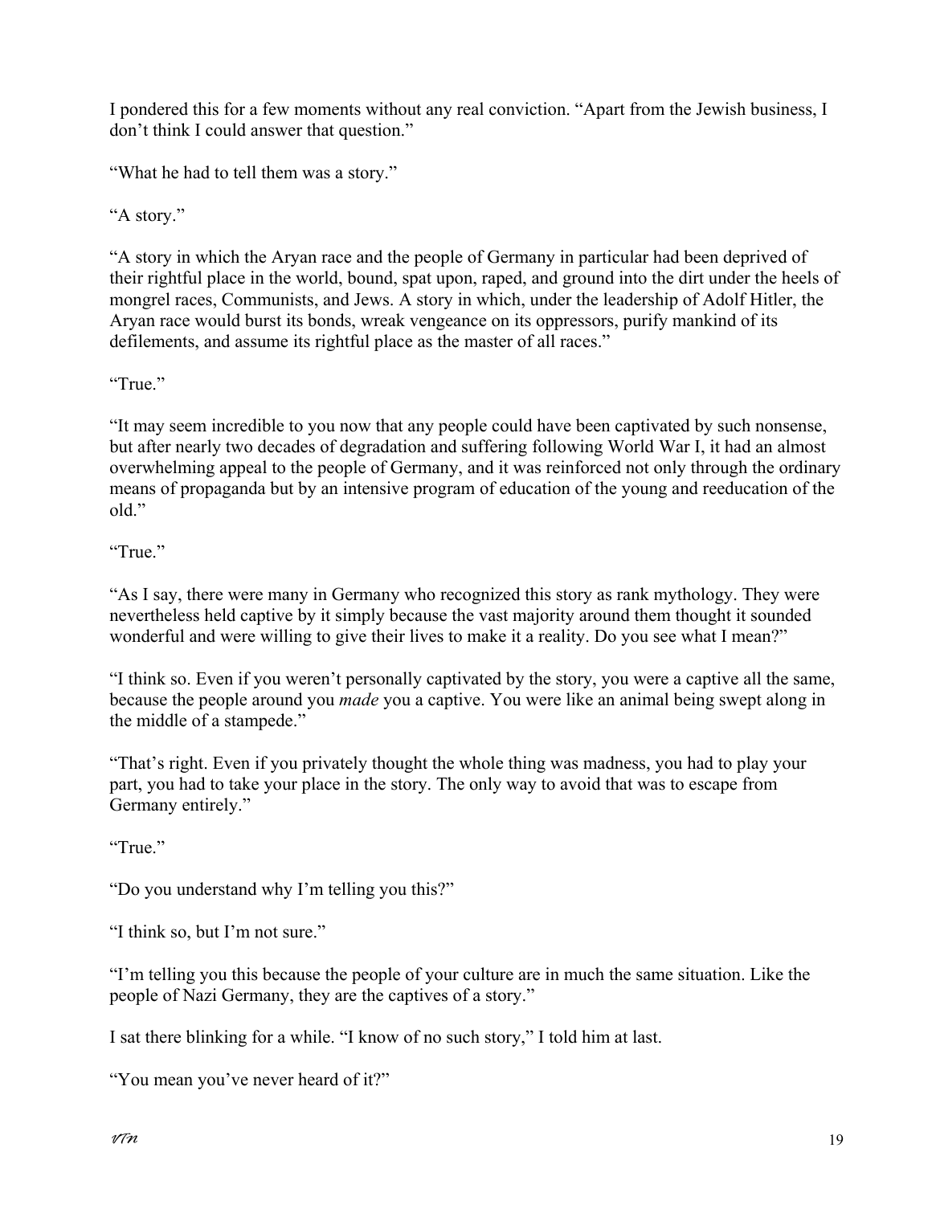I pondered this for a few moments without any real conviction. "Apart from the Jewish business, I don't think I could answer that question."

"What he had to tell them was a story."

"A story."

"A story in which the Aryan race and the people of Germany in particular had been deprived of their rightful place in the world, bound, spat upon, raped, and ground into the dirt under the heels of mongrel races, Communists, and Jews. A story in which, under the leadership of Adolf Hitler, the Aryan race would burst its bonds, wreak vengeance on its oppressors, purify mankind of its defilements, and assume its rightful place as the master of all races."

"True."

"It may seem incredible to you now that any people could have been captivated by such nonsense, but after nearly two decades of degradation and suffering following World War I, it had an almost overwhelming appeal to the people of Germany, and it was reinforced not only through the ordinary means of propaganda but by an intensive program of education of the young and reeducation of the old."

"True."

"As I say, there were many in Germany who recognized this story as rank mythology. They were nevertheless held captive by it simply because the vast majority around them thought it sounded wonderful and were willing to give their lives to make it a reality. Do you see what I mean?"

"I think so. Even if you weren't personally captivated by the story, you were a captive all the same, because the people around you *made* you a captive. You were like an animal being swept along in the middle of a stampede."

"That's right. Even if you privately thought the whole thing was madness, you had to play your part, you had to take your place in the story. The only way to avoid that was to escape from Germany entirely."

"True."

"Do you understand why I'm telling you this?"

"I think so, but I'm not sure."

"I'm telling you this because the people of your culture are in much the same situation. Like the people of Nazi Germany, they are the captives of a story."

I sat there blinking for a while. "I know of no such story," I told him at last.

"You mean you've never heard of it?"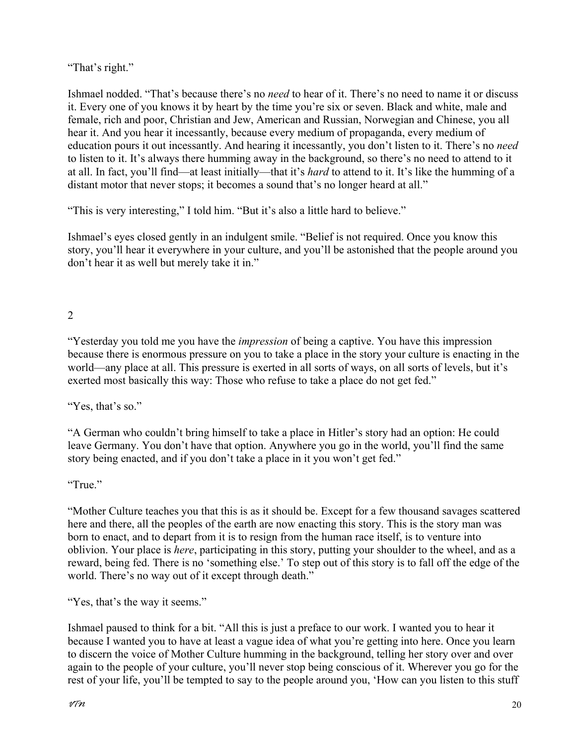"That's right."

Ishmael nodded. "That's because there's no *need* to hear of it. There's no need to name it or discuss it. Every one of you knows it by heart by the time you're six or seven. Black and white, male and female, rich and poor, Christian and Jew, American and Russian, Norwegian and Chinese, you all hear it. And you hear it incessantly, because every medium of propaganda, every medium of education pours it out incessantly. And hearing it incessantly, you don't listen to it. There's no *need* to listen to it. It's always there humming away in the background, so there's no need to attend to it at all. In fact, you'll find—at least initially—that it's *hard* to attend to it. It's like the humming of a distant motor that never stops; it becomes a sound that's no longer heard at all."

"This is very interesting," I told him. "But it's also a little hard to believe."

Ishmael's eyes closed gently in an indulgent smile. "Belief is not required. Once you know this story, you'll hear it everywhere in your culture, and you'll be astonished that the people around you don't hear it as well but merely take it in."

## 2

"Yesterday you told me you have the *impression* of being a captive. You have this impression because there is enormous pressure on you to take a place in the story your culture is enacting in the world—any place at all. This pressure is exerted in all sorts of ways, on all sorts of levels, but it's exerted most basically this way: Those who refuse to take a place do not get fed."

"Yes, that's so."

"A German who couldn't bring himself to take a place in Hitler's story had an option: He could leave Germany. You don't have that option. Anywhere you go in the world, you'll find the same story being enacted, and if you don't take a place in it you won't get fed."

"True."

"Mother Culture teaches you that this is as it should be. Except for a few thousand savages scattered here and there, all the peoples of the earth are now enacting this story. This is the story man was born to enact, and to depart from it is to resign from the human race itself, is to venture into oblivion. Your place is *here*, participating in this story, putting your shoulder to the wheel, and as a reward, being fed. There is no 'something else.' To step out of this story is to fall off the edge of the world. There's no way out of it except through death."

"Yes, that's the way it seems."

Ishmael paused to think for a bit. "All this is just a preface to our work. I wanted you to hear it because I wanted you to have at least a vague idea of what you're getting into here. Once you learn to discern the voice of Mother Culture humming in the background, telling her story over and over again to the people of your culture, you'll never stop being conscious of it. Wherever you go for the rest of your life, you'll be tempted to say to the people around you, 'How can you listen to this stuff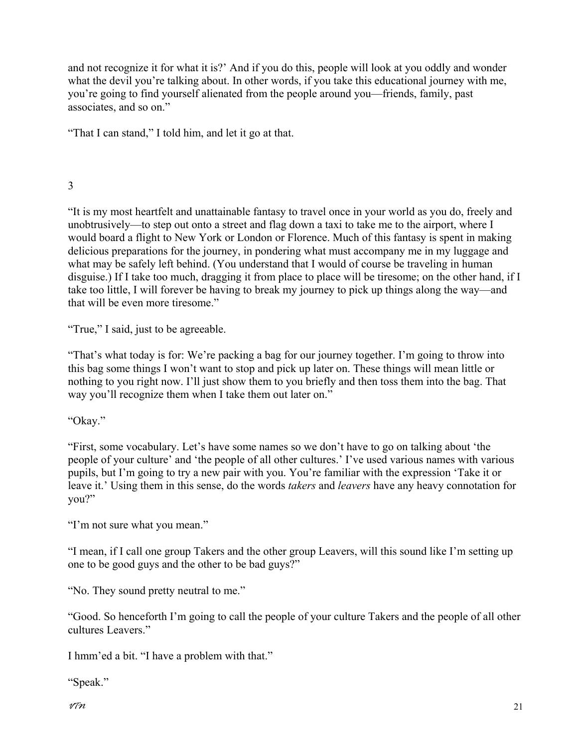and not recognize it for what it is?' And if you do this, people will look at you oddly and wonder what the devil you're talking about. In other words, if you take this educational journey with me, you're going to find yourself alienated from the people around you—friends, family, past associates, and so on."

"That I can stand," I told him, and let it go at that.

## 3

"It is my most heartfelt and unattainable fantasy to travel once in your world as you do, freely and unobtrusively—to step out onto a street and flag down a taxi to take me to the airport, where I would board a flight to New York or London or Florence. Much of this fantasy is spent in making delicious preparations for the journey, in pondering what must accompany me in my luggage and what may be safely left behind. (You understand that I would of course be traveling in human disguise.) If I take too much, dragging it from place to place will be tiresome; on the other hand, if I take too little, I will forever be having to break my journey to pick up things along the way—and that will be even more tiresome."

"True," I said, just to be agreeable.

"That's what today is for: We're packing a bag for our journey together. I'm going to throw into this bag some things I won't want to stop and pick up later on. These things will mean little or nothing to you right now. I'll just show them to you briefly and then toss them into the bag. That way you'll recognize them when I take them out later on."

"Okay."

"First, some vocabulary. Let's have some names so we don't have to go on talking about 'the people of your culture' and 'the people of all other cultures.' I've used various names with various pupils, but I'm going to try a new pair with you. You're familiar with the expression 'Take it or leave it.' Using them in this sense, do the words *takers* and *leavers* have any heavy connotation for you?"

"I'm not sure what you mean."

"I mean, if I call one group Takers and the other group Leavers, will this sound like I'm setting up one to be good guys and the other to be bad guys?"

"No. They sound pretty neutral to me."

"Good. So henceforth I'm going to call the people of your culture Takers and the people of all other cultures Leavers."

I hmm'ed a bit. "I have a problem with that."

"Speak."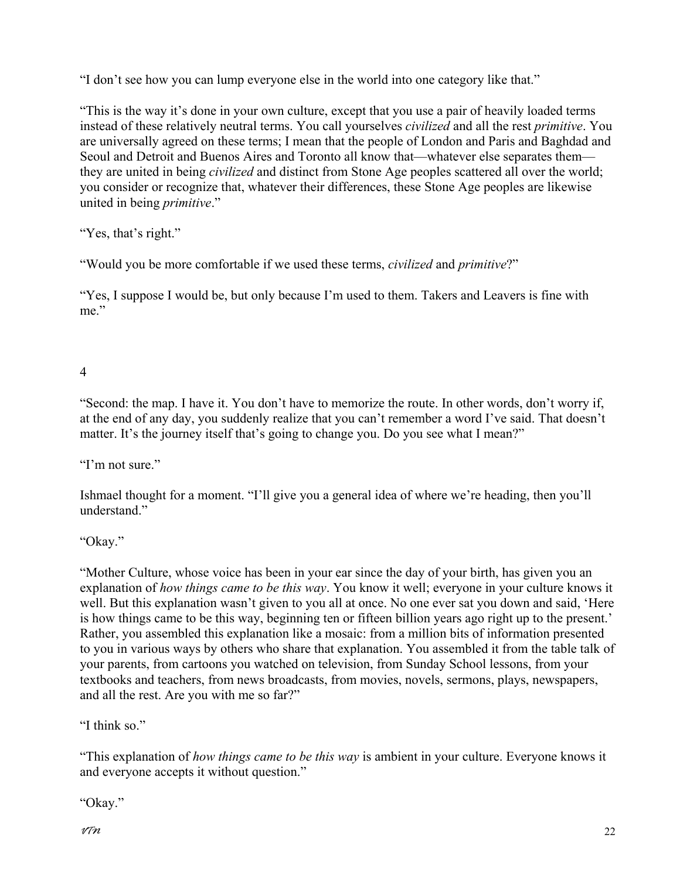“I don’t see how you can lump everyone else in the world into one category like that.”

“This is the way it’s done in your own culture, except that you use a pair of heavily loaded terms instead of these relatively neutral terms. You call yourselves *civilized* and all the rest *primitive*. You are universally agreed on these terms; I mean that the people of London and Paris and Baghdad and Seoul and Detroit and Buenos Aires and Toronto all know that—whatever else separates them—they are united in being *civilized* and distinct from Stone Age peoples scattered all over the world; you consider or recognize that, whatever their differences, these Stone Age peoples are likewise united in being *primitive*.”

“Yes, that’s right.”

“Would you be more comfortable if we used these terms, *civilized* and *primitive*?”

“Yes, I suppose I would be, but only because I’m used to them. Takers and Leavers is fine with me.”

4

“Second: the map. I have it. You don’t have to memorize the route. In other words, don’t worry if, at the end of any day, you suddenly realize that you can’t remember a word I’ve said. That doesn’t matter. It’s the journey itself that’s going to change you. Do you see what I mean?”

“I’m not sure.”

Ishmael thought for a moment. “I’ll give you a general idea of where we’re heading, then you’ll understand.”

“Okay.”

“Mother Culture, whose voice has been in your ear since the day of your birth, has given you an explanation of *how things came to be this way*. You know it well; everyone in your culture knows it well. But this explanation wasn’t given to you all at once. No one ever sat you down and said, ‘Here is how things came to be this way, beginning ten or fifteen billion years ago right up to the present.’ Rather, you assembled this explanation like a mosaic: from a million bits of information presented to you in various ways by others who share that explanation. You assembled it from the table talk of your parents, from cartoons you watched on television, from Sunday School lessons, from your textbooks and teachers, from news broadcasts, from movies, novels, sermons, plays, newspapers, and all the rest. Are you with me so far?”

“I think so.”

“This explanation of *how things came to be this way* is ambient in your culture. Everyone knows it and everyone accepts it without question.”

“Okay.”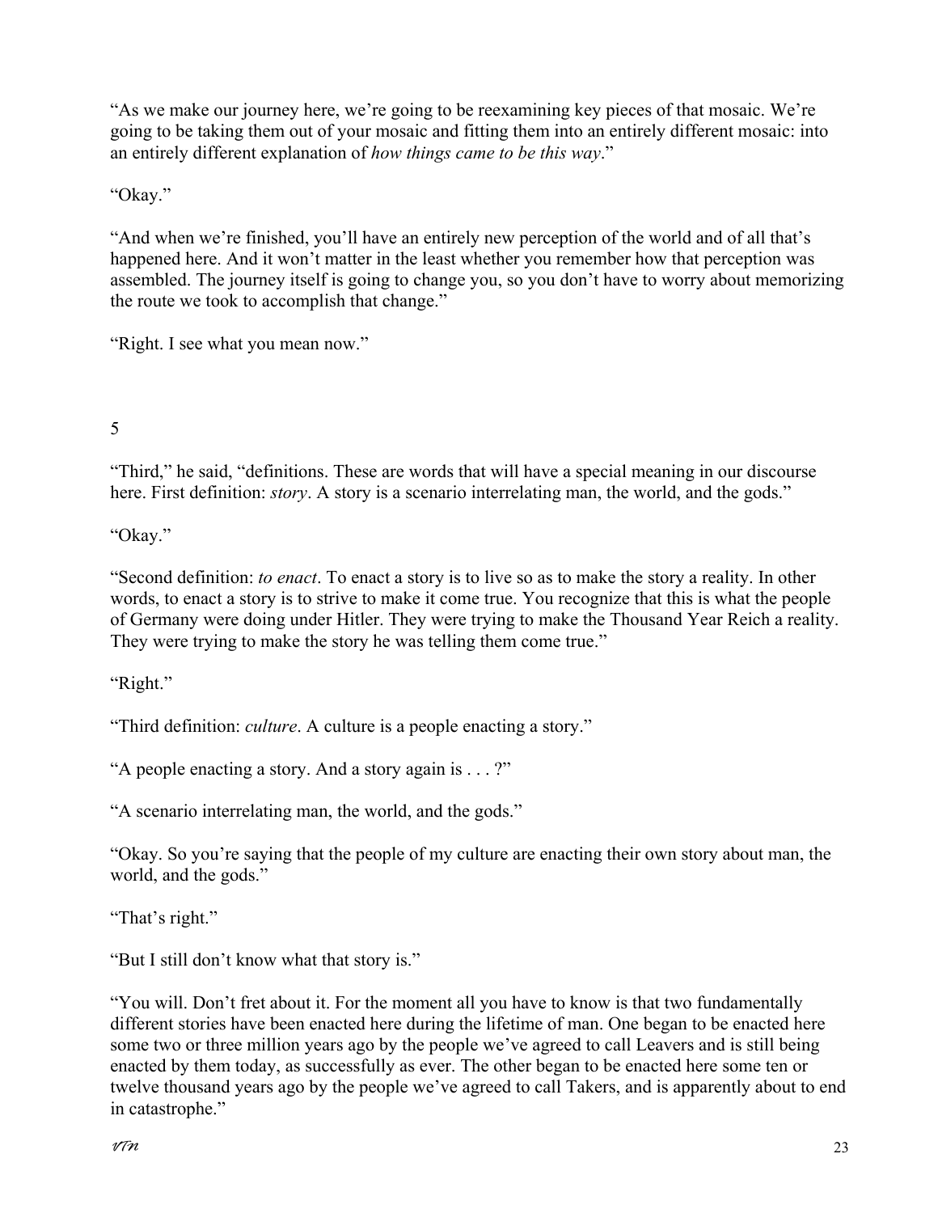"As we make our journey here, we're going to be reexamining key pieces of that mosaic. We're going to be taking them out of your mosaic and fitting them into an entirely different mosaic: into an entirely different explanation of *how things came to be this way*."

"Okay."

"And when we're finished, you'll have an entirely new perception of the world and of all that's happened here. And it won't matter in the least whether you remember how that perception was assembled. The journey itself is going to change you, so you don't have to worry about memorizing the route we took to accomplish that change."

"Right. I see what you mean now."

## 5

"Third," he said, "definitions. These are words that will have a special meaning in our discourse here. First definition: *story*. A story is a scenario interrelating man, the world, and the gods."

"Okay."

"Second definition: *to enact*. To enact a story is to live so as to make the story a reality. In other words, to enact a story is to strive to make it come true. You recognize that this is what the people of Germany were doing under Hitler. They were trying to make the Thousand Year Reich a reality. They were trying to make the story he was telling them come true."

"Right."

"Third definition: *culture*. A culture is a people enacting a story."

"A people enacting a story. And a story again is . . . ?"

"A scenario interrelating man, the world, and the gods."

"Okay. So you're saying that the people of my culture are enacting their own story about man, the world, and the gods."

"That's right."

"But I still don't know what that story is."

"You will. Don't fret about it. For the moment all you have to know is that two fundamentally different stories have been enacted here during the lifetime of man. One began to be enacted here some two or three million years ago by the people we've agreed to call Leavers and is still being enacted by them today, as successfully as ever. The other began to be enacted here some ten or twelve thousand years ago by the people we've agreed to call Takers, and is apparently about to end in catastrophe."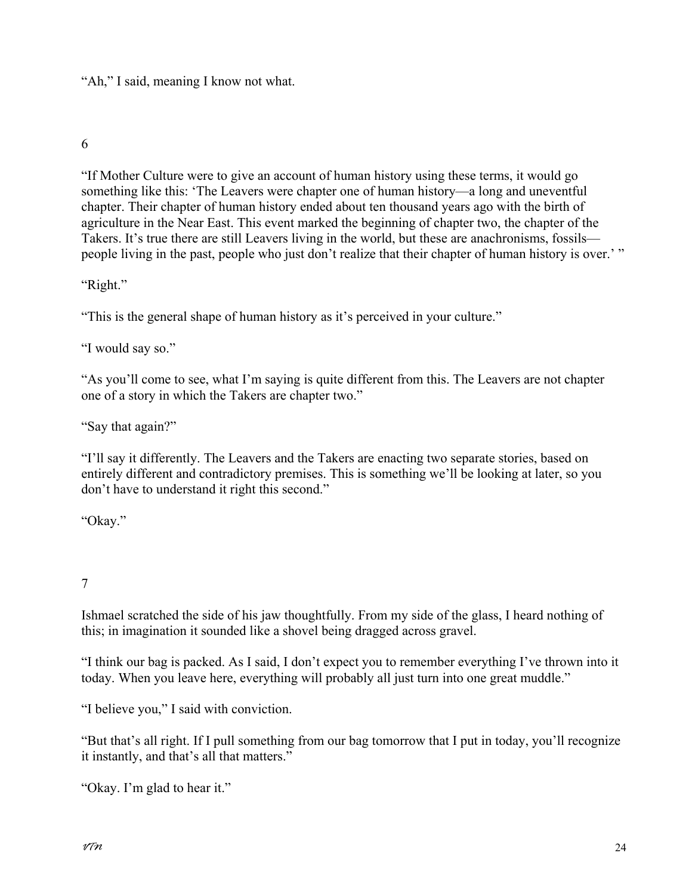"Ah," I said, meaning I know not what.

6

"If Mother Culture were to give an account of human history using these terms, it would go something like this: 'The Leavers were chapter one of human history—a long and uneventful chapter. Their chapter of human history ended about ten thousand years ago with the birth of agriculture in the Near East. This event marked the beginning of chapter two, the chapter of the Takers. It's true there are still Leavers living in the world, but these are anachronisms, fossils—people living in the past, people who just don't realize that their chapter of human history is over.' "

"Right."

"This is the general shape of human history as it's perceived in your culture."

"I would say so."

"As you'll come to see, what I'm saying is quite different from this. The Leavers are not chapter one of a story in which the Takers are chapter two."

"Say that again?"

"I'll say it differently. The Leavers and the Takers are enacting two separate stories, based on entirely different and contradictory premises. This is something we'll be looking at later, so you don't have to understand it right this second."

"Okay."

7

Ishmael scratched the side of his jaw thoughtfully. From my side of the glass, I heard nothing of this; in imagination it sounded like a shovel being dragged across gravel.

"I think our bag is packed. As I said, I don't expect you to remember everything I've thrown into it today. When you leave here, everything will probably all just turn into one great muddle."

"I believe you," I said with conviction.

"But that's all right. If I pull something from our bag tomorrow that I put in today, you'll recognize it instantly, and that's all that matters."

"Okay. I'm glad to hear it."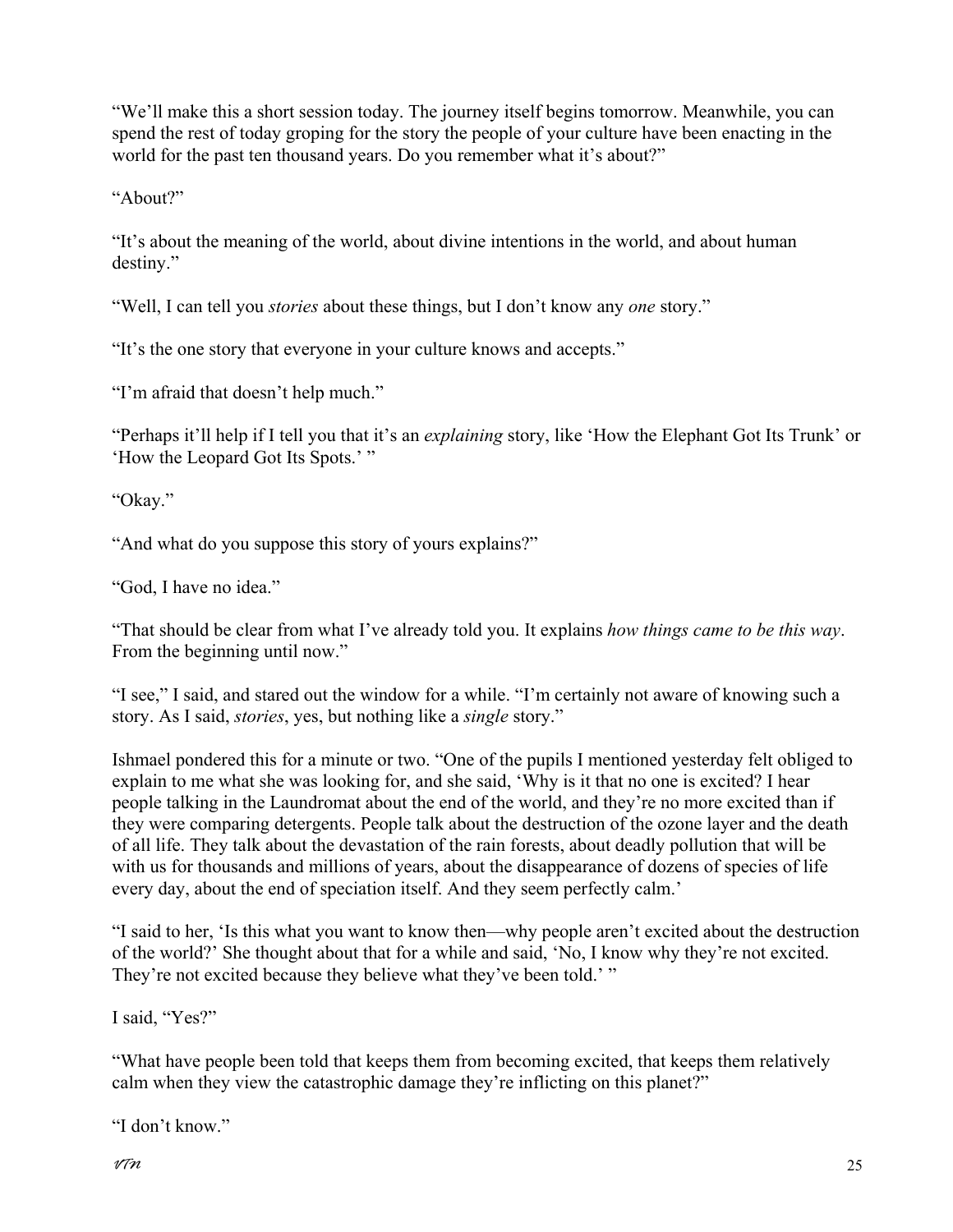"We'll make this a short session today. The journey itself begins tomorrow. Meanwhile, you can spend the rest of today groping for the story the people of your culture have been enacting in the world for the past ten thousand years. Do you remember what it's about?"

"About?"

"It's about the meaning of the world, about divine intentions in the world, and about human destiny."

"Well, I can tell you *stories* about these things, but I don't know any *one* story."

"It's the one story that everyone in your culture knows and accepts."

"I'm afraid that doesn't help much."

"Perhaps it'll help if I tell you that it's an *explaining* story, like 'How the Elephant Got Its Trunk' or 'How the Leopard Got Its Spots.' "

"Okay."

"And what do you suppose this story of yours explains?"

"God, I have no idea."

"That should be clear from what I've already told you. It explains *how things came to be this way*. From the beginning until now."

"I see," I said, and stared out the window for a while. "I'm certainly not aware of knowing such a story. As I said, *stories*, yes, but nothing like a *single* story."

Ishmael pondered this for a minute or two. "One of the pupils I mentioned yesterday felt obliged to explain to me what she was looking for, and she said, 'Why is it that no one is excited? I hear people talking in the Laundromat about the end of the world, and they're no more excited than if they were comparing detergents. People talk about the destruction of the ozone layer and the death of all life. They talk about the devastation of the rain forests, about deadly pollution that will be with us for thousands and millions of years, about the disappearance of dozens of species of life every day, about the end of speciation itself. And they seem perfectly calm.'

"I said to her, 'Is this what you want to know then—why people aren't excited about the destruction of the world?' She thought about that for a while and said, 'No, I know why they're not excited. They're not excited because they believe what they've been told.' "

I said, "Yes?"

"What have people been told that keeps them from becoming excited, that keeps them relatively calm when they view the catastrophic damage they're inflicting on this planet?"

"I don't know."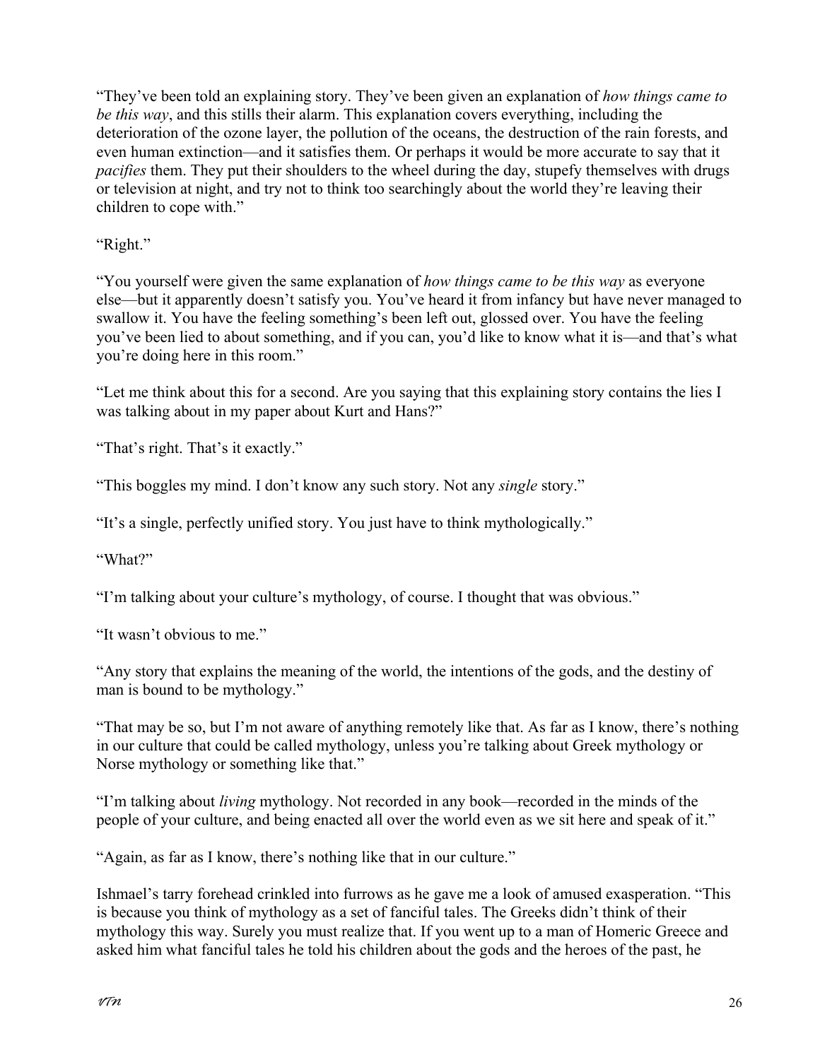"They've been told an explaining story. They've been given an explanation of *how things came to be this way*, and this stills their alarm. This explanation covers everything, including the deterioration of the ozone layer, the pollution of the oceans, the destruction of the rain forests, and even human extinction—and it satisfies them. Or perhaps it would be more accurate to say that it *pacifies* them. They put their shoulders to the wheel during the day, stupefy themselves with drugs or television at night, and try not to think too searchingly about the world they're leaving their children to cope with."

"Right."

"You yourself were given the same explanation of *how things came to be this way* as everyone else—but it apparently doesn't satisfy you. You've heard it from infancy but have never managed to swallow it. You have the feeling something's been left out, glossed over. You have the feeling you've been lied to about something, and if you can, you'd like to know what it is—and that's what you're doing here in this room."

"Let me think about this for a second. Are you saying that this explaining story contains the lies I was talking about in my paper about Kurt and Hans?"

"That's right. That's it exactly."

"This boggles my mind. I don't know any such story. Not any *single* story."

"It's a single, perfectly unified story. You just have to think mythologically."

"What?"

"I'm talking about your culture's mythology, of course. I thought that was obvious."

"It wasn't obvious to me."

"Any story that explains the meaning of the world, the intentions of the gods, and the destiny of man is bound to be mythology."

"That may be so, but I'm not aware of anything remotely like that. As far as I know, there's nothing in our culture that could be called mythology, unless you're talking about Greek mythology or Norse mythology or something like that."

"I'm talking about *living* mythology. Not recorded in any book—recorded in the minds of the people of your culture, and being enacted all over the world even as we sit here and speak of it."

"Again, as far as I know, there's nothing like that in our culture."

Ishmael's tarry forehead crinkled into furrows as he gave me a look of amused exasperation. "This is because you think of mythology as a set of fanciful tales. The Greeks didn't think of their mythology this way. Surely you must realize that. If you went up to a man of Homeric Greece and asked him what fanciful tales he told his children about the gods and the heroes of the past, he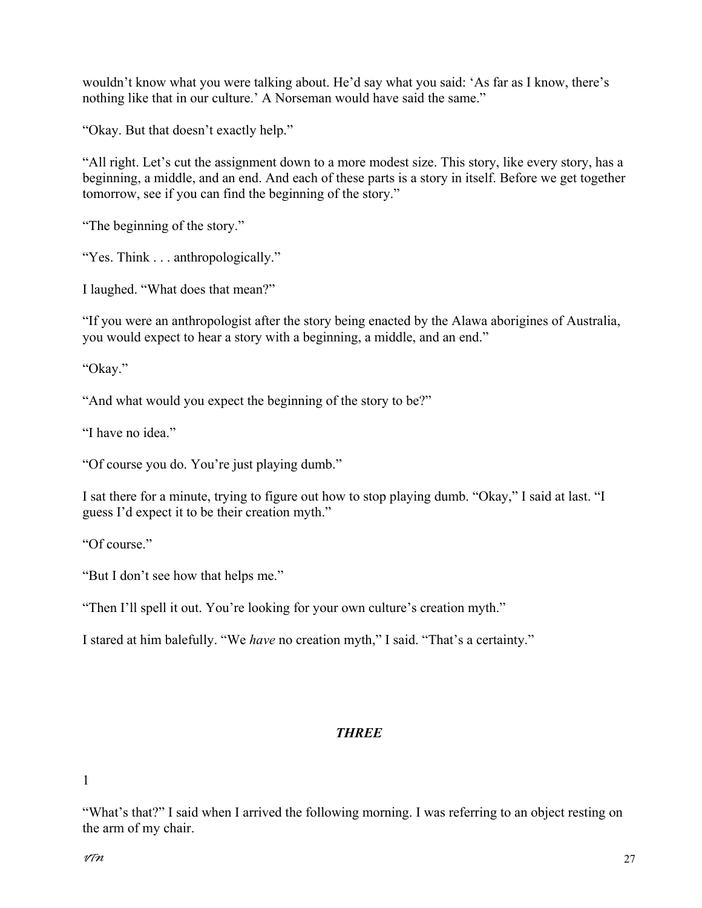wouldn't know what you were talking about. He'd say what you said: 'As far as I know, there's nothing like that in our culture.' A Norseman would have said the same."

"Okay. But that doesn't exactly help."

"All right. Let's cut the assignment down to a more modest size. This story, like every story, has a beginning, a middle, and an end. And each of these parts is a story in itself. Before we get together tomorrow, see if you can find the beginning of the story."

"The beginning of the story."

"Yes. Think . . . anthropologically."

I laughed. "What does that mean?"

"If you were an anthropologist after the story being enacted by the Alawa aborigines of Australia, you would expect to hear a story with a beginning, a middle, and an end."

"Okay."

"And what would you expect the beginning of the story to be?"

"I have no idea."

"Of course you do. You're just playing dumb."

I sat there for a minute, trying to figure out how to stop playing dumb. "Okay," I said at last. "I guess I'd expect it to be their creation myth."

"Of course."

"But I don't see how that helps me."

"Then I'll spell it out. You're looking for your own culture's creation myth."

I stared at him balefully. "We *have* no creation myth," I said. "That's a certainty."

## *THREE*

1

"What's that?" I said when I arrived the following morning. I was referring to an object resting on the arm of my chair.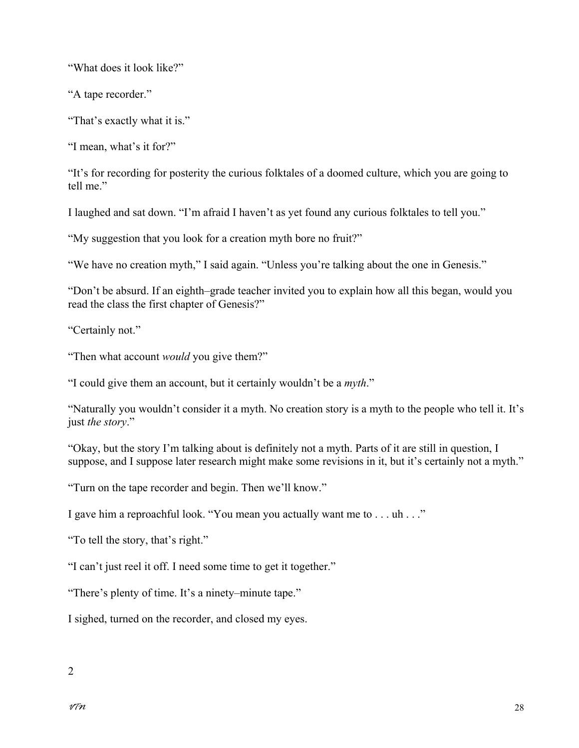"What does it look like?"

"A tape recorder."

"That's exactly what it is."

"I mean, what's it for?"

"It's for recording for posterity the curious folktales of a doomed culture, which you are going to tell me."

I laughed and sat down. "I'm afraid I haven't as yet found any curious folktales to tell you."

"My suggestion that you look for a creation myth bore no fruit?"

"We have no creation myth," I said again. "Unless you're talking about the one in Genesis."

"Don't be absurd. If an eighth–grade teacher invited you to explain how all this began, would you read the class the first chapter of Genesis?"

"Certainly not."

"Then what account *would* you give them?"

"I could give them an account, but it certainly wouldn't be a *myth*."

"Naturally you wouldn't consider it a myth. No creation story is a myth to the people who tell it. It's just *the story*."

"Okay, but the story I'm talking about is definitely not a myth. Parts of it are still in question, I suppose, and I suppose later research might make some revisions in it, but it's certainly not a myth."

"Turn on the tape recorder and begin. Then we'll know."

I gave him a reproachful look. "You mean you actually want me to . . . uh . . ."

"To tell the story, that's right."

"I can't just reel it off. I need some time to get it together."

"There's plenty of time. It's a ninety–minute tape."

I sighed, turned on the recorder, and closed my eyes.

2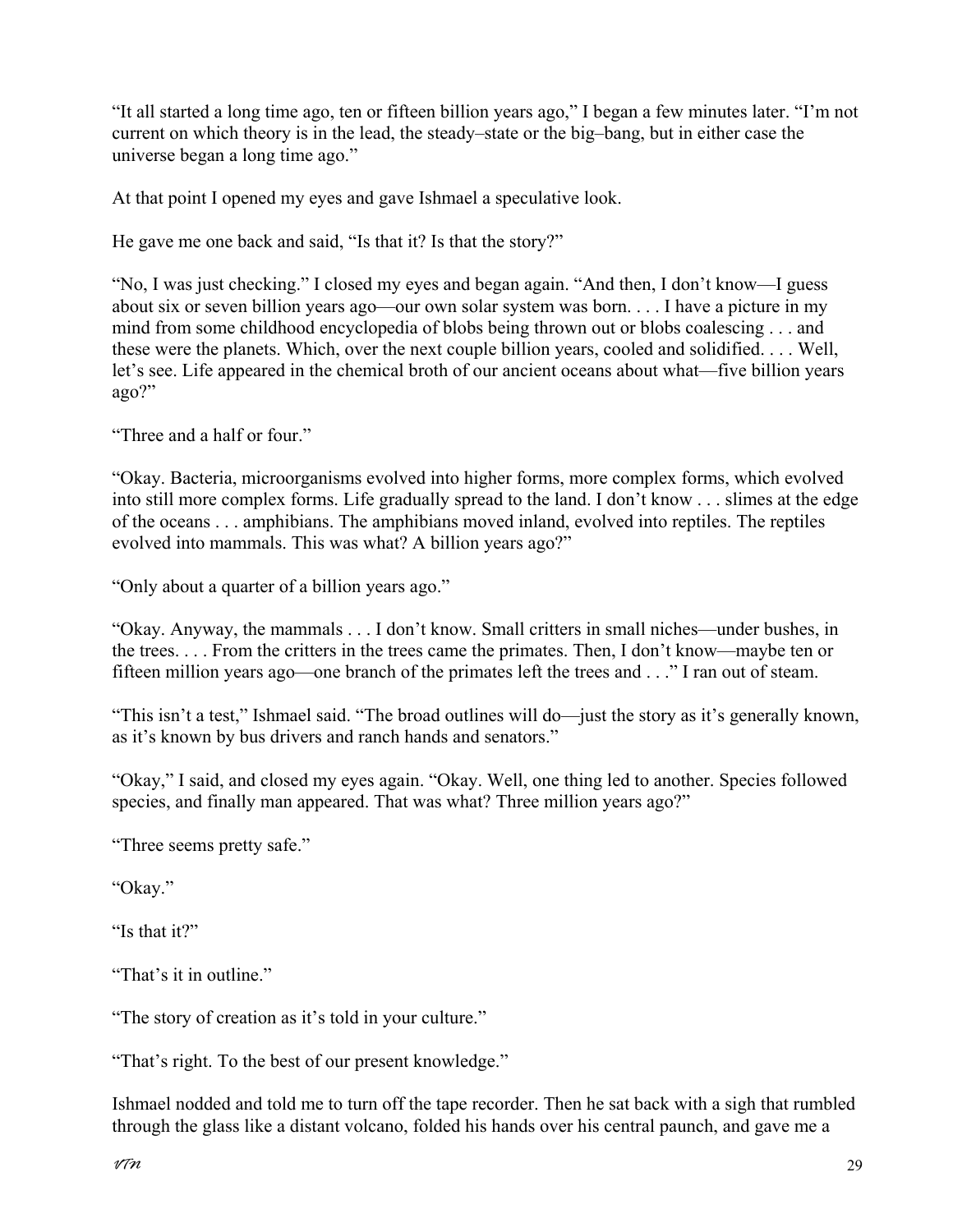"It all started a long time ago, ten or fifteen billion years ago," I began a few minutes later. "I'm not current on which theory is in the lead, the steady–state or the big–bang, but in either case the universe began a long time ago."

At that point I opened my eyes and gave Ishmael a speculative look.

He gave me one back and said, "Is that it? Is that the story?"

"No, I was just checking." I closed my eyes and began again. "And then, I don't know—I guess about six or seven billion years ago—our own solar system was born. . . . I have a picture in my mind from some childhood encyclopedia of blobs being thrown out or blobs coalescing . . . and these were the planets. Which, over the next couple billion years, cooled and solidified. . . . Well, let's see. Life appeared in the chemical broth of our ancient oceans about what—five billion years ago?"

"Three and a half or four."

"Okay. Bacteria, microorganisms evolved into higher forms, more complex forms, which evolved into still more complex forms. Life gradually spread to the land. I don't know . . . slimes at the edge of the oceans . . . amphibians. The amphibians moved inland, evolved into reptiles. The reptiles evolved into mammals. This was what? A billion years ago?"

"Only about a quarter of a billion years ago."

"Okay. Anyway, the mammals . . . I don't know. Small critters in small niches—under bushes, in the trees. . . . From the critters in the trees came the primates. Then, I don't know—maybe ten or fifteen million years ago—one branch of the primates left the trees and . . ." I ran out of steam.

"This isn't a test," Ishmael said. "The broad outlines will do—just the story as it's generally known, as it's known by bus drivers and ranch hands and senators."

"Okay," I said, and closed my eyes again. "Okay. Well, one thing led to another. Species followed species, and finally man appeared. That was what? Three million years ago?"

"Three seems pretty safe."

"Okay."

"Is that it?"

"That's it in outline."

"The story of creation as it's told in your culture."

"That's right. To the best of our present knowledge."

Ishmael nodded and told me to turn off the tape recorder. Then he sat back with a sigh that rumbled through the glass like a distant volcano, folded his hands over his central paunch, and gave me a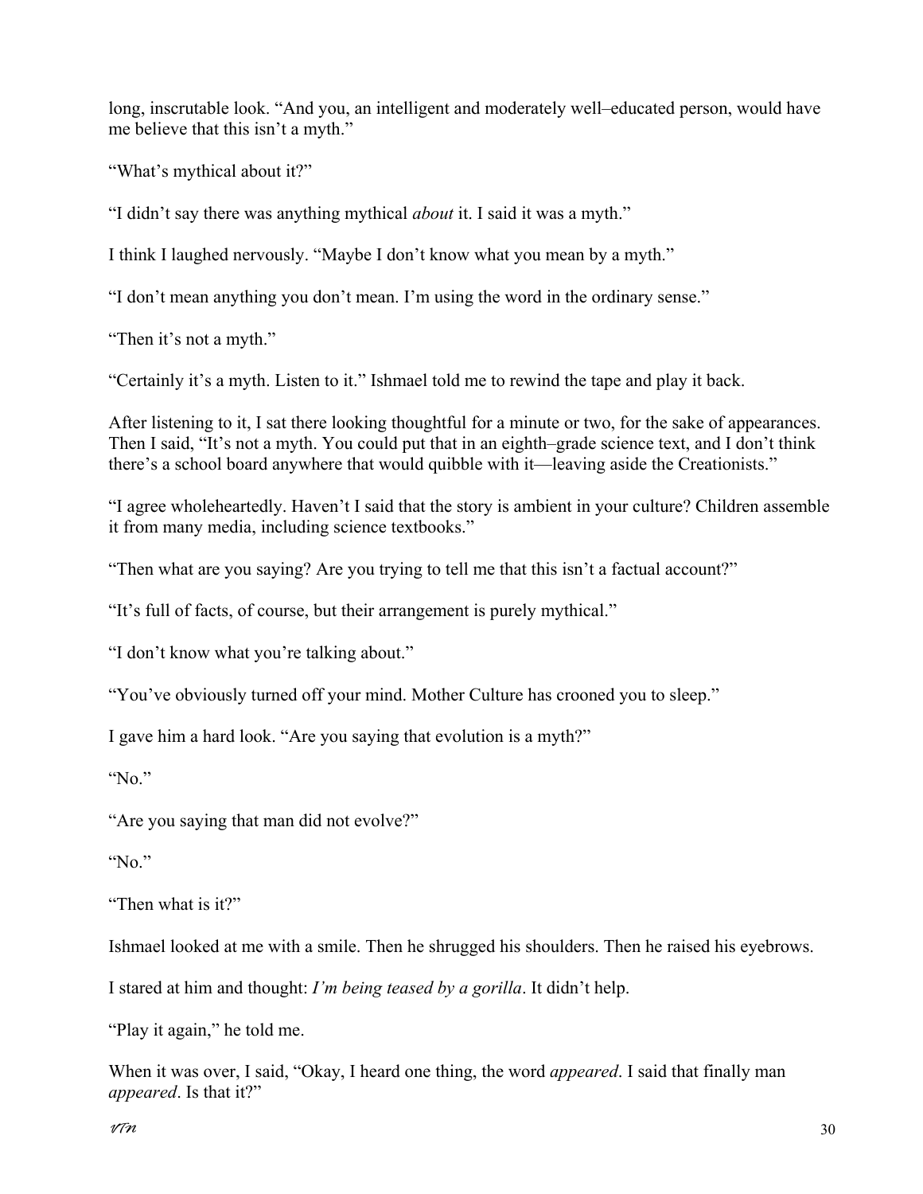long, inscrutable look. "And you, an intelligent and moderately well–educated person, would have me believe that this isn't a myth."

"What's mythical about it?"

"I didn't say there was anything mythical *about* it. I said it was a myth."

I think I laughed nervously. "Maybe I don't know what you mean by a myth."

"I don't mean anything you don't mean. I'm using the word in the ordinary sense."

"Then it's not a myth."

"Certainly it's a myth. Listen to it." Ishmael told me to rewind the tape and play it back.

After listening to it, I sat there looking thoughtful for a minute or two, for the sake of appearances. Then I said, "It's not a myth. You could put that in an eighth–grade science text, and I don't think there's a school board anywhere that would quibble with it—leaving aside the Creationists."

"I agree wholeheartedly. Haven't I said that the story is ambient in your culture? Children assemble it from many media, including science textbooks."

"Then what are you saying? Are you trying to tell me that this isn't a factual account?"

"It's full of facts, of course, but their arrangement is purely mythical."

"I don't know what you're talking about."

"You've obviously turned off your mind. Mother Culture has crooned you to sleep."

I gave him a hard look. "Are you saying that evolution is a myth?"

"No."

"Are you saying that man did not evolve?"

"No."

"Then what is it?"

Ishmael looked at me with a smile. Then he shrugged his shoulders. Then he raised his eyebrows.

I stared at him and thought: *I'm being teased by a gorilla*. It didn't help.

"Play it again," he told me.

When it was over, I said, "Okay, I heard one thing, the word *appeared*. I said that finally man *appeared*. Is that it?"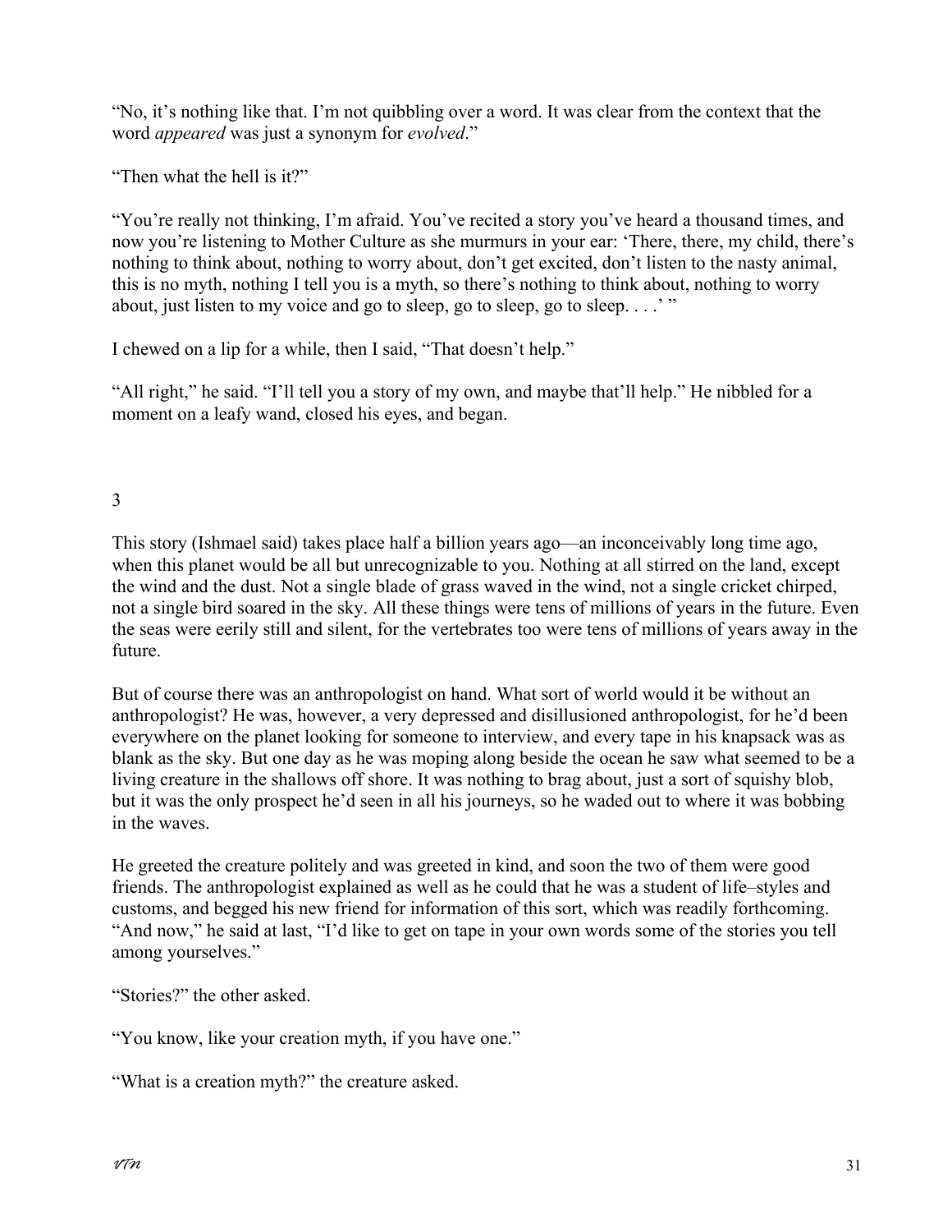"No, it's nothing like that. I'm not quibbling over a word. It was clear from the context that the word *appeared* was just a synonym for *evolved*."

"Then what the hell is it?"

"You're really not thinking, I'm afraid. You've recited a story you've heard a thousand times, and now you're listening to Mother Culture as she murmurs in your ear: 'There, there, my child, there's nothing to think about, nothing to worry about, don't get excited, don't listen to the nasty animal, this is no myth, nothing I tell you is a myth, so there's nothing to think about, nothing to worry about, just listen to my voice and go to sleep, go to sleep, go to sleep. . . .' "

I chewed on a lip for a while, then I said, "That doesn't help."

"All right," he said. "I'll tell you a story of my own, and maybe that'll help." He nibbled for a moment on a leafy wand, closed his eyes, and began.

## 3

This story (Ishmael said) takes place half a billion years ago—an inconceivably long time ago, when this planet would be all but unrecognizable to you. Nothing at all stirred on the land, except the wind and the dust. Not a single blade of grass waved in the wind, not a single cricket chirped, not a single bird soared in the sky. All these things were tens of millions of years in the future. Even the seas were eerily still and silent, for the vertebrates too were tens of millions of years away in the future.

But of course there was an anthropologist on hand. What sort of world would it be without an anthropologist? He was, however, a very depressed and disillusioned anthropologist, for he'd been everywhere on the planet looking for someone to interview, and every tape in his knapsack was as blank as the sky. But one day as he was moping along beside the ocean he saw what seemed to be a living creature in the shallows off shore. It was nothing to brag about, just a sort of squishy blob, but it was the only prospect he'd seen in all his journeys, so he waded out to where it was bobbing in the waves.

He greeted the creature politely and was greeted in kind, and soon the two of them were good friends. The anthropologist explained as well as he could that he was a student of life–styles and customs, and begged his new friend for information of this sort, which was readily forthcoming. "And now," he said at last, "I'd like to get on tape in your own words some of the stories you tell among yourselves."

"Stories?" the other asked.

"You know, like your creation myth, if you have one."

"What is a creation myth?" the creature asked.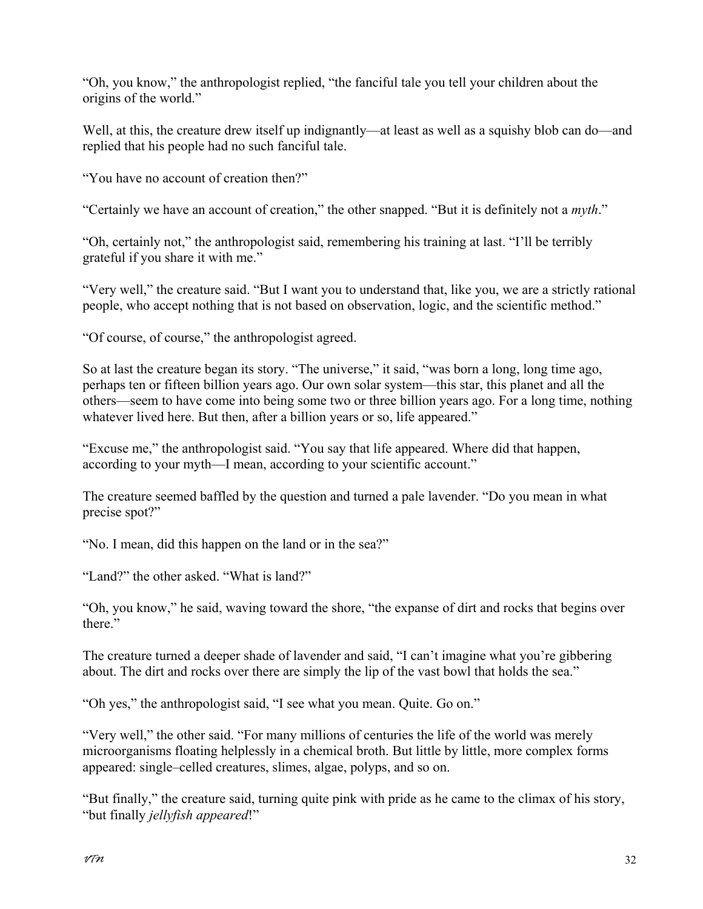"Oh, you know," the anthropologist replied, "the fanciful tale you tell your children about the origins of the world."

Well, at this, the creature drew itself up indignantly—at least as well as a squishy blob can do—and replied that his people had no such fanciful tale.

"You have no account of creation then?"

"Certainly we have an account of creation," the other snapped. "But it is definitely not a *myth*."

"Oh, certainly not," the anthropologist said, remembering his training at last. "I'll be terribly grateful if you share it with me."

"Very well," the creature said. "But I want you to understand that, like you, we are a strictly rational people, who accept nothing that is not based on observation, logic, and the scientific method."

"Of course, of course," the anthropologist agreed.

So at last the creature began its story. "The universe," it said, "was born a long, long time ago, perhaps ten or fifteen billion years ago. Our own solar system—this star, this planet and all the others—seem to have come into being some two or three billion years ago. For a long time, nothing whatever lived here. But then, after a billion years or so, life appeared."

"Excuse me," the anthropologist said. "You say that life appeared. Where did that happen, according to your myth—I mean, according to your scientific account."

The creature seemed baffled by the question and turned a pale lavender. "Do you mean in what precise spot?"

"No. I mean, did this happen on the land or in the sea?"

"Land?" the other asked. "What is land?"

"Oh, you know," he said, waving toward the shore, "the expanse of dirt and rocks that begins over there."

The creature turned a deeper shade of lavender and said, "I can't imagine what you're gibbering about. The dirt and rocks over there are simply the lip of the vast bowl that holds the sea."

"Oh yes," the anthropologist said, "I see what you mean. Quite. Go on."

"Very well," the other said. "For many millions of centuries the life of the world was merely microorganisms floating helplessly in a chemical broth. But little by little, more complex forms appeared: single–celled creatures, slimes, algae, polyps, and so on.

"But finally," the creature said, turning quite pink with pride as he came to the climax of his story, "but finally *jellyfish appeared*!"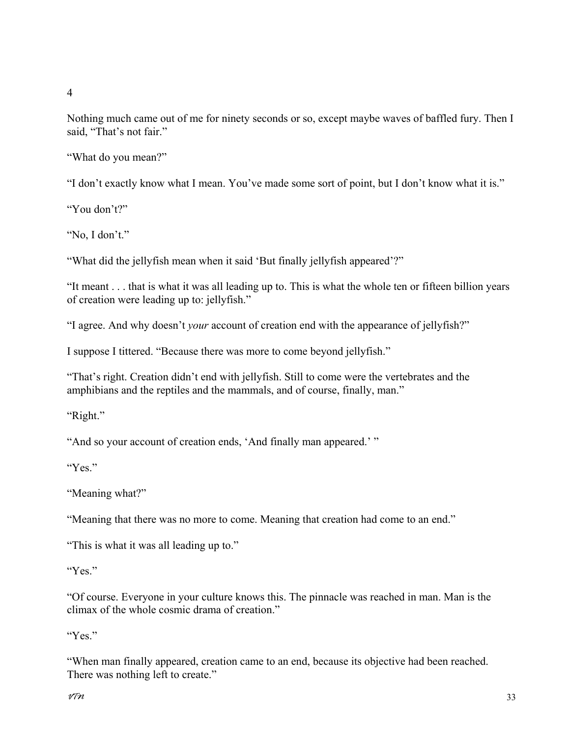# 4

Nothing much came out of me for ninety seconds or so, except maybe waves of baffled fury. Then I said, "That's not fair."

"What do you mean?"

"I don't exactly know what I mean. You've made some sort of point, but I don't know what it is."

"You don't?"

"No, I don't."

"What did the jellyfish mean when it said 'But finally jellyfish appeared'?"

"It meant . . . that is what it was all leading up to. This is what the whole ten or fifteen billion years of creation were leading up to: jellyfish."

"I agree. And why doesn't *your* account of creation end with the appearance of jellyfish?"

I suppose I tittered. "Because there was more to come beyond jellyfish."

"That's right. Creation didn't end with jellyfish. Still to come were the vertebrates and the amphibians and the reptiles and the mammals, and of course, finally, man."

"Right."

"And so your account of creation ends, 'And finally man appeared.' "

"Yes."

"Meaning what?"

"Meaning that there was no more to come. Meaning that creation had come to an end."

"This is what it was all leading up to."

"Yes."

"Of course. Everyone in your culture knows this. The pinnacle was reached in man. Man is the climax of the whole cosmic drama of creation."

"Yes."

"When man finally appeared, creation came to an end, because its objective had been reached. There was nothing left to create."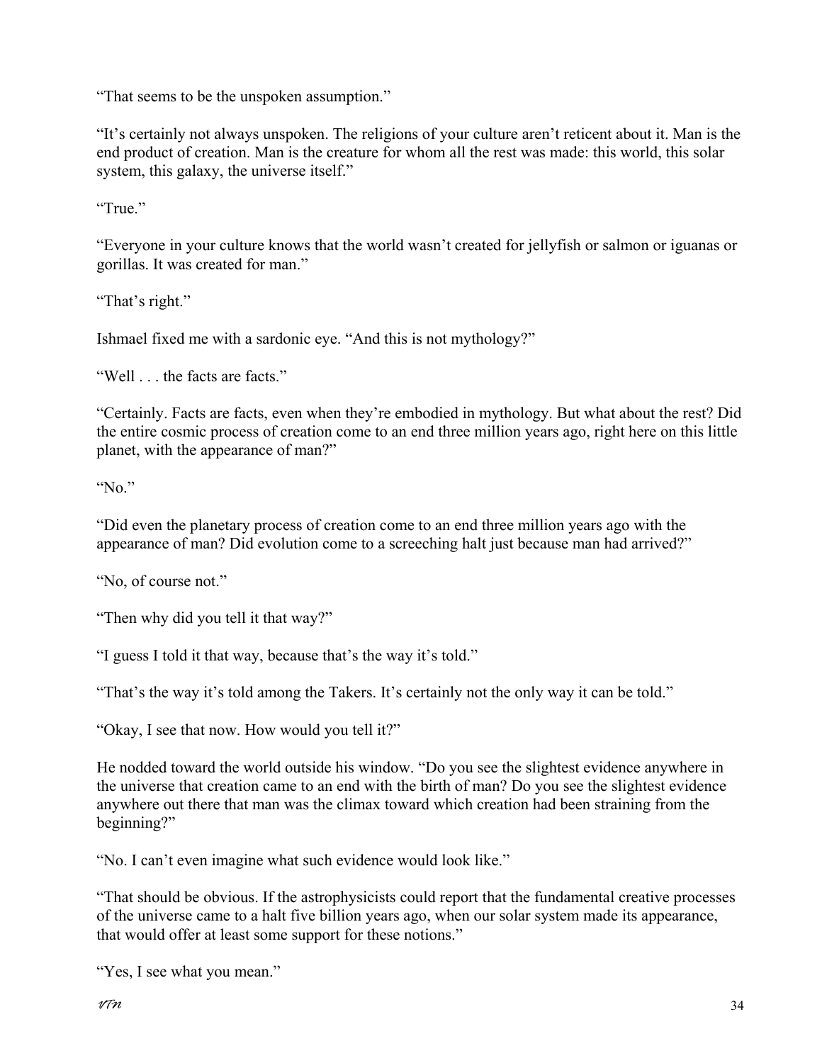"That seems to be the unspoken assumption."

"It's certainly not always unspoken. The religions of your culture aren't reticent about it. Man is the end product of creation. Man is the creature for whom all the rest was made: this world, this solar system, this galaxy, the universe itself."

"True."

"Everyone in your culture knows that the world wasn't created for jellyfish or salmon or iguanas or gorillas. It was created for man."

"That's right."

Ishmael fixed me with a sardonic eye. "And this is not mythology?"

"Well . . . the facts are facts."

"Certainly. Facts are facts, even when they're embodied in mythology. But what about the rest? Did the entire cosmic process of creation come to an end three million years ago, right here on this little planet, with the appearance of man?"

"No."

"Did even the planetary process of creation come to an end three million years ago with the appearance of man? Did evolution come to a screeching halt just because man had arrived?"

"No, of course not."

"Then why did you tell it that way?"

"I guess I told it that way, because that's the way it's told."

"That's the way it's told among the Takers. It's certainly not the only way it can be told."

"Okay, I see that now. How would you tell it?"

He nodded toward the world outside his window. "Do you see the slightest evidence anywhere in the universe that creation came to an end with the birth of man? Do you see the slightest evidence anywhere out there that man was the climax toward which creation had been straining from the beginning?"

"No. I can't even imagine what such evidence would look like."

"That should be obvious. If the astrophysicists could report that the fundamental creative processes of the universe came to a halt five billion years ago, when our solar system made its appearance, that would offer at least some support for these notions."

"Yes, I see what you mean."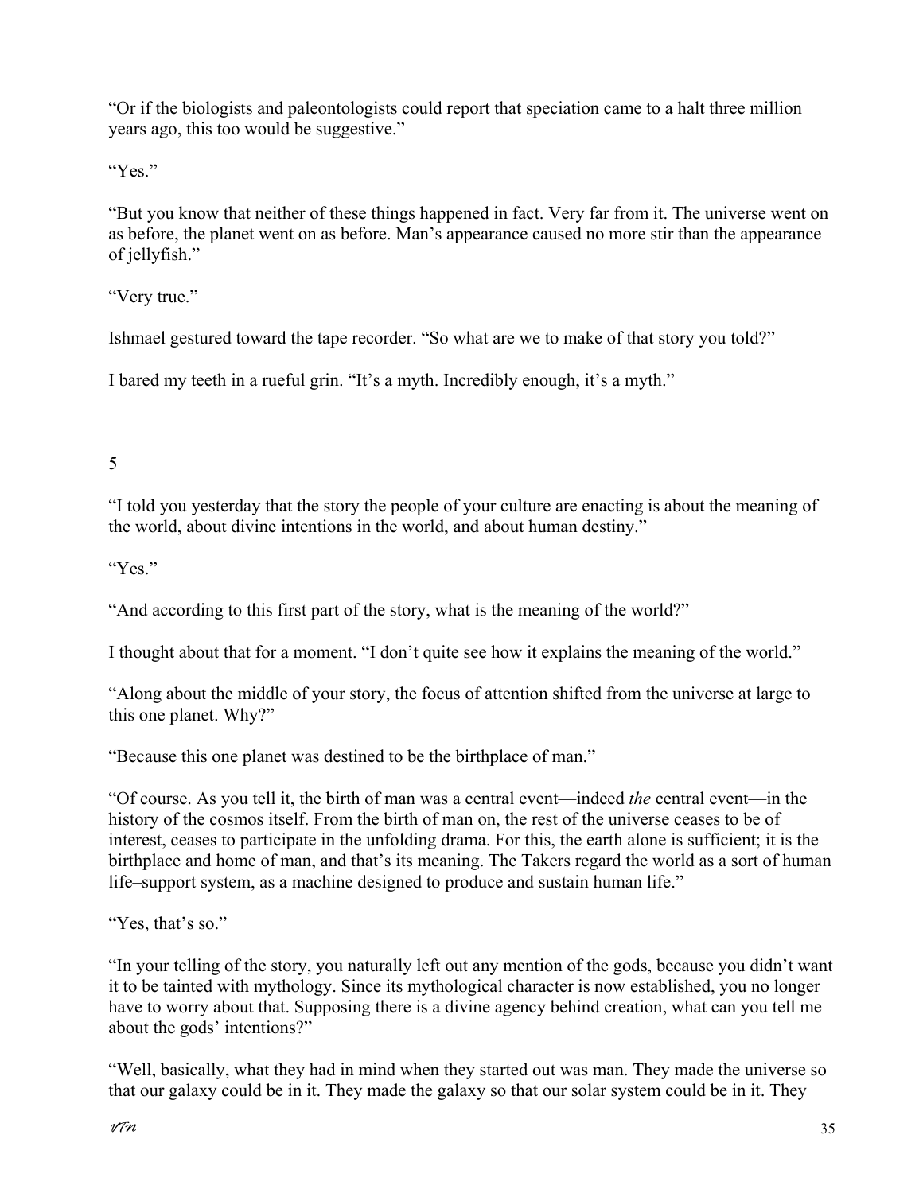"Or if the biologists and paleontologists could report that speciation came to a halt three million years ago, this too would be suggestive."

"Yes."

"But you know that neither of these things happened in fact. Very far from it. The universe went on as before, the planet went on as before. Man's appearance caused no more stir than the appearance of jellyfish."

"Very true."

Ishmael gestured toward the tape recorder. "So what are we to make of that story you told?"

I bared my teeth in a rueful grin. "It's a myth. Incredibly enough, it's a myth."

## 5

"I told you yesterday that the story the people of your culture are enacting is about the meaning of the world, about divine intentions in the world, and about human destiny."

"Yes."

"And according to this first part of the story, what is the meaning of the world?"

I thought about that for a moment. "I don't quite see how it explains the meaning of the world."

"Along about the middle of your story, the focus of attention shifted from the universe at large to this one planet. Why?"

"Because this one planet was destined to be the birthplace of man."

"Of course. As you tell it, the birth of man was a central event—indeed *the* central event—in the history of the cosmos itself. From the birth of man on, the rest of the universe ceases to be of interest, ceases to participate in the unfolding drama. For this, the earth alone is sufficient; it is the birthplace and home of man, and that's its meaning. The Takers regard the world as a sort of human life–support system, as a machine designed to produce and sustain human life."

"Yes, that's so."

"In your telling of the story, you naturally left out any mention of the gods, because you didn't want it to be tainted with mythology. Since its mythological character is now established, you no longer have to worry about that. Supposing there is a divine agency behind creation, what can you tell me about the gods' intentions?"

"Well, basically, what they had in mind when they started out was man. They made the universe so that our galaxy could be in it. They made the galaxy so that our solar system could be in it. They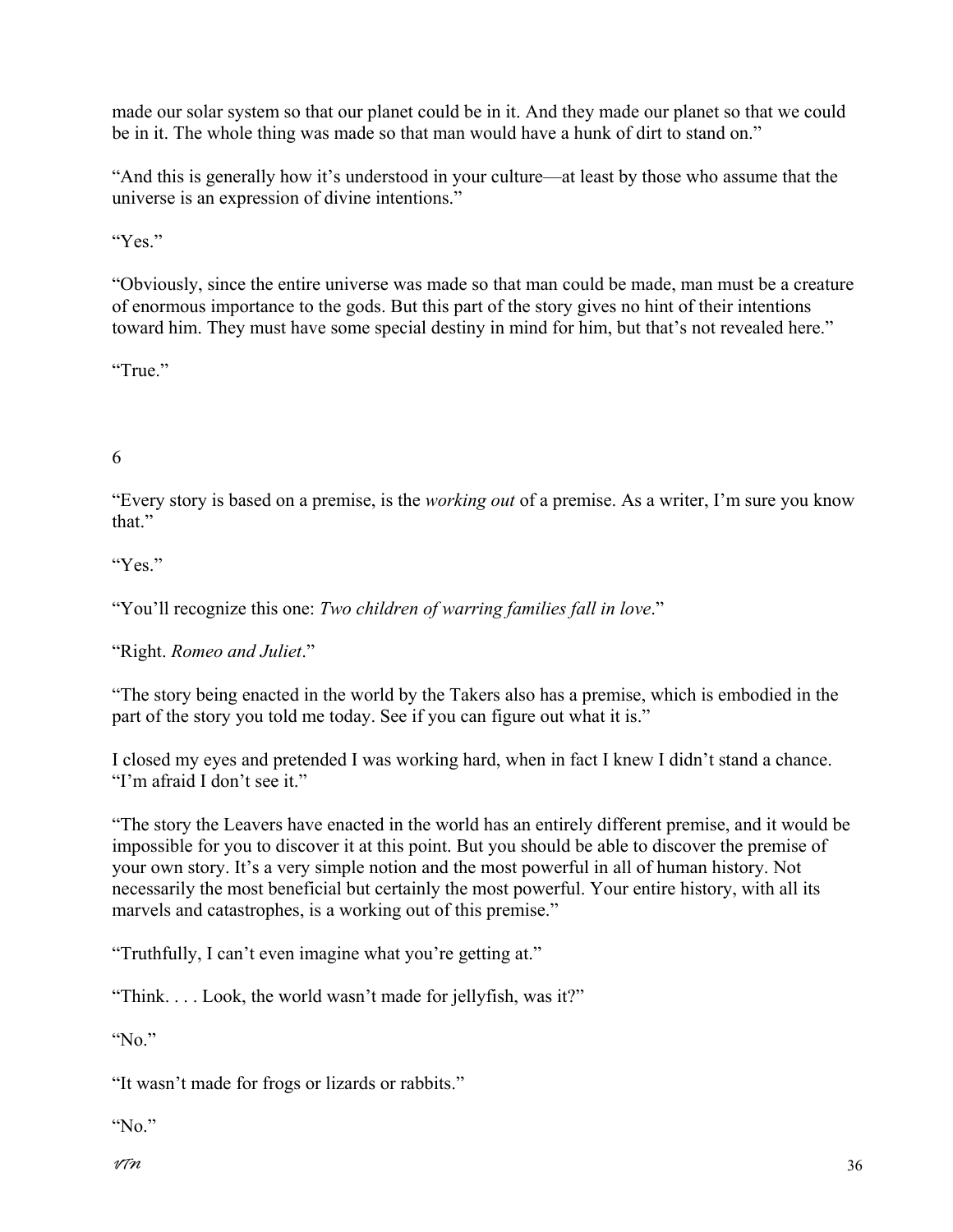made our solar system so that our planet could be in it. And they made our planet so that we could be in it. The whole thing was made so that man would have a hunk of dirt to stand on."

"And this is generally how it's understood in your culture—at least by those who assume that the universe is an expression of divine intentions."

"Yes."

"Obviously, since the entire universe was made so that man could be made, man must be a creature of enormous importance to the gods. But this part of the story gives no hint of their intentions toward him. They must have some special destiny in mind for him, but that's not revealed here."

"True."

6

"Every story is based on a premise, is the *working out* of a premise. As a writer, I'm sure you know that."

"Yes."

"You'll recognize this one: *Two children of warring families fall in love*."

"Right. *Romeo and Juliet*."

"The story being enacted in the world by the Takers also has a premise, which is embodied in the part of the story you told me today. See if you can figure out what it is."

I closed my eyes and pretended I was working hard, when in fact I knew I didn't stand a chance. "I'm afraid I don't see it."

"The story the Leavers have enacted in the world has an entirely different premise, and it would be impossible for you to discover it at this point. But you should be able to discover the premise of your own story. It's a very simple notion and the most powerful in all of human history. Not necessarily the most beneficial but certainly the most powerful. Your entire history, with all its marvels and catastrophes, is a working out of this premise."

"Truthfully, I can't even imagine what you're getting at."

"Think. . . . Look, the world wasn't made for jellyfish, was it?"

"No."

"It wasn't made for frogs or lizards or rabbits."

"No."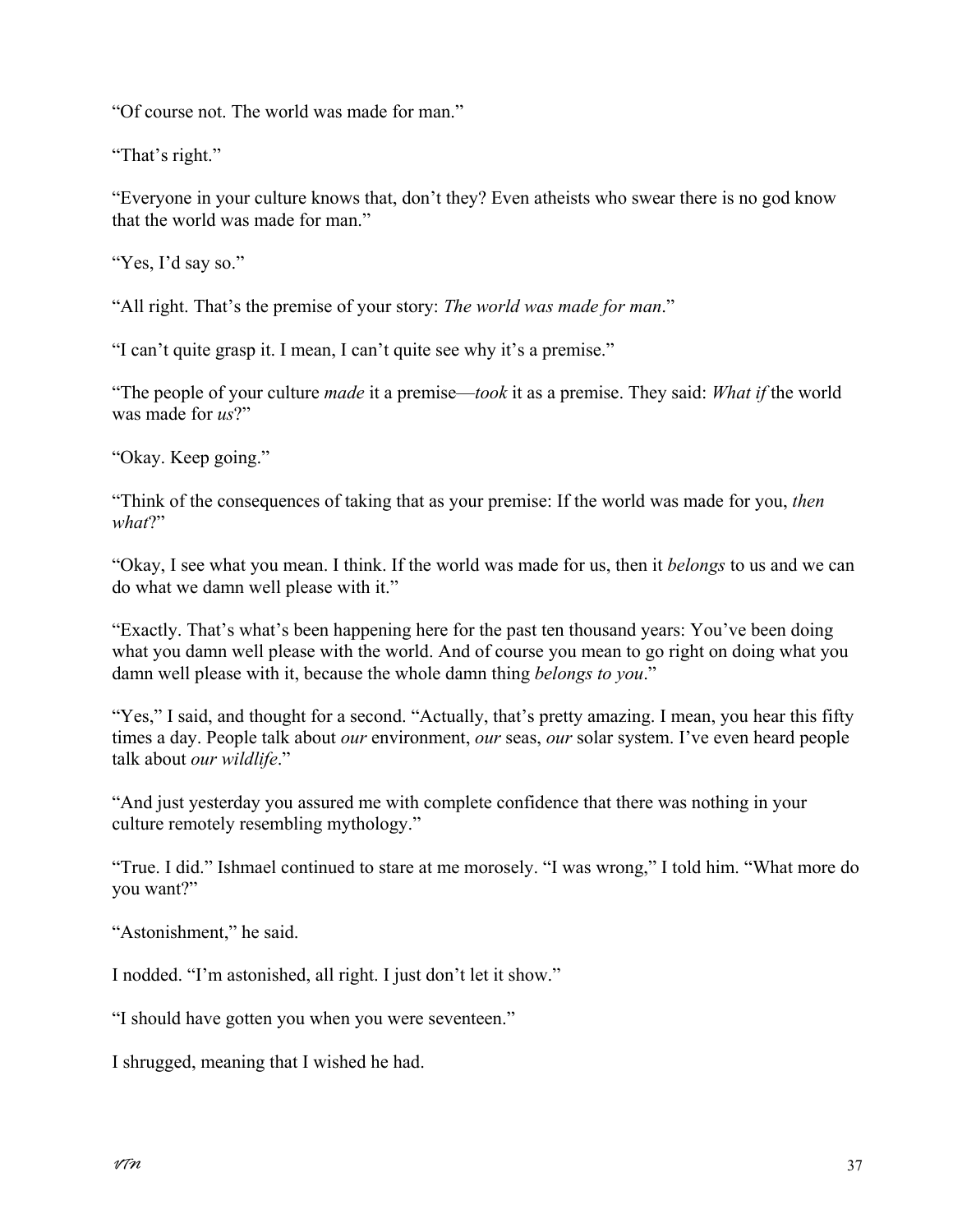"Of course not. The world was made for man."

"That's right."

"Everyone in your culture knows that, don't they? Even atheists who swear there is no god know that the world was made for man."

"Yes, I'd say so."

"All right. That's the premise of your story: *The world was made for man*."

"I can't quite grasp it. I mean, I can't quite see why it's a premise."

"The people of your culture *made* it a premise—*took* it as a premise. They said: *What if* the world was made for *us*?"

"Okay. Keep going."

"Think of the consequences of taking that as your premise: If the world was made for you, *then what*?"

"Okay, I see what you mean. I think. If the world was made for us, then it *belongs* to us and we can do what we damn well please with it."

"Exactly. That's what's been happening here for the past ten thousand years: You've been doing what you damn well please with the world. And of course you mean to go right on doing what you damn well please with it, because the whole damn thing *belongs to you*."

"Yes," I said, and thought for a second. "Actually, that's pretty amazing. I mean, you hear this fifty times a day. People talk about *our* environment, *our* seas, *our* solar system. I've even heard people talk about *our wildlife*."

"And just yesterday you assured me with complete confidence that there was nothing in your culture remotely resembling mythology."

"True. I did." Ishmael continued to stare at me morosely. "I was wrong," I told him. "What more do you want?"

"Astonishment," he said.

I nodded. "I'm astonished, all right. I just don't let it show."

"I should have gotten you when you were seventeen."

I shrugged, meaning that I wished he had.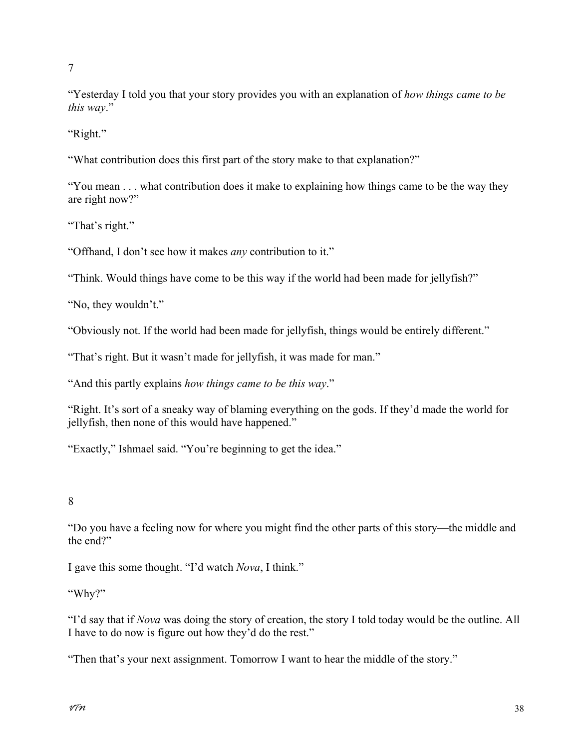7

"Yesterday I told you that your story provides you with an explanation of *how things came to be this way*."

"Right."

"What contribution does this first part of the story make to that explanation?"

"You mean . . . what contribution does it make to explaining how things came to be the way they are right now?"

"That's right."

"Offhand, I don't see how it makes *any* contribution to it."

"Think. Would things have come to be this way if the world had been made for jellyfish?"

"No, they wouldn't."

"Obviously not. If the world had been made for jellyfish, things would be entirely different."

"That's right. But it wasn't made for jellyfish, it was made for man."

"And this partly explains *how things came to be this way*."

"Right. It's sort of a sneaky way of blaming everything on the gods. If they'd made the world for jellyfish, then none of this would have happened."

"Exactly," Ishmael said. "You're beginning to get the idea."

8

"Do you have a feeling now for where you might find the other parts of this story—the middle and the end?"

I gave this some thought. "I'd watch *Nova*, I think."

"Why?"

"I'd say that if *Nova* was doing the story of creation, the story I told today would be the outline. All I have to do now is figure out how they'd do the rest."

"Then that's your next assignment. Tomorrow I want to hear the middle of the story."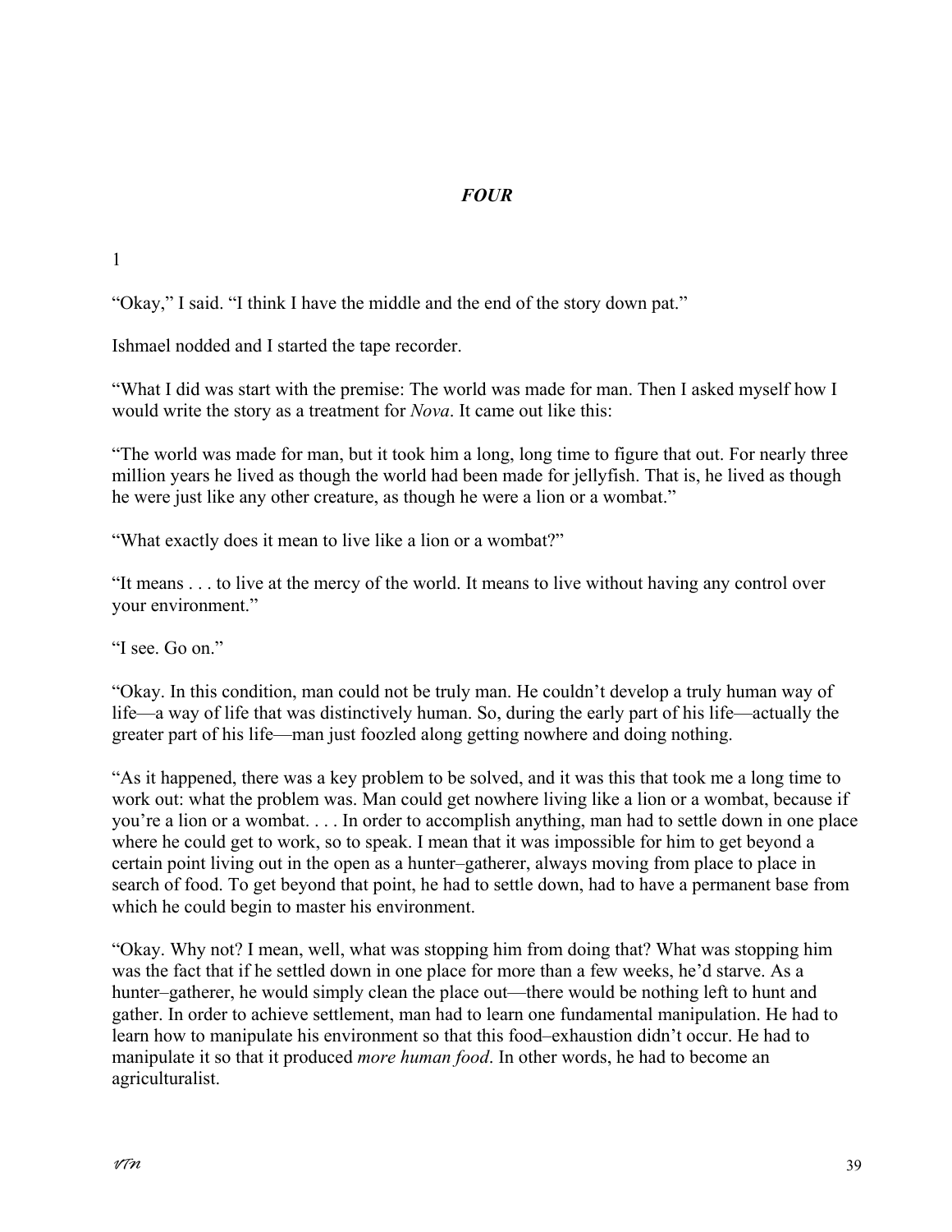## *FOUR*

1

"Okay," I said. "I think I have the middle and the end of the story down pat."

Ishmael nodded and I started the tape recorder.

"What I did was start with the premise: The world was made for man. Then I asked myself how I would write the story as a treatment for *Nova*. It came out like this:

"The world was made for man, but it took him a long, long time to figure that out. For nearly three million years he lived as though the world had been made for jellyfish. That is, he lived as though he were just like any other creature, as though he were a lion or a wombat."

"What exactly does it mean to live like a lion or a wombat?"

"It means . . . to live at the mercy of the world. It means to live without having any control over your environment."

"I see. Go on."

"Okay. In this condition, man could not be truly man. He couldn't develop a truly human way of life—a way of life that was distinctively human. So, during the early part of his life—actually the greater part of his life—man just foozled along getting nowhere and doing nothing.

"As it happened, there was a key problem to be solved, and it was this that took me a long time to work out: what the problem was. Man could get nowhere living like a lion or a wombat, because if you're a lion or a wombat. . . . In order to accomplish anything, man had to settle down in one place where he could get to work, so to speak. I mean that it was impossible for him to get beyond a certain point living out in the open as a hunter–gatherer, always moving from place to place in search of food. To get beyond that point, he had to settle down, had to have a permanent base from which he could begin to master his environment.

"Okay. Why not? I mean, well, what was stopping him from doing that? What was stopping him was the fact that if he settled down in one place for more than a few weeks, he'd starve. As a hunter–gatherer, he would simply clean the place out—there would be nothing left to hunt and gather. In order to achieve settlement, man had to learn one fundamental manipulation. He had to learn how to manipulate his environment so that this food–exhaustion didn't occur. He had to manipulate it so that it produced *more human food*. In other words, he had to become an agriculturalist.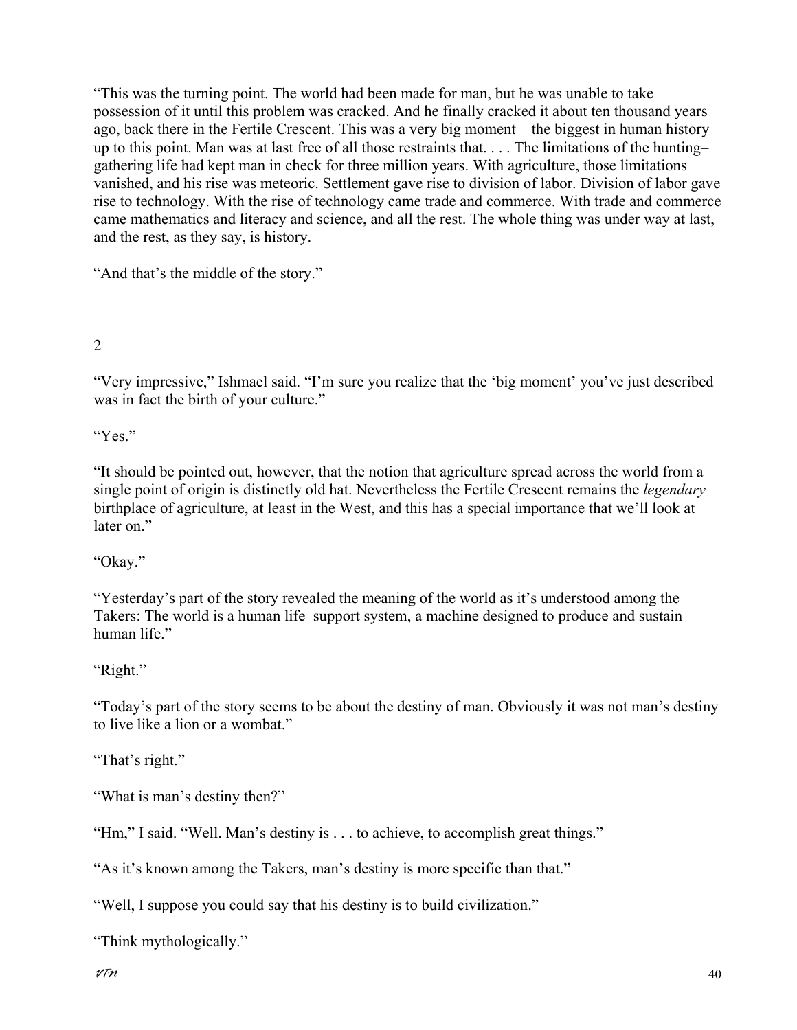"This was the turning point. The world had been made for man, but he was unable to take possession of it until this problem was cracked. And he finally cracked it about ten thousand years ago, back there in the Fertile Crescent. This was a very big moment—the biggest in human history up to this point. Man was at last free of all those restraints that. . . . The limitations of the hunting–gathering life had kept man in check for three million years. With agriculture, those limitations vanished, and his rise was meteoric. Settlement gave rise to division of labor. Division of labor gave rise to technology. With the rise of technology came trade and commerce. With trade and commerce came mathematics and literacy and science, and all the rest. The whole thing was under way at last, and the rest, as they say, is history.

"And that's the middle of the story."

## 2

"Very impressive," Ishmael said. "I'm sure you realize that the 'big moment' you've just described was in fact the birth of your culture."

"Yes."

"It should be pointed out, however, that the notion that agriculture spread across the world from a single point of origin is distinctly old hat. Nevertheless the Fertile Crescent remains the *legendary* birthplace of agriculture, at least in the West, and this has a special importance that we'll look at later on."

"Okay."

"Yesterday's part of the story revealed the meaning of the world as it's understood among the Takers: The world is a human life–support system, a machine designed to produce and sustain human life."

"Right."

"Today's part of the story seems to be about the destiny of man. Obviously it was not man's destiny to live like a lion or a wombat."

"That's right."

"What is man's destiny then?"

"Hm," I said. "Well. Man's destiny is . . . to achieve, to accomplish great things."

"As it's known among the Takers, man's destiny is more specific than that."

"Well, I suppose you could say that his destiny is to build civilization."

"Think mythologically."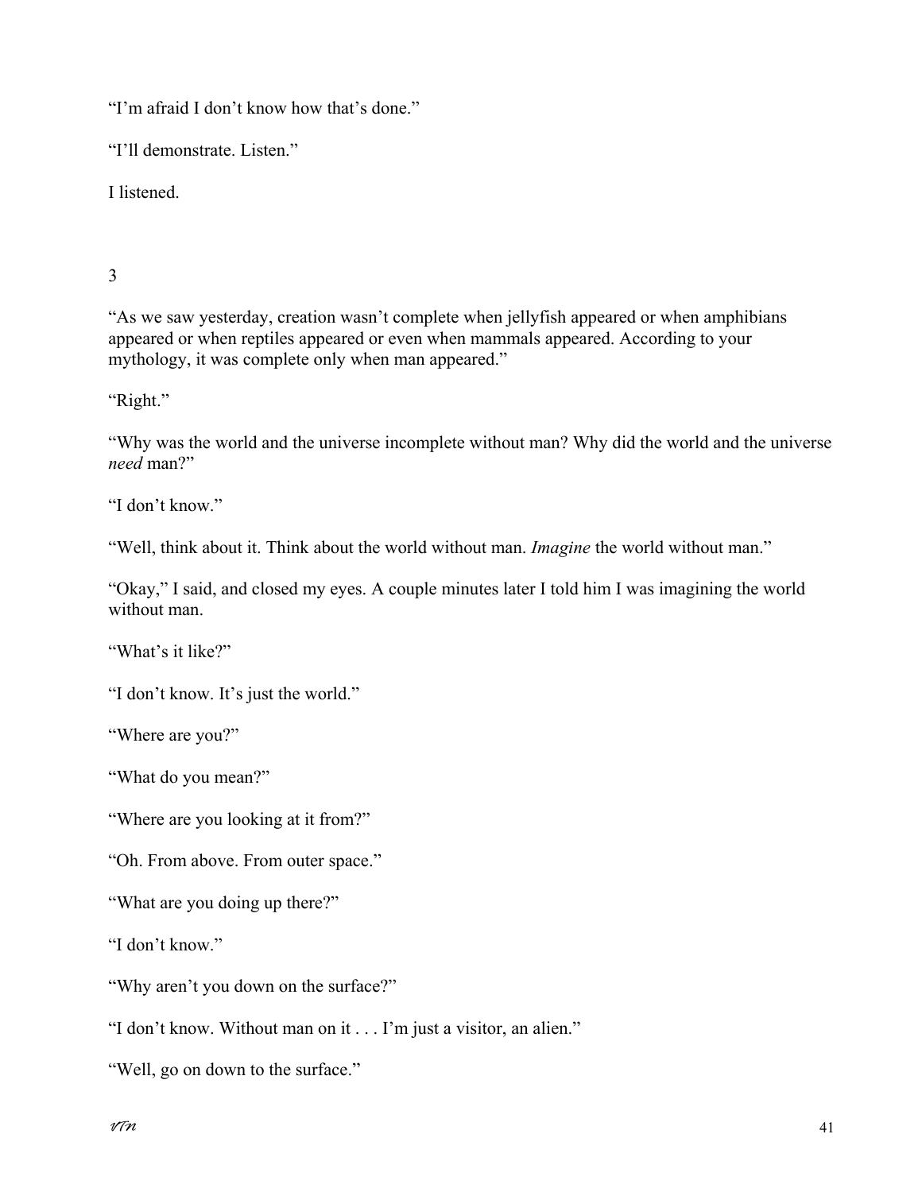"I'm afraid I don't know how that's done."

"I'll demonstrate. Listen."

I listened.

3

"As we saw yesterday, creation wasn't complete when jellyfish appeared or when amphibians appeared or when reptiles appeared or even when mammals appeared. According to your mythology, it was complete only when man appeared."

"Right."

"Why was the world and the universe incomplete without man? Why did the world and the universe *need* man?"

"I don't know."

"Well, think about it. Think about the world without man. *Imagine* the world without man."

"Okay," I said, and closed my eyes. A couple minutes later I told him I was imagining the world without man.

"What's it like?"

"I don't know. It's just the world."

"Where are you?"

"What do you mean?"

"Where are you looking at it from?"

"Oh. From above. From outer space."

"What are you doing up there?"

"I don't know."

"Why aren't you down on the surface?"

"I don't know. Without man on it . . . I'm just a visitor, an alien."

"Well, go on down to the surface."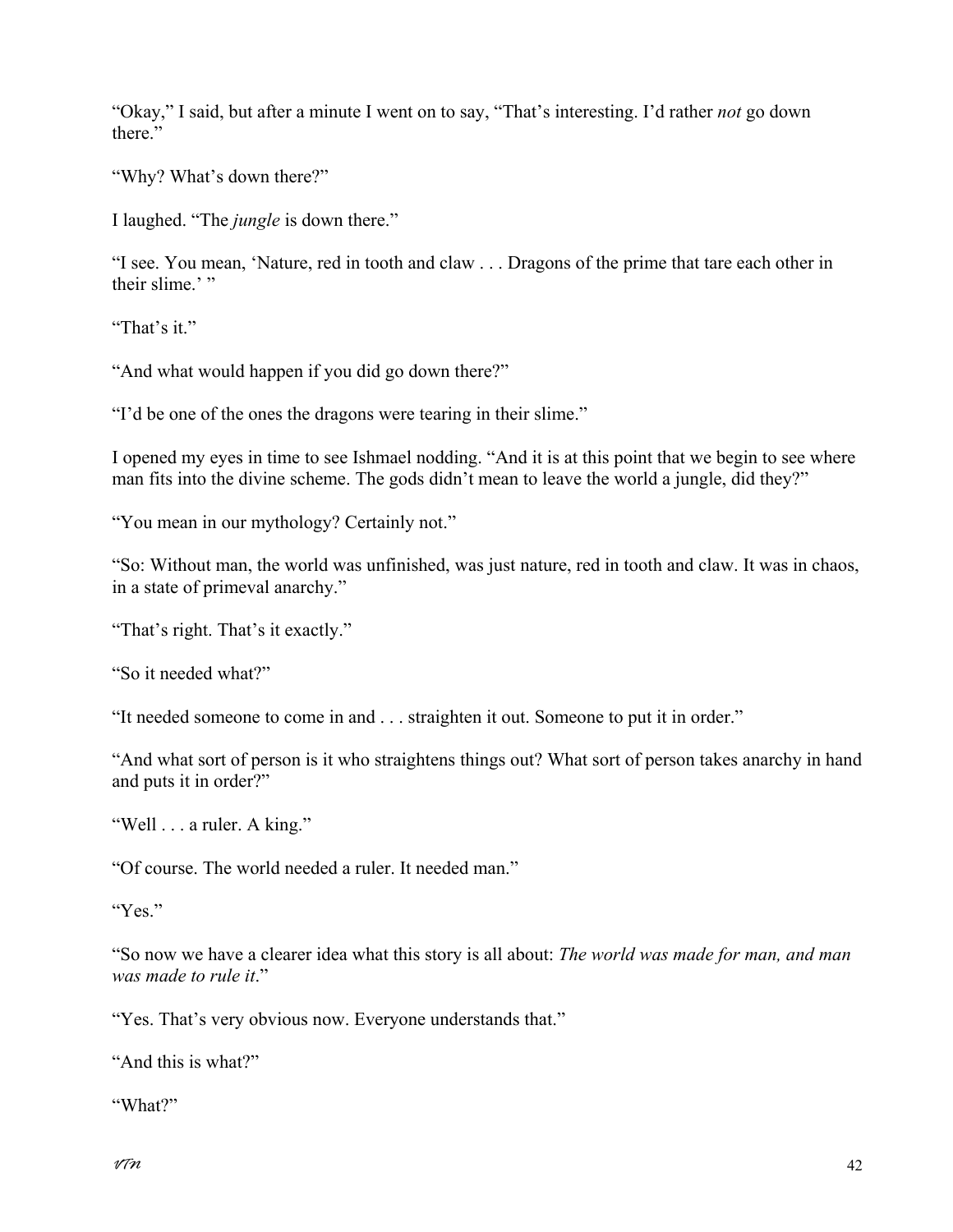"Okay," I said, but after a minute I went on to say, "That's interesting. I'd rather *not* go down there."

"Why? What's down there?"

I laughed. "The *jungle* is down there."

"I see. You mean, 'Nature, red in tooth and claw . . . Dragons of the prime that tare each other in their slime.' "

"That's it."

"And what would happen if you did go down there?"

"I'd be one of the ones the dragons were tearing in their slime."

I opened my eyes in time to see Ishmael nodding. "And it is at this point that we begin to see where man fits into the divine scheme. The gods didn't mean to leave the world a jungle, did they?"

"You mean in our mythology? Certainly not."

"So: Without man, the world was unfinished, was just nature, red in tooth and claw. It was in chaos, in a state of primeval anarchy."

"That's right. That's it exactly."

"So it needed what?"

"It needed someone to come in and . . . straighten it out. Someone to put it in order."

"And what sort of person is it who straightens things out? What sort of person takes anarchy in hand and puts it in order?"

"Well . . . a ruler. A king."

"Of course. The world needed a ruler. It needed man."

"Yes."

"So now we have a clearer idea what this story is all about: *The world was made for man, and man was made to rule it*."

"Yes. That's very obvious now. Everyone understands that."

"And this is what?"

"What?"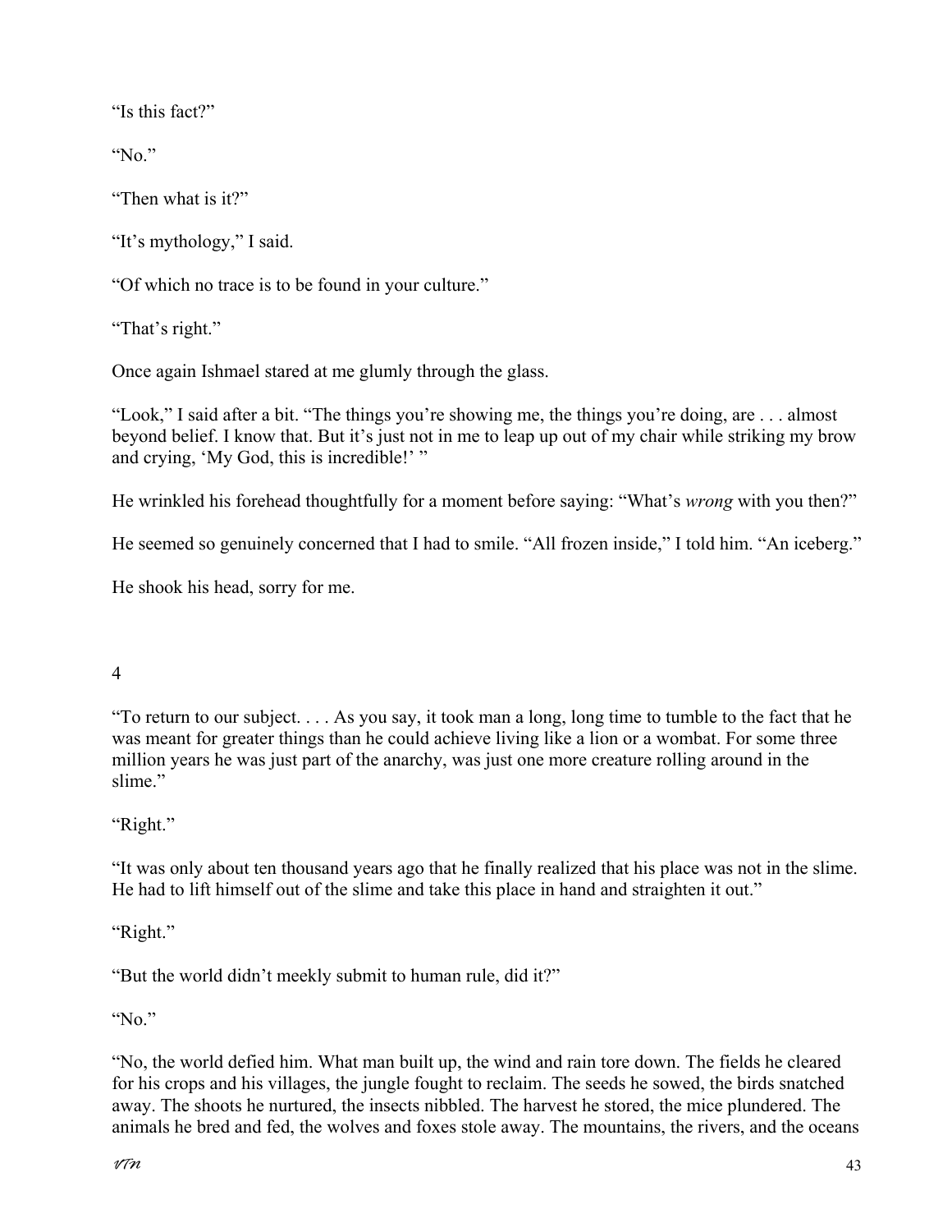"Is this fact?"

"No."

"Then what is it?"

"It's mythology," I said.

"Of which no trace is to be found in your culture."

"That's right."

Once again Ishmael stared at me glumly through the glass.

"Look," I said after a bit. "The things you're showing me, the things you're doing, are . . . almost beyond belief. I know that. But it's just not in me to leap up out of my chair while striking my brow and crying, 'My God, this is incredible!' "

He wrinkled his forehead thoughtfully for a moment before saying: "What's *wrong* with you then?"

He seemed so genuinely concerned that I had to smile. "All frozen inside," I told him. "An iceberg."

He shook his head, sorry for me.

## 4

"To return to our subject. . . . As you say, it took man a long, long time to tumble to the fact that he was meant for greater things than he could achieve living like a lion or a wombat. For some three million years he was just part of the anarchy, was just one more creature rolling around in the slime."

"Right."

"It was only about ten thousand years ago that he finally realized that his place was not in the slime. He had to lift himself out of the slime and take this place in hand and straighten it out."

"Right."

"But the world didn't meekly submit to human rule, did it?"

"No."

"No, the world defied him. What man built up, the wind and rain tore down. The fields he cleared for his crops and his villages, the jungle fought to reclaim. The seeds he sowed, the birds snatched away. The shoots he nurtured, the insects nibbled. The harvest he stored, the mice plundered. The animals he bred and fed, the wolves and foxes stole away. The mountains, the rivers, and the oceans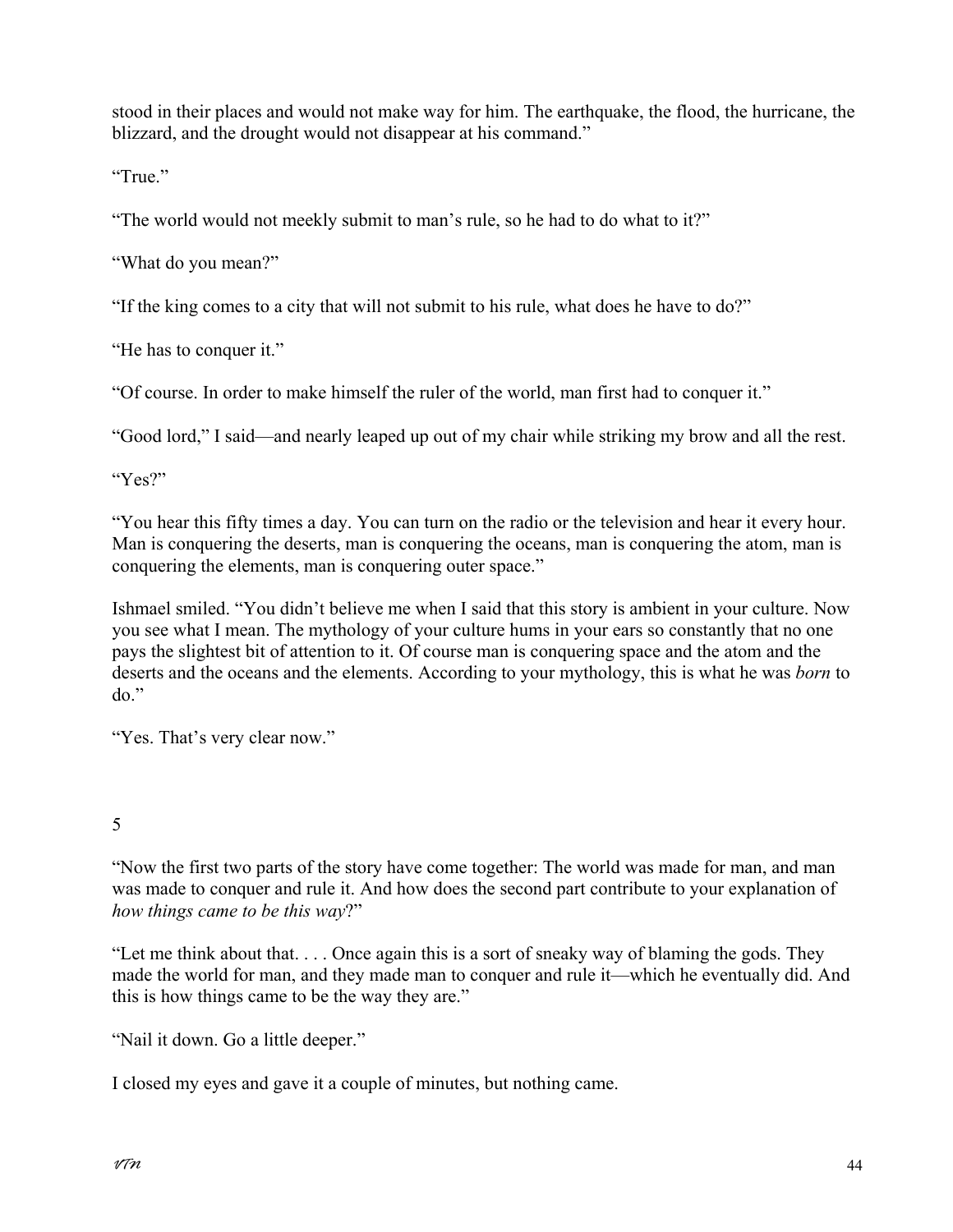stood in their places and would not make way for him. The earthquake, the flood, the hurricane, the blizzard, and the drought would not disappear at his command."

"True."

"The world would not meekly submit to man's rule, so he had to do what to it?"

"What do you mean?"

"If the king comes to a city that will not submit to his rule, what does he have to do?"

"He has to conquer it."

"Of course. In order to make himself the ruler of the world, man first had to conquer it."

"Good lord," I said—and nearly leaped up out of my chair while striking my brow and all the rest.

"Yes?"

"You hear this fifty times a day. You can turn on the radio or the television and hear it every hour. Man is conquering the deserts, man is conquering the oceans, man is conquering the atom, man is conquering the elements, man is conquering outer space."

Ishmael smiled. "You didn't believe me when I said that this story is ambient in your culture. Now you see what I mean. The mythology of your culture hums in your ears so constantly that no one pays the slightest bit of attention to it. Of course man is conquering space and the atom and the deserts and the oceans and the elements. According to your mythology, this is what he was *born* to do."

"Yes. That's very clear now."

## 5

"Now the first two parts of the story have come together: The world was made for man, and man was made to conquer and rule it. And how does the second part contribute to your explanation of *how things came to be this way*?"

"Let me think about that. . . . Once again this is a sort of sneaky way of blaming the gods. They made the world for man, and they made man to conquer and rule it—which he eventually did. And this is how things came to be the way they are."

"Nail it down. Go a little deeper."

I closed my eyes and gave it a couple of minutes, but nothing came.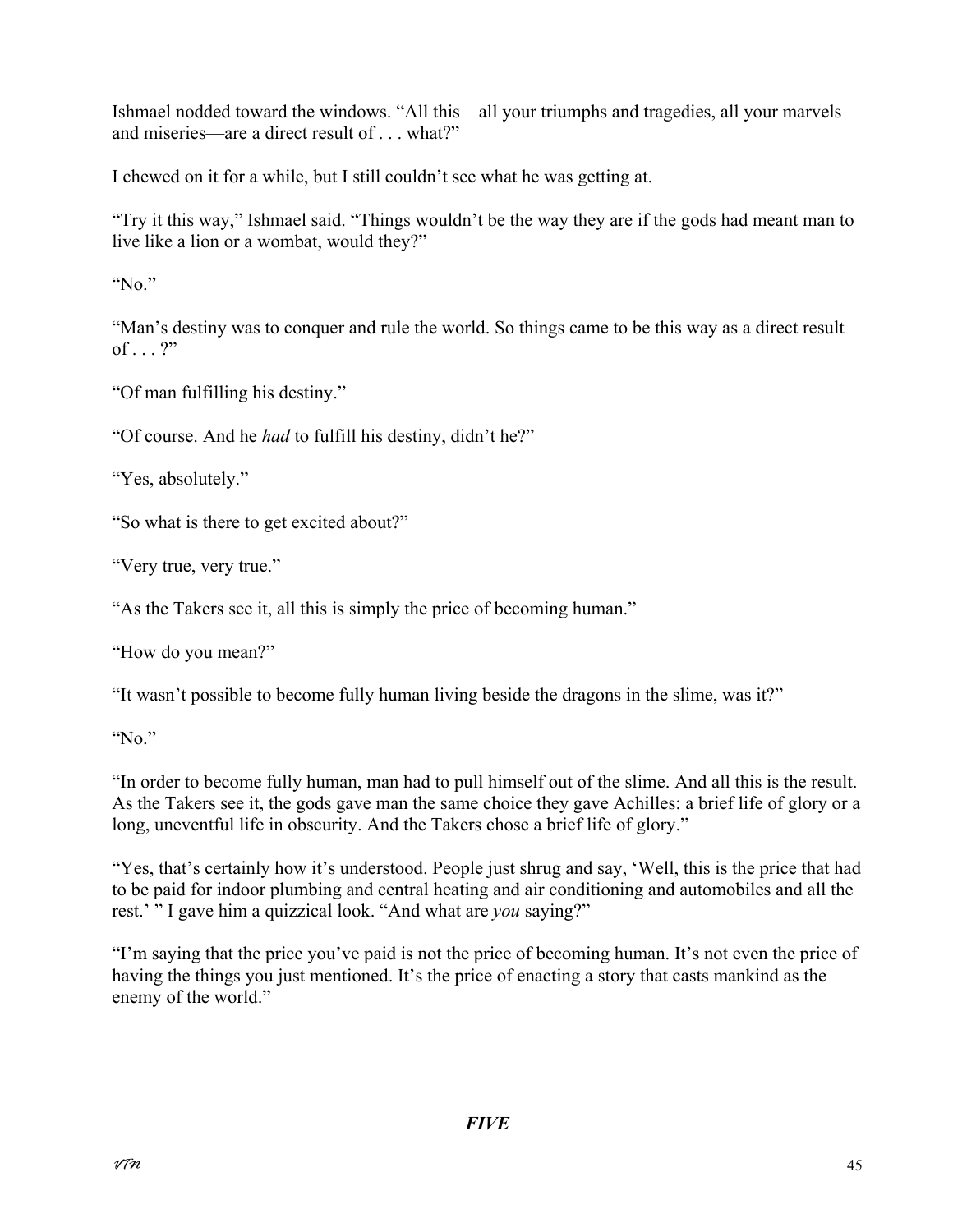Ishmael nodded toward the windows. “All this—all your triumphs and tragedies, all your marvels and miseries—are a direct result of . . . what?”

I chewed on it for a while, but I still couldn’t see what he was getting at.

“Try it this way,” Ishmael said. “Things wouldn’t be the way they are if the gods had meant man to live like a lion or a wombat, would they?”

“No.”

“Man’s destiny was to conquer and rule the world. So things came to be this way as a direct result of . . . ?”

“Of man fulfilling his destiny.”

“Of course. And he *had* to fulfill his destiny, didn’t he?”

“Yes, absolutely.”

“So what is there to get excited about?”

“Very true, very true.”

“As the Takers see it, all this is simply the price of becoming human.”

“How do you mean?”

“It wasn’t possible to become fully human living beside the dragons in the slime, was it?”

“No.”

“In order to become fully human, man had to pull himself out of the slime. And all this is the result. As the Takers see it, the gods gave man the same choice they gave Achilles: a brief life of glory or a long, uneventful life in obscurity. And the Takers chose a brief life of glory.”

“Yes, that’s certainly how it’s understood. People just shrug and say, ‘Well, this is the price that had to be paid for indoor plumbing and central heating and air conditioning and automobiles and all the rest.’ ” I gave him a quizzical look. “And what are *you* saying?”

“I’m saying that the price you’ve paid is not the price of becoming human. It’s not even the price of having the things you just mentioned. It’s the price of enacting a story that casts mankind as the enemy of the world.”

## *FIVE*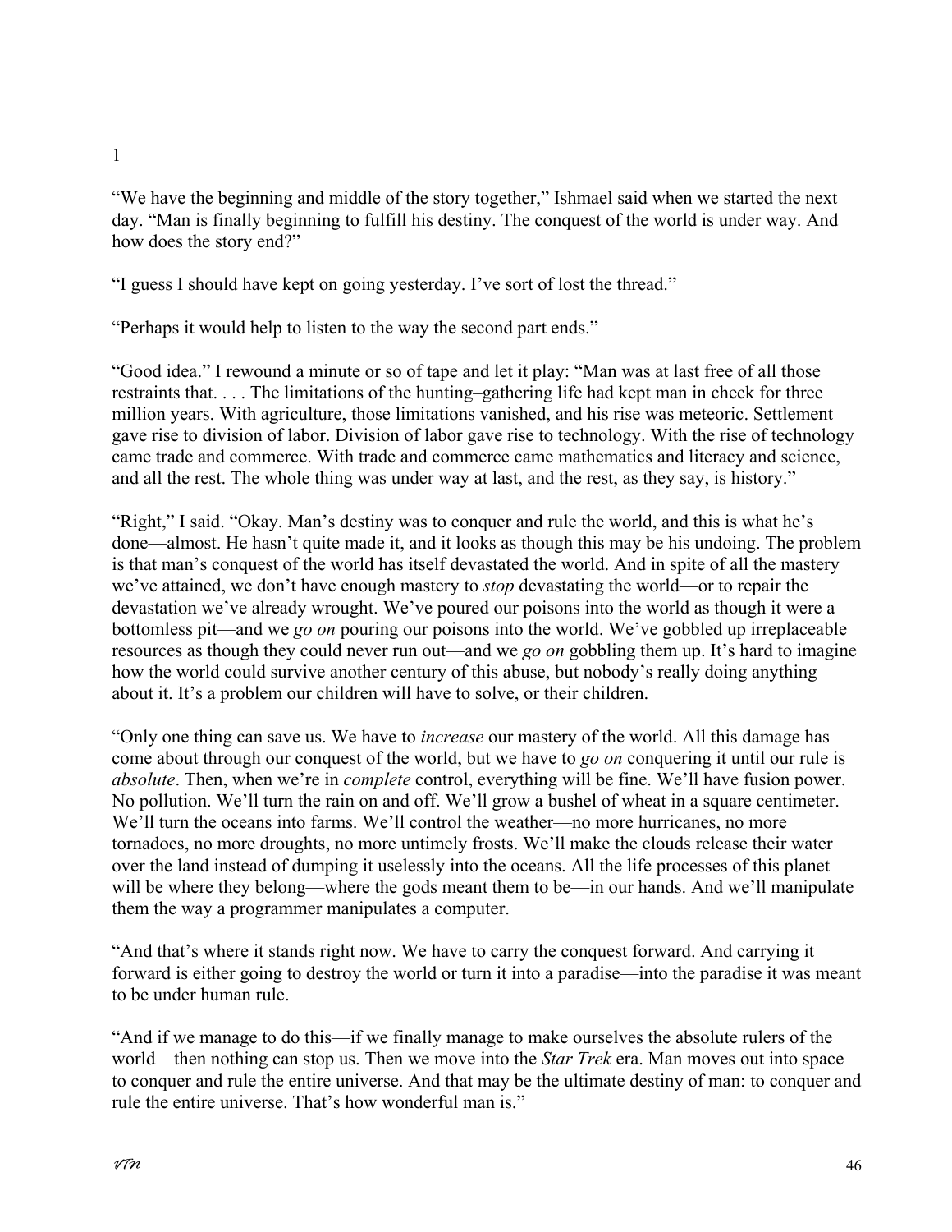1

"We have the beginning and middle of the story together," Ishmael said when we started the next day. "Man is finally beginning to fulfill his destiny. The conquest of the world is under way. And how does the story end?"

"I guess I should have kept on going yesterday. I've sort of lost the thread."

"Perhaps it would help to listen to the way the second part ends."

"Good idea." I rewound a minute or so of tape and let it play: "Man was at last free of all those restraints that. . . . The limitations of the hunting–gathering life had kept man in check for three million years. With agriculture, those limitations vanished, and his rise was meteoric. Settlement gave rise to division of labor. Division of labor gave rise to technology. With the rise of technology came trade and commerce. With trade and commerce came mathematics and literacy and science, and all the rest. The whole thing was under way at last, and the rest, as they say, is history."

"Right," I said. "Okay. Man's destiny was to conquer and rule the world, and this is what he's done—almost. He hasn't quite made it, and it looks as though this may be his undoing. The problem is that man's conquest of the world has itself devastated the world. And in spite of all the mastery we've attained, we don't have enough mastery to *stop* devastating the world—or to repair the devastation we've already wrought. We've poured our poisons into the world as though it were a bottomless pit—and we *go on* pouring our poisons into the world. We've gobbled up irreplaceable resources as though they could never run out—and we *go on* gobbling them up. It's hard to imagine how the world could survive another century of this abuse, but nobody's really doing anything about it. It's a problem our children will have to solve, or their children.

"Only one thing can save us. We have to *increase* our mastery of the world. All this damage has come about through our conquest of the world, but we have to *go on* conquering it until our rule is *absolute*. Then, when we're in *complete* control, everything will be fine. We'll have fusion power. No pollution. We'll turn the rain on and off. We'll grow a bushel of wheat in a square centimeter. We'll turn the oceans into farms. We'll control the weather—no more hurricanes, no more tornadoes, no more droughts, no more untimely frosts. We'll make the clouds release their water over the land instead of dumping it uselessly into the oceans. All the life processes of this planet will be where they belong—where the gods meant them to be—in our hands. And we'll manipulate them the way a programmer manipulates a computer.

"And that's where it stands right now. We have to carry the conquest forward. And carrying it forward is either going to destroy the world or turn it into a paradise—into the paradise it was meant to be under human rule.

"And if we manage to do this—if we finally manage to make ourselves the absolute rulers of the world—then nothing can stop us. Then we move into the *Star Trek* era. Man moves out into space to conquer and rule the entire universe. And that may be the ultimate destiny of man: to conquer and rule the entire universe. That's how wonderful man is."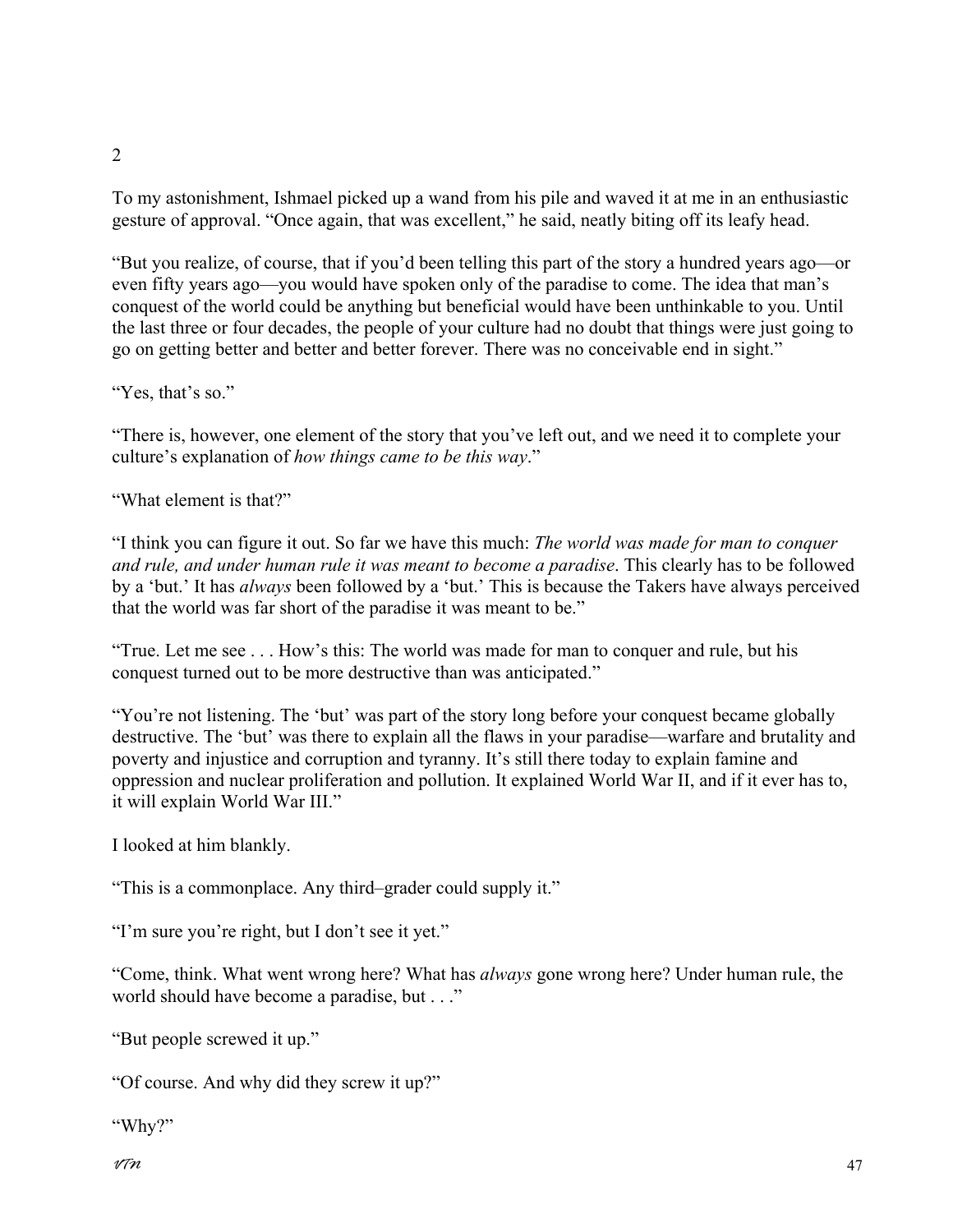## 2

To my astonishment, Ishmael picked up a wand from his pile and waved it at me in an enthusiastic gesture of approval. “Once again, that was excellent,” he said, neatly biting off its leafy head.

“But you realize, of course, that if you’d been telling this part of the story a hundred years ago—or even fifty years ago—you would have spoken only of the paradise to come. The idea that man’s conquest of the world could be anything but beneficial would have been unthinkable to you. Until the last three or four decades, the people of your culture had no doubt that things were just going to go on getting better and better and better forever. There was no conceivable end in sight.”

“Yes, that’s so.”

“There is, however, one element of the story that you’ve left out, and we need it to complete your culture’s explanation of *how things came to be this way*.”

“What element is that?”

“I think you can figure it out. So far we have this much: *The world was made for man to conquer and rule, and under human rule it was meant to become a paradise*. This clearly has to be followed by a ‘but.’ It has *always* been followed by a ‘but.’ This is because the Takers have always perceived that the world was far short of the paradise it was meant to be.”

“True. Let me see . . . How’s this: The world was made for man to conquer and rule, but his conquest turned out to be more destructive than was anticipated.”

“You’re not listening. The ‘but’ was part of the story long before your conquest became globally destructive. The ‘but’ was there to explain all the flaws in your paradise—warfare and brutality and poverty and injustice and corruption and tyranny. It’s still there today to explain famine and oppression and nuclear proliferation and pollution. It explained World War II, and if it ever has to, it will explain World War III.”

I looked at him blankly.

“This is a commonplace. Any third–grader could supply it.”

“I’m sure you’re right, but I don’t see it yet.”

“Come, think. What went wrong here? What has *always* gone wrong here? Under human rule, the world should have become a paradise, but . . .”

“But people screwed it up.”

“Of course. And why did they screw it up?”

“Why?”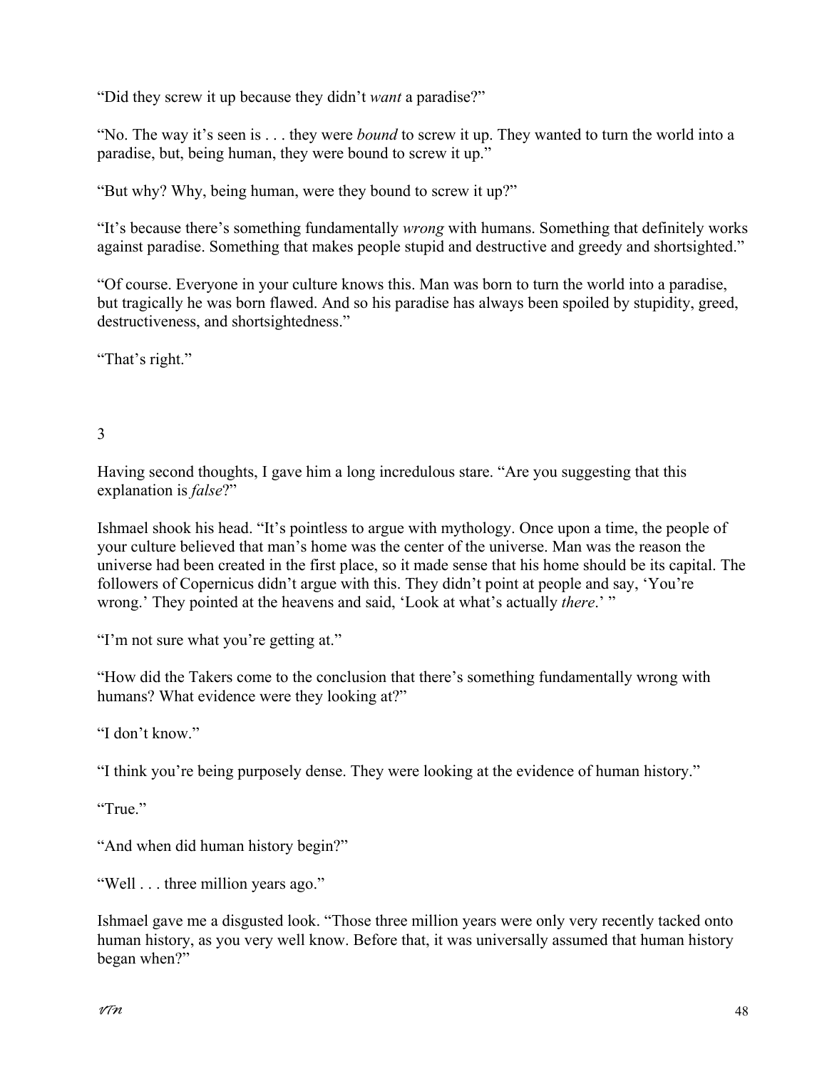"Did they screw it up because they didn't *want* a paradise?"

"No. The way it's seen is . . . they were *bound* to screw it up. They wanted to turn the world into a paradise, but, being human, they were bound to screw it up."

"But why? Why, being human, were they bound to screw it up?"

"It's because there's something fundamentally *wrong* with humans. Something that definitely works against paradise. Something that makes people stupid and destructive and greedy and shortsighted."

"Of course. Everyone in your culture knows this. Man was born to turn the world into a paradise, but tragically he was born flawed. And so his paradise has always been spoiled by stupidity, greed, destructiveness, and shortsightedness."

"That's right."

3

Having second thoughts, I gave him a long incredulous stare. "Are you suggesting that this explanation is *false*?"

Ishmael shook his head. "It's pointless to argue with mythology. Once upon a time, the people of your culture believed that man's home was the center of the universe. Man was the reason the universe had been created in the first place, so it made sense that his home should be its capital. The followers of Copernicus didn't argue with this. They didn't point at people and say, 'You're wrong.' They pointed at the heavens and said, 'Look at what's actually *there*.' "

"I'm not sure what you're getting at."

"How did the Takers come to the conclusion that there's something fundamentally wrong with humans? What evidence were they looking at?"

"I don't know."

"I think you're being purposely dense. They were looking at the evidence of human history."

"True."

"And when did human history begin?"

"Well . . . three million years ago."

Ishmael gave me a disgusted look. "Those three million years were only very recently tacked onto human history, as you very well know. Before that, it was universally assumed that human history began when?"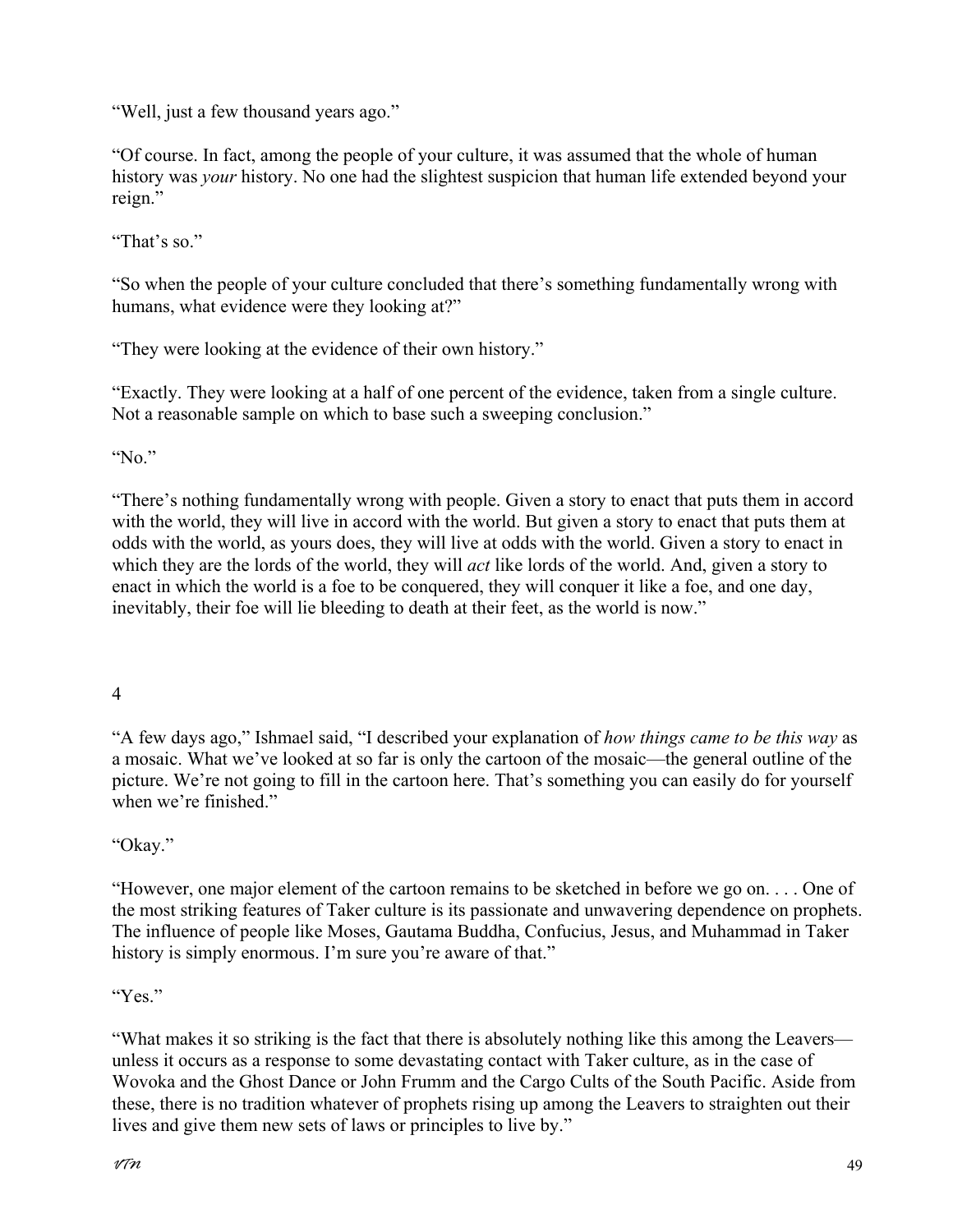"Well, just a few thousand years ago."

"Of course. In fact, among the people of your culture, it was assumed that the whole of human history was *your* history. No one had the slightest suspicion that human life extended beyond your reign."

"That's so."

"So when the people of your culture concluded that there's something fundamentally wrong with humans, what evidence were they looking at?"

"They were looking at the evidence of their own history."

"Exactly. They were looking at a half of one percent of the evidence, taken from a single culture. Not a reasonable sample on which to base such a sweeping conclusion."

"No."

"There's nothing fundamentally wrong with people. Given a story to enact that puts them in accord with the world, they will live in accord with the world. But given a story to enact that puts them at odds with the world, as yours does, they will live at odds with the world. Given a story to enact in which they are the lords of the world, they will *act* like lords of the world. And, given a story to enact in which the world is a foe to be conquered, they will conquer it like a foe, and one day, inevitably, their foe will lie bleeding to death at their feet, as the world is now."

## 4

"A few days ago," Ishmael said, "I described your explanation of *how things came to be this way* as a mosaic. What we've looked at so far is only the cartoon of the mosaic—the general outline of the picture. We're not going to fill in the cartoon here. That's something you can easily do for yourself when we're finished."

"Okay."

"However, one major element of the cartoon remains to be sketched in before we go on. . . . One of the most striking features of Taker culture is its passionate and unwavering dependence on prophets. The influence of people like Moses, Gautama Buddha, Confucius, Jesus, and Muhammad in Taker history is simply enormous. I'm sure you're aware of that."

"Yes."

"What makes it so striking is the fact that there is absolutely nothing like this among the Leavers—unless it occurs as a response to some devastating contact with Taker culture, as in the case of Wovoka and the Ghost Dance or John Frumm and the Cargo Cults of the South Pacific. Aside from these, there is no tradition whatever of prophets rising up among the Leavers to straighten out their lives and give them new sets of laws or principles to live by."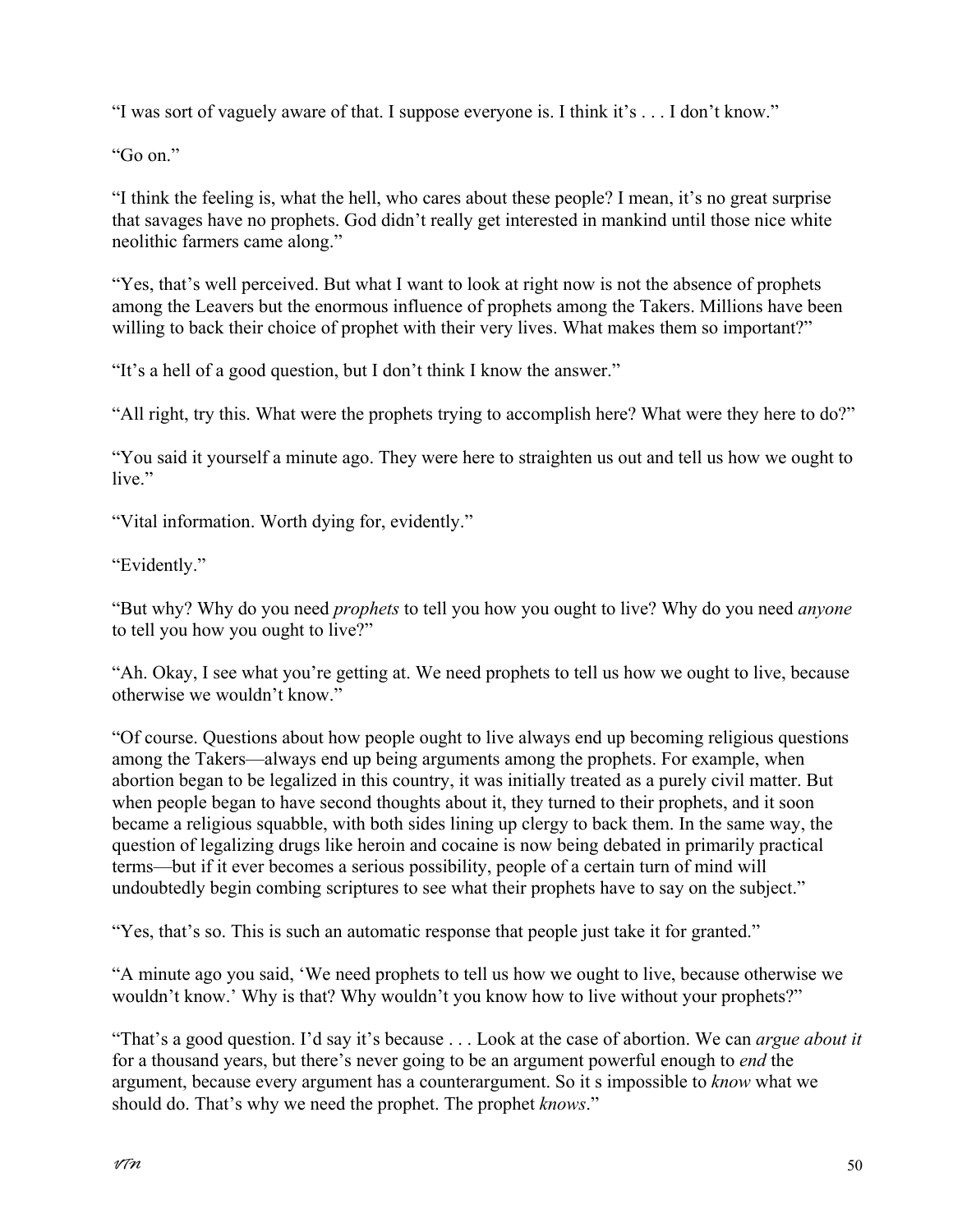"I was sort of vaguely aware of that. I suppose everyone is. I think it's . . . I don't know."

"Go on."

"I think the feeling is, what the hell, who cares about these people? I mean, it's no great surprise that savages have no prophets. God didn't really get interested in mankind until those nice white neolithic farmers came along."

"Yes, that's well perceived. But what I want to look at right now is not the absence of prophets among the Leavers but the enormous influence of prophets among the Takers. Millions have been willing to back their choice of prophet with their very lives. What makes them so important?"

"It's a hell of a good question, but I don't think I know the answer."

"All right, try this. What were the prophets trying to accomplish here? What were they here to do?"

"You said it yourself a minute ago. They were here to straighten us out and tell us how we ought to live."

"Vital information. Worth dying for, evidently."

"Evidently."

"But why? Why do you need *prophets* to tell you how you ought to live? Why do you need *anyone* to tell you how you ought to live?"

"Ah. Okay, I see what you're getting at. We need prophets to tell us how we ought to live, because otherwise we wouldn't know."

"Of course. Questions about how people ought to live always end up becoming religious questions among the Takers—always end up being arguments among the prophets. For example, when abortion began to be legalized in this country, it was initially treated as a purely civil matter. But when people began to have second thoughts about it, they turned to their prophets, and it soon became a religious squabble, with both sides lining up clergy to back them. In the same way, the question of legalizing drugs like heroin and cocaine is now being debated in primarily practical terms—but if it ever becomes a serious possibility, people of a certain turn of mind will undoubtedly begin combing scriptures to see what their prophets have to say on the subject."

"Yes, that's so. This is such an automatic response that people just take it for granted."

"A minute ago you said, 'We need prophets to tell us how we ought to live, because otherwise we wouldn't know.' Why is that? Why wouldn't you know how to live without your prophets?"

"That's a good question. I'd say it's because . . . Look at the case of abortion. We can *argue about it* for a thousand years, but there's never going to be an argument powerful enough to *end* the argument, because every argument has a counterargument. So it s impossible to *know* what we should do. That's why we need the prophet. The prophet *knows*."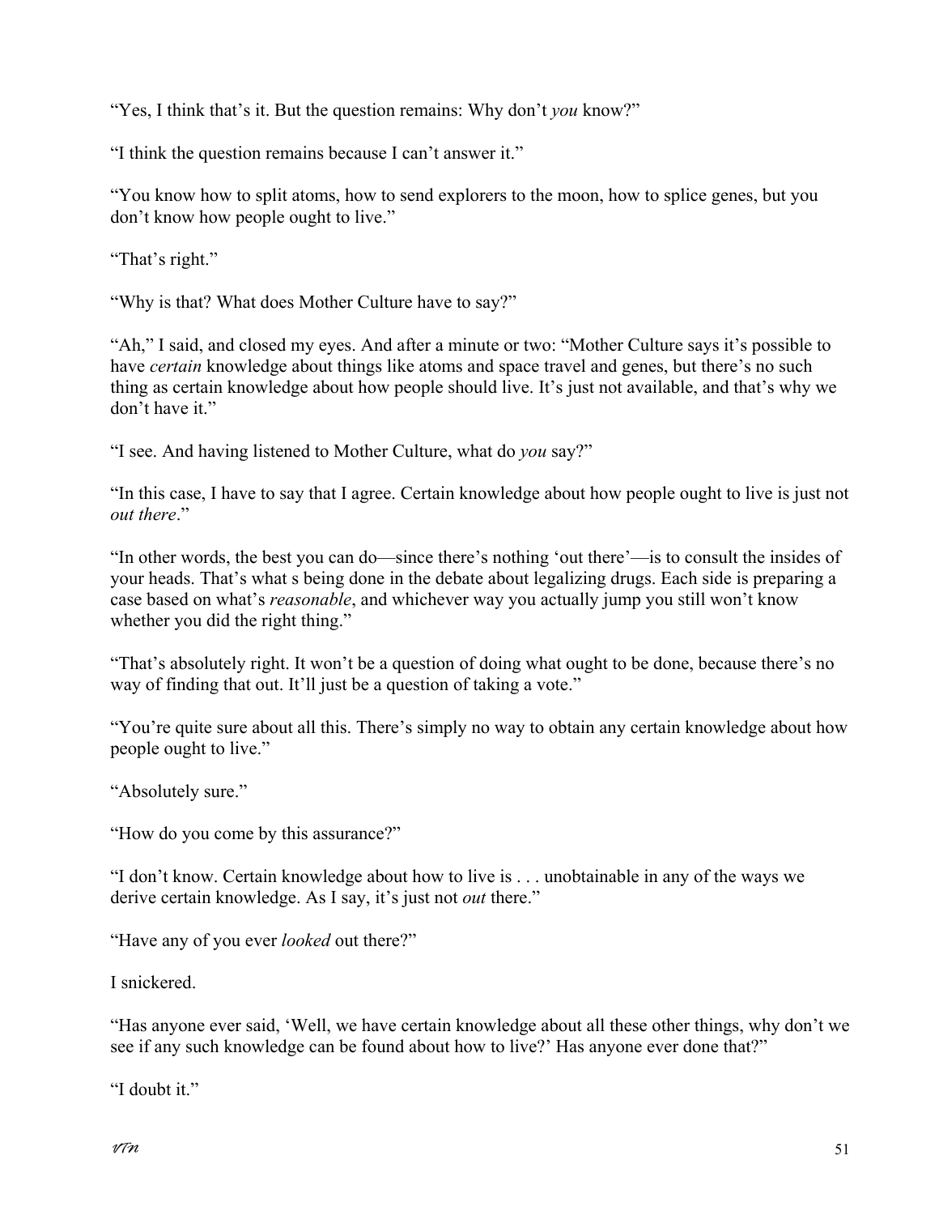"Yes, I think that's it. But the question remains: Why don't *you* know?"

"I think the question remains because I can't answer it."

"You know how to split atoms, how to send explorers to the moon, how to splice genes, but you don't know how people ought to live."

"That's right."

"Why is that? What does Mother Culture have to say?"

"Ah," I said, and closed my eyes. And after a minute or two: "Mother Culture says it's possible to have *certain* knowledge about things like atoms and space travel and genes, but there's no such thing as certain knowledge about how people should live. It's just not available, and that's why we don't have it."

"I see. And having listened to Mother Culture, what do *you* say?"

"In this case, I have to say that I agree. Certain knowledge about how people ought to live is just not *out there*."

"In other words, the best you can do—since there's nothing 'out there'—is to consult the insides of your heads. That's what s being done in the debate about legalizing drugs. Each side is preparing a case based on what's *reasonable*, and whichever way you actually jump you still won't know whether you did the right thing."

"That's absolutely right. It won't be a question of doing what ought to be done, because there's no way of finding that out. It'll just be a question of taking a vote."

"You're quite sure about all this. There's simply no way to obtain any certain knowledge about how people ought to live."

"Absolutely sure."

"How do you come by this assurance?"

"I don't know. Certain knowledge about how to live is . . . unobtainable in any of the ways we derive certain knowledge. As I say, it's just not *out* there."

"Have any of you ever *looked* out there?"

I snickered.

"Has anyone ever said, 'Well, we have certain knowledge about all these other things, why don't we see if any such knowledge can be found about how to live?' Has anyone ever done that?"

"I doubt it."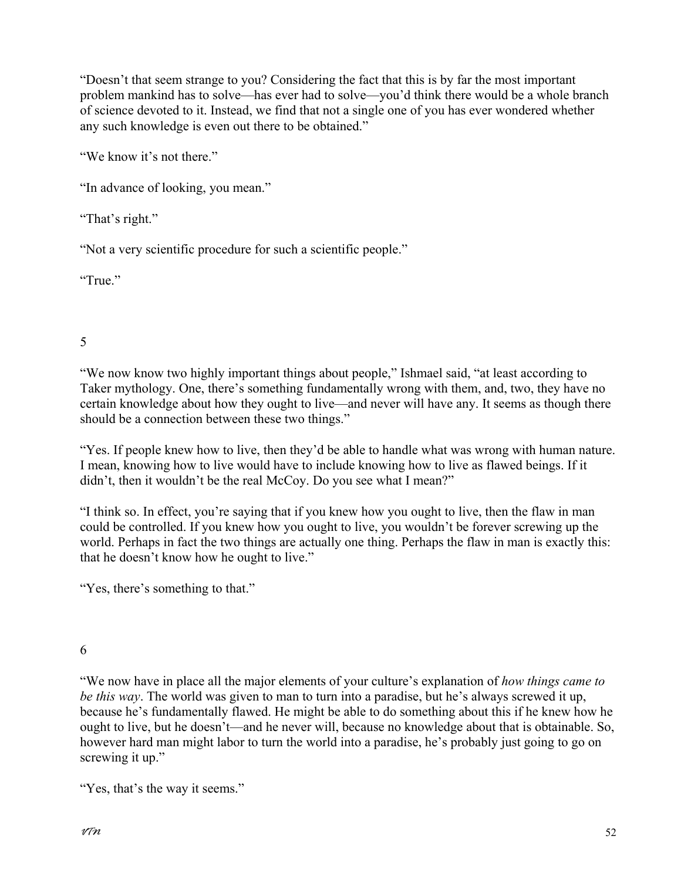"Doesn't that seem strange to you? Considering the fact that this is by far the most important problem mankind has to solve—has ever had to solve—you'd think there would be a whole branch of science devoted to it. Instead, we find that not a single one of you has ever wondered whether any such knowledge is even out there to be obtained."

"We know it's not there."

"In advance of looking, you mean."

"That's right."

"Not a very scientific procedure for such a scientific people."

"True."

5

"We now know two highly important things about people," Ishmael said, "at least according to Taker mythology. One, there's something fundamentally wrong with them, and, two, they have no certain knowledge about how they ought to live—and never will have any. It seems as though there should be a connection between these two things."

"Yes. If people knew how to live, then they'd be able to handle what was wrong with human nature. I mean, knowing how to live would have to include knowing how to live as flawed beings. If it didn't, then it wouldn't be the real McCoy. Do you see what I mean?"

"I think so. In effect, you're saying that if you knew how you ought to live, then the flaw in man could be controlled. If you knew how you ought to live, you wouldn't be forever screwing up the world. Perhaps in fact the two things are actually one thing. Perhaps the flaw in man is exactly this: that he doesn't know how he ought to live."

"Yes, there's something to that."

6

"We now have in place all the major elements of your culture's explanation of *how things came to be this way*. The world was given to man to turn into a paradise, but he's always screwed it up, because he's fundamentally flawed. He might be able to do something about this if he knew how he ought to live, but he doesn't—and he never will, because no knowledge about that is obtainable. So, however hard man might labor to turn the world into a paradise, he's probably just going to go on screwing it up."

"Yes, that's the way it seems."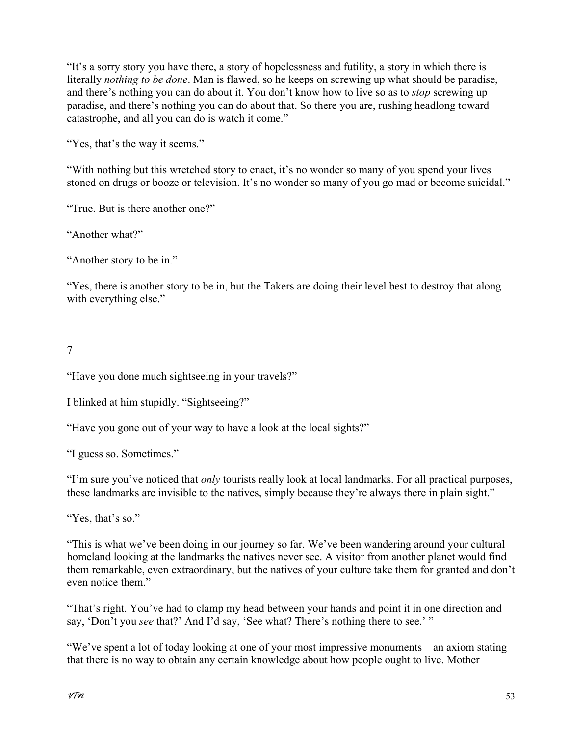"It's a sorry story you have there, a story of hopelessness and futility, a story in which there is literally *nothing to be done*. Man is flawed, so he keeps on screwing up what should be paradise, and there's nothing you can do about it. You don't know how to live so as to *stop* screwing up paradise, and there's nothing you can do about that. So there you are, rushing headlong toward catastrophe, and all you can do is watch it come."

"Yes, that's the way it seems."

"With nothing but this wretched story to enact, it's no wonder so many of you spend your lives stoned on drugs or booze or television. It's no wonder so many of you go mad or become suicidal."

"True. But is there another one?"

"Another what?"

"Another story to be in."

"Yes, there is another story to be in, but the Takers are doing their level best to destroy that along with everything else."

## 7

"Have you done much sightseeing in your travels?"

I blinked at him stupidly. "Sightseeing?"

"Have you gone out of your way to have a look at the local sights?"

"I guess so. Sometimes."

"I'm sure you've noticed that *only* tourists really look at local landmarks. For all practical purposes, these landmarks are invisible to the natives, simply because they're always there in plain sight."

"Yes, that's so."

"This is what we've been doing in our journey so far. We've been wandering around your cultural homeland looking at the landmarks the natives never see. A visitor from another planet would find them remarkable, even extraordinary, but the natives of your culture take them for granted and don't even notice them."

"That's right. You've had to clamp my head between your hands and point it in one direction and say, 'Don't you *see* that?' And I'd say, 'See what? There's nothing there to see.' "

"We've spent a lot of today looking at one of your most impressive monuments—an axiom stating that there is no way to obtain any certain knowledge about how people ought to live. Mother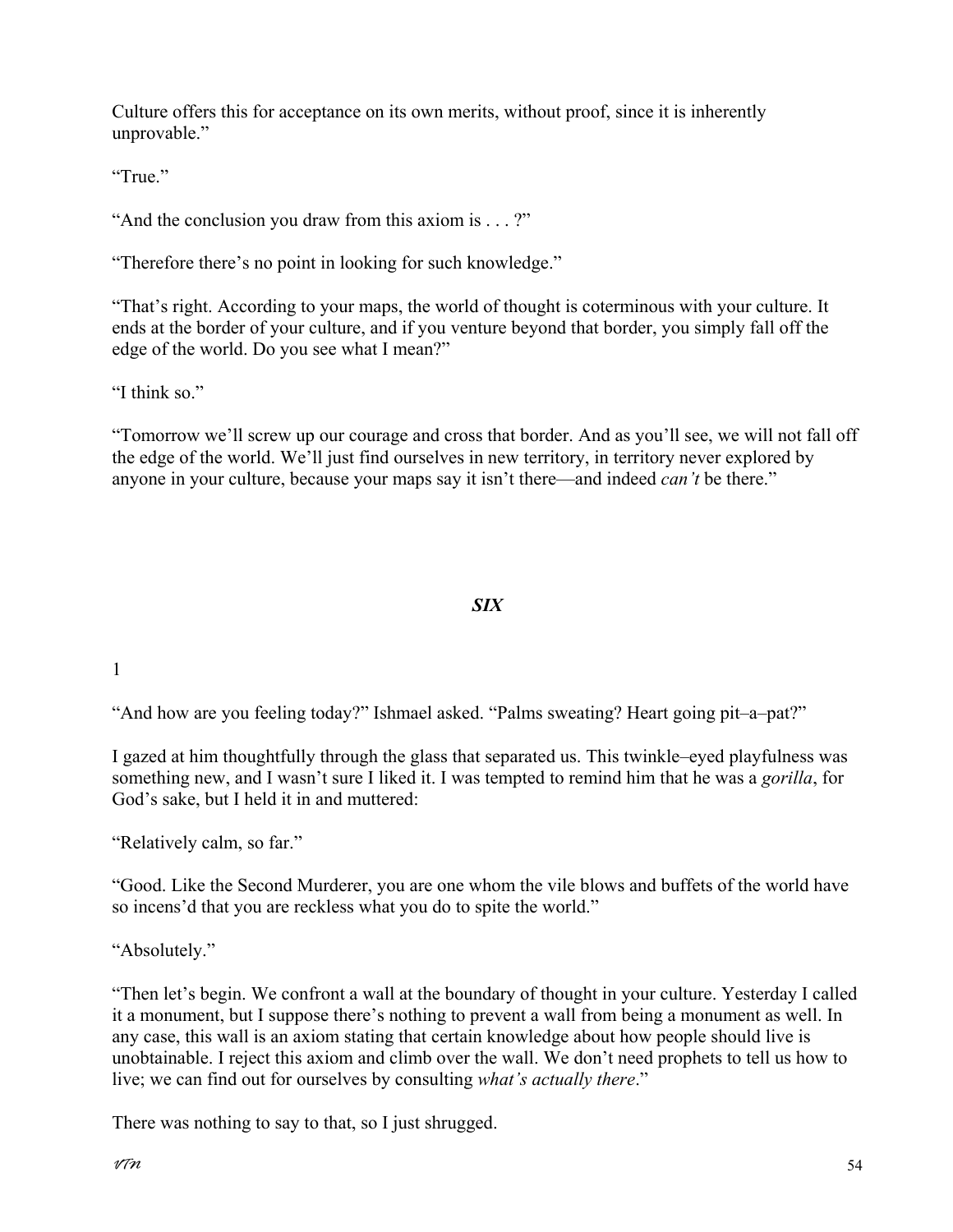Culture offers this for acceptance on its own merits, without proof, since it is inherently unprovable."

"True."

"And the conclusion you draw from this axiom is . . . ?"

"Therefore there's no point in looking for such knowledge."

"That's right. According to your maps, the world of thought is coterminous with your culture. It ends at the border of your culture, and if you venture beyond that border, you simply fall off the edge of the world. Do you see what I mean?"

"I think so."

"Tomorrow we'll screw up our courage and cross that border. And as you'll see, we will not fall off the edge of the world. We'll just find ourselves in new territory, in territory never explored by anyone in your culture, because your maps say it isn't there—and indeed *can't* be there."

## *SIX*

1

"And how are you feeling today?" Ishmael asked. "Palms sweating? Heart going pit–a–pat?"

I gazed at him thoughtfully through the glass that separated us. This twinkle–eyed playfulness was something new, and I wasn't sure I liked it. I was tempted to remind him that he was a *gorilla*, for God's sake, but I held it in and muttered:

"Relatively calm, so far."

"Good. Like the Second Murderer, you are one whom the vile blows and buffets of the world have so incens'd that you are reckless what you do to spite the world."

"Absolutely."

"Then let's begin. We confront a wall at the boundary of thought in your culture. Yesterday I called it a monument, but I suppose there's nothing to prevent a wall from being a monument as well. In any case, this wall is an axiom stating that certain knowledge about how people should live is unobtainable. I reject this axiom and climb over the wall. We don't need prophets to tell us how to live; we can find out for ourselves by consulting *what's actually there*."

There was nothing to say to that, so I just shrugged.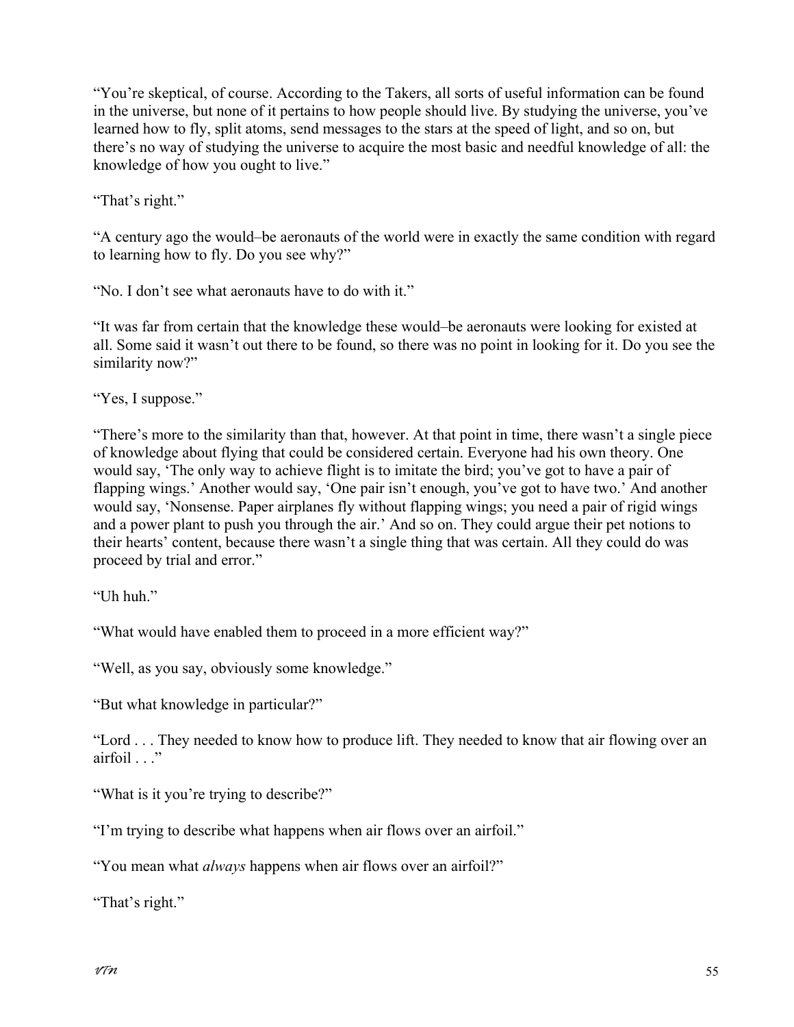“You’re skeptical, of course. According to the Takers, all sorts of useful information can be found in the universe, but none of it pertains to how people should live. By studying the universe, you’ve learned how to fly, split atoms, send messages to the stars at the speed of light, and so on, but there’s no way of studying the universe to acquire the most basic and needful knowledge of all: the knowledge of how you ought to live.”

“That’s right.”

“A century ago the would–be aeronauts of the world were in exactly the same condition with regard to learning how to fly. Do you see why?”

“No. I don’t see what aeronauts have to do with it.”

“It was far from certain that the knowledge these would–be aeronauts were looking for existed at all. Some said it wasn’t out there to be found, so there was no point in looking for it. Do you see the similarity now?”

“Yes, I suppose.”

“There’s more to the similarity than that, however. At that point in time, there wasn’t a single piece of knowledge about flying that could be considered certain. Everyone had his own theory. One would say, ‘The only way to achieve flight is to imitate the bird; you’ve got to have a pair of flapping wings.’ Another would say, ‘One pair isn’t enough, you’ve got to have two.’ And another would say, ‘Nonsense. Paper airplanes fly without flapping wings; you need a pair of rigid wings and a power plant to push you through the air.’ And so on. They could argue their pet notions to their hearts’ content, because there wasn’t a single thing that was certain. All they could do was proceed by trial and error.”

“Uh huh.”

“What would have enabled them to proceed in a more efficient way?”

“Well, as you say, obviously some knowledge.”

“But what knowledge in particular?”

“Lord . . . They needed to know how to produce lift. They needed to know that air flowing over an airfoil . . .”

“What is it you’re trying to describe?”

“I’m trying to describe what happens when air flows over an airfoil.”

“You mean what *always* happens when air flows over an airfoil?”

“That’s right.”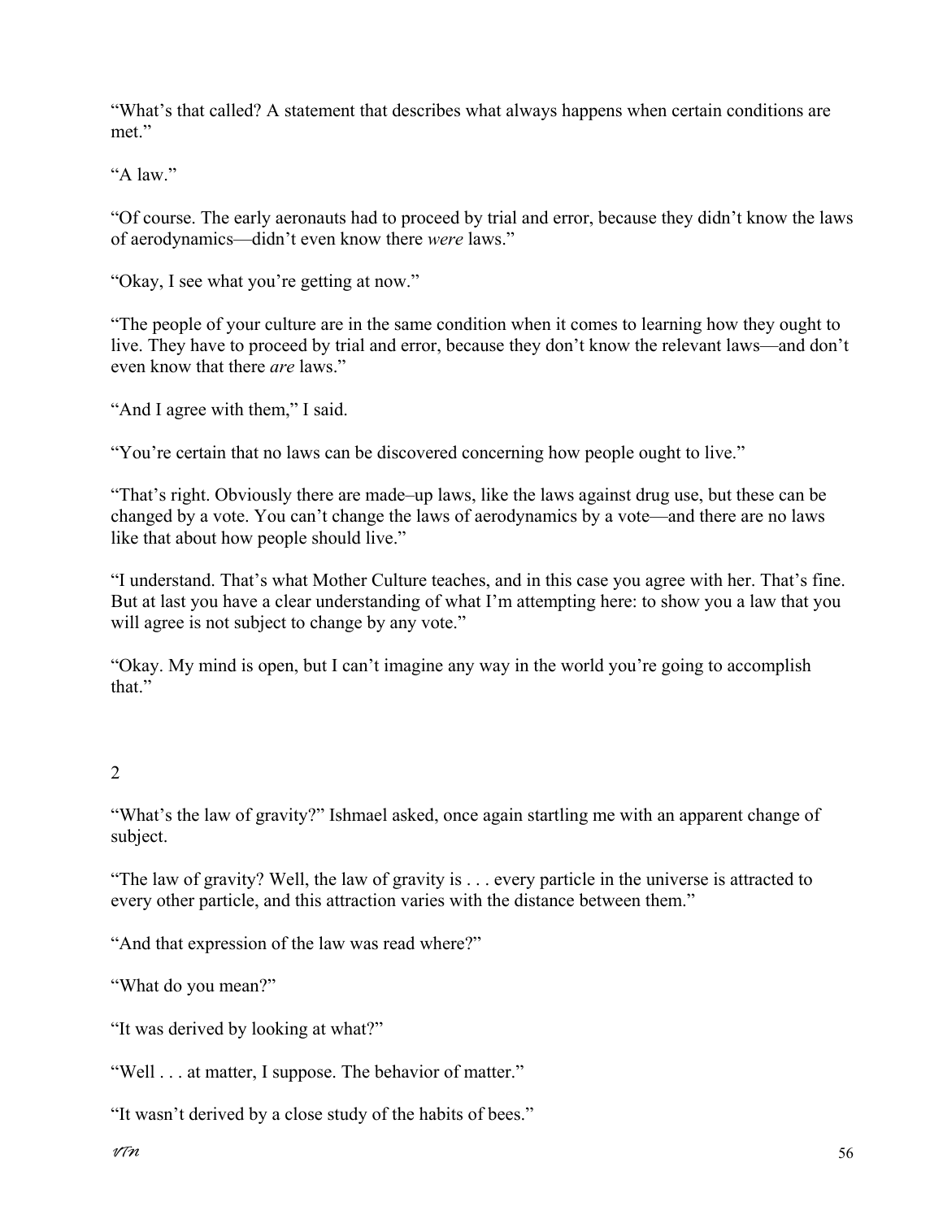"What's that called? A statement that describes what always happens when certain conditions are met."

"A law."

"Of course. The early aeronauts had to proceed by trial and error, because they didn't know the laws of aerodynamics—didn't even know there *were* laws."

"Okay, I see what you're getting at now."

"The people of your culture are in the same condition when it comes to learning how they ought to live. They have to proceed by trial and error, because they don't know the relevant laws—and don't even know that there *are* laws."

"And I agree with them," I said.

"You're certain that no laws can be discovered concerning how people ought to live."

"That's right. Obviously there are made–up laws, like the laws against drug use, but these can be changed by a vote. You can't change the laws of aerodynamics by a vote—and there are no laws like that about how people should live."

"I understand. That's what Mother Culture teaches, and in this case you agree with her. That's fine. But at last you have a clear understanding of what I'm attempting here: to show you a law that you will agree is not subject to change by any vote."

"Okay. My mind is open, but I can't imagine any way in the world you're going to accomplish that."

## 2

"What's the law of gravity?" Ishmael asked, once again startling me with an apparent change of subject.

"The law of gravity? Well, the law of gravity is . . . every particle in the universe is attracted to every other particle, and this attraction varies with the distance between them."

"And that expression of the law was read where?"

"What do you mean?"

"It was derived by looking at what?"

"Well . . . at matter, I suppose. The behavior of matter."

"It wasn't derived by a close study of the habits of bees."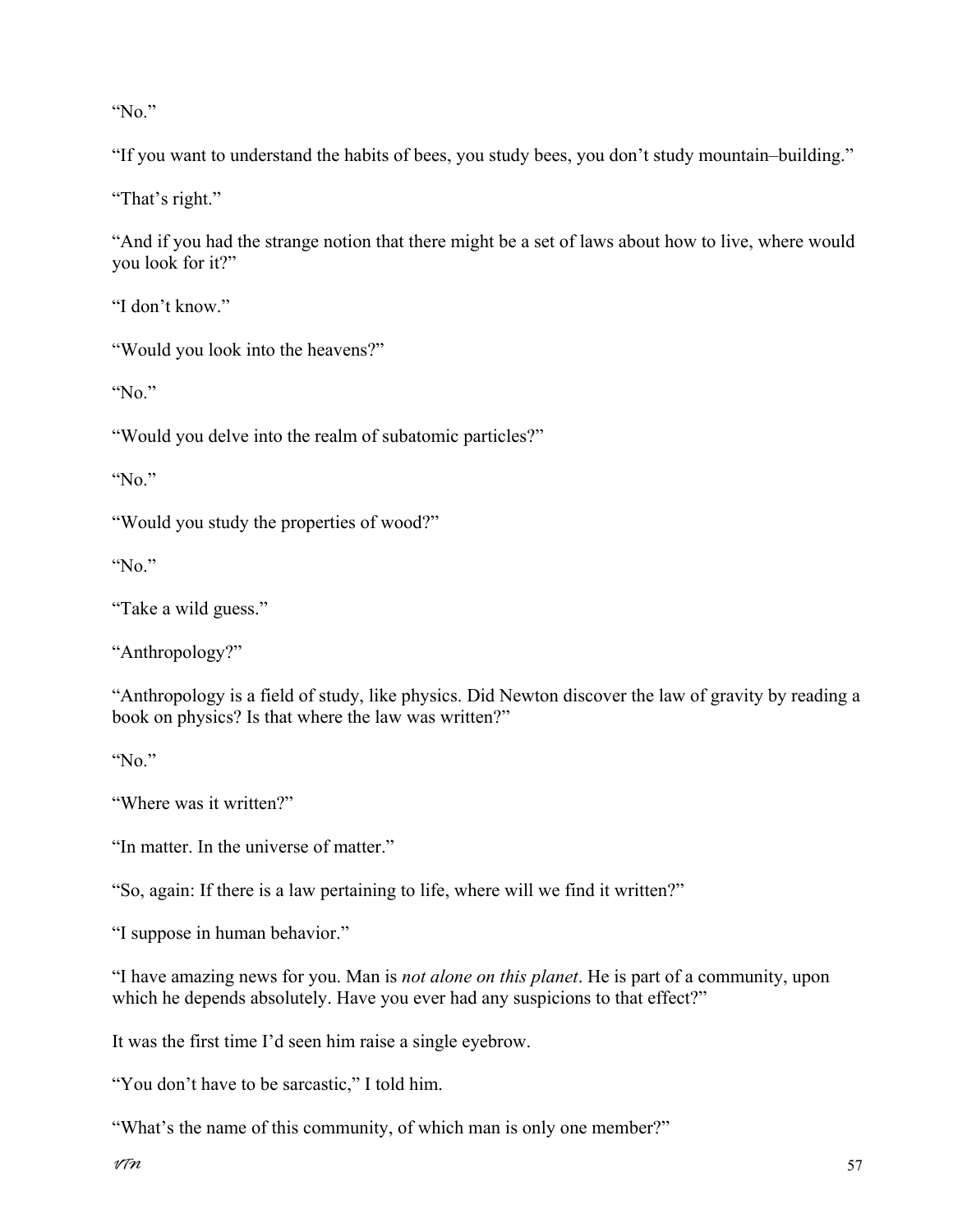"No."

"If you want to understand the habits of bees, you study bees, you don't study mountain–building."

"That's right."

"And if you had the strange notion that there might be a set of laws about how to live, where would you look for it?"

"I don't know."

"Would you look into the heavens?"

"No."

"Would you delve into the realm of subatomic particles?"

"No."

"Would you study the properties of wood?"

"No."

"Take a wild guess."

"Anthropology?"

"Anthropology is a field of study, like physics. Did Newton discover the law of gravity by reading a book on physics? Is that where the law was written?"

"No."

"Where was it written?"

"In matter. In the universe of matter."

"So, again: If there is a law pertaining to life, where will we find it written?"

"I suppose in human behavior."

"I have amazing news for you. Man is *not alone on this planet*. He is part of a community, upon which he depends absolutely. Have you ever had any suspicions to that effect?"

It was the first time I'd seen him raise a single eyebrow.

"You don't have to be sarcastic," I told him.

"What's the name of this community, of which man is only one member?"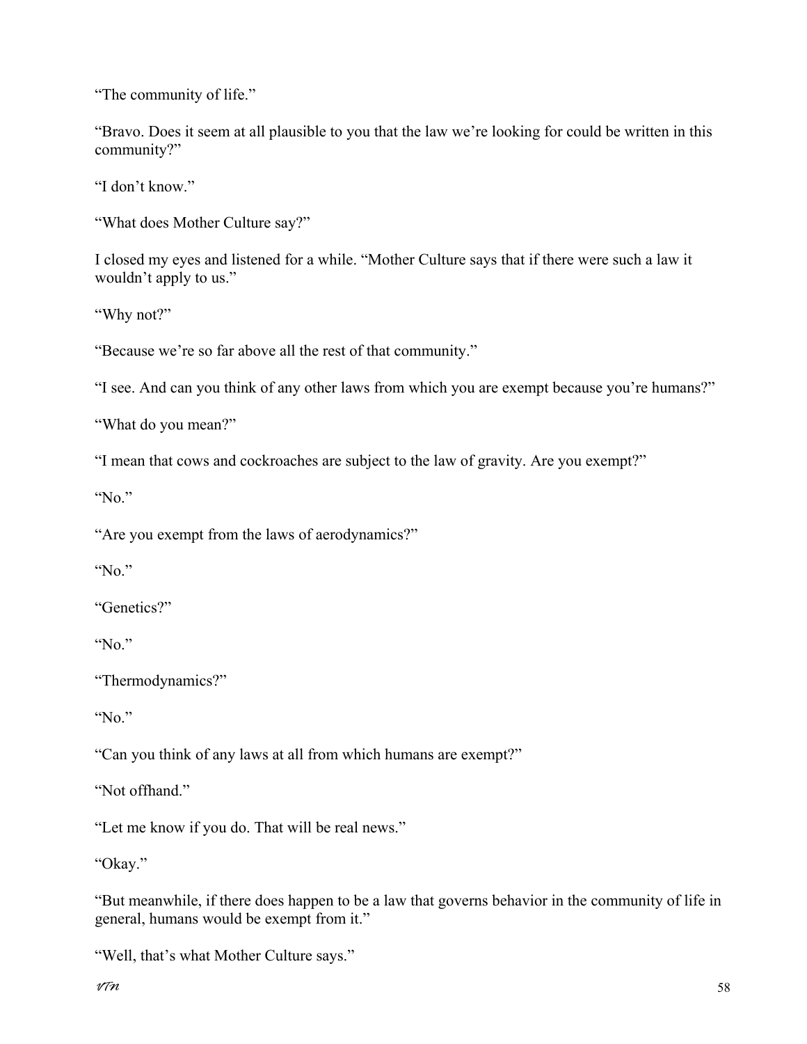"The community of life."

"Bravo. Does it seem at all plausible to you that the law we're looking for could be written in this community?"

"I don't know."

"What does Mother Culture say?"

I closed my eyes and listened for a while. "Mother Culture says that if there were such a law it wouldn't apply to us."

"Why not?"

"Because we're so far above all the rest of that community."

"I see. And can you think of any other laws from which you are exempt because you're humans?"

"What do you mean?"

"I mean that cows and cockroaches are subject to the law of gravity. Are you exempt?"

"No."

"Are you exempt from the laws of aerodynamics?"

"No."

"Genetics?"

"No."

"Thermodynamics?"

"No."

"Can you think of any laws at all from which humans are exempt?"

"Not offhand."

"Let me know if you do. That will be real news."

"Okay."

"But meanwhile, if there does happen to be a law that governs behavior in the community of life in general, humans would be exempt from it."

"Well, that's what Mother Culture says."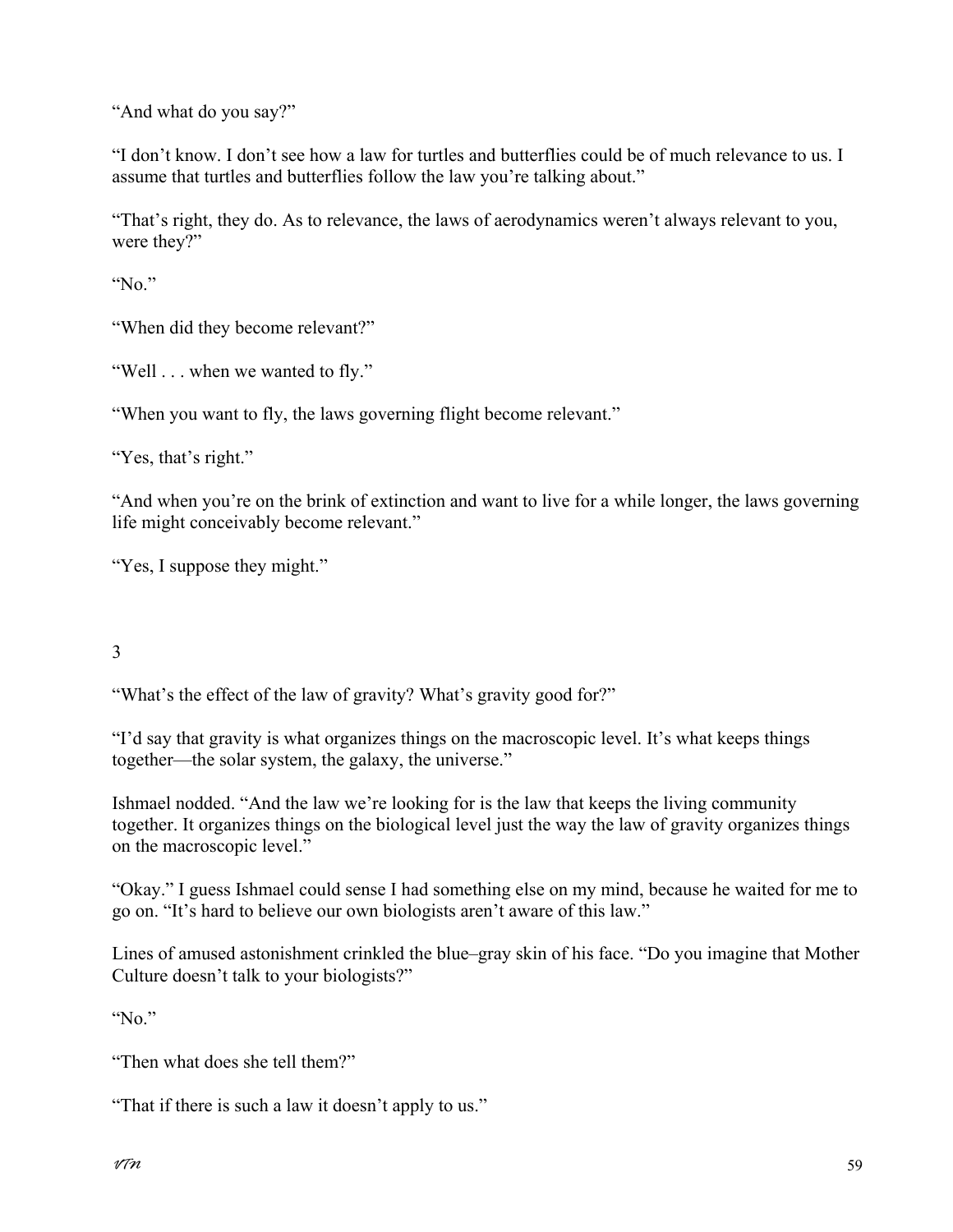"And what do you say?"

"I don't know. I don't see how a law for turtles and butterflies could be of much relevance to us. I assume that turtles and butterflies follow the law you're talking about."

"That's right, they do. As to relevance, the laws of aerodynamics weren't always relevant to you, were they?"

"No."

"When did they become relevant?"

"Well . . . when we wanted to fly."

"When you want to fly, the laws governing flight become relevant."

"Yes, that's right."

"And when you're on the brink of extinction and want to live for a while longer, the laws governing life might conceivably become relevant."

"Yes, I suppose they might."

3

"What's the effect of the law of gravity? What's gravity good for?"

"I'd say that gravity is what organizes things on the macroscopic level. It's what keeps things together—the solar system, the galaxy, the universe."

Ishmael nodded. "And the law we're looking for is the law that keeps the living community together. It organizes things on the biological level just the way the law of gravity organizes things on the macroscopic level."

"Okay." I guess Ishmael could sense I had something else on my mind, because he waited for me to go on. "It's hard to believe our own biologists aren't aware of this law."

Lines of amused astonishment crinkled the blue–gray skin of his face. "Do you imagine that Mother Culture doesn't talk to your biologists?"

"No."

"Then what does she tell them?"

"That if there is such a law it doesn't apply to us."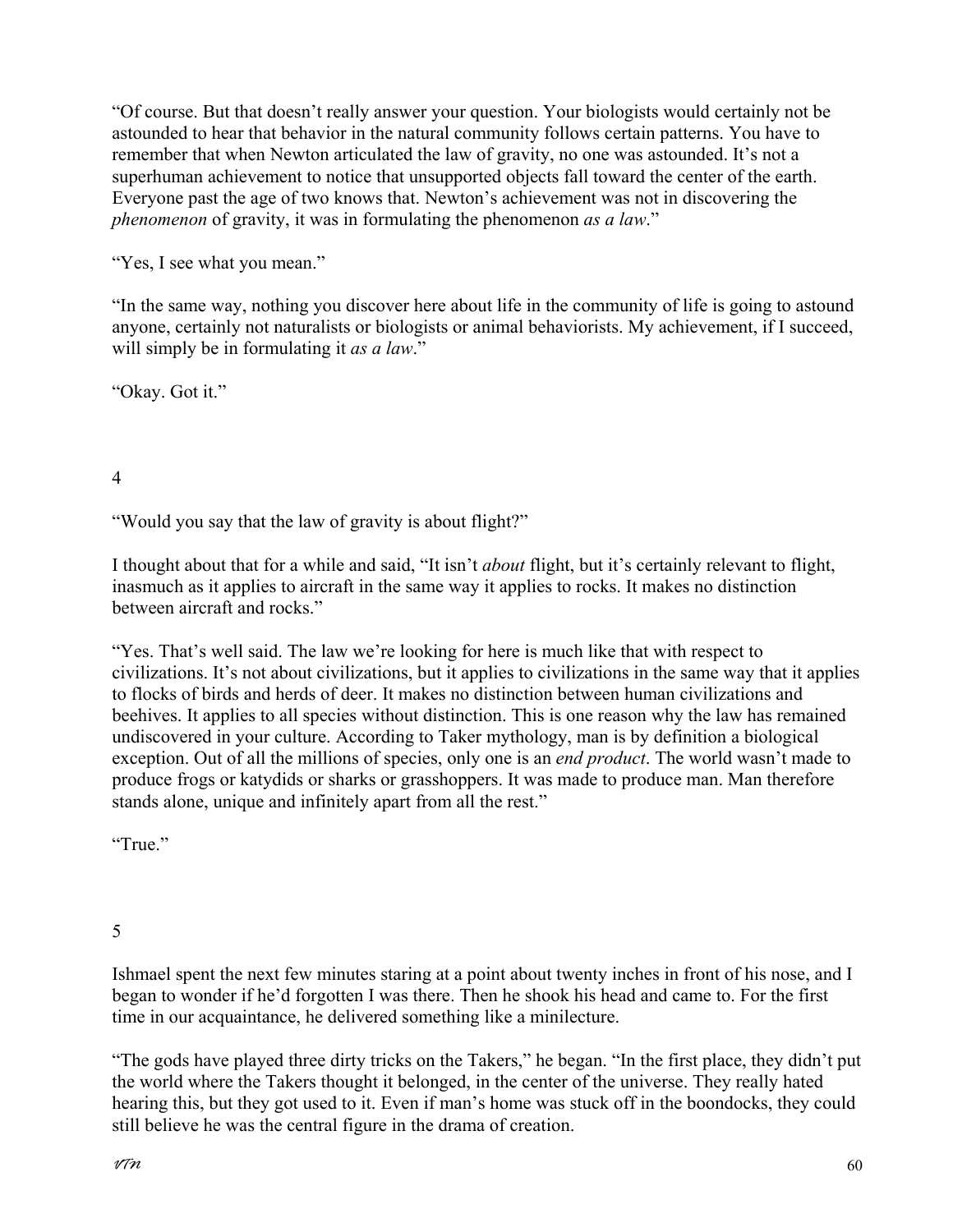"Of course. But that doesn't really answer your question. Your biologists would certainly not be astounded to hear that behavior in the natural community follows certain patterns. You have to remember that when Newton articulated the law of gravity, no one was astounded. It's not a superhuman achievement to notice that unsupported objects fall toward the center of the earth. Everyone past the age of two knows that. Newton's achievement was not in discovering the *phenomenon* of gravity, it was in formulating the phenomenon *as a law*."

"Yes, I see what you mean."

"In the same way, nothing you discover here about life in the community of life is going to astound anyone, certainly not naturalists or biologists or animal behaviorists. My achievement, if I succeed, will simply be in formulating it *as a law*."

"Okay. Got it."

## 4

"Would you say that the law of gravity is about flight?"

I thought about that for a while and said, "It isn't *about* flight, but it's certainly relevant to flight, inasmuch as it applies to aircraft in the same way it applies to rocks. It makes no distinction between aircraft and rocks."

"Yes. That's well said. The law we're looking for here is much like that with respect to civilizations. It's not about civilizations, but it applies to civilizations in the same way that it applies to flocks of birds and herds of deer. It makes no distinction between human civilizations and beehives. It applies to all species without distinction. This is one reason why the law has remained undiscovered in your culture. According to Taker mythology, man is by definition a biological exception. Out of all the millions of species, only one is an *end product*. The world wasn't made to produce frogs or katydids or sharks or grasshoppers. It was made to produce man. Man therefore stands alone, unique and infinitely apart from all the rest."

"True."

## 5

Ishmael spent the next few minutes staring at a point about twenty inches in front of his nose, and I began to wonder if he'd forgotten I was there. Then he shook his head and came to. For the first time in our acquaintance, he delivered something like a minilecture.

"The gods have played three dirty tricks on the Takers," he began. "In the first place, they didn't put the world where the Takers thought it belonged, in the center of the universe. They really hated hearing this, but they got used to it. Even if man's home was stuck off in the boondocks, they could still believe he was the central figure in the drama of creation.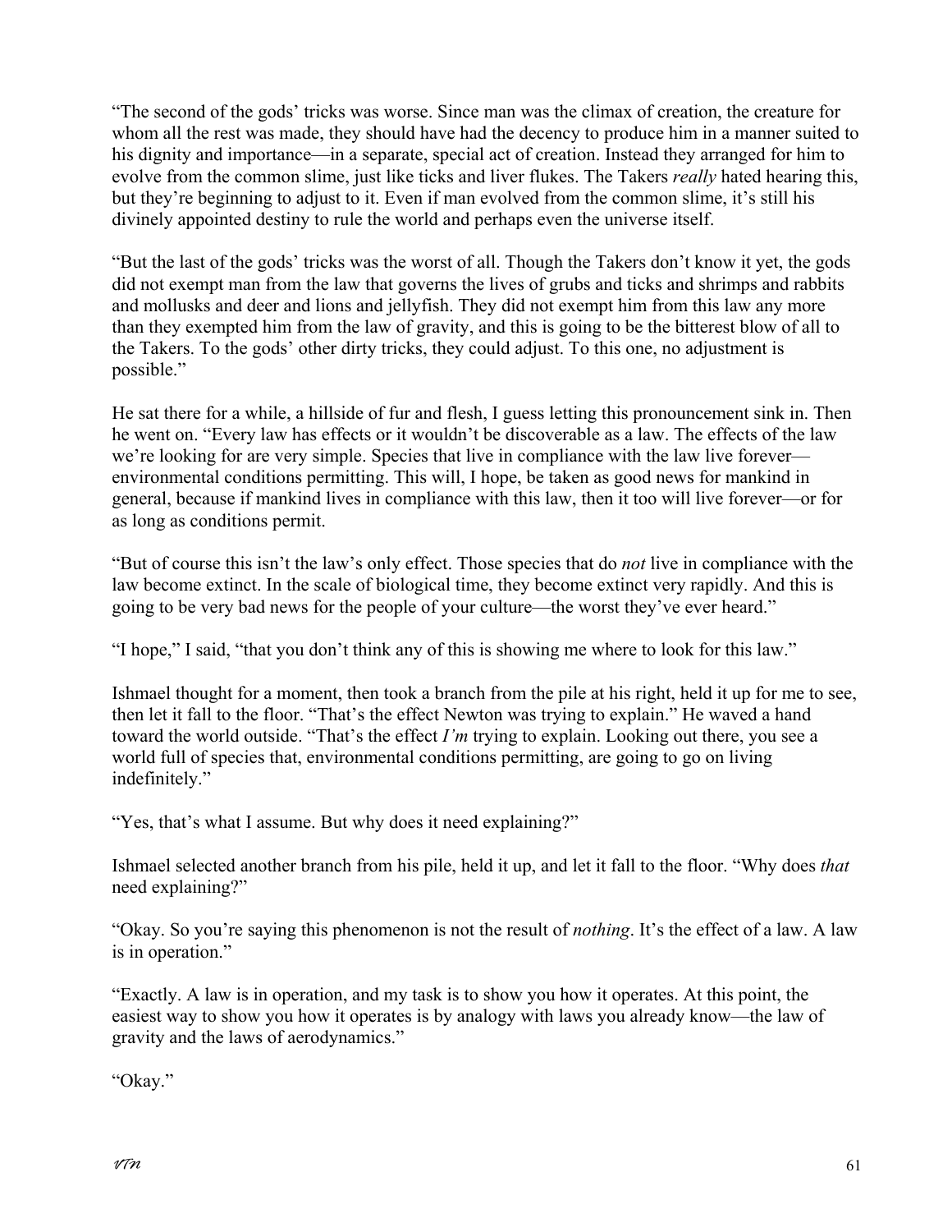"The second of the gods' tricks was worse. Since man was the climax of creation, the creature for whom all the rest was made, they should have had the decency to produce him in a manner suited to his dignity and importance—in a separate, special act of creation. Instead they arranged for him to evolve from the common slime, just like ticks and liver flukes. The Takers *really* hated hearing this, but they're beginning to adjust to it. Even if man evolved from the common slime, it's still his divinely appointed destiny to rule the world and perhaps even the universe itself.

"But the last of the gods' tricks was the worst of all. Though the Takers don't know it yet, the gods did not exempt man from the law that governs the lives of grubs and ticks and shrimps and rabbits and mollusks and deer and lions and jellyfish. They did not exempt him from this law any more than they exempted him from the law of gravity, and this is going to be the bitterest blow of all to the Takers. To the gods' other dirty tricks, they could adjust. To this one, no adjustment is possible."

He sat there for a while, a hillside of fur and flesh, I guess letting this pronouncement sink in. Then he went on. "Every law has effects or it wouldn't be discoverable as a law. The effects of the law we're looking for are very simple. Species that live in compliance with the law live forever—environmental conditions permitting. This will, I hope, be taken as good news for mankind in general, because if mankind lives in compliance with this law, then it too will live forever—or for as long as conditions permit.

"But of course this isn't the law's only effect. Those species that do *not* live in compliance with the law become extinct. In the scale of biological time, they become extinct very rapidly. And this is going to be very bad news for the people of your culture—the worst they've ever heard."

"I hope," I said, "that you don't think any of this is showing me where to look for this law."

Ishmael thought for a moment, then took a branch from the pile at his right, held it up for me to see, then let it fall to the floor. "That's the effect Newton was trying to explain." He waved a hand toward the world outside. "That's the effect *I'm* trying to explain. Looking out there, you see a world full of species that, environmental conditions permitting, are going to go on living indefinitely."

"Yes, that's what I assume. But why does it need explaining?"

Ishmael selected another branch from his pile, held it up, and let it fall to the floor. "Why does *that* need explaining?"

"Okay. So you're saying this phenomenon is not the result of *nothing*. It's the effect of a law. A law is in operation."

"Exactly. A law is in operation, and my task is to show you how it operates. At this point, the easiest way to show you how it operates is by analogy with laws you already know—the law of gravity and the laws of aerodynamics."

"Okay."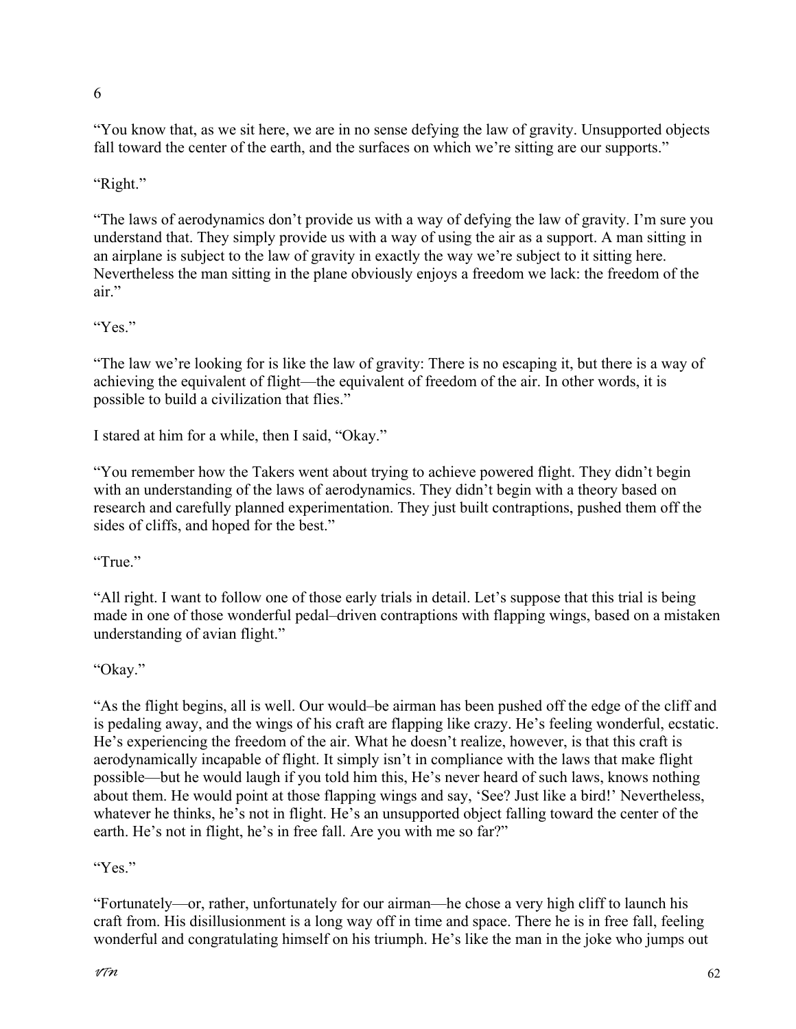6

"You know that, as we sit here, we are in no sense defying the law of gravity. Unsupported objects fall toward the center of the earth, and the surfaces on which we're sitting are our supports."

"Right."

"The laws of aerodynamics don't provide us with a way of defying the law of gravity. I'm sure you understand that. They simply provide us with a way of using the air as a support. A man sitting in an airplane is subject to the law of gravity in exactly the way we're subject to it sitting here. Nevertheless the man sitting in the plane obviously enjoys a freedom we lack: the freedom of the air."

"Yes."

"The law we're looking for is like the law of gravity: There is no escaping it, but there is a way of achieving the equivalent of flight—the equivalent of freedom of the air. In other words, it is possible to build a civilization that flies."

I stared at him for a while, then I said, "Okay."

"You remember how the Takers went about trying to achieve powered flight. They didn't begin with an understanding of the laws of aerodynamics. They didn't begin with a theory based on research and carefully planned experimentation. They just built contraptions, pushed them off the sides of cliffs, and hoped for the best."

"True."

"All right. I want to follow one of those early trials in detail. Let's suppose that this trial is being made in one of those wonderful pedal–driven contraptions with flapping wings, based on a mistaken understanding of avian flight."

"Okay."

"As the flight begins, all is well. Our would–be airman has been pushed off the edge of the cliff and is pedaling away, and the wings of his craft are flapping like crazy. He's feeling wonderful, ecstatic. He's experiencing the freedom of the air. What he doesn't realize, however, is that this craft is aerodynamically incapable of flight. It simply isn't in compliance with the laws that make flight possible—but he would laugh if you told him this, He's never heard of such laws, knows nothing about them. He would point at those flapping wings and say, 'See? Just like a bird!' Nevertheless, whatever he thinks, he's not in flight. He's an unsupported object falling toward the center of the earth. He's not in flight, he's in free fall. Are you with me so far?"

"Yes."

"Fortunately—or, rather, unfortunately for our airman—he chose a very high cliff to launch his craft from. His disillusionment is a long way off in time and space. There he is in free fall, feeling wonderful and congratulating himself on his triumph. He's like the man in the joke who jumps out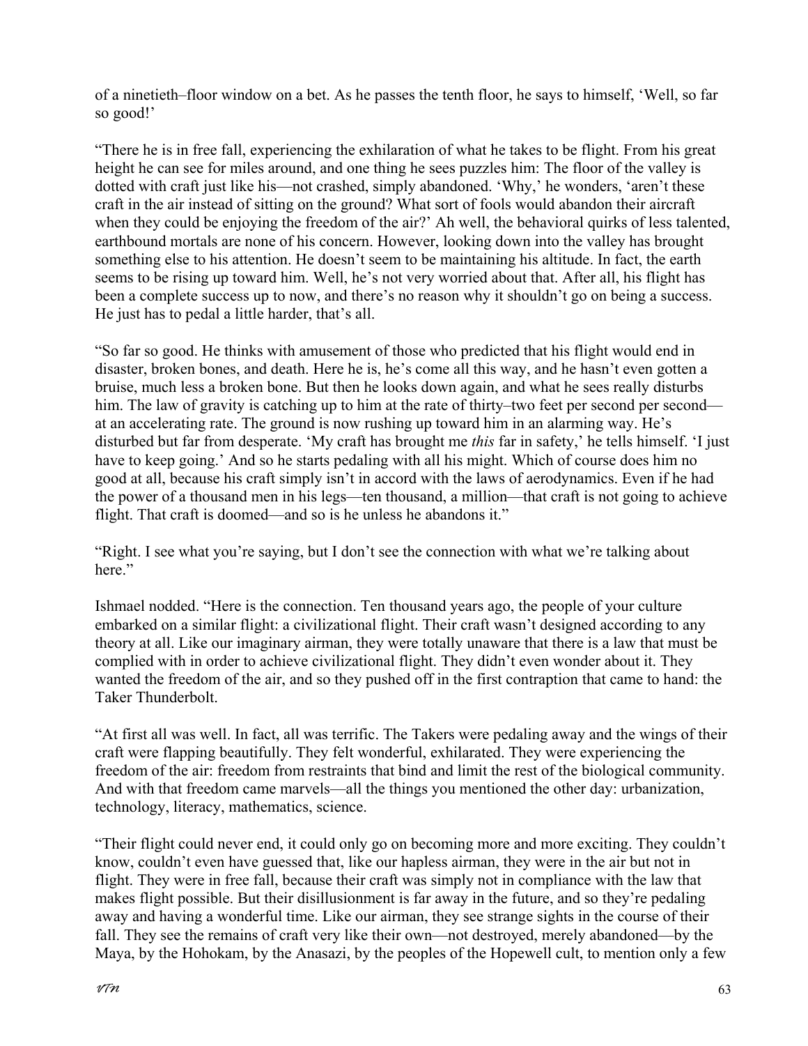of a ninetieth–floor window on a bet. As he passes the tenth floor, he says to himself, 'Well, so far so good!'

"There he is in free fall, experiencing the exhilaration of what he takes to be flight. From his great height he can see for miles around, and one thing he sees puzzles him: The floor of the valley is dotted with craft just like his—not crashed, simply abandoned. 'Why,' he wonders, 'aren't these craft in the air instead of sitting on the ground? What sort of fools would abandon their aircraft when they could be enjoying the freedom of the air?' Ah well, the behavioral quirks of less talented, earthbound mortals are none of his concern. However, looking down into the valley has brought something else to his attention. He doesn't seem to be maintaining his altitude. In fact, the earth seems to be rising up toward him. Well, he's not very worried about that. After all, his flight has been a complete success up to now, and there's no reason why it shouldn't go on being a success. He just has to pedal a little harder, that's all.

"So far so good. He thinks with amusement of those who predicted that his flight would end in disaster, broken bones, and death. Here he is, he's come all this way, and he hasn't even gotten a bruise, much less a broken bone. But then he looks down again, and what he sees really disturbs him. The law of gravity is catching up to him at the rate of thirty–two feet per second per second—at an accelerating rate. The ground is now rushing up toward him in an alarming way. He's disturbed but far from desperate. 'My craft has brought me *this* far in safety,' he tells himself. 'I just have to keep going.' And so he starts pedaling with all his might. Which of course does him no good at all, because his craft simply isn't in accord with the laws of aerodynamics. Even if he had the power of a thousand men in his legs—ten thousand, a million—that craft is not going to achieve flight. That craft is doomed—and so is he unless he abandons it."

"Right. I see what you're saying, but I don't see the connection with what we're talking about here."

Ishmael nodded. "Here is the connection. Ten thousand years ago, the people of your culture embarked on a similar flight: a civilizational flight. Their craft wasn't designed according to any theory at all. Like our imaginary airman, they were totally unaware that there is a law that must be complied with in order to achieve civilizational flight. They didn't even wonder about it. They wanted the freedom of the air, and so they pushed off in the first contraption that came to hand: the Taker Thunderbolt.

"At first all was well. In fact, all was terrific. The Takers were pedaling away and the wings of their craft were flapping beautifully. They felt wonderful, exhilarated. They were experiencing the freedom of the air: freedom from restraints that bind and limit the rest of the biological community. And with that freedom came marvels—all the things you mentioned the other day: urbanization, technology, literacy, mathematics, science.

"Their flight could never end, it could only go on becoming more and more exciting. They couldn't know, couldn't even have guessed that, like our hapless airman, they were in the air but not in flight. They were in free fall, because their craft was simply not in compliance with the law that makes flight possible. But their disillusionment is far away in the future, and so they're pedaling away and having a wonderful time. Like our airman, they see strange sights in the course of their fall. They see the remains of craft very like their own—not destroyed, merely abandoned—by the Maya, by the Hohokam, by the Anasazi, by the peoples of the Hopewell cult, to mention only a few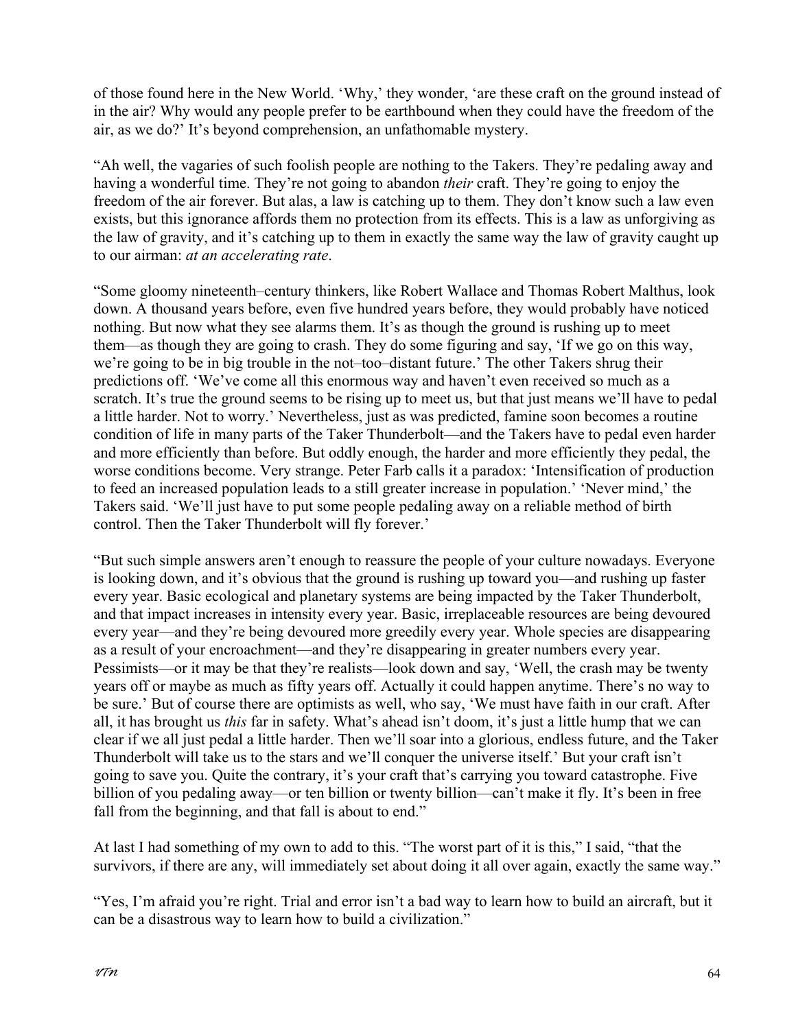of those found here in the New World. 'Why,' they wonder, 'are these craft on the ground instead of in the air? Why would any people prefer to be earthbound when they could have the freedom of the air, as we do?' It's beyond comprehension, an unfathomable mystery.

"Ah well, the vagaries of such foolish people are nothing to the Takers. They're pedaling away and having a wonderful time. They're not going to abandon *their* craft. They're going to enjoy the freedom of the air forever. But alas, a law is catching up to them. They don't know such a law even exists, but this ignorance affords them no protection from its effects. This is a law as unforgiving as the law of gravity, and it's catching up to them in exactly the same way the law of gravity caught up to our airman: *at an accelerating rate*.

"Some gloomy nineteenth–century thinkers, like Robert Wallace and Thomas Robert Malthus, look down. A thousand years before, even five hundred years before, they would probably have noticed nothing. But now what they see alarms them. It's as though the ground is rushing up to meet them—as though they are going to crash. They do some figuring and say, 'If we go on this way, we're going to be in big trouble in the not–too–distant future.' The other Takers shrug their predictions off. 'We've come all this enormous way and haven't even received so much as a scratch. It's true the ground seems to be rising up to meet us, but that just means we'll have to pedal a little harder. Not to worry.' Nevertheless, just as was predicted, famine soon becomes a routine condition of life in many parts of the Taker Thunderbolt—and the Takers have to pedal even harder and more efficiently than before. But oddly enough, the harder and more efficiently they pedal, the worse conditions become. Very strange. Peter Farb calls it a paradox: 'Intensification of production to feed an increased population leads to a still greater increase in population.' 'Never mind,' the Takers said. 'We'll just have to put some people pedaling away on a reliable method of birth control. Then the Taker Thunderbolt will fly forever.'

"But such simple answers aren't enough to reassure the people of your culture nowadays. Everyone is looking down, and it's obvious that the ground is rushing up toward you—and rushing up faster every year. Basic ecological and planetary systems are being impacted by the Taker Thunderbolt, and that impact increases in intensity every year. Basic, irreplaceable resources are being devoured every year—and they're being devoured more greedily every year. Whole species are disappearing as a result of your encroachment—and they're disappearing in greater numbers every year. Pessimists—or it may be that they're realists—look down and say, 'Well, the crash may be twenty years off or maybe as much as fifty years off. Actually it could happen anytime. There's no way to be sure.' But of course there are optimists as well, who say, 'We must have faith in our craft. After all, it has brought us *this* far in safety. What's ahead isn't doom, it's just a little hump that we can clear if we all just pedal a little harder. Then we'll soar into a glorious, endless future, and the Taker Thunderbolt will take us to the stars and we'll conquer the universe itself.' But your craft isn't going to save you. Quite the contrary, it's your craft that's carrying you toward catastrophe. Five billion of you pedaling away—or ten billion or twenty billion—can't make it fly. It's been in free fall from the beginning, and that fall is about to end."

At last I had something of my own to add to this. "The worst part of it is this," I said, "that the survivors, if there are any, will immediately set about doing it all over again, exactly the same way."

"Yes, I'm afraid you're right. Trial and error isn't a bad way to learn how to build an aircraft, but it can be a disastrous way to learn how to build a civilization."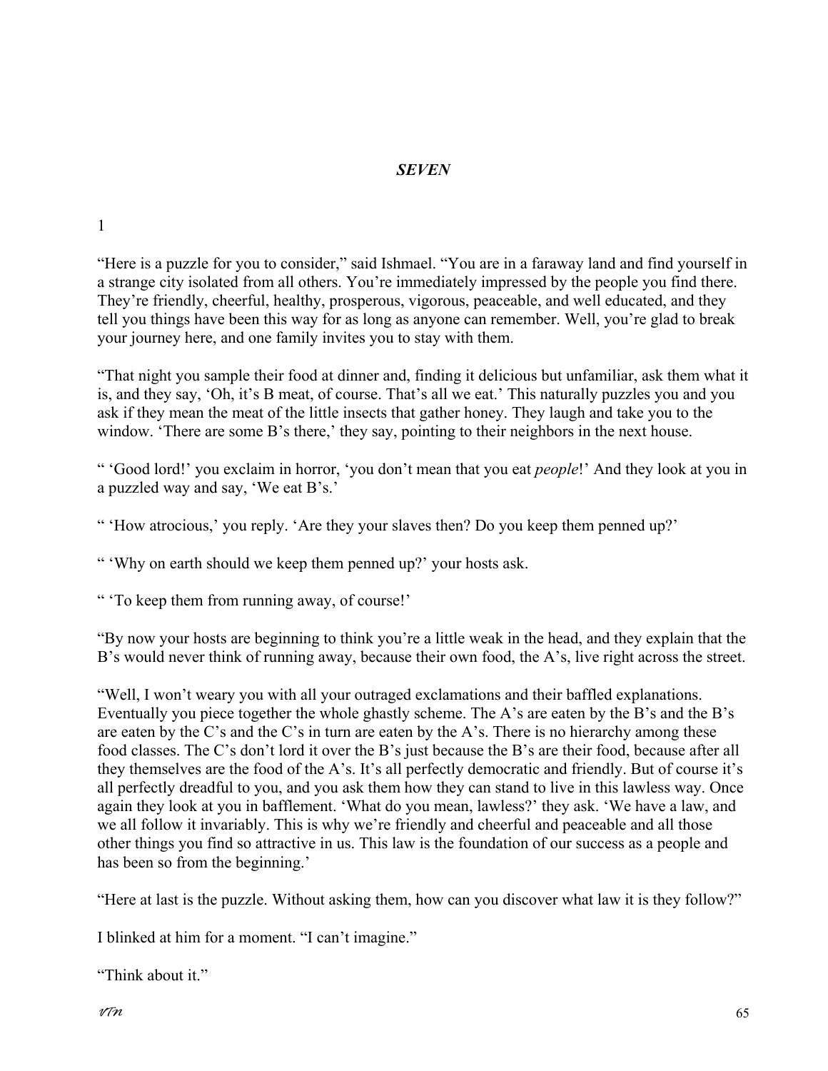## *SEVEN*

1

"Here is a puzzle for you to consider," said Ishmael. "You are in a faraway land and find yourself in a strange city isolated from all others. You're immediately impressed by the people you find there. They're friendly, cheerful, healthy, prosperous, vigorous, peaceable, and well educated, and they tell you things have been this way for as long as anyone can remember. Well, you're glad to break your journey here, and one family invites you to stay with them.

"That night you sample their food at dinner and, finding it delicious but unfamiliar, ask them what it is, and they say, 'Oh, it's B meat, of course. That's all we eat.' This naturally puzzles you and you ask if they mean the meat of the little insects that gather honey. They laugh and take you to the window. 'There are some B's there,' they say, pointing to their neighbors in the next house.

" 'Good lord!' you exclaim in horror, 'you don't mean that you eat *people*!' And they look at you in a puzzled way and say, 'We eat B's.'

" 'How atrocious,' you reply. 'Are they your slaves then? Do you keep them penned up?'

" 'Why on earth should we keep them penned up?' your hosts ask.

" 'To keep them from running away, of course!'

"By now your hosts are beginning to think you're a little weak in the head, and they explain that the B's would never think of running away, because their own food, the A's, live right across the street.

"Well, I won't weary you with all your outraged exclamations and their baffled explanations. Eventually you piece together the whole ghastly scheme. The A's are eaten by the B's and the B's are eaten by the C's and the C's in turn are eaten by the A's. There is no hierarchy among these food classes. The C's don't lord it over the B's just because the B's are their food, because after all they themselves are the food of the A's. It's all perfectly democratic and friendly. But of course it's all perfectly dreadful to you, and you ask them how they can stand to live in this lawless way. Once again they look at you in bafflement. 'What do you mean, lawless?' they ask. 'We have a law, and we all follow it invariably. This is why we're friendly and cheerful and peaceable and all those other things you find so attractive in us. This law is the foundation of our success as a people and has been so from the beginning.'

"Here at last is the puzzle. Without asking them, how can you discover what law it is they follow?"

I blinked at him for a moment. "I can't imagine."

"Think about it."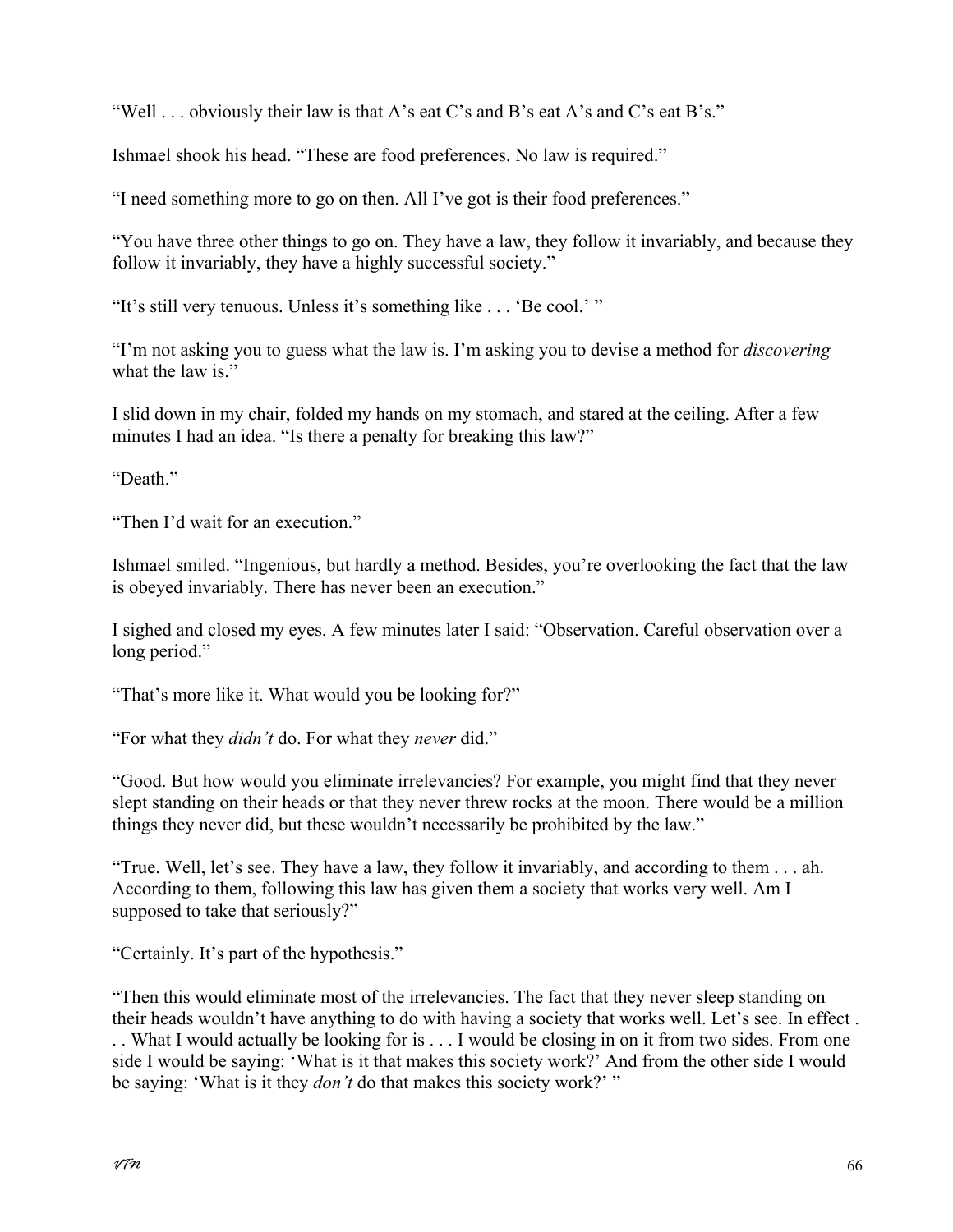"Well . . . obviously their law is that A's eat C's and B's eat A's and C's eat B's."

Ishmael shook his head. "These are food preferences. No law is required."

"I need something more to go on then. All I've got is their food preferences."

"You have three other things to go on. They have a law, they follow it invariably, and because they follow it invariably, they have a highly successful society."

"It's still very tenuous. Unless it's something like . . . 'Be cool.' "

"I'm not asking you to guess what the law is. I'm asking you to devise a method for *discovering* what the law is."

I slid down in my chair, folded my hands on my stomach, and stared at the ceiling. After a few minutes I had an idea. "Is there a penalty for breaking this law?"

"Death."

"Then I'd wait for an execution."

Ishmael smiled. "Ingenious, but hardly a method. Besides, you're overlooking the fact that the law is obeyed invariably. There has never been an execution."

I sighed and closed my eyes. A few minutes later I said: "Observation. Careful observation over a long period."

"That's more like it. What would you be looking for?"

"For what they *didn't* do. For what they *never* did."

"Good. But how would you eliminate irrelevancies? For example, you might find that they never slept standing on their heads or that they never threw rocks at the moon. There would be a million things they never did, but these wouldn't necessarily be prohibited by the law."

"True. Well, let's see. They have a law, they follow it invariably, and according to them . . . ah. According to them, following this law has given them a society that works very well. Am I supposed to take that seriously?"

"Certainly. It's part of the hypothesis."

"Then this would eliminate most of the irrelevancies. The fact that they never sleep standing on their heads wouldn't have anything to do with having a society that works well. Let's see. In effect . . . What I would actually be looking for is . . . I would be closing in on it from two sides. From one side I would be saying: 'What is it that makes this society work?' And from the other side I would be saying: 'What is it they *don't* do that makes this society work?' "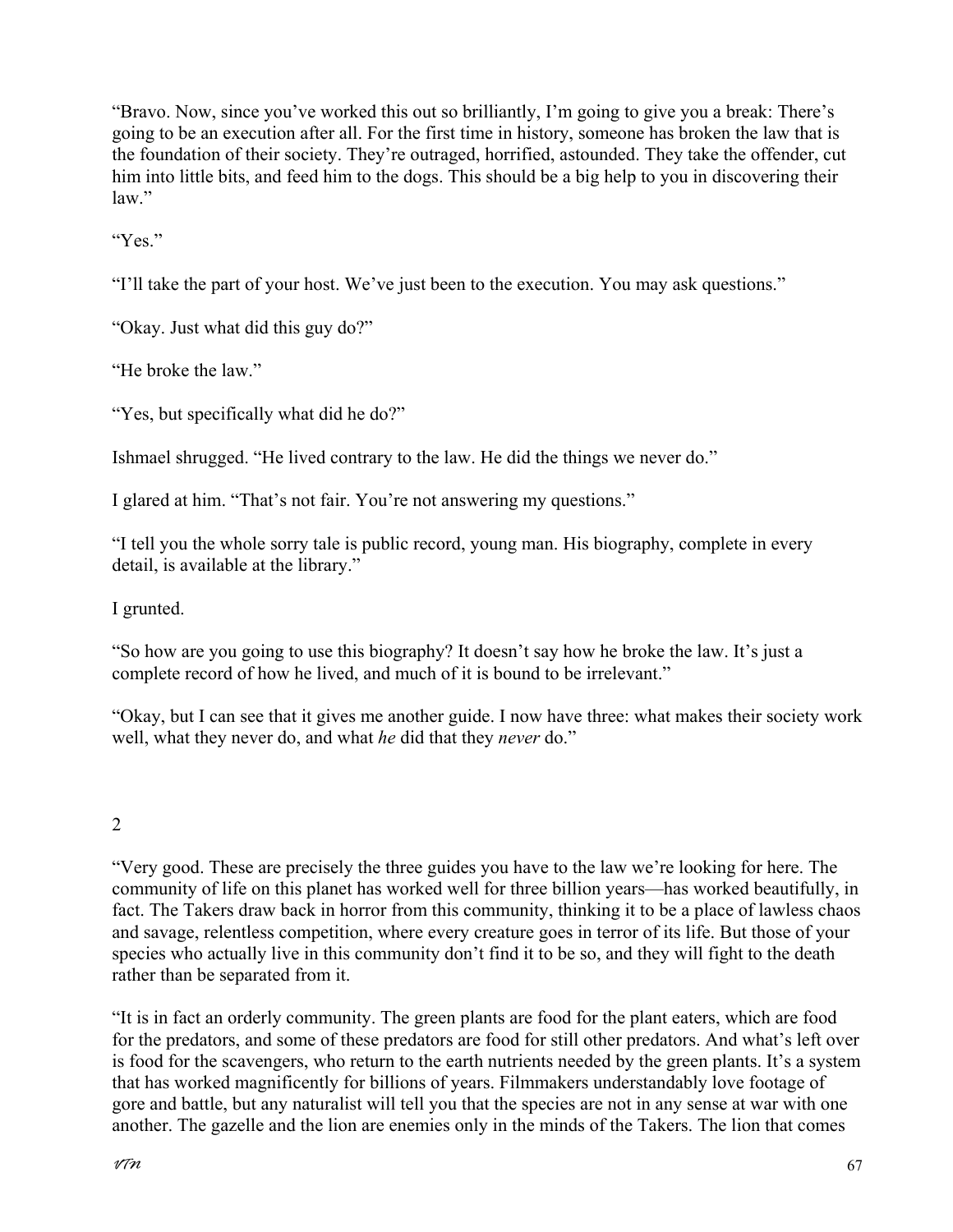"Bravo. Now, since you've worked this out so brilliantly, I'm going to give you a break: There's going to be an execution after all. For the first time in history, someone has broken the law that is the foundation of their society. They're outraged, horrified, astounded. They take the offender, cut him into little bits, and feed him to the dogs. This should be a big help to you in discovering their law."

"Yes."

"I'll take the part of your host. We've just been to the execution. You may ask questions."

"Okay. Just what did this guy do?"

"He broke the law."

"Yes, but specifically what did he do?"

Ishmael shrugged. "He lived contrary to the law. He did the things we never do."

I glared at him. "That's not fair. You're not answering my questions."

"I tell you the whole sorry tale is public record, young man. His biography, complete in every detail, is available at the library."

I grunted.

"So how are you going to use this biography? It doesn't say how he broke the law. It's just a complete record of how he lived, and much of it is bound to be irrelevant."

"Okay, but I can see that it gives me another guide. I now have three: what makes their society work well, what they never do, and what *he* did that they *never* do."

## 2

"Very good. These are precisely the three guides you have to the law we're looking for here. The community of life on this planet has worked well for three billion years—has worked beautifully, in fact. The Takers draw back in horror from this community, thinking it to be a place of lawless chaos and savage, relentless competition, where every creature goes in terror of its life. But those of your species who actually live in this community don't find it to be so, and they will fight to the death rather than be separated from it.

"It is in fact an orderly community. The green plants are food for the plant eaters, which are food for the predators, and some of these predators are food for still other predators. And what's left over is food for the scavengers, who return to the earth nutrients needed by the green plants. It's a system that has worked magnificently for billions of years. Filmmakers understandably love footage of gore and battle, but any naturalist will tell you that the species are not in any sense at war with one another. The gazelle and the lion are enemies only in the minds of the Takers. The lion that comes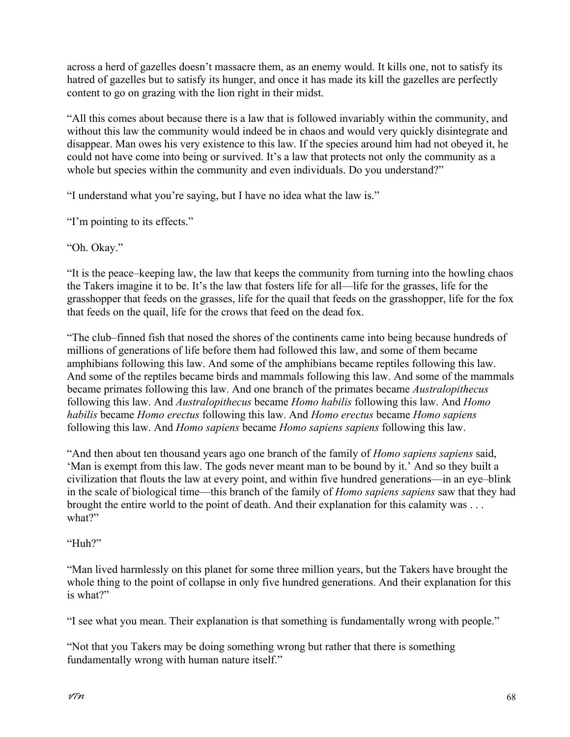across a herd of gazelles doesn’t massacre them, as an enemy would. It kills one, not to satisfy its hatred of gazelles but to satisfy its hunger, and once it has made its kill the gazelles are perfectly content to go on grazing with the lion right in their midst.

“All this comes about because there is a law that is followed invariably within the community, and without this law the community would indeed be in chaos and would very quickly disintegrate and disappear. Man owes his very existence to this law. If the species around him had not obeyed it, he could not have come into being or survived. It’s a law that protects not only the community as a whole but species within the community and even individuals. Do you understand?”

“I understand what you’re saying, but I have no idea what the law is.”

“I’m pointing to its effects.”

“Oh. Okay.”

“It is the peace–keeping law, the law that keeps the community from turning into the howling chaos the Takers imagine it to be. It’s the law that fosters life for all—life for the grasses, life for the grasshopper that feeds on the grasses, life for the quail that feeds on the grasshopper, life for the fox that feeds on the quail, life for the crows that feed on the dead fox.

“The club–finned fish that nosed the shores of the continents came into being because hundreds of millions of generations of life before them had followed this law, and some of them became amphibians following this law. And some of the amphibians became reptiles following this law. And some of the reptiles became birds and mammals following this law. And some of the mammals became primates following this law. And one branch of the primates became *Australopithecus* following this law. And *Australopithecus* became *Homo habilis* following this law. And *Homo habilis* became *Homo erectus* following this law. And *Homo erectus* became *Homo sapiens* following this law. And *Homo sapiens* became *Homo sapiens sapiens* following this law.

“And then about ten thousand years ago one branch of the family of *Homo sapiens sapiens* said, ‘Man is exempt from this law. The gods never meant man to be bound by it.’ And so they built a civilization that flouts the law at every point, and within five hundred generations—in an eye–blink in the scale of biological time—this branch of the family of *Homo sapiens sapiens* saw that they had brought the entire world to the point of death. And their explanation for this calamity was . . . what?”

“Huh?”

“Man lived harmlessly on this planet for some three million years, but the Takers have brought the whole thing to the point of collapse in only five hundred generations. And their explanation for this is what?”

“I see what you mean. Their explanation is that something is fundamentally wrong with people.”

“Not that you Takers may be doing something wrong but rather that there is something fundamentally wrong with human nature itself.”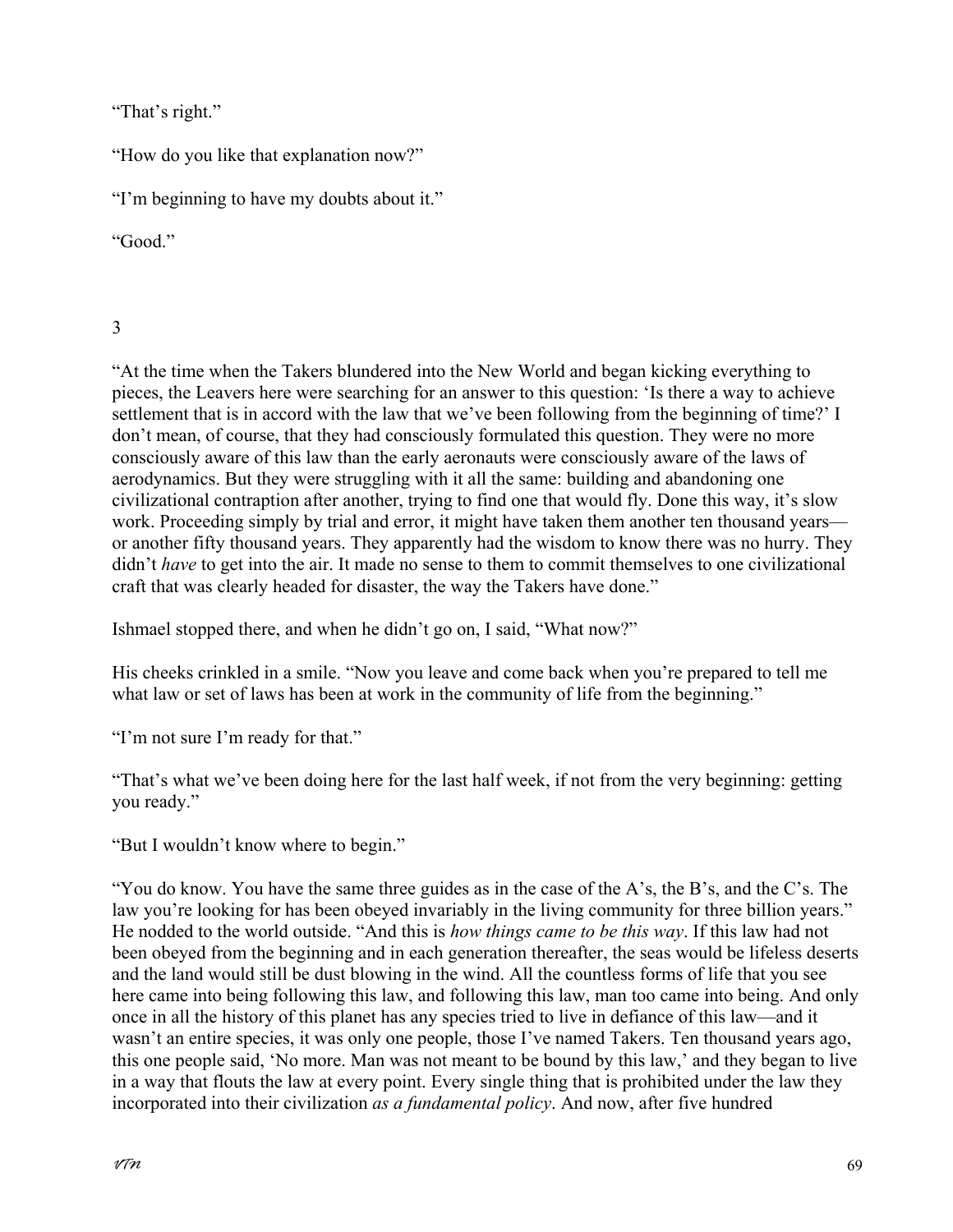"That's right."

"How do you like that explanation now?"

"I'm beginning to have my doubts about it."

"Good."

3

"At the time when the Takers blundered into the New World and began kicking everything to pieces, the Leavers here were searching for an answer to this question: 'Is there a way to achieve settlement that is in accord with the law that we've been following from the beginning of time?' I don't mean, of course, that they had consciously formulated this question. They were no more consciously aware of this law than the early aeronauts were consciously aware of the laws of aerodynamics. But they were struggling with it all the same: building and abandoning one civilizational contraption after another, trying to find one that would fly. Done this way, it's slow work. Proceeding simply by trial and error, it might have taken them another ten thousand years—or another fifty thousand years. They apparently had the wisdom to know there was no hurry. They didn't *have* to get into the air. It made no sense to them to commit themselves to one civilizational craft that was clearly headed for disaster, the way the Takers have done."

Ishmael stopped there, and when he didn't go on, I said, "What now?"

His cheeks crinkled in a smile. "Now you leave and come back when you're prepared to tell me what law or set of laws has been at work in the community of life from the beginning."

"I'm not sure I'm ready for that."

"That's what we've been doing here for the last half week, if not from the very beginning: getting you ready."

"But I wouldn't know where to begin."

"You do know. You have the same three guides as in the case of the A's, the B's, and the C's. The law you're looking for has been obeyed invariably in the living community for three billion years." He nodded to the world outside. "And this is *how things came to be this way*. If this law had not been obeyed from the beginning and in each generation thereafter, the seas would be lifeless deserts and the land would still be dust blowing in the wind. All the countless forms of life that you see here came into being following this law, and following this law, man too came into being. And only once in all the history of this planet has any species tried to live in defiance of this law—and it wasn't an entire species, it was only one people, those I've named Takers. Ten thousand years ago, this one people said, 'No more. Man was not meant to be bound by this law,' and they began to live in a way that flouts the law at every point. Every single thing that is prohibited under the law they incorporated into their civilization *as a fundamental policy*. And now, after five hundred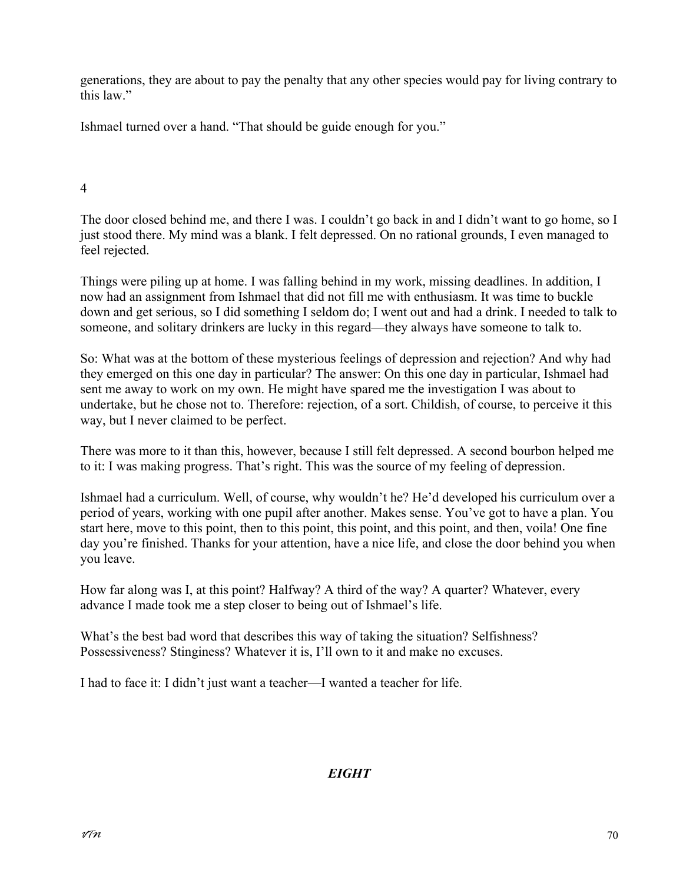generations, they are about to pay the penalty that any other species would pay for living contrary to this law."

Ishmael turned over a hand. "That should be guide enough for you."

4

The door closed behind me, and there I was. I couldn't go back in and I didn't want to go home, so I just stood there. My mind was a blank. I felt depressed. On no rational grounds, I even managed to feel rejected.

Things were piling up at home. I was falling behind in my work, missing deadlines. In addition, I now had an assignment from Ishmael that did not fill me with enthusiasm. It was time to buckle down and get serious, so I did something I seldom do; I went out and had a drink. I needed to talk to someone, and solitary drinkers are lucky in this regard—they always have someone to talk to.

So: What was at the bottom of these mysterious feelings of depression and rejection? And why had they emerged on this one day in particular? The answer: On this one day in particular, Ishmael had sent me away to work on my own. He might have spared me the investigation I was about to undertake, but he chose not to. Therefore: rejection, of a sort. Childish, of course, to perceive it this way, but I never claimed to be perfect.

There was more to it than this, however, because I still felt depressed. A second bourbon helped me to it: I was making progress. That's right. This was the source of my feeling of depression.

Ishmael had a curriculum. Well, of course, why wouldn't he? He'd developed his curriculum over a period of years, working with one pupil after another. Makes sense. You've got to have a plan. You start here, move to this point, then to this point, this point, and this point, and then, voila! One fine day you're finished. Thanks for your attention, have a nice life, and close the door behind you when you leave.

How far along was I, at this point? Halfway? A third of the way? A quarter? Whatever, every advance I made took me a step closer to being out of Ishmael's life.

What's the best bad word that describes this way of taking the situation? Selfishness? Possessiveness? Stinginess? Whatever it is, I'll own to it and make no excuses.

I had to face it: I didn't just want a teacher—I wanted a teacher for life.

## *EIGHT*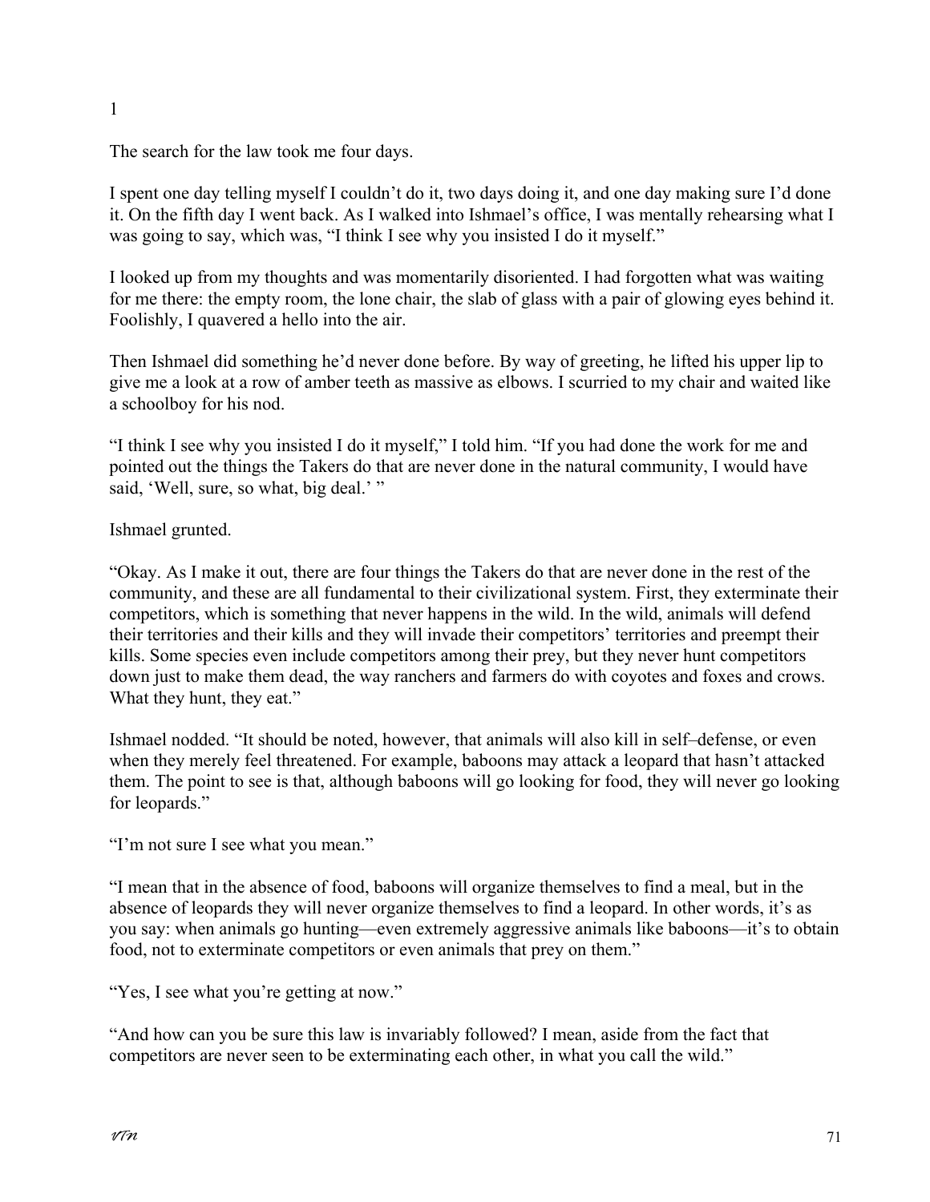1

The search for the law took me four days.

I spent one day telling myself I couldn't do it, two days doing it, and one day making sure I'd done it. On the fifth day I went back. As I walked into Ishmael's office, I was mentally rehearsing what I was going to say, which was, "I think I see why you insisted I do it myself."

I looked up from my thoughts and was momentarily disoriented. I had forgotten what was waiting for me there: the empty room, the lone chair, the slab of glass with a pair of glowing eyes behind it. Foolishly, I quavered a hello into the air.

Then Ishmael did something he'd never done before. By way of greeting, he lifted his upper lip to give me a look at a row of amber teeth as massive as elbows. I scurried to my chair and waited like a schoolboy for his nod.

"I think I see why you insisted I do it myself," I told him. "If you had done the work for me and pointed out the things the Takers do that are never done in the natural community, I would have said, 'Well, sure, so what, big deal.' "

Ishmael grunted.

"Okay. As I make it out, there are four things the Takers do that are never done in the rest of the community, and these are all fundamental to their civilizational system. First, they exterminate their competitors, which is something that never happens in the wild. In the wild, animals will defend their territories and their kills and they will invade their competitors' territories and preempt their kills. Some species even include competitors among their prey, but they never hunt competitors down just to make them dead, the way ranchers and farmers do with coyotes and foxes and crows. What they hunt, they eat."

Ishmael nodded. "It should be noted, however, that animals will also kill in self–defense, or even when they merely feel threatened. For example, baboons may attack a leopard that hasn't attacked them. The point to see is that, although baboons will go looking for food, they will never go looking for leopards."

"I'm not sure I see what you mean."

"I mean that in the absence of food, baboons will organize themselves to find a meal, but in the absence of leopards they will never organize themselves to find a leopard. In other words, it's as you say: when animals go hunting—even extremely aggressive animals like baboons—it's to obtain food, not to exterminate competitors or even animals that prey on them."

"Yes, I see what you're getting at now."

"And how can you be sure this law is invariably followed? I mean, aside from the fact that competitors are never seen to be exterminating each other, in what you call the wild."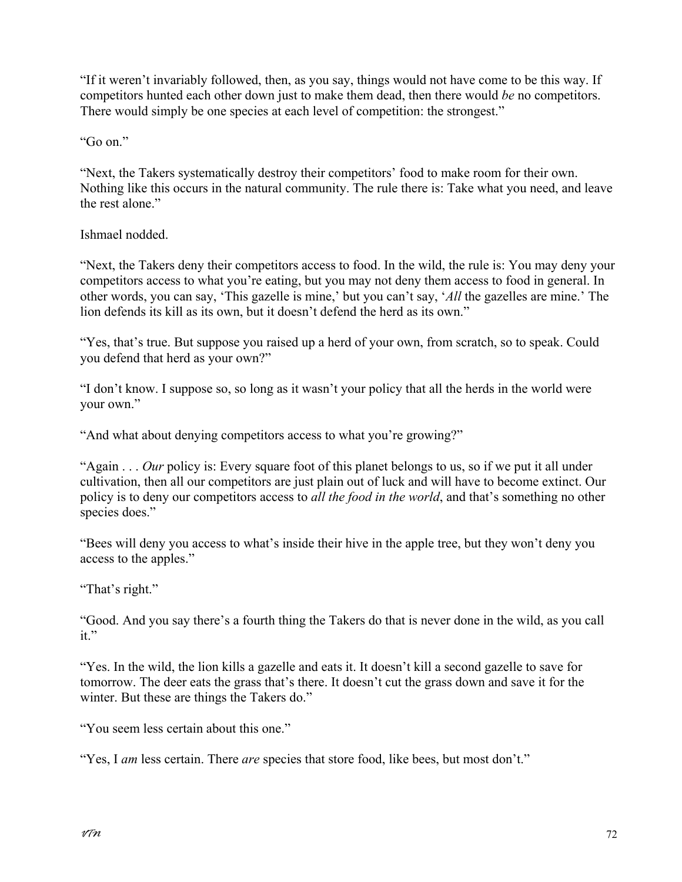"If it weren't invariably followed, then, as you say, things would not have come to be this way. If competitors hunted each other down just to make them dead, then there would *be* no competitors. There would simply be one species at each level of competition: the strongest."

"Go on."

"Next, the Takers systematically destroy their competitors' food to make room for their own. Nothing like this occurs in the natural community. The rule there is: Take what you need, and leave the rest alone."

Ishmael nodded.

"Next, the Takers deny their competitors access to food. In the wild, the rule is: You may deny your competitors access to what you're eating, but you may not deny them access to food in general. In other words, you can say, 'This gazelle is mine,' but you can't say, '*All* the gazelles are mine.' The lion defends its kill as its own, but it doesn't defend the herd as its own."

"Yes, that's true. But suppose you raised up a herd of your own, from scratch, so to speak. Could you defend that herd as your own?"

"I don't know. I suppose so, so long as it wasn't your policy that all the herds in the world were your own."

"And what about denying competitors access to what you're growing?"

"Again . . . *Our* policy is: Every square foot of this planet belongs to us, so if we put it all under cultivation, then all our competitors are just plain out of luck and will have to become extinct. Our policy is to deny our competitors access to *all the food in the world*, and that's something no other species does."

"Bees will deny you access to what's inside their hive in the apple tree, but they won't deny you access to the apples."

"That's right."

"Good. And you say there's a fourth thing the Takers do that is never done in the wild, as you call it."

"Yes. In the wild, the lion kills a gazelle and eats it. It doesn't kill a second gazelle to save for tomorrow. The deer eats the grass that's there. It doesn't cut the grass down and save it for the winter. But these are things the Takers do."

"You seem less certain about this one."

"Yes, I *am* less certain. There *are* species that store food, like bees, but most don't."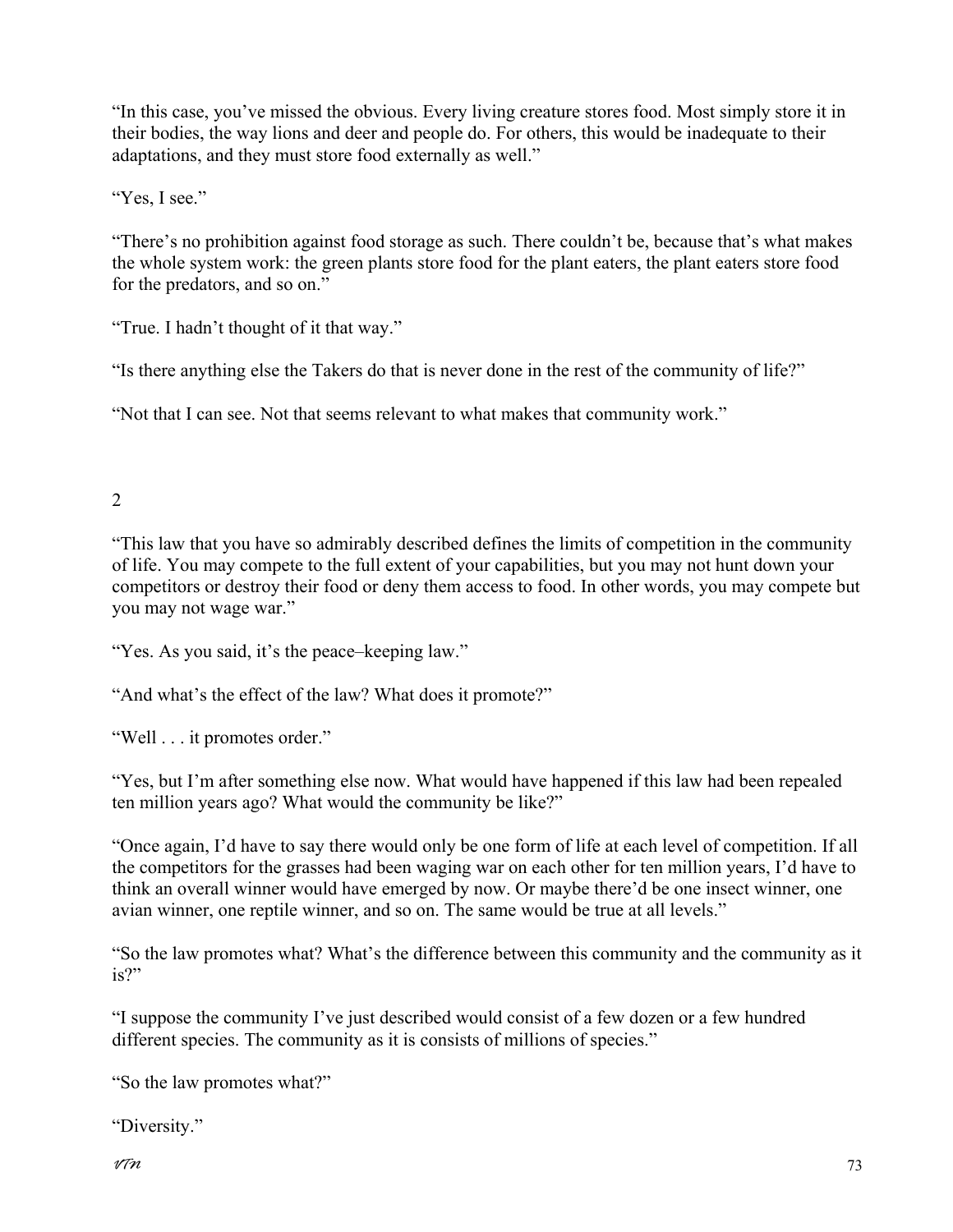"In this case, you've missed the obvious. Every living creature stores food. Most simply store it in their bodies, the way lions and deer and people do. For others, this would be inadequate to their adaptations, and they must store food externally as well."

"Yes, I see."

"There's no prohibition against food storage as such. There couldn't be, because that's what makes the whole system work: the green plants store food for the plant eaters, the plant eaters store food for the predators, and so on."

"True. I hadn't thought of it that way."

"Is there anything else the Takers do that is never done in the rest of the community of life?"

"Not that I can see. Not that seems relevant to what makes that community work."

## 2

"This law that you have so admirably described defines the limits of competition in the community of life. You may compete to the full extent of your capabilities, but you may not hunt down your competitors or destroy their food or deny them access to food. In other words, you may compete but you may not wage war."

"Yes. As you said, it's the peace–keeping law."

"And what's the effect of the law? What does it promote?"

"Well . . . it promotes order."

"Yes, but I'm after something else now. What would have happened if this law had been repealed ten million years ago? What would the community be like?"

"Once again, I'd have to say there would only be one form of life at each level of competition. If all the competitors for the grasses had been waging war on each other for ten million years, I'd have to think an overall winner would have emerged by now. Or maybe there'd be one insect winner, one avian winner, one reptile winner, and so on. The same would be true at all levels."

"So the law promotes what? What's the difference between this community and the community as it is?"

"I suppose the community I've just described would consist of a few dozen or a few hundred different species. The community as it is consists of millions of species."

"So the law promotes what?"

"Diversity."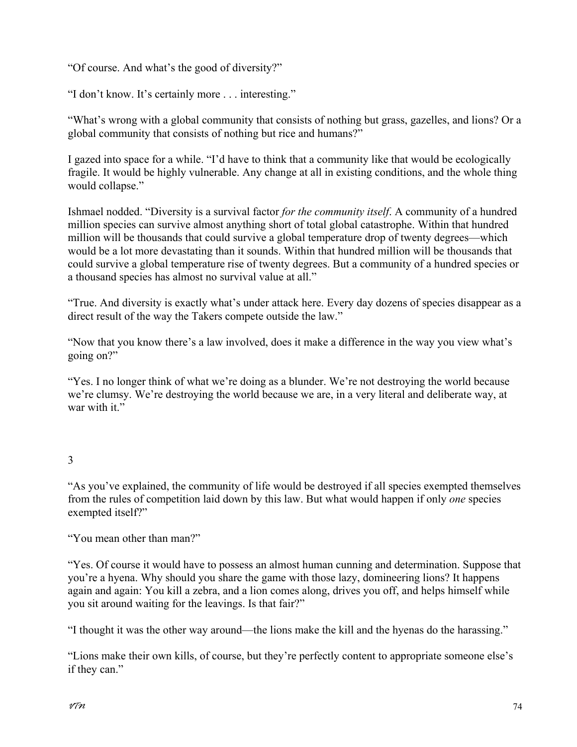“Of course. And what’s the good of diversity?”

“I don’t know. It’s certainly more . . . interesting.”

“What’s wrong with a global community that consists of nothing but grass, gazelles, and lions? Or a global community that consists of nothing but rice and humans?”

I gazed into space for a while. “I’d have to think that a community like that would be ecologically fragile. It would be highly vulnerable. Any change at all in existing conditions, and the whole thing would collapse.”

Ishmael nodded. “Diversity is a survival factor *for the community itself*. A community of a hundred million species can survive almost anything short of total global catastrophe. Within that hundred million will be thousands that could survive a global temperature drop of twenty degrees—which would be a lot more devastating than it sounds. Within that hundred million will be thousands that could survive a global temperature rise of twenty degrees. But a community of a hundred species or a thousand species has almost no survival value at all.”

“True. And diversity is exactly what’s under attack here. Every day dozens of species disappear as a direct result of the way the Takers compete outside the law.”

“Now that you know there’s a law involved, does it make a difference in the way you view what’s going on?”

“Yes. I no longer think of what we’re doing as a blunder. We’re not destroying the world because we’re clumsy. We’re destroying the world because we are, in a very literal and deliberate way, at war with it.”

## 3

“As you’ve explained, the community of life would be destroyed if all species exempted themselves from the rules of competition laid down by this law. But what would happen if only *one* species exempted itself?”

“You mean other than man?”

“Yes. Of course it would have to possess an almost human cunning and determination. Suppose that you’re a hyena. Why should you share the game with those lazy, domineering lions? It happens again and again: You kill a zebra, and a lion comes along, drives you off, and helps himself while you sit around waiting for the leavings. Is that fair?”

“I thought it was the other way around—the lions make the kill and the hyenas do the harassing.”

“Lions make their own kills, of course, but they’re perfectly content to appropriate someone else’s if they can.”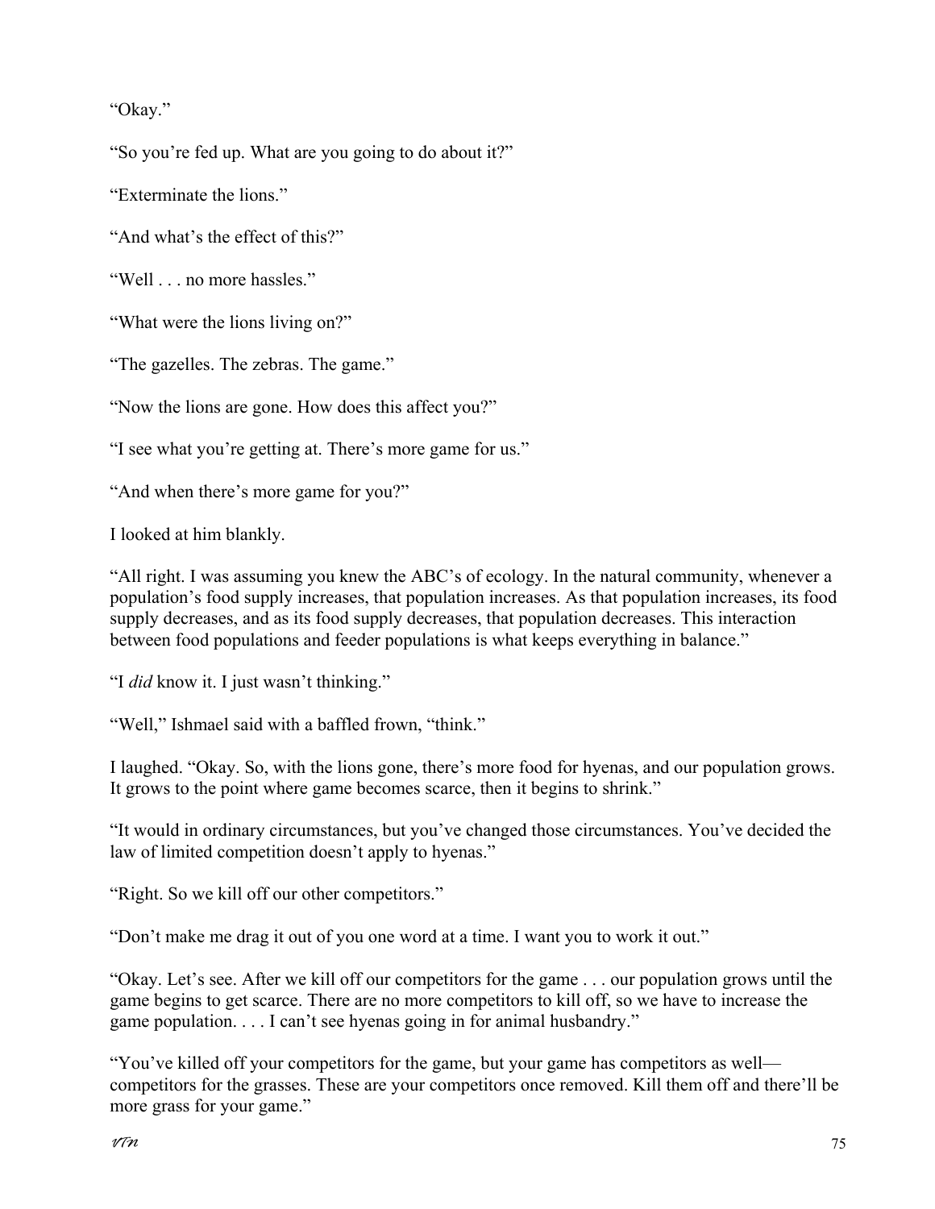"Okay."

"So you're fed up. What are you going to do about it?"

"Exterminate the lions."

"And what's the effect of this?"

"Well . . . no more hassles."

"What were the lions living on?"

"The gazelles. The zebras. The game."

"Now the lions are gone. How does this affect you?"

"I see what you're getting at. There's more game for us."

"And when there's more game for you?"

I looked at him blankly.

"All right. I was assuming you knew the ABC's of ecology. In the natural community, whenever a population's food supply increases, that population increases. As that population increases, its food supply decreases, and as its food supply decreases, that population decreases. This interaction between food populations and feeder populations is what keeps everything in balance."

"I *did* know it. I just wasn't thinking."

"Well," Ishmael said with a baffled frown, "think."

I laughed. "Okay. So, with the lions gone, there's more food for hyenas, and our population grows. It grows to the point where game becomes scarce, then it begins to shrink."

"It would in ordinary circumstances, but you've changed those circumstances. You've decided the law of limited competition doesn't apply to hyenas."

"Right. So we kill off our other competitors."

"Don't make me drag it out of you one word at a time. I want you to work it out."

"Okay. Let's see. After we kill off our competitors for the game . . . our population grows until the game begins to get scarce. There are no more competitors to kill off, so we have to increase the game population. . . . I can't see hyenas going in for animal husbandry."

"You've killed off your competitors for the game, but your game has competitors as well—competitors for the grasses. These are your competitors once removed. Kill them off and there'll be more grass for your game."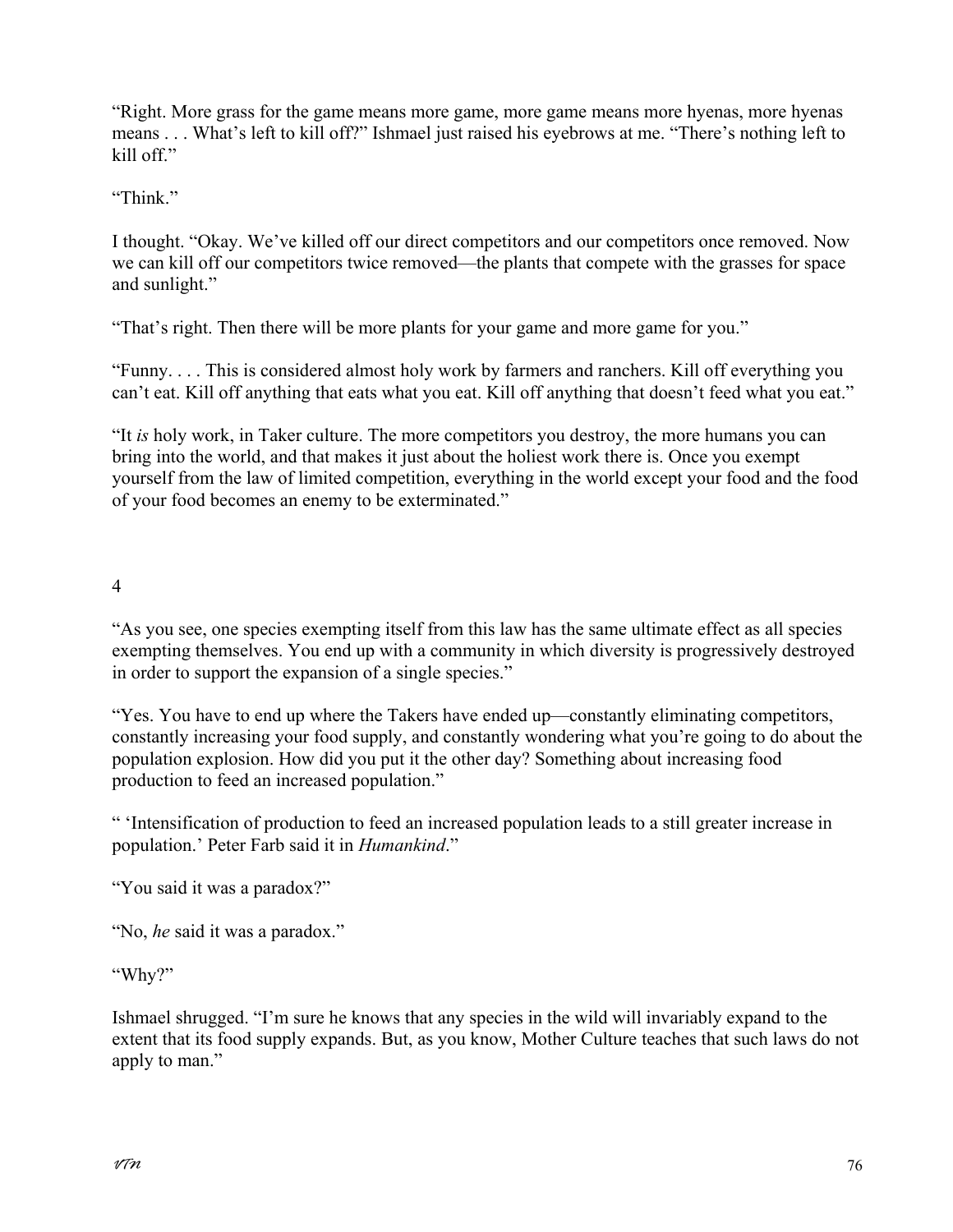"Right. More grass for the game means more game, more game means more hyenas, more hyenas means . . . What's left to kill off?" Ishmael just raised his eyebrows at me. "There's nothing left to kill off."

"Think."

I thought. "Okay. We've killed off our direct competitors and our competitors once removed. Now we can kill off our competitors twice removed—the plants that compete with the grasses for space and sunlight."

"That's right. Then there will be more plants for your game and more game for you."

"Funny. . . . This is considered almost holy work by farmers and ranchers. Kill off everything you can't eat. Kill off anything that eats what you eat. Kill off anything that doesn't feed what you eat."

"It *is* holy work, in Taker culture. The more competitors you destroy, the more humans you can bring into the world, and that makes it just about the holiest work there is. Once you exempt yourself from the law of limited competition, everything in the world except your food and the food of your food becomes an enemy to be exterminated."

4

"As you see, one species exempting itself from this law has the same ultimate effect as all species exempting themselves. You end up with a community in which diversity is progressively destroyed in order to support the expansion of a single species."

"Yes. You have to end up where the Takers have ended up—constantly eliminating competitors, constantly increasing your food supply, and constantly wondering what you're going to do about the population explosion. How did you put it the other day? Something about increasing food production to feed an increased population."

" 'Intensification of production to feed an increased population leads to a still greater increase in population.' Peter Farb said it in *Humankind*."

"You said it was a paradox?"

"No, *he* said it was a paradox."

"Why?"

Ishmael shrugged. "I'm sure he knows that any species in the wild will invariably expand to the extent that its food supply expands. But, as you know, Mother Culture teaches that such laws do not apply to man."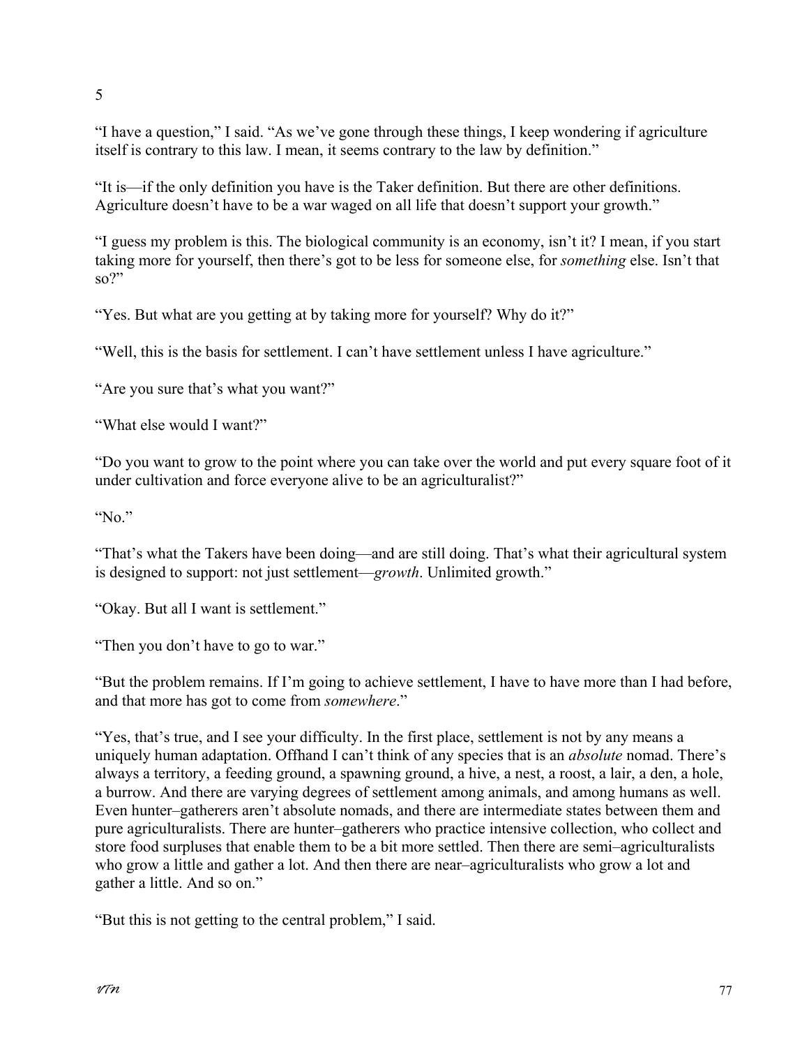5

"I have a question," I said. "As we've gone through these things, I keep wondering if agriculture itself is contrary to this law. I mean, it seems contrary to the law by definition."

"It is—if the only definition you have is the Taker definition. But there are other definitions. Agriculture doesn't have to be a war waged on all life that doesn't support your growth."

"I guess my problem is this. The biological community is an economy, isn't it? I mean, if you start taking more for yourself, then there's got to be less for someone else, for *something* else. Isn't that so?"

"Yes. But what are you getting at by taking more for yourself? Why do it?"

"Well, this is the basis for settlement. I can't have settlement unless I have agriculture."

"Are you sure that's what you want?"

"What else would I want?"

"Do you want to grow to the point where you can take over the world and put every square foot of it under cultivation and force everyone alive to be an agriculturalist?"

"No."

"That's what the Takers have been doing—and are still doing. That's what their agricultural system is designed to support: not just settlement—*growth*. Unlimited growth."

"Okay. But all I want is settlement."

"Then you don't have to go to war."

"But the problem remains. If I'm going to achieve settlement, I have to have more than I had before, and that more has got to come from *somewhere*."

"Yes, that's true, and I see your difficulty. In the first place, settlement is not by any means a uniquely human adaptation. Offhand I can't think of any species that is an *absolute* nomad. There's always a territory, a feeding ground, a spawning ground, a hive, a nest, a roost, a lair, a den, a hole, a burrow. And there are varying degrees of settlement among animals, and among humans as well. Even hunter–gatherers aren't absolute nomads, and there are intermediate states between them and pure agriculturalists. There are hunter–gatherers who practice intensive collection, who collect and store food surpluses that enable them to be a bit more settled. Then there are semi–agriculturalists who grow a little and gather a lot. And then there are near–agriculturalists who grow a lot and gather a little. And so on."

"But this is not getting to the central problem," I said.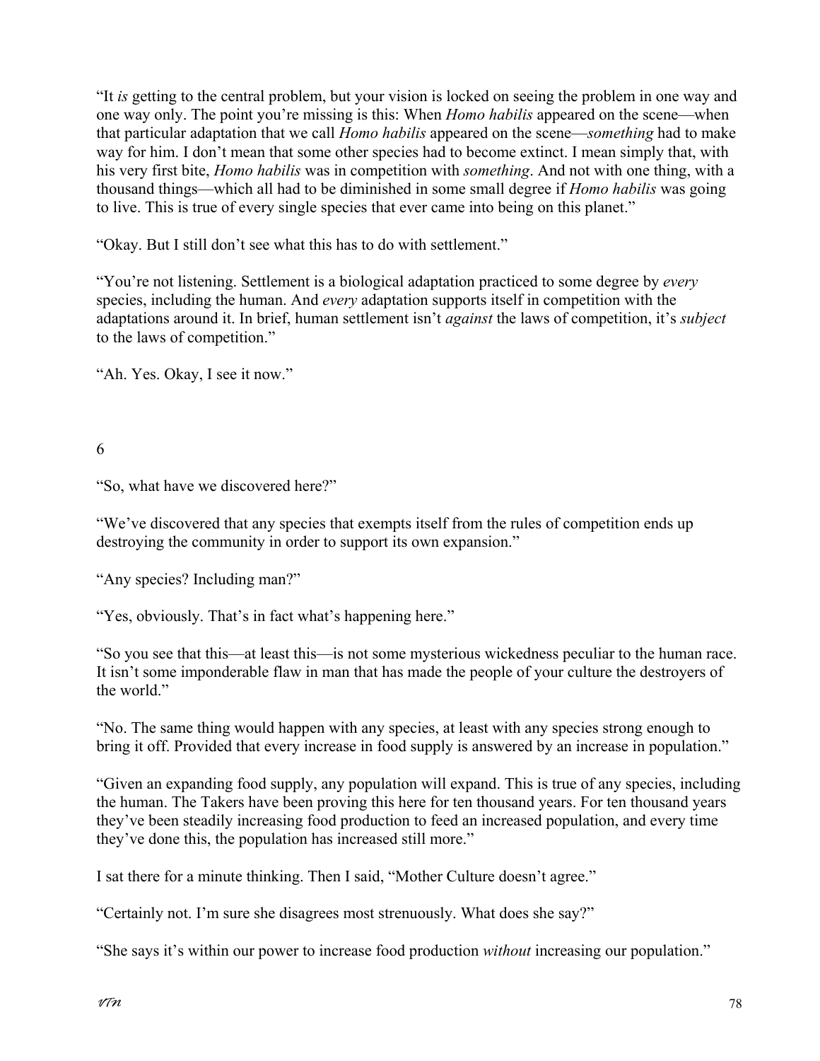"It *is* getting to the central problem, but your vision is locked on seeing the problem in one way and one way only. The point you're missing is this: When *Homo habilis* appeared on the scene—when that particular adaptation that we call *Homo habilis* appeared on the scene—*something* had to make way for him. I don't mean that some other species had to become extinct. I mean simply that, with his very first bite, *Homo habilis* was in competition with *something*. And not with one thing, with a thousand things—which all had to be diminished in some small degree if *Homo habilis* was going to live. This is true of every single species that ever came into being on this planet."

"Okay. But I still don't see what this has to do with settlement."

"You're not listening. Settlement is a biological adaptation practiced to some degree by *every* species, including the human. And *every* adaptation supports itself in competition with the adaptations around it. In brief, human settlement isn't *against* the laws of competition, it's *subject* to the laws of competition."

"Ah. Yes. Okay, I see it now."

6

"So, what have we discovered here?"

"We've discovered that any species that exempts itself from the rules of competition ends up destroying the community in order to support its own expansion."

"Any species? Including man?"

"Yes, obviously. That's in fact what's happening here."

"So you see that this—at least this—is not some mysterious wickedness peculiar to the human race. It isn't some imponderable flaw in man that has made the people of your culture the destroyers of the world."

"No. The same thing would happen with any species, at least with any species strong enough to bring it off. Provided that every increase in food supply is answered by an increase in population."

"Given an expanding food supply, any population will expand. This is true of any species, including the human. The Takers have been proving this here for ten thousand years. For ten thousand years they've been steadily increasing food production to feed an increased population, and every time they've done this, the population has increased still more."

I sat there for a minute thinking. Then I said, "Mother Culture doesn't agree."

"Certainly not. I'm sure she disagrees most strenuously. What does she say?"

"She says it's within our power to increase food production *without* increasing our population."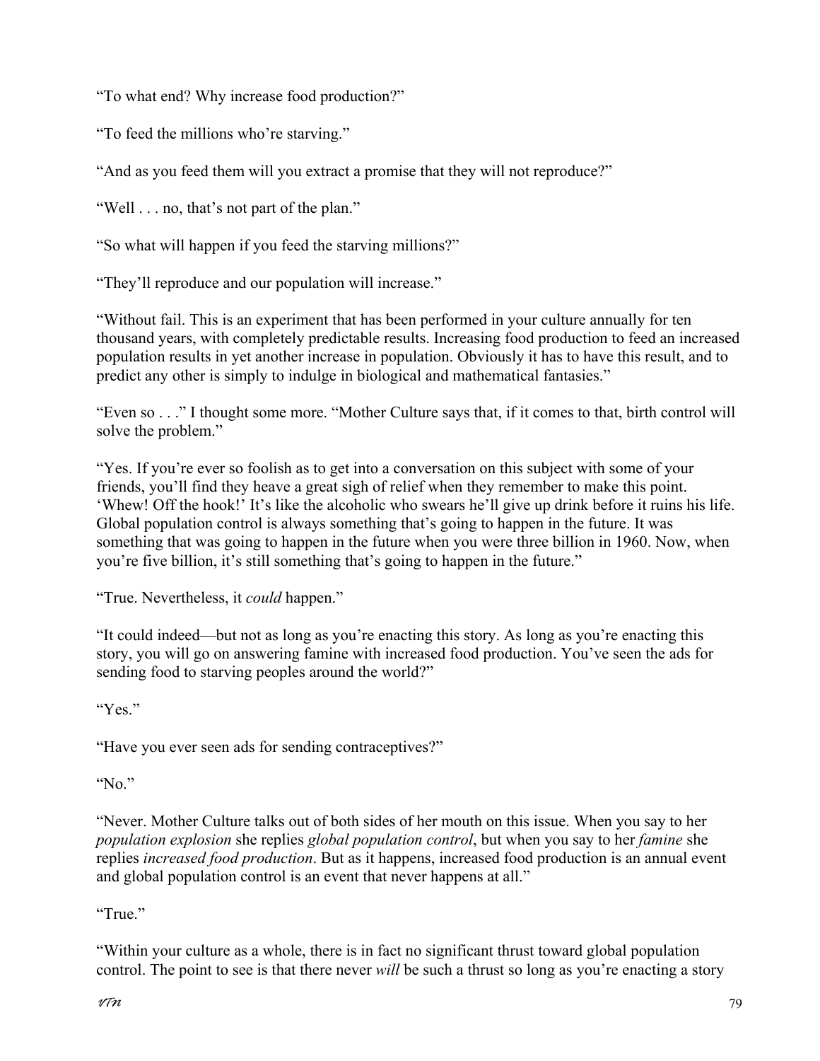"To what end? Why increase food production?"

"To feed the millions who're starving."

"And as you feed them will you extract a promise that they will not reproduce?"

"Well . . . no, that's not part of the plan."

"So what will happen if you feed the starving millions?"

"They'll reproduce and our population will increase."

"Without fail. This is an experiment that has been performed in your culture annually for ten thousand years, with completely predictable results. Increasing food production to feed an increased population results in yet another increase in population. Obviously it has to have this result, and to predict any other is simply to indulge in biological and mathematical fantasies."

"Even so . . ." I thought some more. "Mother Culture says that, if it comes to that, birth control will solve the problem."

"Yes. If you're ever so foolish as to get into a conversation on this subject with some of your friends, you'll find they heave a great sigh of relief when they remember to make this point. 'Whew! Off the hook!' It's like the alcoholic who swears he'll give up drink before it ruins his life. Global population control is always something that's going to happen in the future. It was something that was going to happen in the future when you were three billion in 1960. Now, when you're five billion, it's still something that's going to happen in the future."

"True. Nevertheless, it *could* happen."

"It could indeed—but not as long as you're enacting this story. As long as you're enacting this story, you will go on answering famine with increased food production. You've seen the ads for sending food to starving peoples around the world?"

"Yes."

"Have you ever seen ads for sending contraceptives?"

"No."

"Never. Mother Culture talks out of both sides of her mouth on this issue. When you say to her *population explosion* she replies *global population control*, but when you say to her *famine* she replies *increased food production*. But as it happens, increased food production is an annual event and global population control is an event that never happens at all."

"True."

"Within your culture as a whole, there is in fact no significant thrust toward global population control. The point to see is that there never *will* be such a thrust so long as you're enacting a story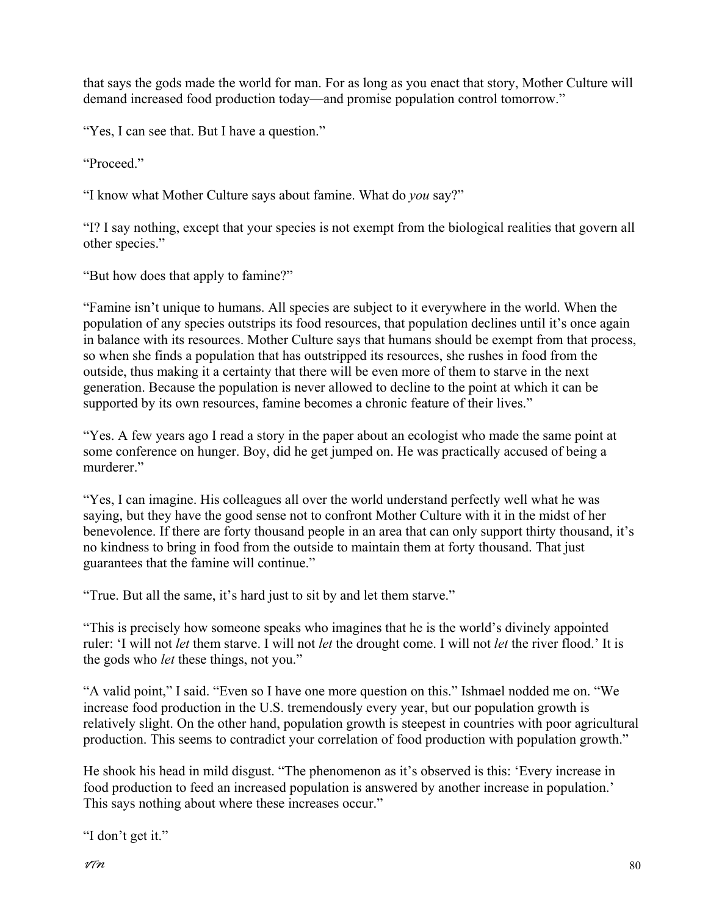that says the gods made the world for man. For as long as you enact that story, Mother Culture will demand increased food production today—and promise population control tomorrow."

"Yes, I can see that. But I have a question."

"Proceed."

"I know what Mother Culture says about famine. What do *you* say?"

"I? I say nothing, except that your species is not exempt from the biological realities that govern all other species."

"But how does that apply to famine?"

"Famine isn't unique to humans. All species are subject to it everywhere in the world. When the population of any species outstrips its food resources, that population declines until it's once again in balance with its resources. Mother Culture says that humans should be exempt from that process, so when she finds a population that has outstripped its resources, she rushes in food from the outside, thus making it a certainty that there will be even more of them to starve in the next generation. Because the population is never allowed to decline to the point at which it can be supported by its own resources, famine becomes a chronic feature of their lives."

"Yes. A few years ago I read a story in the paper about an ecologist who made the same point at some conference on hunger. Boy, did he get jumped on. He was practically accused of being a murderer."

"Yes, I can imagine. His colleagues all over the world understand perfectly well what he was saying, but they have the good sense not to confront Mother Culture with it in the midst of her benevolence. If there are forty thousand people in an area that can only support thirty thousand, it's no kindness to bring in food from the outside to maintain them at forty thousand. That just guarantees that the famine will continue."

"True. But all the same, it's hard just to sit by and let them starve."

"This is precisely how someone speaks who imagines that he is the world's divinely appointed ruler: 'I will not *let* them starve. I will not *let* the drought come. I will not *let* the river flood.' It is the gods who *let* these things, not you."

"A valid point," I said. "Even so I have one more question on this." Ishmael nodded me on. "We increase food production in the U.S. tremendously every year, but our population growth is relatively slight. On the other hand, population growth is steepest in countries with poor agricultural production. This seems to contradict your correlation of food production with population growth."

He shook his head in mild disgust. "The phenomenon as it's observed is this: 'Every increase in food production to feed an increased population is answered by another increase in population.' This says nothing about where these increases occur."

"I don't get it."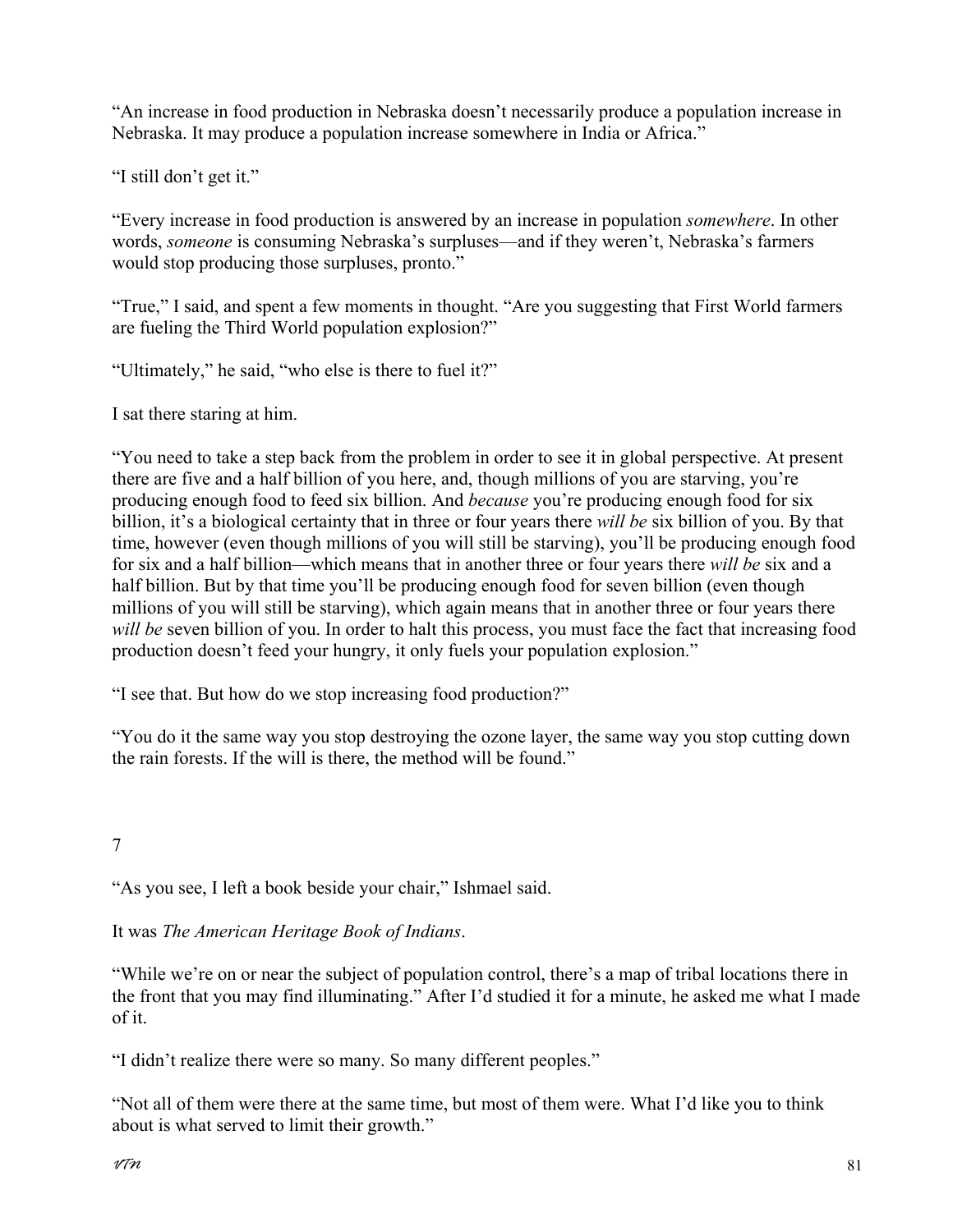"An increase in food production in Nebraska doesn't necessarily produce a population increase in Nebraska. It may produce a population increase somewhere in India or Africa."

"I still don't get it."

"Every increase in food production is answered by an increase in population *somewhere*. In other words, *someone* is consuming Nebraska's surpluses—and if they weren't, Nebraska's farmers would stop producing those surpluses, pronto."

"True," I said, and spent a few moments in thought. "Are you suggesting that First World farmers are fueling the Third World population explosion?"

"Ultimately," he said, "who else is there to fuel it?"

I sat there staring at him.

"You need to take a step back from the problem in order to see it in global perspective. At present there are five and a half billion of you here, and, though millions of you are starving, you're producing enough food to feed six billion. And *because* you're producing enough food for six billion, it's a biological certainty that in three or four years there *will be* six billion of you. By that time, however (even though millions of you will still be starving), you'll be producing enough food for six and a half billion—which means that in another three or four years there *will be* six and a half billion. But by that time you'll be producing enough food for seven billion (even though millions of you will still be starving), which again means that in another three or four years there *will be* seven billion of you. In order to halt this process, you must face the fact that increasing food production doesn't feed your hungry, it only fuels your population explosion."

"I see that. But how do we stop increasing food production?"

"You do it the same way you stop destroying the ozone layer, the same way you stop cutting down the rain forests. If the will is there, the method will be found."

## 7

"As you see, I left a book beside your chair," Ishmael said.

It was *The American Heritage Book of Indians*.

"While we're on or near the subject of population control, there's a map of tribal locations there in the front that you may find illuminating." After I'd studied it for a minute, he asked me what I made of it.

"I didn't realize there were so many. So many different peoples."

"Not all of them were there at the same time, but most of them were. What I'd like you to think about is what served to limit their growth."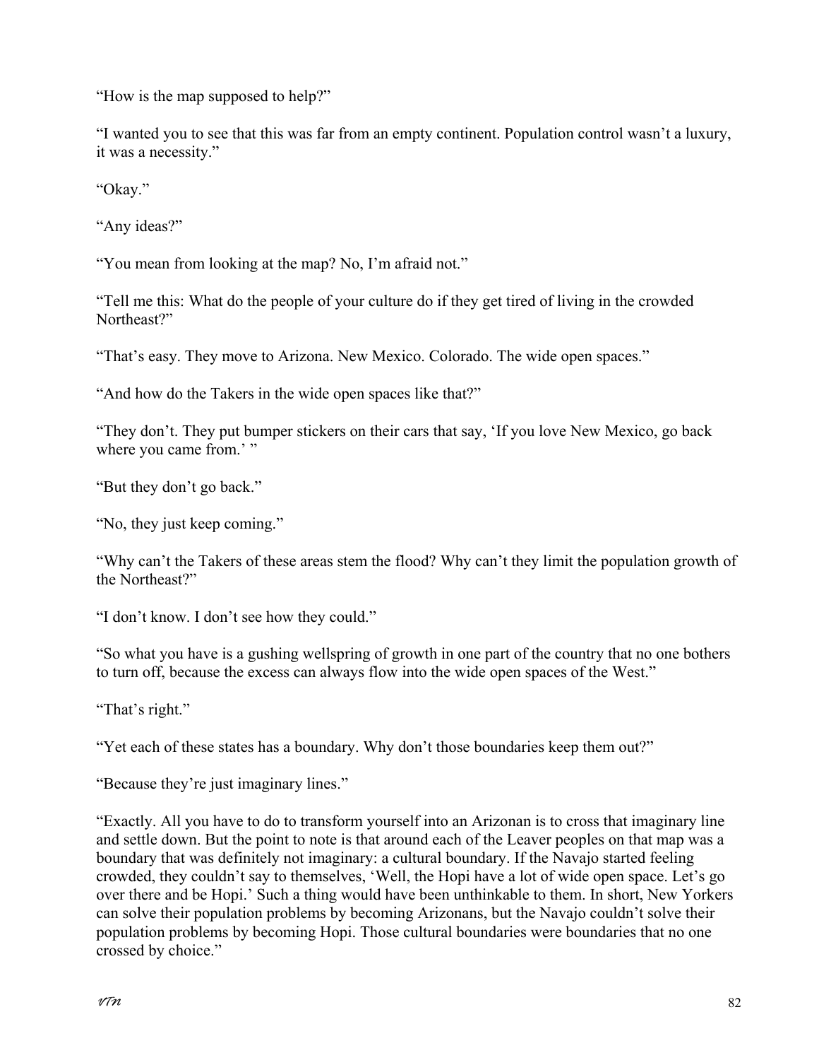"How is the map supposed to help?"

"I wanted you to see that this was far from an empty continent. Population control wasn't a luxury, it was a necessity."

"Okay."

"Any ideas?"

"You mean from looking at the map? No, I'm afraid not."

"Tell me this: What do the people of your culture do if they get tired of living in the crowded Northeast?"

"That's easy. They move to Arizona. New Mexico. Colorado. The wide open spaces."

"And how do the Takers in the wide open spaces like that?"

"They don't. They put bumper stickers on their cars that say, 'If you love New Mexico, go back where you came from.' "

"But they don't go back."

"No, they just keep coming."

"Why can't the Takers of these areas stem the flood? Why can't they limit the population growth of the Northeast?"

"I don't know. I don't see how they could."

"So what you have is a gushing wellspring of growth in one part of the country that no one bothers to turn off, because the excess can always flow into the wide open spaces of the West."

"That's right."

"Yet each of these states has a boundary. Why don't those boundaries keep them out?"

"Because they're just imaginary lines."

"Exactly. All you have to do to transform yourself into an Arizonan is to cross that imaginary line and settle down. But the point to note is that around each of the Leaver peoples on that map was a boundary that was definitely not imaginary: a cultural boundary. If the Navajo started feeling crowded, they couldn't say to themselves, 'Well, the Hopi have a lot of wide open space. Let's go over there and be Hopi.' Such a thing would have been unthinkable to them. In short, New Yorkers can solve their population problems by becoming Arizonans, but the Navajo couldn't solve their population problems by becoming Hopi. Those cultural boundaries were boundaries that no one crossed by choice."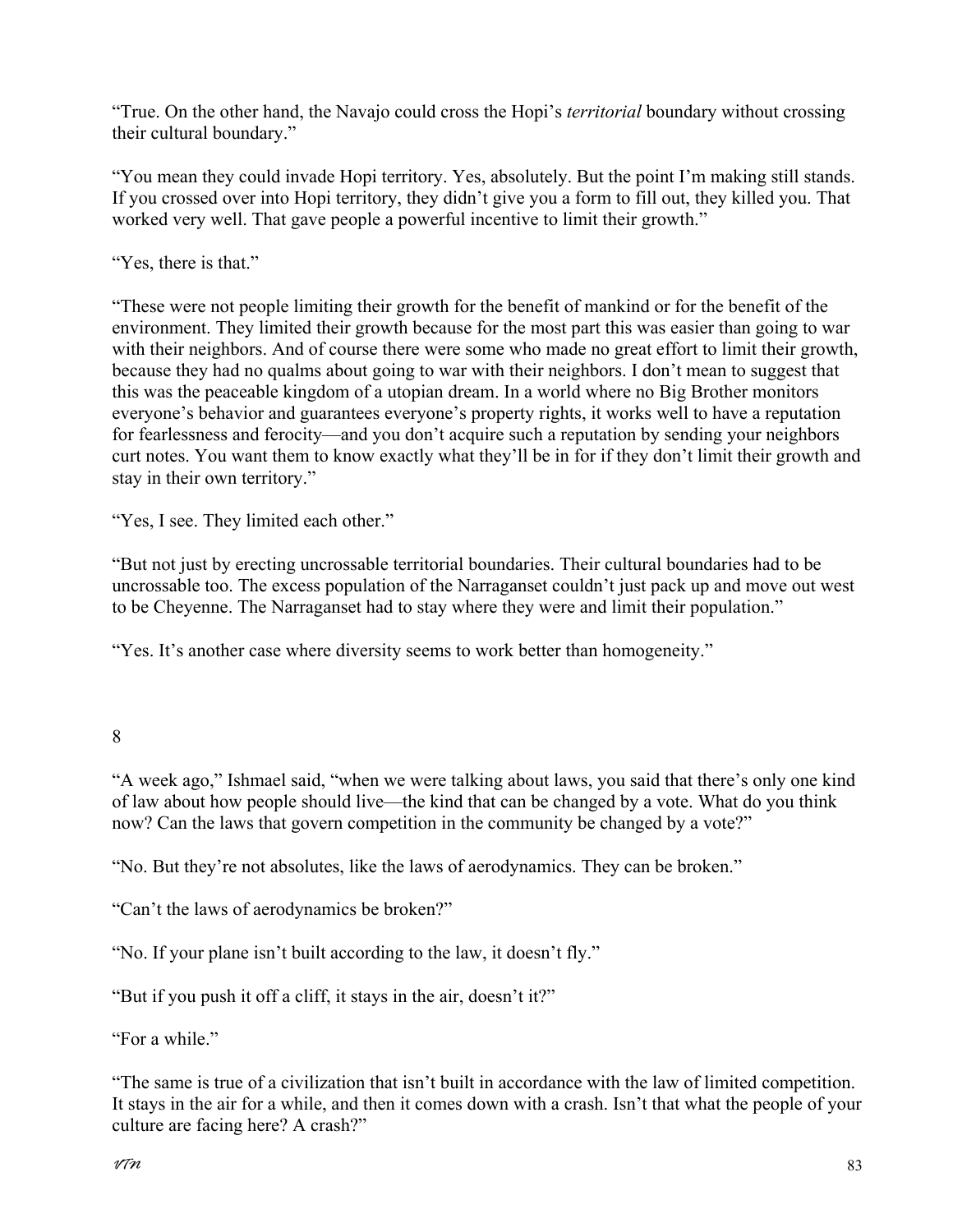"True. On the other hand, the Navajo could cross the Hopi's *territorial* boundary without crossing their cultural boundary."

"You mean they could invade Hopi territory. Yes, absolutely. But the point I'm making still stands. If you crossed over into Hopi territory, they didn't give you a form to fill out, they killed you. That worked very well. That gave people a powerful incentive to limit their growth."

"Yes, there is that."

"These were not people limiting their growth for the benefit of mankind or for the benefit of the environment. They limited their growth because for the most part this was easier than going to war with their neighbors. And of course there were some who made no great effort to limit their growth, because they had no qualms about going to war with their neighbors. I don't mean to suggest that this was the peaceable kingdom of a utopian dream. In a world where no Big Brother monitors everyone's behavior and guarantees everyone's property rights, it works well to have a reputation for fearlessness and ferocity—and you don't acquire such a reputation by sending your neighbors curt notes. You want them to know exactly what they'll be in for if they don't limit their growth and stay in their own territory."

"Yes, I see. They limited each other."

"But not just by erecting uncrossable territorial boundaries. Their cultural boundaries had to be uncrossable too. The excess population of the Narraganset couldn't just pack up and move out west to be Cheyenne. The Narraganset had to stay where they were and limit their population."

"Yes. It's another case where diversity seems to work better than homogeneity."

## 8

"A week ago," Ishmael said, "when we were talking about laws, you said that there's only one kind of law about how people should live—the kind that can be changed by a vote. What do you think now? Can the laws that govern competition in the community be changed by a vote?"

"No. But they're not absolutes, like the laws of aerodynamics. They can be broken."

"Can't the laws of aerodynamics be broken?"

"No. If your plane isn't built according to the law, it doesn't fly."

"But if you push it off a cliff, it stays in the air, doesn't it?"

"For a while."

"The same is true of a civilization that isn't built in accordance with the law of limited competition. It stays in the air for a while, and then it comes down with a crash. Isn't that what the people of your culture are facing here? A crash?"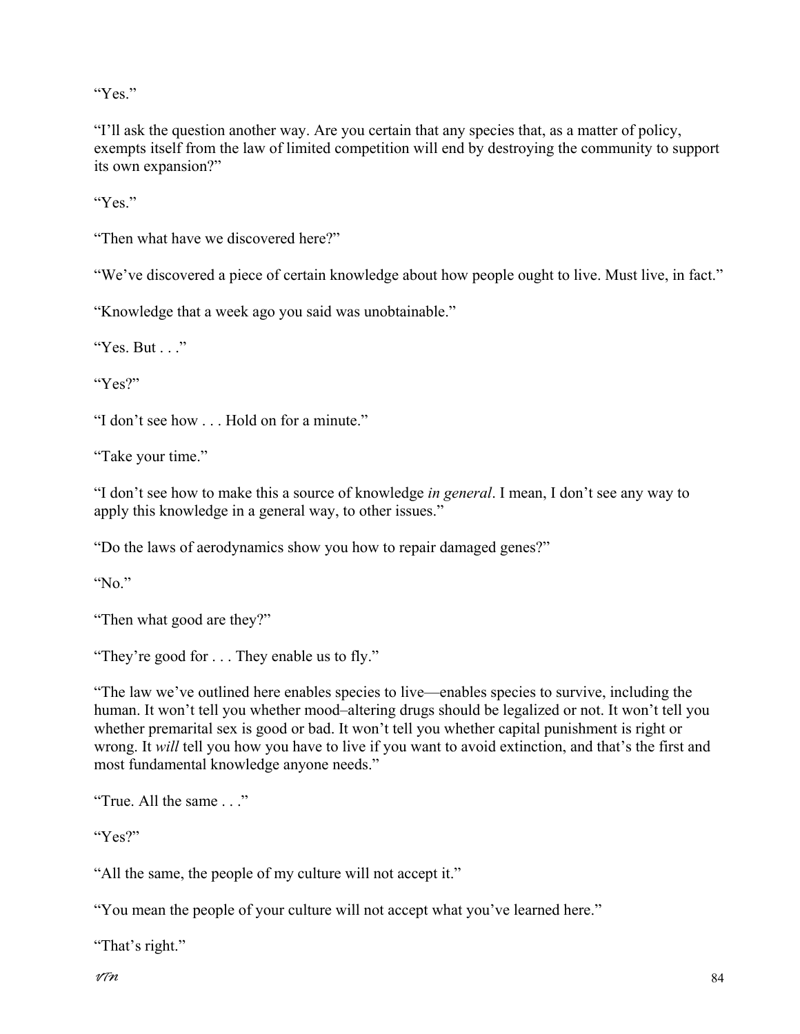"Yes."

"I'll ask the question another way. Are you certain that any species that, as a matter of policy, exempts itself from the law of limited competition will end by destroying the community to support its own expansion?"

"Yes."

"Then what have we discovered here?"

"We've discovered a piece of certain knowledge about how people ought to live. Must live, in fact."

"Knowledge that a week ago you said was unobtainable."

"Yes. But . . ."

"Yes?"

"I don't see how . . . Hold on for a minute."

"Take your time."

"I don't see how to make this a source of knowledge *in general*. I mean, I don't see any way to apply this knowledge in a general way, to other issues."

"Do the laws of aerodynamics show you how to repair damaged genes?"

"No."

"Then what good are they?"

"They're good for . . . They enable us to fly."

"The law we've outlined here enables species to live—enables species to survive, including the human. It won't tell you whether mood–altering drugs should be legalized or not. It won't tell you whether premarital sex is good or bad. It won't tell you whether capital punishment is right or wrong. It *will* tell you how you have to live if you want to avoid extinction, and that's the first and most fundamental knowledge anyone needs."

"True. All the same . . ."

"Yes?"

"All the same, the people of my culture will not accept it."

"You mean the people of your culture will not accept what you've learned here."

"That's right."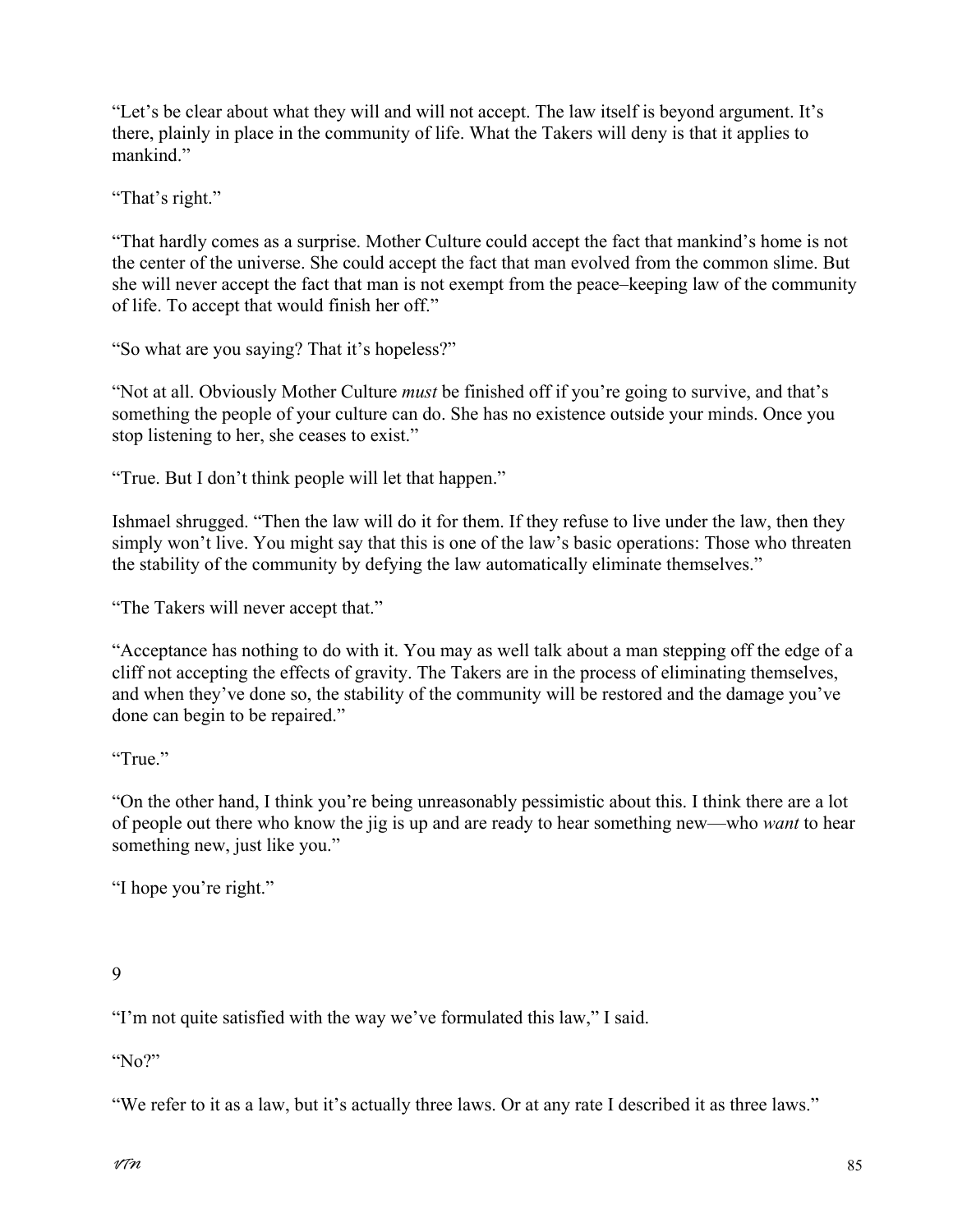"Let's be clear about what they will and will not accept. The law itself is beyond argument. It's there, plainly in place in the community of life. What the Takers will deny is that it applies to mankind."

"That's right."

"That hardly comes as a surprise. Mother Culture could accept the fact that mankind's home is not the center of the universe. She could accept the fact that man evolved from the common slime. But she will never accept the fact that man is not exempt from the peace–keeping law of the community of life. To accept that would finish her off."

"So what are you saying? That it's hopeless?"

"Not at all. Obviously Mother Culture *must* be finished off if you're going to survive, and that's something the people of your culture can do. She has no existence outside your minds. Once you stop listening to her, she ceases to exist."

"True. But I don't think people will let that happen."

Ishmael shrugged. "Then the law will do it for them. If they refuse to live under the law, then they simply won't live. You might say that this is one of the law's basic operations: Those who threaten the stability of the community by defying the law automatically eliminate themselves."

"The Takers will never accept that."

"Acceptance has nothing to do with it. You may as well talk about a man stepping off the edge of a cliff not accepting the effects of gravity. The Takers are in the process of eliminating themselves, and when they've done so, the stability of the community will be restored and the damage you've done can begin to be repaired."

"True."

"On the other hand, I think you're being unreasonably pessimistic about this. I think there are a lot of people out there who know the jig is up and are ready to hear something new—who *want* to hear something new, just like you."

"I hope you're right."

## 9

"I'm not quite satisfied with the way we've formulated this law," I said.

"No?"

"We refer to it as a law, but it's actually three laws. Or at any rate I described it as three laws."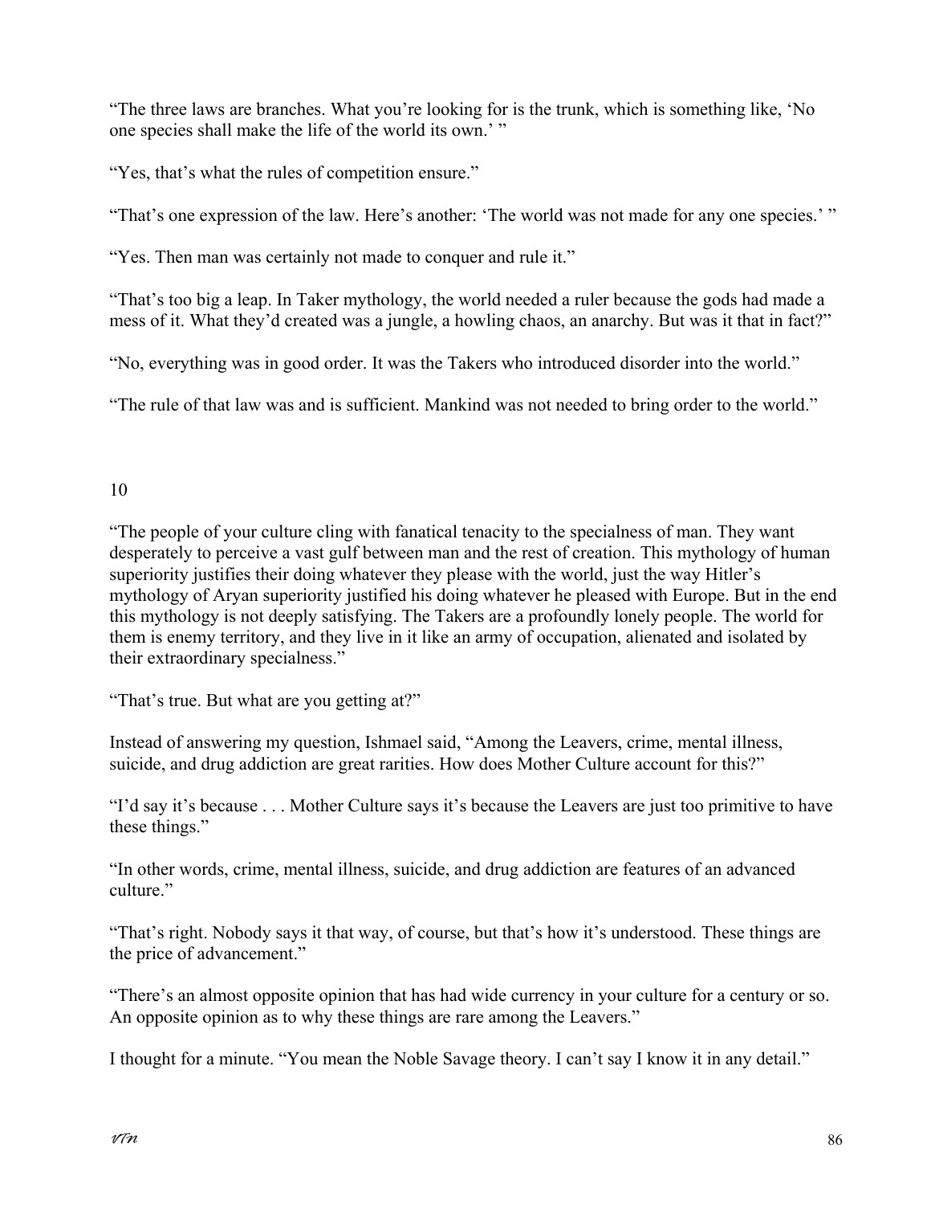"The three laws are branches. What you're looking for is the trunk, which is something like, 'No one species shall make the life of the world its own.' "

"Yes, that's what the rules of competition ensure."

"That's one expression of the law. Here's another: 'The world was not made for any one species.' "

"Yes. Then man was certainly not made to conquer and rule it."

"That's too big a leap. In Taker mythology, the world needed a ruler because the gods had made a mess of it. What they'd created was a jungle, a howling chaos, an anarchy. But was it that in fact?"

"No, everything was in good order. It was the Takers who introduced disorder into the world."

"The rule of that law was and is sufficient. Mankind was not needed to bring order to the world."

## 10

"The people of your culture cling with fanatical tenacity to the specialness of man. They want desperately to perceive a vast gulf between man and the rest of creation. This mythology of human superiority justifies their doing whatever they please with the world, just the way Hitler's mythology of Aryan superiority justified his doing whatever he pleased with Europe. But in the end this mythology is not deeply satisfying. The Takers are a profoundly lonely people. The world for them is enemy territory, and they live in it like an army of occupation, alienated and isolated by their extraordinary specialness."

"That's true. But what are you getting at?"

Instead of answering my question, Ishmael said, "Among the Leavers, crime, mental illness, suicide, and drug addiction are great rarities. How does Mother Culture account for this?"

"I'd say it's because . . . Mother Culture says it's because the Leavers are just too primitive to have these things."

"In other words, crime, mental illness, suicide, and drug addiction are features of an advanced culture."

"That's right. Nobody says it that way, of course, but that's how it's understood. These things are the price of advancement."

"There's an almost opposite opinion that has had wide currency in your culture for a century or so. An opposite opinion as to why these things are rare among the Leavers."

I thought for a minute. "You mean the Noble Savage theory. I can't say I know it in any detail."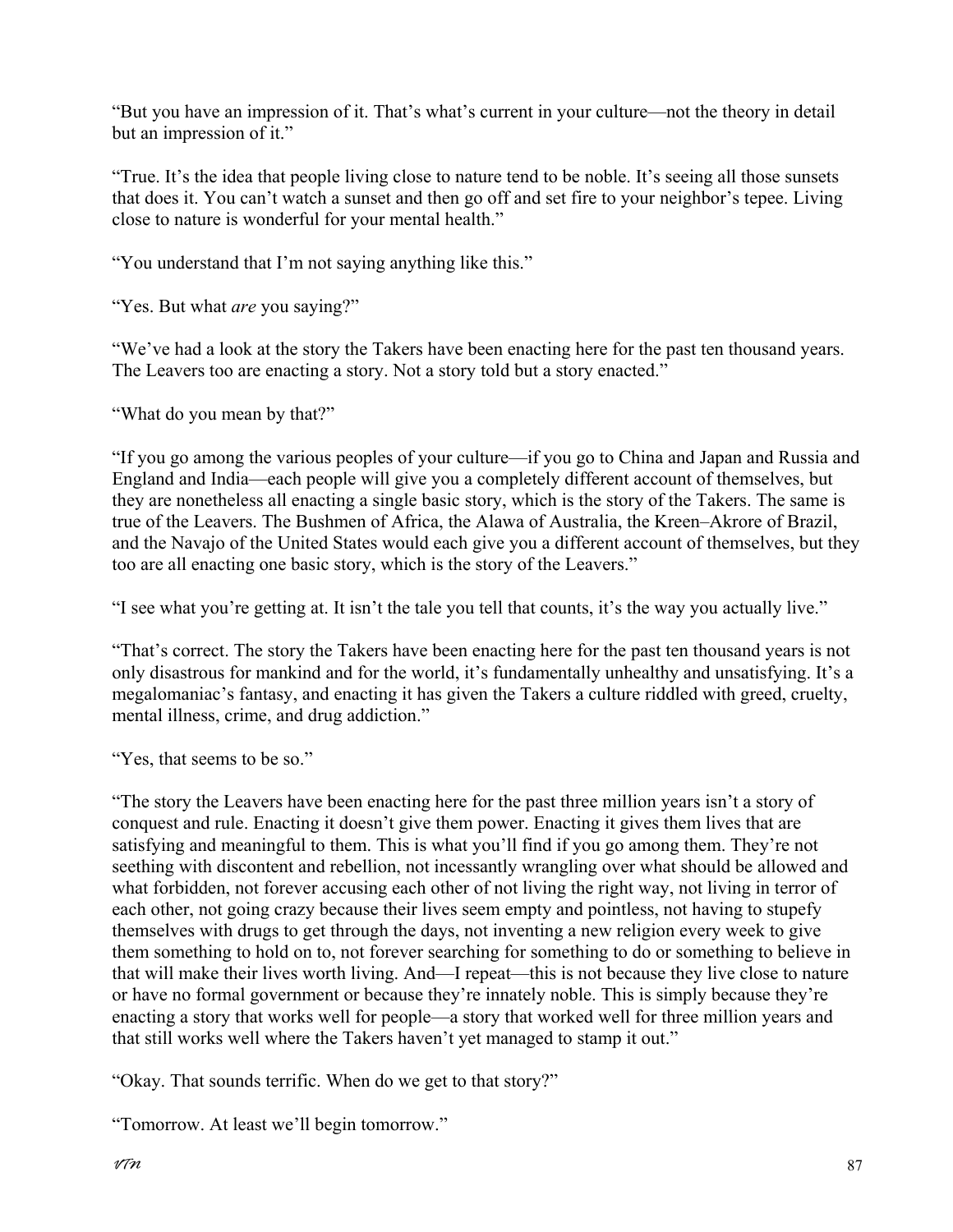"But you have an impression of it. That's what's current in your culture—not the theory in detail but an impression of it."

"True. It's the idea that people living close to nature tend to be noble. It's seeing all those sunsets that does it. You can't watch a sunset and then go off and set fire to your neighbor's tepee. Living close to nature is wonderful for your mental health."

"You understand that I'm not saying anything like this."

"Yes. But what *are* you saying?"

"We've had a look at the story the Takers have been enacting here for the past ten thousand years. The Leavers too are enacting a story. Not a story told but a story enacted."

"What do you mean by that?"

"If you go among the various peoples of your culture—if you go to China and Japan and Russia and England and India—each people will give you a completely different account of themselves, but they are nonetheless all enacting a single basic story, which is the story of the Takers. The same is true of the Leavers. The Bushmen of Africa, the Alawa of Australia, the Kreen–Akrore of Brazil, and the Navajo of the United States would each give you a different account of themselves, but they too are all enacting one basic story, which is the story of the Leavers."

"I see what you're getting at. It isn't the tale you tell that counts, it's the way you actually live."

"That's correct. The story the Takers have been enacting here for the past ten thousand years is not only disastrous for mankind and for the world, it's fundamentally unhealthy and unsatisfying. It's a megalomaniac's fantasy, and enacting it has given the Takers a culture riddled with greed, cruelty, mental illness, crime, and drug addiction."

"Yes, that seems to be so."

"The story the Leavers have been enacting here for the past three million years isn't a story of conquest and rule. Enacting it doesn't give them power. Enacting it gives them lives that are satisfying and meaningful to them. This is what you'll find if you go among them. They're not seething with discontent and rebellion, not incessantly wrangling over what should be allowed and what forbidden, not forever accusing each other of not living the right way, not living in terror of each other, not going crazy because their lives seem empty and pointless, not having to stupefy themselves with drugs to get through the days, not inventing a new religion every week to give them something to hold on to, not forever searching for something to do or something to believe in that will make their lives worth living. And—I repeat—this is not because they live close to nature or have no formal government or because they're innately noble. This is simply because they're enacting a story that works well for people—a story that worked well for three million years and that still works well where the Takers haven't yet managed to stamp it out."

"Okay. That sounds terrific. When do we get to that story?"

"Tomorrow. At least we'll begin tomorrow."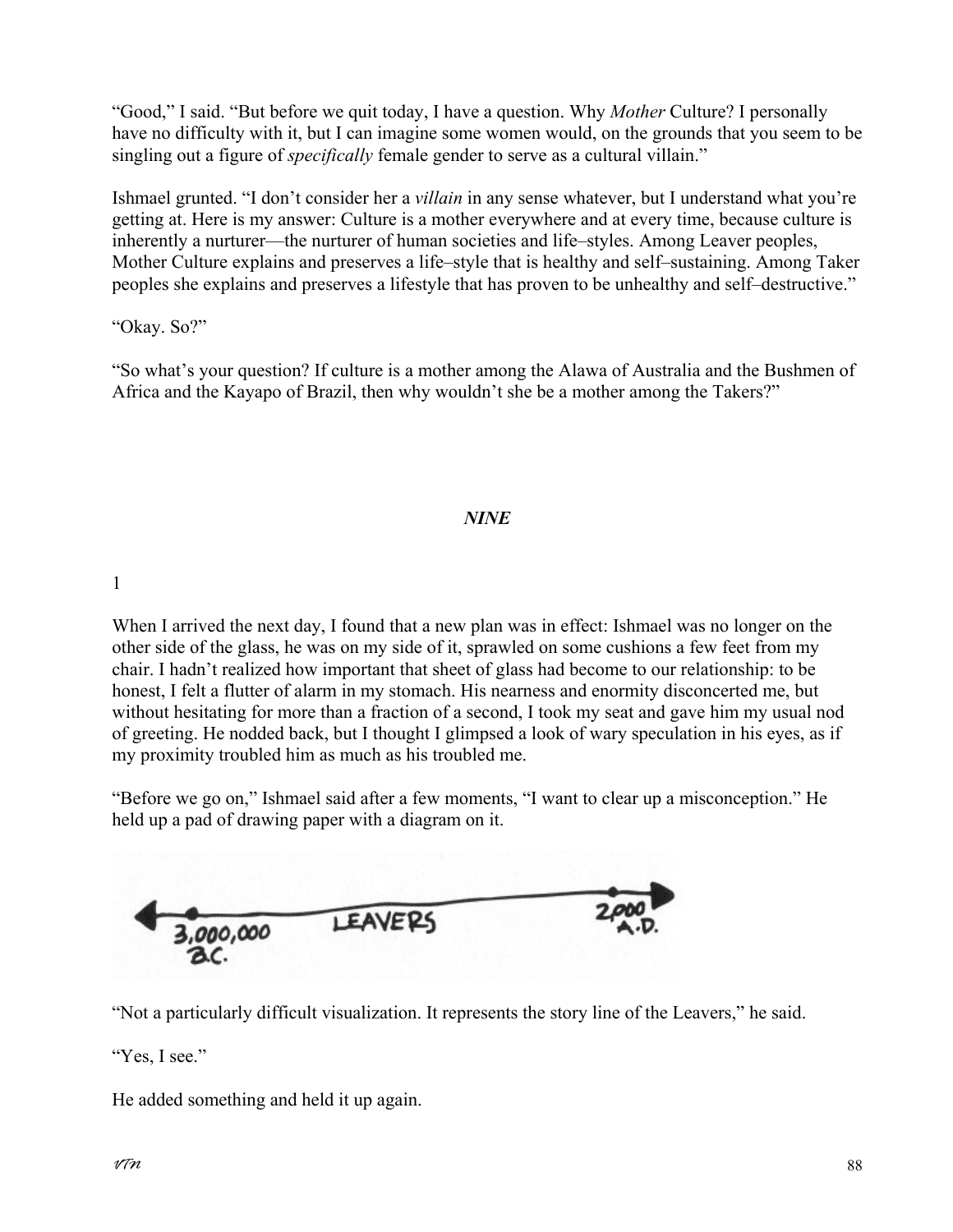"Good," I said. "But before we quit today, I have a question. Why *Mother* Culture? I personally have no difficulty with it, but I can imagine some women would, on the grounds that you seem to be singling out a figure of *specifically* female gender to serve as a cultural villain."

Ishmael grunted. "I don't consider her a *villain* in any sense whatever, but I understand what you're getting at. Here is my answer: Culture is a mother everywhere and at every time, because culture is inherently a nurturer—the nurturer of human societies and life–styles. Among Leaver peoples, Mother Culture explains and preserves a life–style that is healthy and self–sustaining. Among Taker peoples she explains and preserves a lifestyle that has proven to be unhealthy and self–destructive."

"Okay. So?"

"So what's your question? If culture is a mother among the Alawa of Australia and the Bushmen of Africa and the Kayapo of Brazil, then why wouldn't she be a mother among the Takers?"

## *NINE*

1

When I arrived the next day, I found that a new plan was in effect: Ishmael was no longer on the other side of the glass, he was on my side of it, sprawled on some cushions a few feet from my chair. I hadn't realized how important that sheet of glass had become to our relationship: to be honest, I felt a flutter of alarm in my stomach. His nearness and enormity disconcerted me, but without hesitating for more than a fraction of a second, I took my seat and gave him my usual nod of greeting. He nodded back, but I thought I glimpsed a look of wary speculation in his eyes, as if my proximity troubled him as much as his troubled me.

"Before we go on," Ishmael said after a few moments, "I want to clear up a misconception." He held up a pad of drawing paper with a diagram on it.

3,000,000 B.C.
LEAVERS
2,000 A.D.

"Not a particularly difficult visualization. It represents the story line of the Leavers," he said.

"Yes, I see."

He added something and held it up again.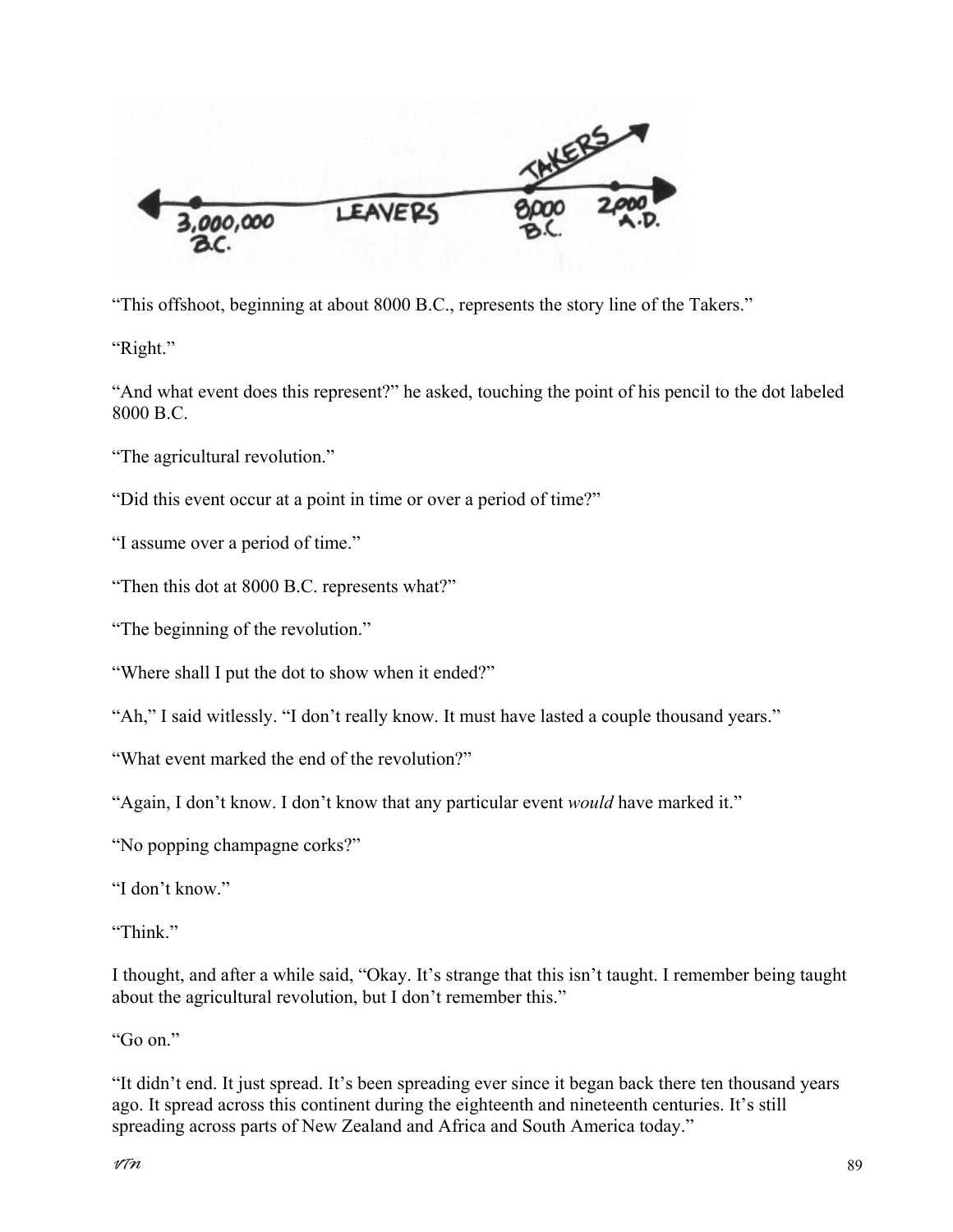“This offshoot, beginning at about 8000 B.C., represents the story line of the Takers.”

“Right.”

“And what event does this represent?” he asked, touching the point of his pencil to the dot labeled 8000 B.C.

“The agricultural revolution.”

“Did this event occur at a point in time or over a period of time?”

“I assume over a period of time.”

“Then this dot at 8000 B.C. represents what?”

“The beginning of the revolution.”

“Where shall I put the dot to show when it ended?”

“Ah,” I said witlessly. “I don’t really know. It must have lasted a couple thousand years.”

“What event marked the end of the revolution?”

“Again, I don’t know. I don’t know that any particular event *would* have marked it.”

“No popping champagne corks?”

“I don’t know.”

“Think.”

I thought, and after a while said, “Okay. It’s strange that this isn’t taught. I remember being taught about the agricultural revolution, but I don’t remember this.”

“Go on.”

“It didn’t end. It just spread. It’s been spreading ever since it began back there ten thousand years ago. It spread across this continent during the eighteenth and nineteenth centuries. It’s still spreading across parts of New Zealand and Africa and South America today.”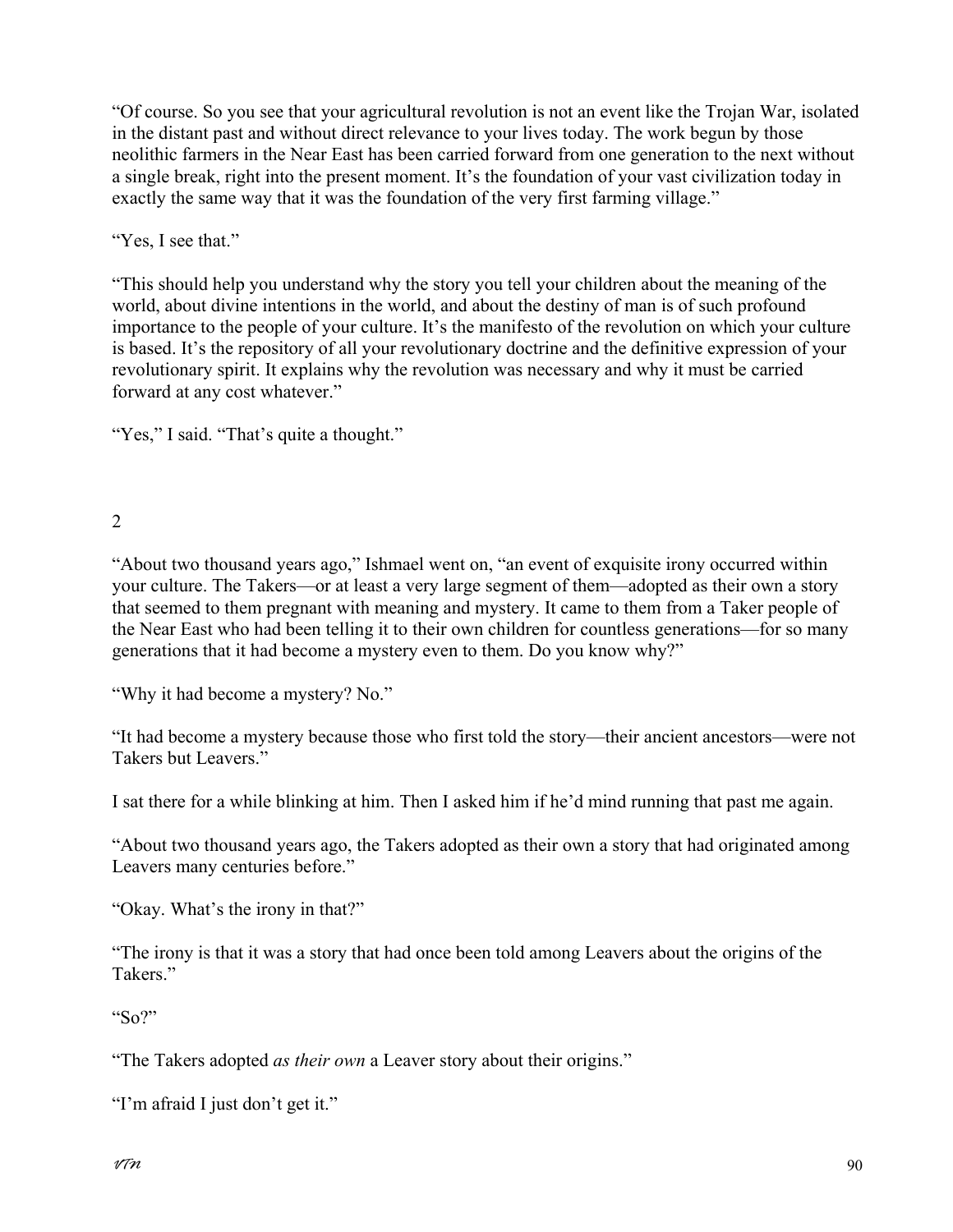"Of course. So you see that your agricultural revolution is not an event like the Trojan War, isolated in the distant past and without direct relevance to your lives today. The work begun by those neolithic farmers in the Near East has been carried forward from one generation to the next without a single break, right into the present moment. It's the foundation of your vast civilization today in exactly the same way that it was the foundation of the very first farming village."

"Yes, I see that."

"This should help you understand why the story you tell your children about the meaning of the world, about divine intentions in the world, and about the destiny of man is of such profound importance to the people of your culture. It's the manifesto of the revolution on which your culture is based. It's the repository of all your revolutionary doctrine and the definitive expression of your revolutionary spirit. It explains why the revolution was necessary and why it must be carried forward at any cost whatever."

"Yes," I said. "That's quite a thought."

## 2

"About two thousand years ago," Ishmael went on, "an event of exquisite irony occurred within your culture. The Takers—or at least a very large segment of them—adopted as their own a story that seemed to them pregnant with meaning and mystery. It came to them from a Taker people of the Near East who had been telling it to their own children for countless generations—for so many generations that it had become a mystery even to them. Do you know why?"

"Why it had become a mystery? No."

"It had become a mystery because those who first told the story—their ancient ancestors—were not Takers but Leavers."

I sat there for a while blinking at him. Then I asked him if he'd mind running that past me again.

"About two thousand years ago, the Takers adopted as their own a story that had originated among Leavers many centuries before."

"Okay. What's the irony in that?"

"The irony is that it was a story that had once been told among Leavers about the origins of the Takers."

"So?"

"The Takers adopted *as their own* a Leaver story about their origins."

"I'm afraid I just don't get it."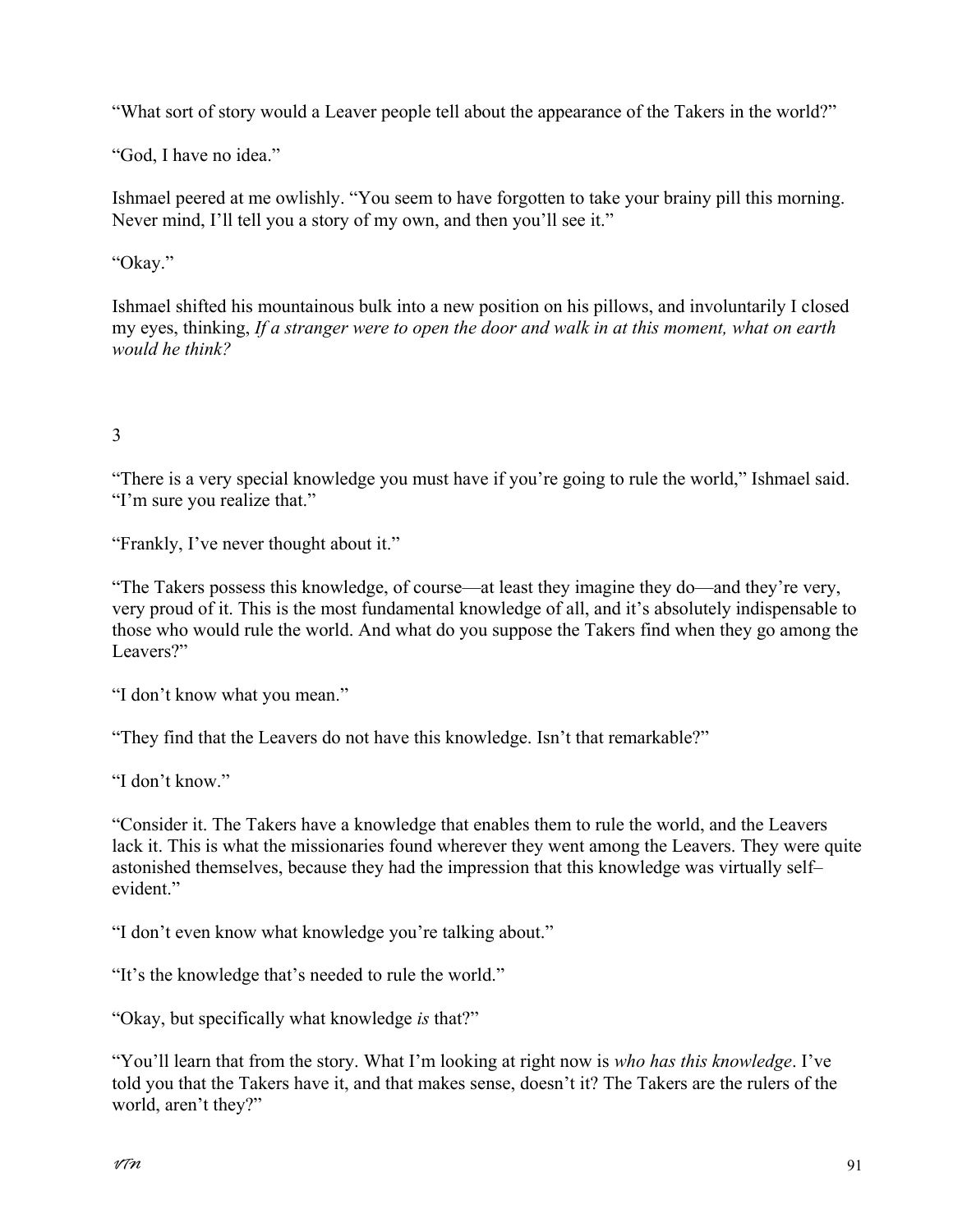"What sort of story would a Leaver people tell about the appearance of the Takers in the world?"

"God, I have no idea."

Ishmael peered at me owlishly. "You seem to have forgotten to take your brainy pill this morning. Never mind, I'll tell you a story of my own, and then you'll see it."

"Okay."

Ishmael shifted his mountainous bulk into a new position on his pillows, and involuntarily I closed my eyes, thinking, *If a stranger were to open the door and walk in at this moment, what on earth would he think?*

3

"There is a very special knowledge you must have if you're going to rule the world," Ishmael said. "I'm sure you realize that."

"Frankly, I've never thought about it."

"The Takers possess this knowledge, of course—at least they imagine they do—and they're very, very proud of it. This is the most fundamental knowledge of all, and it's absolutely indispensable to those who would rule the world. And what do you suppose the Takers find when they go among the Leavers?"

"I don't know what you mean."

"They find that the Leavers do not have this knowledge. Isn't that remarkable?"

"I don't know."

"Consider it. The Takers have a knowledge that enables them to rule the world, and the Leavers lack it. This is what the missionaries found wherever they went among the Leavers. They were quite astonished themselves, because they had the impression that this knowledge was virtually self–evident."

"I don't even know what knowledge you're talking about."

"It's the knowledge that's needed to rule the world."

"Okay, but specifically what knowledge *is* that?"

"You'll learn that from the story. What I'm looking at right now is *who has this knowledge*. I've told you that the Takers have it, and that makes sense, doesn't it? The Takers are the rulers of the world, aren't they?"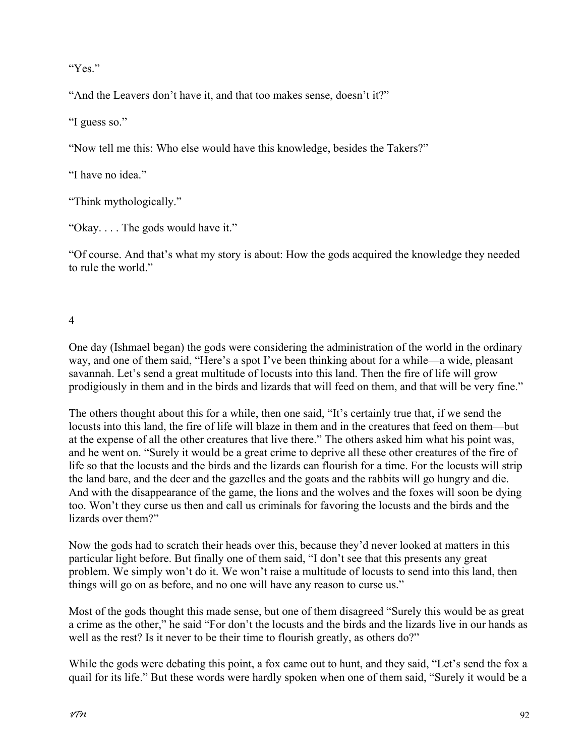"Yes."

"And the Leavers don't have it, and that too makes sense, doesn't it?"

"I guess so."

"Now tell me this: Who else would have this knowledge, besides the Takers?"

"I have no idea."

"Think mythologically."

"Okay. . . . The gods would have it."

"Of course. And that's what my story is about: How the gods acquired the knowledge they needed to rule the world."

## 4

One day (Ishmael began) the gods were considering the administration of the world in the ordinary way, and one of them said, "Here's a spot I've been thinking about for a while—a wide, pleasant savannah. Let's send a great multitude of locusts into this land. Then the fire of life will grow prodigiously in them and in the birds and lizards that will feed on them, and that will be very fine."

The others thought about this for a while, then one said, "It's certainly true that, if we send the locusts into this land, the fire of life will blaze in them and in the creatures that feed on them—but at the expense of all the other creatures that live there." The others asked him what his point was, and he went on. "Surely it would be a great crime to deprive all these other creatures of the fire of life so that the locusts and the birds and the lizards can flourish for a time. For the locusts will strip the land bare, and the deer and the gazelles and the goats and the rabbits will go hungry and die. And with the disappearance of the game, the lions and the wolves and the foxes will soon be dying too. Won't they curse us then and call us criminals for favoring the locusts and the birds and the lizards over them?"

Now the gods had to scratch their heads over this, because they'd never looked at matters in this particular light before. But finally one of them said, "I don't see that this presents any great problem. We simply won't do it. We won't raise a multitude of locusts to send into this land, then things will go on as before, and no one will have any reason to curse us."

Most of the gods thought this made sense, but one of them disagreed "Surely this would be as great a crime as the other," he said "For don't the locusts and the birds and the lizards live in our hands as well as the rest? Is it never to be their time to flourish greatly, as others do?"

While the gods were debating this point, a fox came out to hunt, and they said, "Let's send the fox a quail for its life." But these words were hardly spoken when one of them said, "Surely it would be a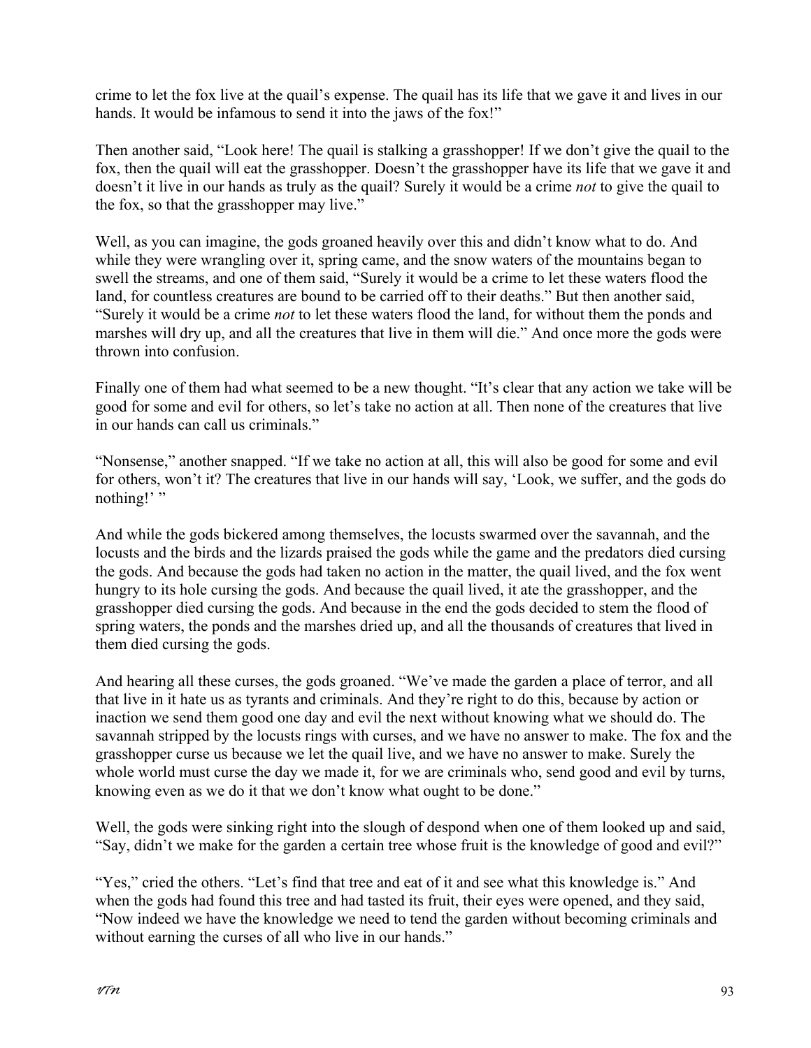crime to let the fox live at the quail's expense. The quail has its life that we gave it and lives in our hands. It would be infamous to send it into the jaws of the fox!"

Then another said, "Look here! The quail is stalking a grasshopper! If we don't give the quail to the fox, then the quail will eat the grasshopper. Doesn't the grasshopper have its life that we gave it and doesn't it live in our hands as truly as the quail? Surely it would be a crime *not* to give the quail to the fox, so that the grasshopper may live."

Well, as you can imagine, the gods groaned heavily over this and didn't know what to do. And while they were wrangling over it, spring came, and the snow waters of the mountains began to swell the streams, and one of them said, "Surely it would be a crime to let these waters flood the land, for countless creatures are bound to be carried off to their deaths." But then another said, "Surely it would be a crime *not* to let these waters flood the land, for without them the ponds and marshes will dry up, and all the creatures that live in them will die." And once more the gods were thrown into confusion.

Finally one of them had what seemed to be a new thought. "It's clear that any action we take will be good for some and evil for others, so let's take no action at all. Then none of the creatures that live in our hands can call us criminals."

"Nonsense," another snapped. "If we take no action at all, this will also be good for some and evil for others, won't it? The creatures that live in our hands will say, 'Look, we suffer, and the gods do nothing!' "

And while the gods bickered among themselves, the locusts swarmed over the savannah, and the locusts and the birds and the lizards praised the gods while the game and the predators died cursing the gods. And because the gods had taken no action in the matter, the quail lived, and the fox went hungry to its hole cursing the gods. And because the quail lived, it ate the grasshopper, and the grasshopper died cursing the gods. And because in the end the gods decided to stem the flood of spring waters, the ponds and the marshes dried up, and all the thousands of creatures that lived in them died cursing the gods.

And hearing all these curses, the gods groaned. "We've made the garden a place of terror, and all that live in it hate us as tyrants and criminals. And they're right to do this, because by action or inaction we send them good one day and evil the next without knowing what we should do. The savannah stripped by the locusts rings with curses, and we have no answer to make. The fox and the grasshopper curse us because we let the quail live, and we have no answer to make. Surely the whole world must curse the day we made it, for we are criminals who, send good and evil by turns, knowing even as we do it that we don't know what ought to be done."

Well, the gods were sinking right into the slough of despond when one of them looked up and said, "Say, didn't we make for the garden a certain tree whose fruit is the knowledge of good and evil?"

"Yes," cried the others. "Let's find that tree and eat of it and see what this knowledge is." And when the gods had found this tree and had tasted its fruit, their eyes were opened, and they said, "Now indeed we have the knowledge we need to tend the garden without becoming criminals and without earning the curses of all who live in our hands."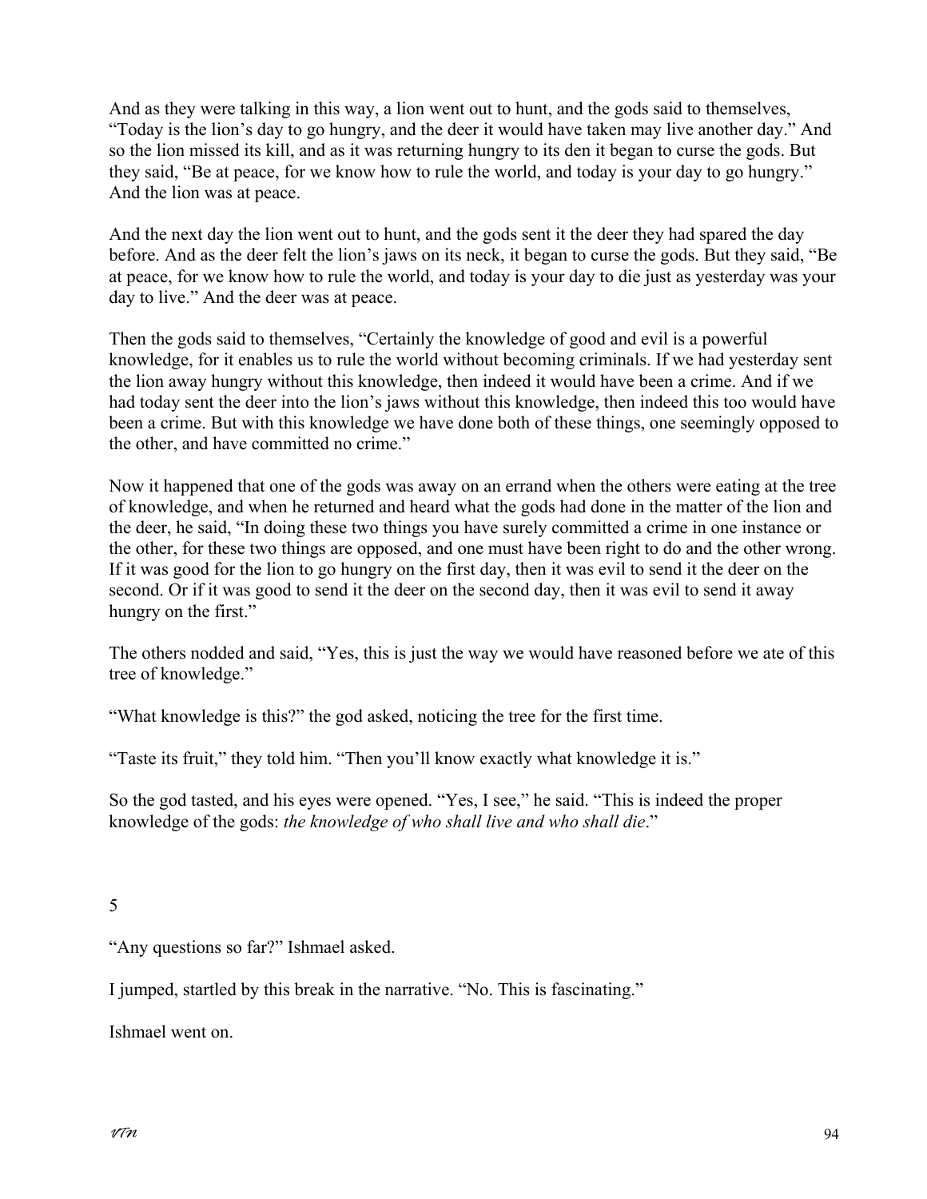And as they were talking in this way, a lion went out to hunt, and the gods said to themselves, "Today is the lion's day to go hungry, and the deer it would have taken may live another day." And so the lion missed its kill, and as it was returning hungry to its den it began to curse the gods. But they said, "Be at peace, for we know how to rule the world, and today is your day to go hungry." And the lion was at peace.

And the next day the lion went out to hunt, and the gods sent it the deer they had spared the day before. And as the deer felt the lion's jaws on its neck, it began to curse the gods. But they said, "Be at peace, for we know how to rule the world, and today is your day to die just as yesterday was your day to live." And the deer was at peace.

Then the gods said to themselves, "Certainly the knowledge of good and evil is a powerful knowledge, for it enables us to rule the world without becoming criminals. If we had yesterday sent the lion away hungry without this knowledge, then indeed it would have been a crime. And if we had today sent the deer into the lion's jaws without this knowledge, then indeed this too would have been a crime. But with this knowledge we have done both of these things, one seemingly opposed to the other, and have committed no crime."

Now it happened that one of the gods was away on an errand when the others were eating at the tree of knowledge, and when he returned and heard what the gods had done in the matter of the lion and the deer, he said, "In doing these two things you have surely committed a crime in one instance or the other, for these two things are opposed, and one must have been right to do and the other wrong. If it was good for the lion to go hungry on the first day, then it was evil to send it the deer on the second. Or if it was good to send it the deer on the second day, then it was evil to send it away hungry on the first."

The others nodded and said, "Yes, this is just the way we would have reasoned before we ate of this tree of knowledge."

"What knowledge is this?" the god asked, noticing the tree for the first time.

"Taste its fruit," they told him. "Then you'll know exactly what knowledge it is."

So the god tasted, and his eyes were opened. "Yes, I see," he said. "This is indeed the proper knowledge of the gods: *the knowledge of who shall live and who shall die*."

## 5

"Any questions so far?" Ishmael asked.

I jumped, startled by this break in the narrative. "No. This is fascinating."

Ishmael went on.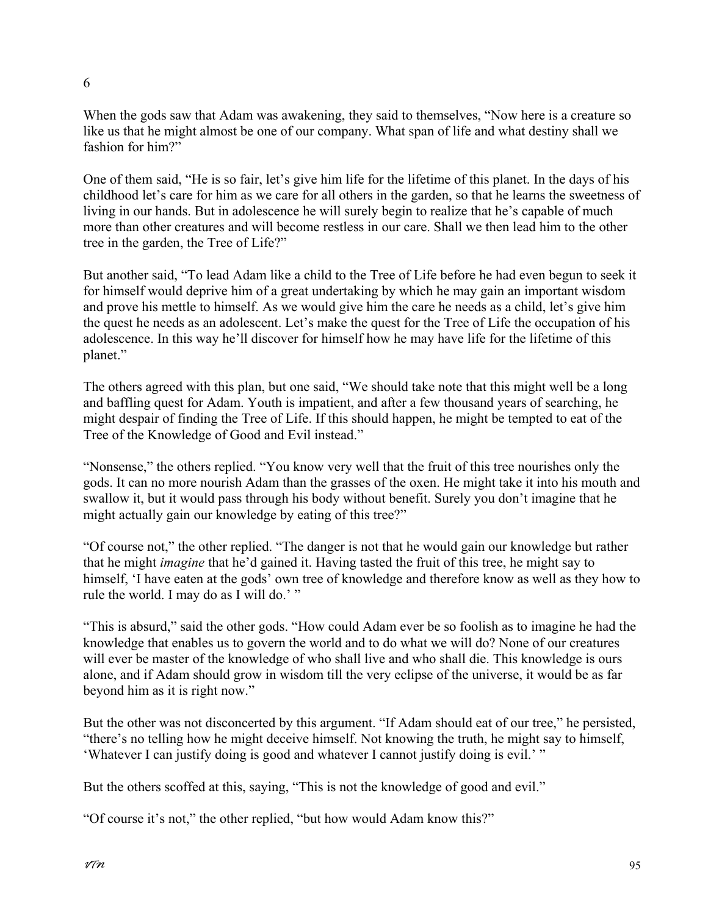6

When the gods saw that Adam was awakening, they said to themselves, "Now here is a creature so like us that he might almost be one of our company. What span of life and what destiny shall we fashion for him?"

One of them said, "He is so fair, let's give him life for the lifetime of this planet. In the days of his childhood let's care for him as we care for all others in the garden, so that he learns the sweetness of living in our hands. But in adolescence he will surely begin to realize that he's capable of much more than other creatures and will become restless in our care. Shall we then lead him to the other tree in the garden, the Tree of Life?"

But another said, "To lead Adam like a child to the Tree of Life before he had even begun to seek it for himself would deprive him of a great undertaking by which he may gain an important wisdom and prove his mettle to himself. As we would give him the care he needs as a child, let's give him the quest he needs as an adolescent. Let's make the quest for the Tree of Life the occupation of his adolescence. In this way he'll discover for himself how he may have life for the lifetime of this planet."

The others agreed with this plan, but one said, "We should take note that this might well be a long and baffling quest for Adam. Youth is impatient, and after a few thousand years of searching, he might despair of finding the Tree of Life. If this should happen, he might be tempted to eat of the Tree of the Knowledge of Good and Evil instead."

"Nonsense," the others replied. "You know very well that the fruit of this tree nourishes only the gods. It can no more nourish Adam than the grasses of the oxen. He might take it into his mouth and swallow it, but it would pass through his body without benefit. Surely you don't imagine that he might actually gain our knowledge by eating of this tree?"

"Of course not," the other replied. "The danger is not that he would gain our knowledge but rather that he might *imagine* that he'd gained it. Having tasted the fruit of this tree, he might say to himself, 'I have eaten at the gods' own tree of knowledge and therefore know as well as they how to rule the world. I may do as I will do.' "

"This is absurd," said the other gods. "How could Adam ever be so foolish as to imagine he had the knowledge that enables us to govern the world and to do what we will do? None of our creatures will ever be master of the knowledge of who shall live and who shall die. This knowledge is ours alone, and if Adam should grow in wisdom till the very eclipse of the universe, it would be as far beyond him as it is right now."

But the other was not disconcerted by this argument. "If Adam should eat of our tree," he persisted, "there's no telling how he might deceive himself. Not knowing the truth, he might say to himself, 'Whatever I can justify doing is good and whatever I cannot justify doing is evil.' "

But the others scoffed at this, saying, "This is not the knowledge of good and evil."

"Of course it's not," the other replied, "but how would Adam know this?"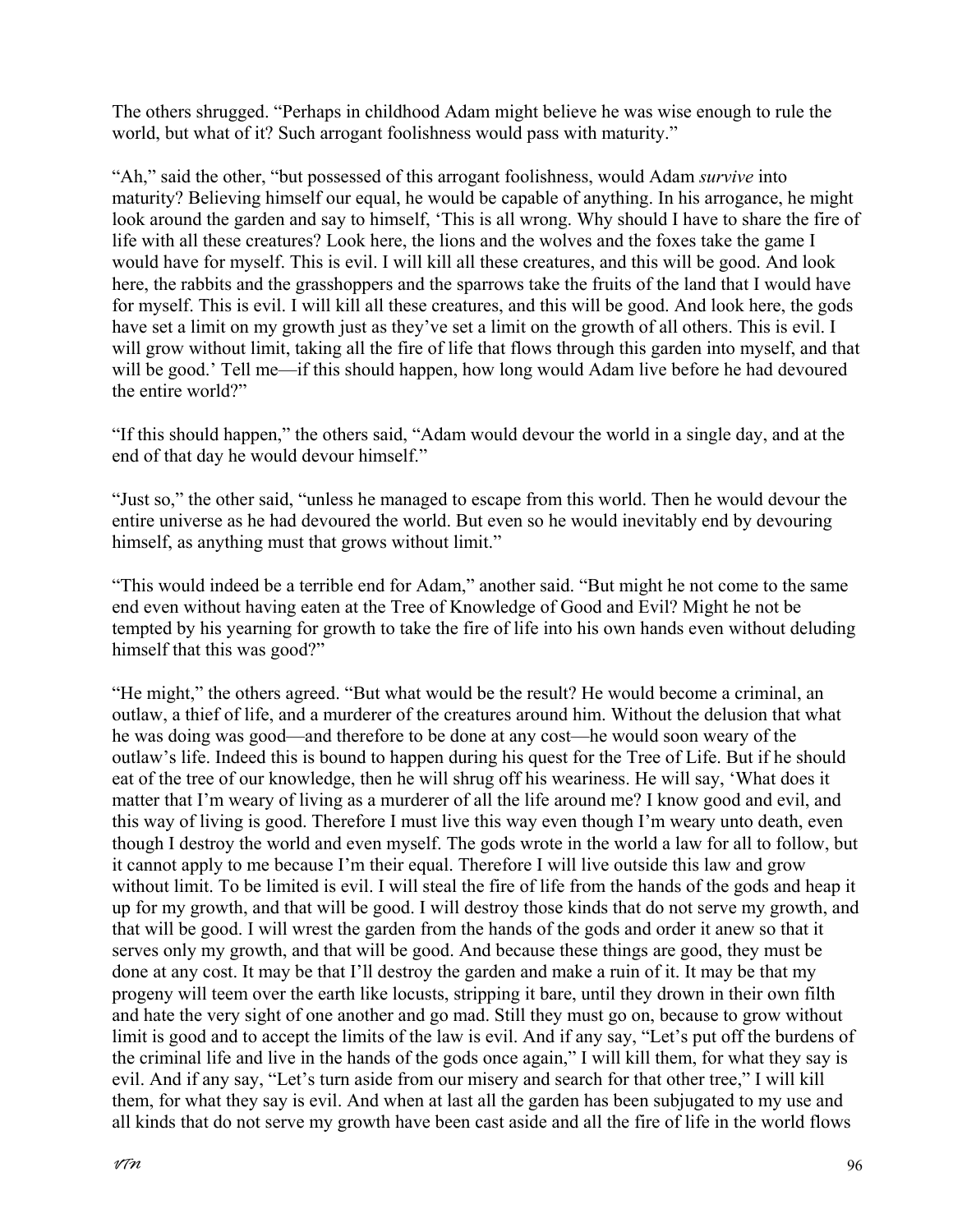The others shrugged. "Perhaps in childhood Adam might believe he was wise enough to rule the world, but what of it? Such arrogant foolishness would pass with maturity."

"Ah," said the other, "but possessed of this arrogant foolishness, would Adam *survive* into maturity? Believing himself our equal, he would be capable of anything. In his arrogance, he might look around the garden and say to himself, 'This is all wrong. Why should I have to share the fire of life with all these creatures? Look here, the lions and the wolves and the foxes take the game I would have for myself. This is evil. I will kill all these creatures, and this will be good. And look here, the rabbits and the grasshoppers and the sparrows take the fruits of the land that I would have for myself. This is evil. I will kill all these creatures, and this will be good. And look here, the gods have set a limit on my growth just as they've set a limit on the growth of all others. This is evil. I will grow without limit, taking all the fire of life that flows through this garden into myself, and that will be good.' Tell me—if this should happen, how long would Adam live before he had devoured the entire world?"

"If this should happen," the others said, "Adam would devour the world in a single day, and at the end of that day he would devour himself."

"Just so," the other said, "unless he managed to escape from this world. Then he would devour the entire universe as he had devoured the world. But even so he would inevitably end by devouring himself, as anything must that grows without limit."

"This would indeed be a terrible end for Adam," another said. "But might he not come to the same end even without having eaten at the Tree of Knowledge of Good and Evil? Might he not be tempted by his yearning for growth to take the fire of life into his own hands even without deluding himself that this was good?"

"He might," the others agreed. "But what would be the result? He would become a criminal, an outlaw, a thief of life, and a murderer of the creatures around him. Without the delusion that what he was doing was good—and therefore to be done at any cost—he would soon weary of the outlaw's life. Indeed this is bound to happen during his quest for the Tree of Life. But if he should eat of the tree of our knowledge, then he will shrug off his weariness. He will say, 'What does it matter that I'm weary of living as a murderer of all the life around me? I know good and evil, and this way of living is good. Therefore I must live this way even though I'm weary unto death, even though I destroy the world and even myself. The gods wrote in the world a law for all to follow, but it cannot apply to me because I'm their equal. Therefore I will live outside this law and grow without limit. To be limited is evil. I will steal the fire of life from the hands of the gods and heap it up for my growth, and that will be good. I will destroy those kinds that do not serve my growth, and that will be good. I will wrest the garden from the hands of the gods and order it anew so that it serves only my growth, and that will be good. And because these things are good, they must be done at any cost. It may be that I'll destroy the garden and make a ruin of it. It may be that my progeny will teem over the earth like locusts, stripping it bare, until they drown in their own filth and hate the very sight of one another and go mad. Still they must go on, because to grow without limit is good and to accept the limits of the law is evil. And if any say, "Let's put off the burdens of the criminal life and live in the hands of the gods once again," I will kill them, for what they say is evil. And if any say, "Let's turn aside from our misery and search for that other tree," I will kill them, for what they say is evil. And when at last all the garden has been subjugated to my use and all kinds that do not serve my growth have been cast aside and all the fire of life in the world flows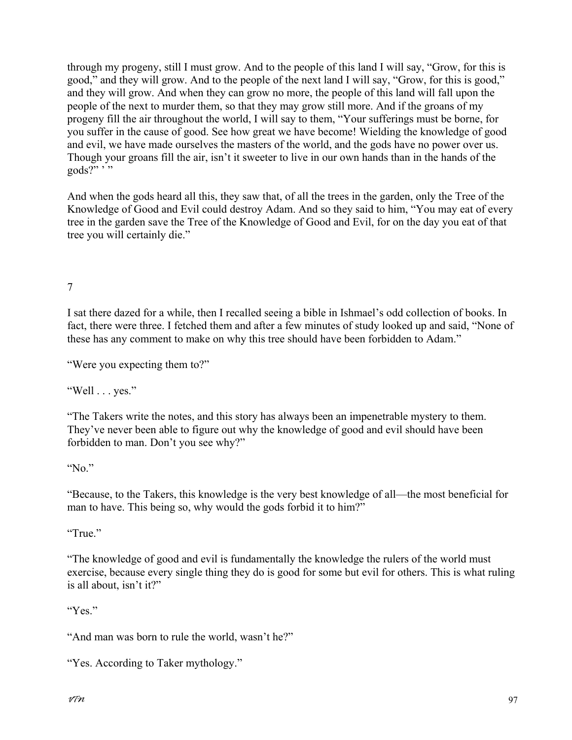through my progeny, still I must grow. And to the people of this land I will say, "Grow, for this is good," and they will grow. And to the people of the next land I will say, "Grow, for this is good," and they will grow. And when they can grow no more, the people of this land will fall upon the people of the next to murder them, so that they may grow still more. And if the groans of my progeny fill the air throughout the world, I will say to them, "Your sufferings must be borne, for you suffer in the cause of good. See how great we have become! Wielding the knowledge of good and evil, we have made ourselves the masters of the world, and the gods have no power over us. Though your groans fill the air, isn't it sweeter to live in our own hands than in the hands of the gods?" ' "

And when the gods heard all this, they saw that, of all the trees in the garden, only the Tree of the Knowledge of Good and Evil could destroy Adam. And so they said to him, "You may eat of every tree in the garden save the Tree of the Knowledge of Good and Evil, for on the day you eat of that tree you will certainly die."

## 7

I sat there dazed for a while, then I recalled seeing a bible in Ishmael's odd collection of books. In fact, there were three. I fetched them and after a few minutes of study looked up and said, "None of these has any comment to make on why this tree should have been forbidden to Adam."

"Were you expecting them to?"

"Well . . . yes."

"The Takers write the notes, and this story has always been an impenetrable mystery to them. They've never been able to figure out why the knowledge of good and evil should have been forbidden to man. Don't you see why?"

"No."

"Because, to the Takers, this knowledge is the very best knowledge of all—the most beneficial for man to have. This being so, why would the gods forbid it to him?"

"True."

"The knowledge of good and evil is fundamentally the knowledge the rulers of the world must exercise, because every single thing they do is good for some but evil for others. This is what ruling is all about, isn't it?"

"Yes."

"And man was born to rule the world, wasn't he?"

"Yes. According to Taker mythology."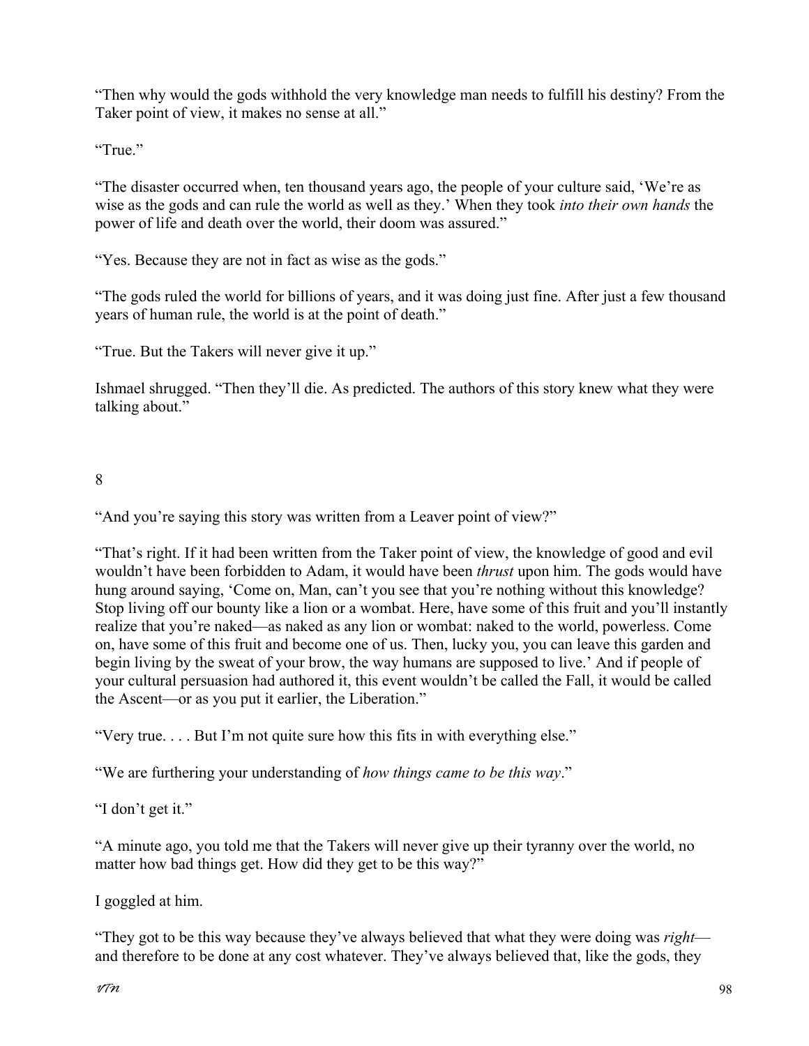"Then why would the gods withhold the very knowledge man needs to fulfill his destiny? From the Taker point of view, it makes no sense at all."

"True."

"The disaster occurred when, ten thousand years ago, the people of your culture said, 'We're as wise as the gods and can rule the world as well as they.' When they took *into their own hands* the power of life and death over the world, their doom was assured."

"Yes. Because they are not in fact as wise as the gods."

"The gods ruled the world for billions of years, and it was doing just fine. After just a few thousand years of human rule, the world is at the point of death."

"True. But the Takers will never give it up."

Ishmael shrugged. "Then they'll die. As predicted. The authors of this story knew what they were talking about."

8

"And you're saying this story was written from a Leaver point of view?"

"That's right. If it had been written from the Taker point of view, the knowledge of good and evil wouldn't have been forbidden to Adam, it would have been *thrust* upon him. The gods would have hung around saying, 'Come on, Man, can't you see that you're nothing without this knowledge? Stop living off our bounty like a lion or a wombat. Here, have some of this fruit and you'll instantly realize that you're naked—as naked as any lion or wombat: naked to the world, powerless. Come on, have some of this fruit and become one of us. Then, lucky you, you can leave this garden and begin living by the sweat of your brow, the way humans are supposed to live.' And if people of your cultural persuasion had authored it, this event wouldn't be called the Fall, it would be called the Ascent—or as you put it earlier, the Liberation."

"Very true. . . . But I'm not quite sure how this fits in with everything else."

"We are furthering your understanding of *how things came to be this way*."

"I don't get it."

"A minute ago, you told me that the Takers will never give up their tyranny over the world, no matter how bad things get. How did they get to be this way?"

I goggled at him.

"They got to be this way because they've always believed that what they were doing was *right*—and therefore to be done at any cost whatever. They've always believed that, like the gods, they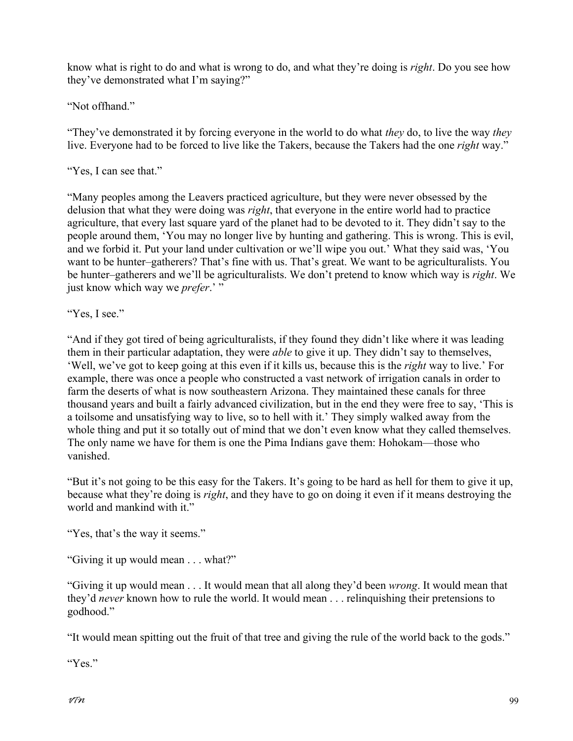know what is right to do and what is wrong to do, and what they're doing is *right*. Do you see how they've demonstrated what I'm saying?"

"Not offhand."

"They've demonstrated it by forcing everyone in the world to do what *they* do, to live the way *they* live. Everyone had to be forced to live like the Takers, because the Takers had the one *right* way."

"Yes, I can see that."

"Many peoples among the Leavers practiced agriculture, but they were never obsessed by the delusion that what they were doing was *right*, that everyone in the entire world had to practice agriculture, that every last square yard of the planet had to be devoted to it. They didn't say to the people around them, 'You may no longer live by hunting and gathering. This is wrong. This is evil, and we forbid it. Put your land under cultivation or we'll wipe you out.' What they said was, 'You want to be hunter–gatherers? That's fine with us. That's great. We want to be agriculturalists. You be hunter–gatherers and we'll be agriculturalists. We don't pretend to know which way is *right*. We just know which way we *prefer*.' "

"Yes, I see."

"And if they got tired of being agriculturalists, if they found they didn't like where it was leading them in their particular adaptation, they were *able* to give it up. They didn't say to themselves, 'Well, we've got to keep going at this even if it kills us, because this is the *right* way to live.' For example, there was once a people who constructed a vast network of irrigation canals in order to farm the deserts of what is now southeastern Arizona. They maintained these canals for three thousand years and built a fairly advanced civilization, but in the end they were free to say, 'This is a toilsome and unsatisfying way to live, so to hell with it.' They simply walked away from the whole thing and put it so totally out of mind that we don't even know what they called themselves. The only name we have for them is one the Pima Indians gave them: Hohokam—those who vanished.

"But it's not going to be this easy for the Takers. It's going to be hard as hell for them to give it up, because what they're doing is *right*, and they have to go on doing it even if it means destroying the world and mankind with it."

"Yes, that's the way it seems."

"Giving it up would mean . . . what?"

"Giving it up would mean . . . It would mean that all along they'd been *wrong*. It would mean that they'd *never* known how to rule the world. It would mean . . . relinquishing their pretensions to godhood."

"It would mean spitting out the fruit of that tree and giving the rule of the world back to the gods."

"Yes."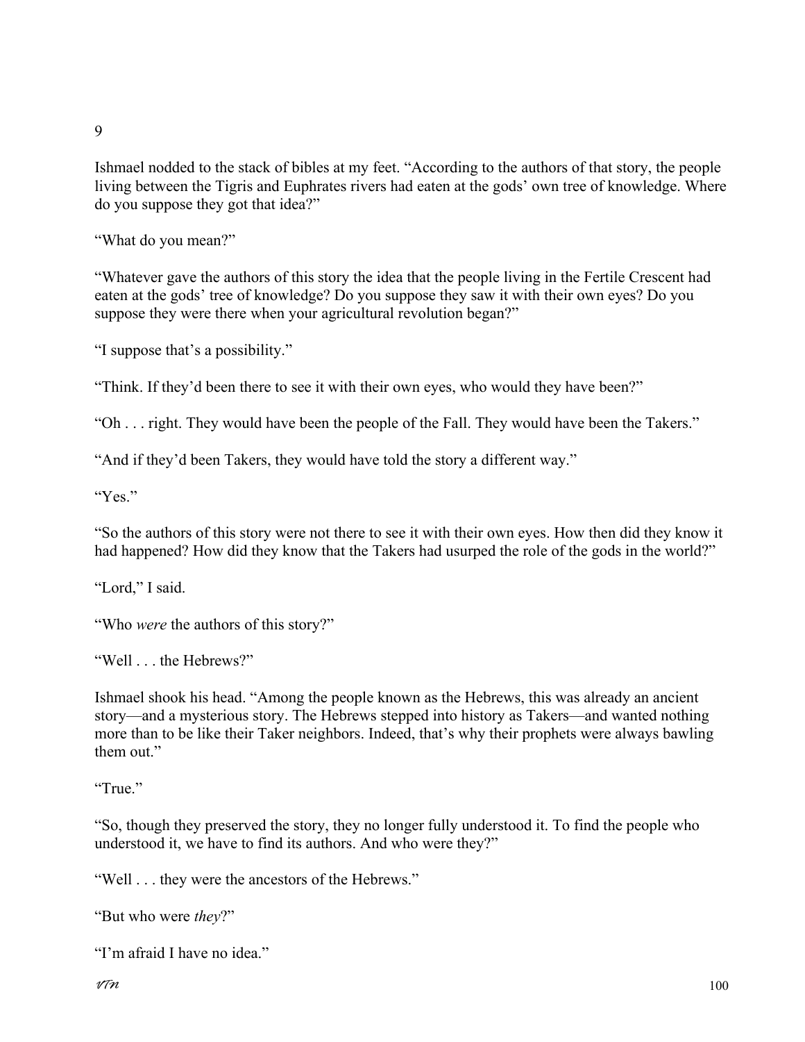9

Ishmael nodded to the stack of bibles at my feet. "According to the authors of that story, the people living between the Tigris and Euphrates rivers had eaten at the gods' own tree of knowledge. Where do you suppose they got that idea?"

"What do you mean?"

"Whatever gave the authors of this story the idea that the people living in the Fertile Crescent had eaten at the gods' tree of knowledge? Do you suppose they saw it with their own eyes? Do you suppose they were there when your agricultural revolution began?"

"I suppose that's a possibility."

"Think. If they'd been there to see it with their own eyes, who would they have been?"

"Oh . . . right. They would have been the people of the Fall. They would have been the Takers."

"And if they'd been Takers, they would have told the story a different way."

"Yes."

"So the authors of this story were not there to see it with their own eyes. How then did they know it had happened? How did they know that the Takers had usurped the role of the gods in the world?"

"Lord," I said.

"Who *were* the authors of this story?"

"Well . . . the Hebrews?"

Ishmael shook his head. "Among the people known as the Hebrews, this was already an ancient story—and a mysterious story. The Hebrews stepped into history as Takers—and wanted nothing more than to be like their Taker neighbors. Indeed, that's why their prophets were always bawling them out."

"True."

"So, though they preserved the story, they no longer fully understood it. To find the people who understood it, we have to find its authors. And who were they?"

"Well . . . they were the ancestors of the Hebrews."

"But who were *they*?"

"I'm afraid I have no idea."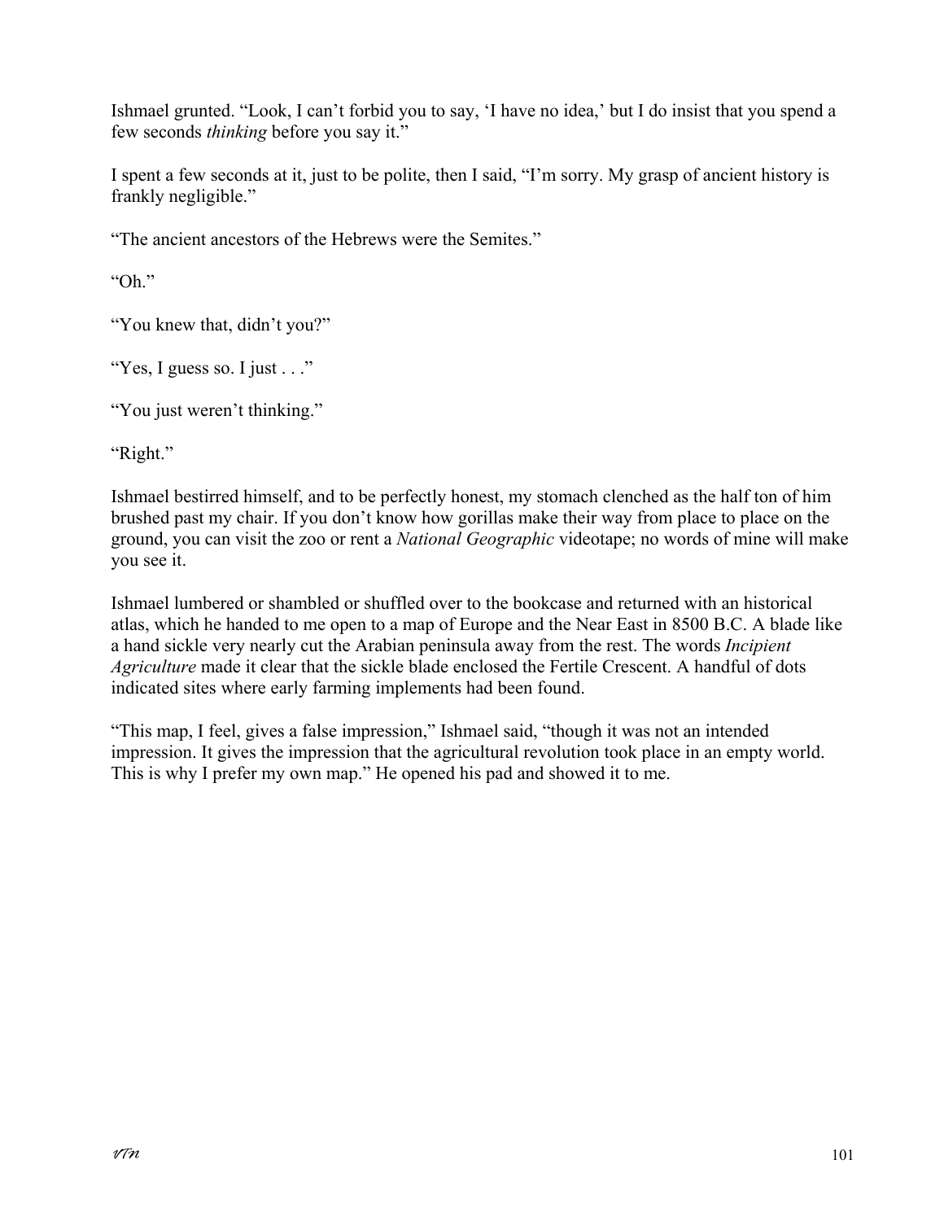Ishmael grunted. "Look, I can't forbid you to say, 'I have no idea,' but I do insist that you spend a few seconds *thinking* before you say it."

I spent a few seconds at it, just to be polite, then I said, "I'm sorry. My grasp of ancient history is frankly negligible."

"The ancient ancestors of the Hebrews were the Semites."

"Oh."

"You knew that, didn't you?"

"Yes, I guess so. I just . . ."

"You just weren't thinking."

"Right."

Ishmael bestirred himself, and to be perfectly honest, my stomach clenched as the half ton of him brushed past my chair. If you don't know how gorillas make their way from place to place on the ground, you can visit the zoo or rent a *National Geographic* videotape; no words of mine will make you see it.

Ishmael lumbered or shambled or shuffled over to the bookcase and returned with an historical atlas, which he handed to me open to a map of Europe and the Near East in 8500 B.C. A blade like a hand sickle very nearly cut the Arabian peninsula away from the rest. The words *Incipient Agriculture* made it clear that the sickle blade enclosed the Fertile Crescent. A handful of dots indicated sites where early farming implements had been found.

"This map, I feel, gives a false impression," Ishmael said, "though it was not an intended impression. It gives the impression that the agricultural revolution took place in an empty world. This is why I prefer my own map." He opened his pad and showed it to me.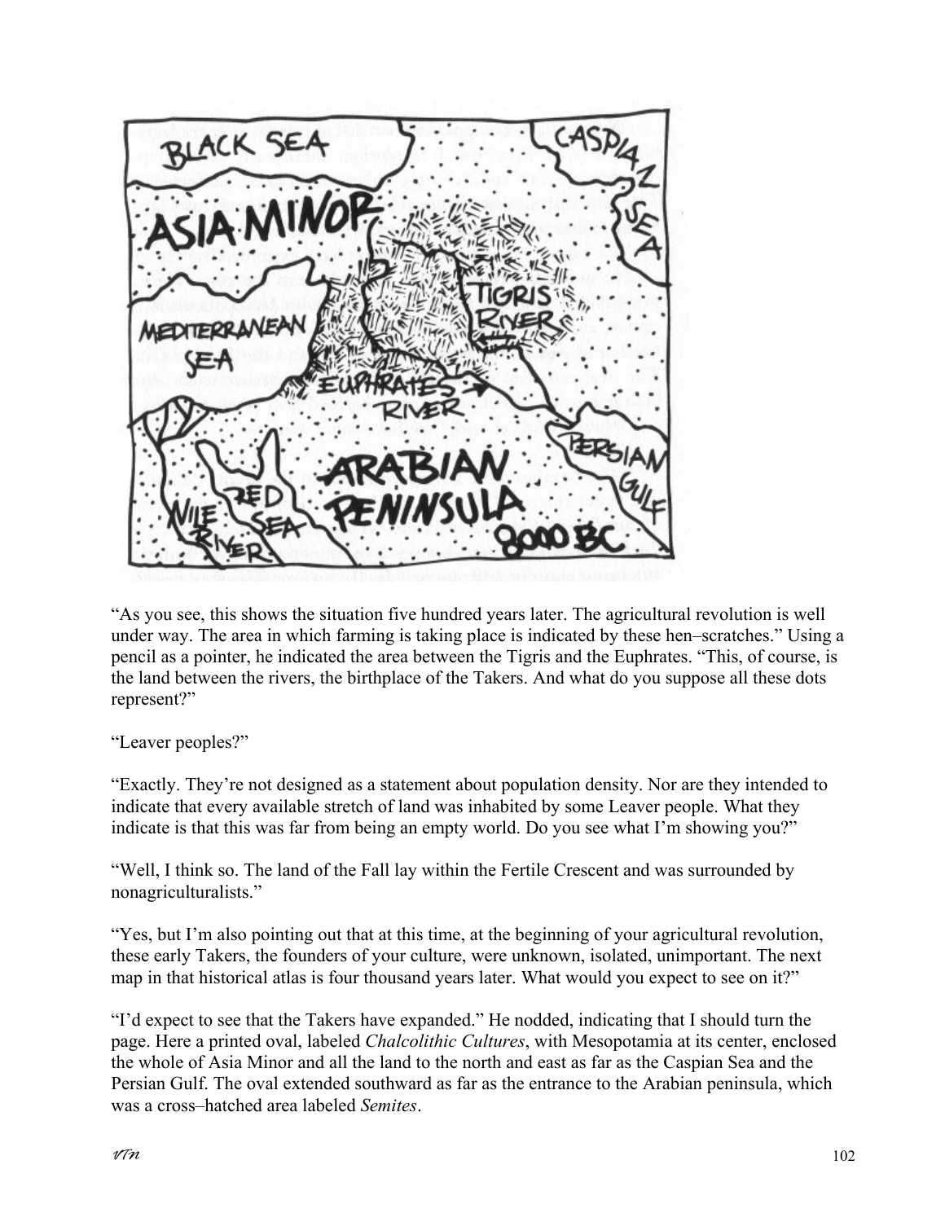"As you see, this shows the situation five hundred years later. The agricultural revolution is well under way. The area in which farming is taking place is indicated by these hen–scratches." Using a pencil as a pointer, he indicated the area between the Tigris and the Euphrates. "This, of course, is the land between the rivers, the birthplace of the Takers. And what do you suppose all these dots represent?"

"Leaver peoples?"

"Exactly. They're not designed as a statement about population density. Nor are they intended to indicate that every available stretch of land was inhabited by some Leaver people. What they indicate is that this was far from being an empty world. Do you see what I'm showing you?"

"Well, I think so. The land of the Fall lay within the Fertile Crescent and was surrounded by nonagriculturalists."

"Yes, but I'm also pointing out that at this time, at the beginning of your agricultural revolution, these early Takers, the founders of your culture, were unknown, isolated, unimportant. The next map in that historical atlas is four thousand years later. What would you expect to see on it?"

"I'd expect to see that the Takers have expanded." He nodded, indicating that I should turn the page. Here a printed oval, labeled *Chalcolithic Cultures*, with Mesopotamia at its center, enclosed the whole of Asia Minor and all the land to the north and east as far as the Caspian Sea and the Persian Gulf. The oval extended southward as far as the entrance to the Arabian peninsula, which was a cross–hatched area labeled *Semites*.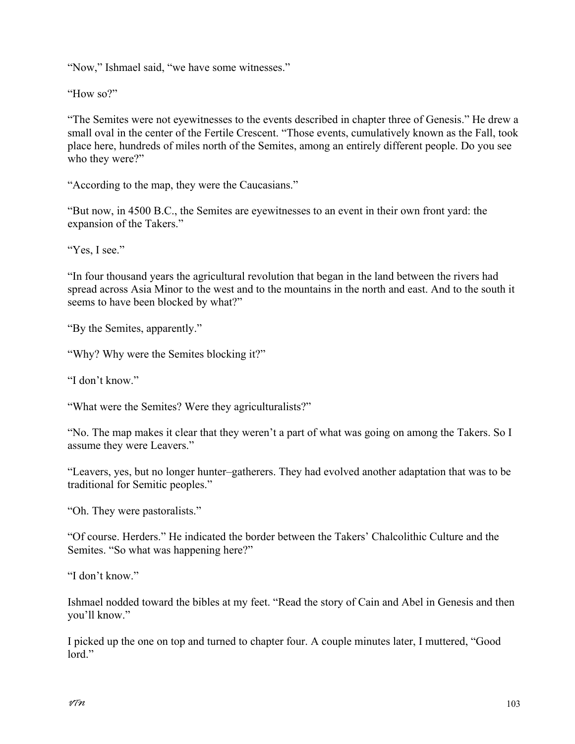"Now," Ishmael said, "we have some witnesses."

"How so?"

"The Semites were not eyewitnesses to the events described in chapter three of Genesis." He drew a small oval in the center of the Fertile Crescent. "Those events, cumulatively known as the Fall, took place here, hundreds of miles north of the Semites, among an entirely different people. Do you see who they were?"

"According to the map, they were the Caucasians."

"But now, in 4500 B.C., the Semites are eyewitnesses to an event in their own front yard: the expansion of the Takers."

"Yes, I see."

"In four thousand years the agricultural revolution that began in the land between the rivers had spread across Asia Minor to the west and to the mountains in the north and east. And to the south it seems to have been blocked by what?"

"By the Semites, apparently."

"Why? Why were the Semites blocking it?"

"I don't know."

"What were the Semites? Were they agriculturalists?"

"No. The map makes it clear that they weren't a part of what was going on among the Takers. So I assume they were Leavers."

"Leavers, yes, but no longer hunter–gatherers. They had evolved another adaptation that was to be traditional for Semitic peoples."

"Oh. They were pastoralists."

"Of course. Herders." He indicated the border between the Takers' Chalcolithic Culture and the Semites. "So what was happening here?"

"I don't know."

Ishmael nodded toward the bibles at my feet. "Read the story of Cain and Abel in Genesis and then you'll know."

I picked up the one on top and turned to chapter four. A couple minutes later, I muttered, "Good lord."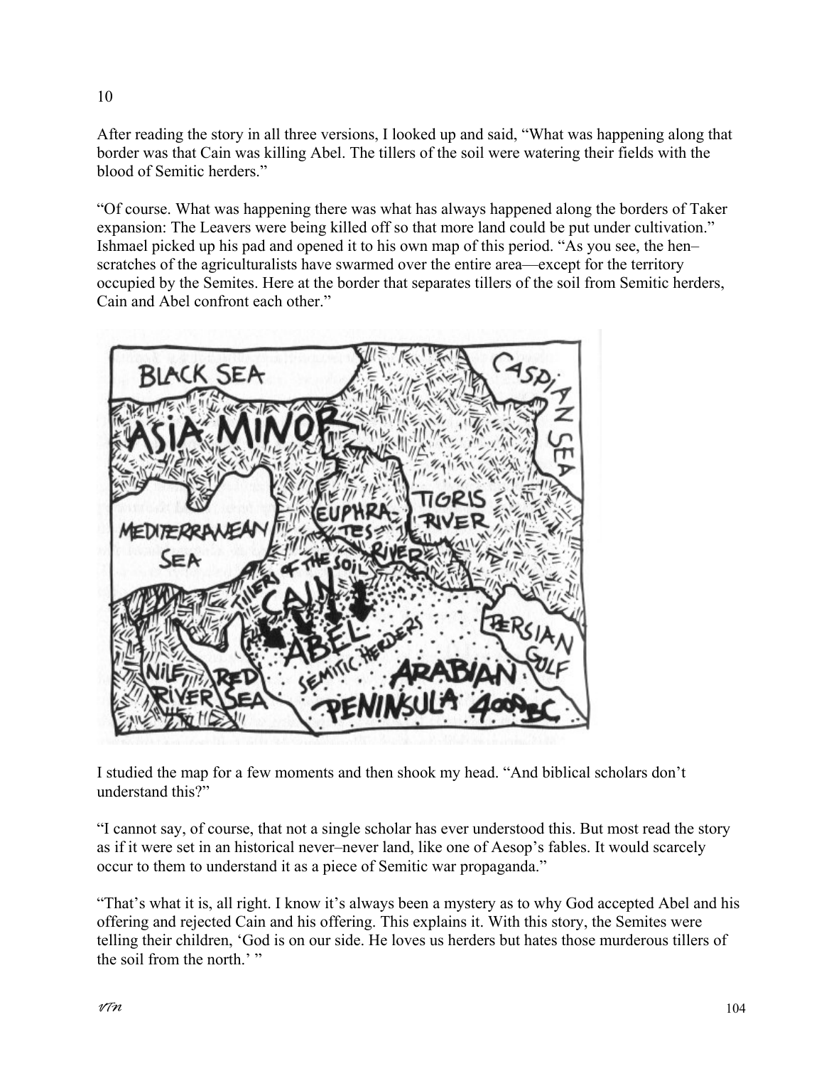10

After reading the story in all three versions, I looked up and said, "What was happening along that border was that Cain was killing Abel. The tillers of the soil were watering their fields with the blood of Semitic herders."

"Of course. What was happening there was what has always happened along the borders of Taker expansion: The Leavers were being killed off so that more land could be put under cultivation." Ishmael picked up his pad and opened it to his own map of this period. "As you see, the hen–scratches of the agriculturalists have swarmed over the entire area—except for the territory occupied by the Semites. Here at the border that separates tillers of the soil from Semitic herders, Cain and Abel confront each other."

I studied the map for a few moments and then shook my head. "And biblical scholars don't understand this?"

"I cannot say, of course, that not a single scholar has ever understood this. But most read the story as if it were set in an historical never–never land, like one of Aesop's fables. It would scarcely occur to them to understand it as a piece of Semitic war propaganda."

"That's what it is, all right. I know it's always been a mystery as to why God accepted Abel and his offering and rejected Cain and his offering. This explains it. With this story, the Semites were telling their children, 'God is on our side. He loves us herders but hates those murderous tillers of the soil from the north.' "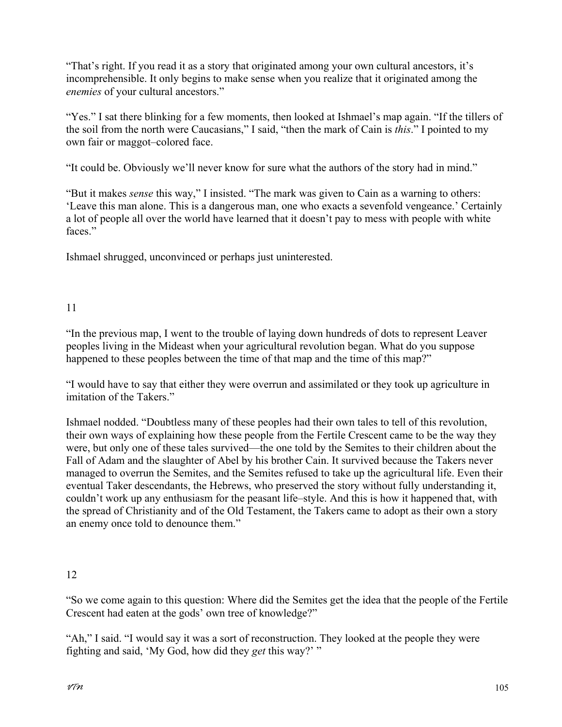"That's right. If you read it as a story that originated among your own cultural ancestors, it's incomprehensible. It only begins to make sense when you realize that it originated among the *enemies* of your cultural ancestors."

"Yes." I sat there blinking for a few moments, then looked at Ishmael's map again. "If the tillers of the soil from the north were Caucasians," I said, "then the mark of Cain is *this*." I pointed to my own fair or maggot–colored face.

"It could be. Obviously we'll never know for sure what the authors of the story had in mind."

"But it makes *sense* this way," I insisted. "The mark was given to Cain as a warning to others: 'Leave this man alone. This is a dangerous man, one who exacts a sevenfold vengeance.' Certainly a lot of people all over the world have learned that it doesn't pay to mess with people with white faces."

Ishmael shrugged, unconvinced or perhaps just uninterested.

## 11

"In the previous map, I went to the trouble of laying down hundreds of dots to represent Leaver peoples living in the Mideast when your agricultural revolution began. What do you suppose happened to these peoples between the time of that map and the time of this map?"

"I would have to say that either they were overrun and assimilated or they took up agriculture in imitation of the Takers."

Ishmael nodded. "Doubtless many of these peoples had their own tales to tell of this revolution, their own ways of explaining how these people from the Fertile Crescent came to be the way they were, but only one of these tales survived—the one told by the Semites to their children about the Fall of Adam and the slaughter of Abel by his brother Cain. It survived because the Takers never managed to overrun the Semites, and the Semites refused to take up the agricultural life. Even their eventual Taker descendants, the Hebrews, who preserved the story without fully understanding it, couldn't work up any enthusiasm for the peasant life–style. And this is how it happened that, with the spread of Christianity and of the Old Testament, the Takers came to adopt as their own a story an enemy once told to denounce them."

## 12

"So we come again to this question: Where did the Semites get the idea that the people of the Fertile Crescent had eaten at the gods' own tree of knowledge?"

"Ah," I said. "I would say it was a sort of reconstruction. They looked at the people they were fighting and said, 'My God, how did they *get* this way?' "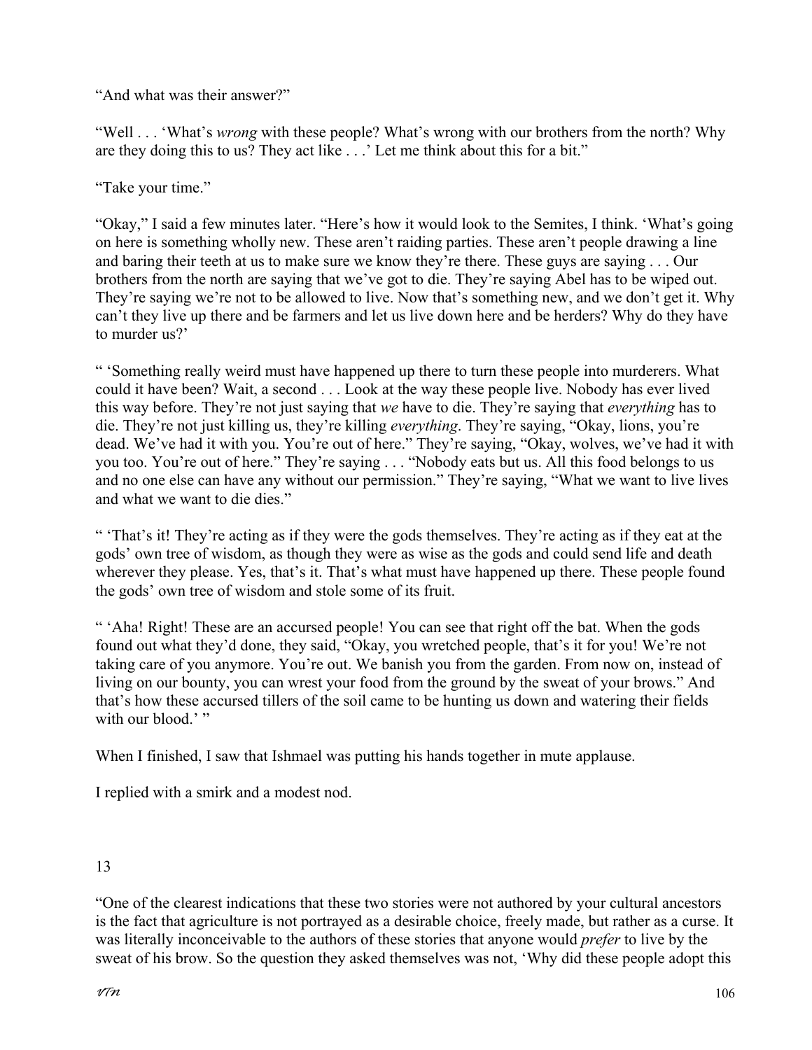"And what was their answer?"

"Well . . . 'What's *wrong* with these people? What's wrong with our brothers from the north? Why are they doing this to us? They act like . . .' Let me think about this for a bit."

"Take your time."

"Okay," I said a few minutes later. "Here's how it would look to the Semites, I think. 'What's going on here is something wholly new. These aren't raiding parties. These aren't people drawing a line and baring their teeth at us to make sure we know they're there. These guys are saying . . . Our brothers from the north are saying that we've got to die. They're saying Abel has to be wiped out. They're saying we're not to be allowed to live. Now that's something new, and we don't get it. Why can't they live up there and be farmers and let us live down here and be herders? Why do they have to murder us?'

" 'Something really weird must have happened up there to turn these people into murderers. What could it have been? Wait, a second . . . Look at the way these people live. Nobody has ever lived this way before. They're not just saying that *we* have to die. They're saying that *everything* has to die. They're not just killing us, they're killing *everything*. They're saying, "Okay, lions, you're dead. We've had it with you. You're out of here." They're saying, "Okay, wolves, we've had it with you too. You're out of here." They're saying . . . "Nobody eats but us. All this food belongs to us and no one else can have any without our permission." They're saying, "What we want to live lives and what we want to die dies."

" 'That's it! They're acting as if they were the gods themselves. They're acting as if they eat at the gods' own tree of wisdom, as though they were as wise as the gods and could send life and death wherever they please. Yes, that's it. That's what must have happened up there. These people found the gods' own tree of wisdom and stole some of its fruit.

" 'Aha! Right! These are an accursed people! You can see that right off the bat. When the gods found out what they'd done, they said, "Okay, you wretched people, that's it for you! We're not taking care of you anymore. You're out. We banish you from the garden. From now on, instead of living on our bounty, you can wrest your food from the ground by the sweat of your brows." And that's how these accursed tillers of the soil came to be hunting us down and watering their fields with our blood.' "

When I finished, I saw that Ishmael was putting his hands together in mute applause.

I replied with a smirk and a modest nod.

## 13

"One of the clearest indications that these two stories were not authored by your cultural ancestors is the fact that agriculture is not portrayed as a desirable choice, freely made, but rather as a curse. It was literally inconceivable to the authors of these stories that anyone would *prefer* to live by the sweat of his brow. So the question they asked themselves was not, 'Why did these people adopt this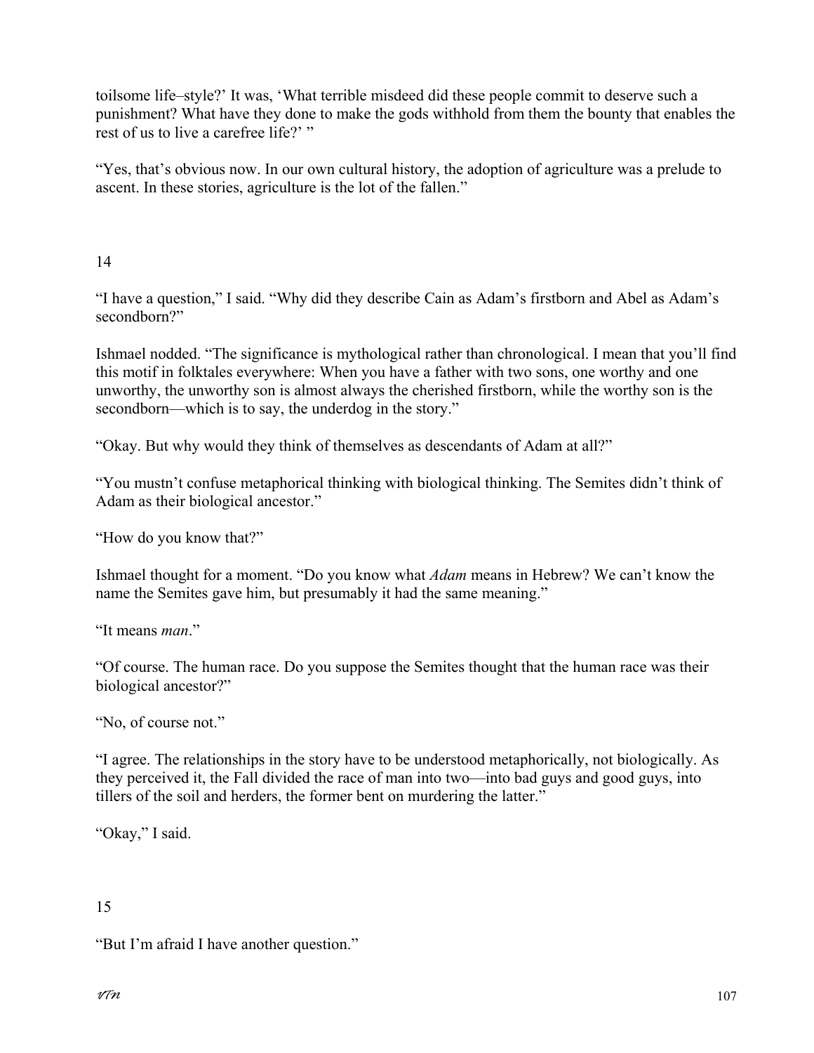toilsome life–style?' It was, 'What terrible misdeed did these people commit to deserve such a punishment? What have they done to make the gods withhold from them the bounty that enables the rest of us to live a carefree life?' "

"Yes, that's obvious now. In our own cultural history, the adoption of agriculture was a prelude to ascent. In these stories, agriculture is the lot of the fallen."

14

"I have a question," I said. "Why did they describe Cain as Adam's firstborn and Abel as Adam's secondborn?"

Ishmael nodded. "The significance is mythological rather than chronological. I mean that you'll find this motif in folktales everywhere: When you have a father with two sons, one worthy and one unworthy, the unworthy son is almost always the cherished firstborn, while the worthy son is the secondborn—which is to say, the underdog in the story."

"Okay. But why would they think of themselves as descendants of Adam at all?"

"You mustn't confuse metaphorical thinking with biological thinking. The Semites didn't think of Adam as their biological ancestor."

"How do you know that?"

Ishmael thought for a moment. "Do you know what *Adam* means in Hebrew? We can't know the name the Semites gave him, but presumably it had the same meaning."

"It means *man*."

"Of course. The human race. Do you suppose the Semites thought that the human race was their biological ancestor?"

"No, of course not."

"I agree. The relationships in the story have to be understood metaphorically, not biologically. As they perceived it, the Fall divided the race of man into two—into bad guys and good guys, into tillers of the soil and herders, the former bent on murdering the latter."

"Okay," I said.

15

"But I'm afraid I have another question."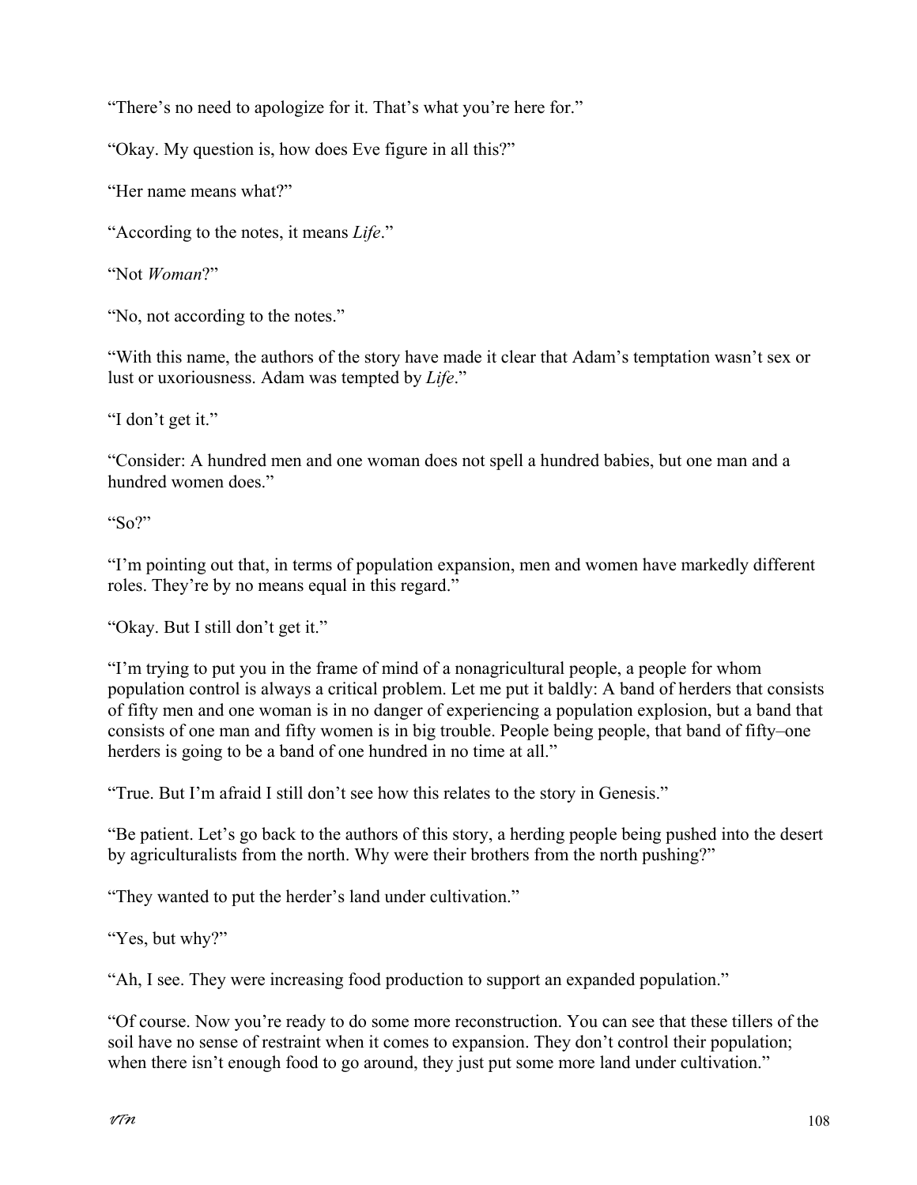"There's no need to apologize for it. That's what you're here for."

"Okay. My question is, how does Eve figure in all this?"

"Her name means what?"

"According to the notes, it means *Life*."

"Not *Woman*?"

"No, not according to the notes."

"With this name, the authors of the story have made it clear that Adam's temptation wasn't sex or lust or uxoriousness. Adam was tempted by *Life*."

"I don't get it."

"Consider: A hundred men and one woman does not spell a hundred babies, but one man and a hundred women does."

"So?"

"I'm pointing out that, in terms of population expansion, men and women have markedly different roles. They're by no means equal in this regard."

"Okay. But I still don't get it."

"I'm trying to put you in the frame of mind of a nonagricultural people, a people for whom population control is always a critical problem. Let me put it baldly: A band of herders that consists of fifty men and one woman is in no danger of experiencing a population explosion, but a band that consists of one man and fifty women is in big trouble. People being people, that band of fifty–one herders is going to be a band of one hundred in no time at all."

"True. But I'm afraid I still don't see how this relates to the story in Genesis."

"Be patient. Let's go back to the authors of this story, a herding people being pushed into the desert by agriculturalists from the north. Why were their brothers from the north pushing?"

"They wanted to put the herder's land under cultivation."

"Yes, but why?"

"Ah, I see. They were increasing food production to support an expanded population."

"Of course. Now you're ready to do some more reconstruction. You can see that these tillers of the soil have no sense of restraint when it comes to expansion. They don't control their population; when there isn't enough food to go around, they just put some more land under cultivation."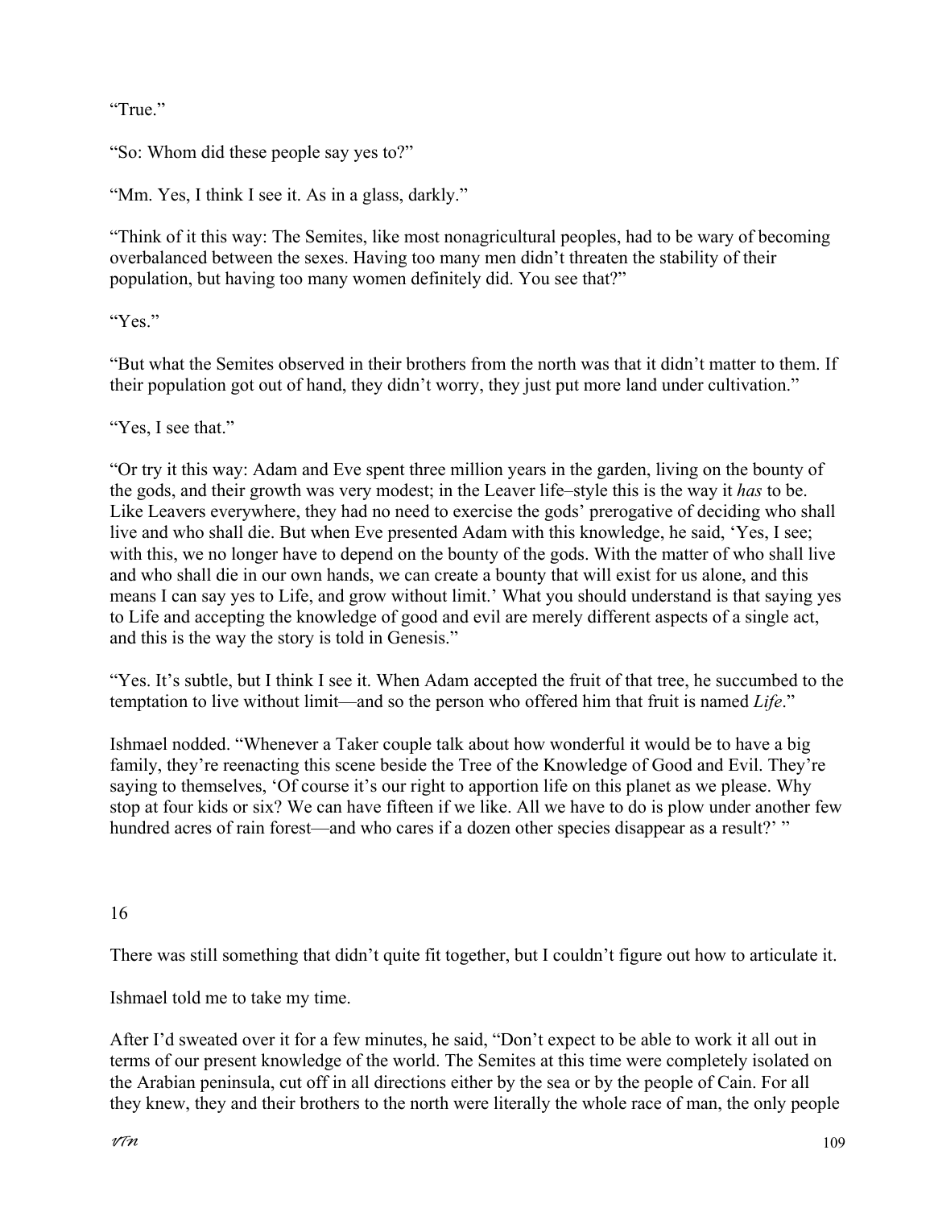"True."

"So: Whom did these people say yes to?"

"Mm. Yes, I think I see it. As in a glass, darkly."

"Think of it this way: The Semites, like most nonagricultural peoples, had to be wary of becoming overbalanced between the sexes. Having too many men didn't threaten the stability of their population, but having too many women definitely did. You see that?"

"Yes."

"But what the Semites observed in their brothers from the north was that it didn't matter to them. If their population got out of hand, they didn't worry, they just put more land under cultivation."

"Yes, I see that."

"Or try it this way: Adam and Eve spent three million years in the garden, living on the bounty of the gods, and their growth was very modest; in the Leaver life–style this is the way it *has* to be. Like Leavers everywhere, they had no need to exercise the gods' prerogative of deciding who shall live and who shall die. But when Eve presented Adam with this knowledge, he said, 'Yes, I see; with this, we no longer have to depend on the bounty of the gods. With the matter of who shall live and who shall die in our own hands, we can create a bounty that will exist for us alone, and this means I can say yes to Life, and grow without limit.' What you should understand is that saying yes to Life and accepting the knowledge of good and evil are merely different aspects of a single act, and this is the way the story is told in Genesis."

"Yes. It's subtle, but I think I see it. When Adam accepted the fruit of that tree, he succumbed to the temptation to live without limit—and so the person who offered him that fruit is named *Life*."

Ishmael nodded. "Whenever a Taker couple talk about how wonderful it would be to have a big family, they're reenacting this scene beside the Tree of the Knowledge of Good and Evil. They're saying to themselves, 'Of course it's our right to apportion life on this planet as we please. Why stop at four kids or six? We can have fifteen if we like. All we have to do is plow under another few hundred acres of rain forest—and who cares if a dozen other species disappear as a result?' "

## 16

There was still something that didn't quite fit together, but I couldn't figure out how to articulate it.

Ishmael told me to take my time.

After I'd sweated over it for a few minutes, he said, "Don't expect to be able to work it all out in terms of our present knowledge of the world. The Semites at this time were completely isolated on the Arabian peninsula, cut off in all directions either by the sea or by the people of Cain. For all they knew, they and their brothers to the north were literally the whole race of man, the only people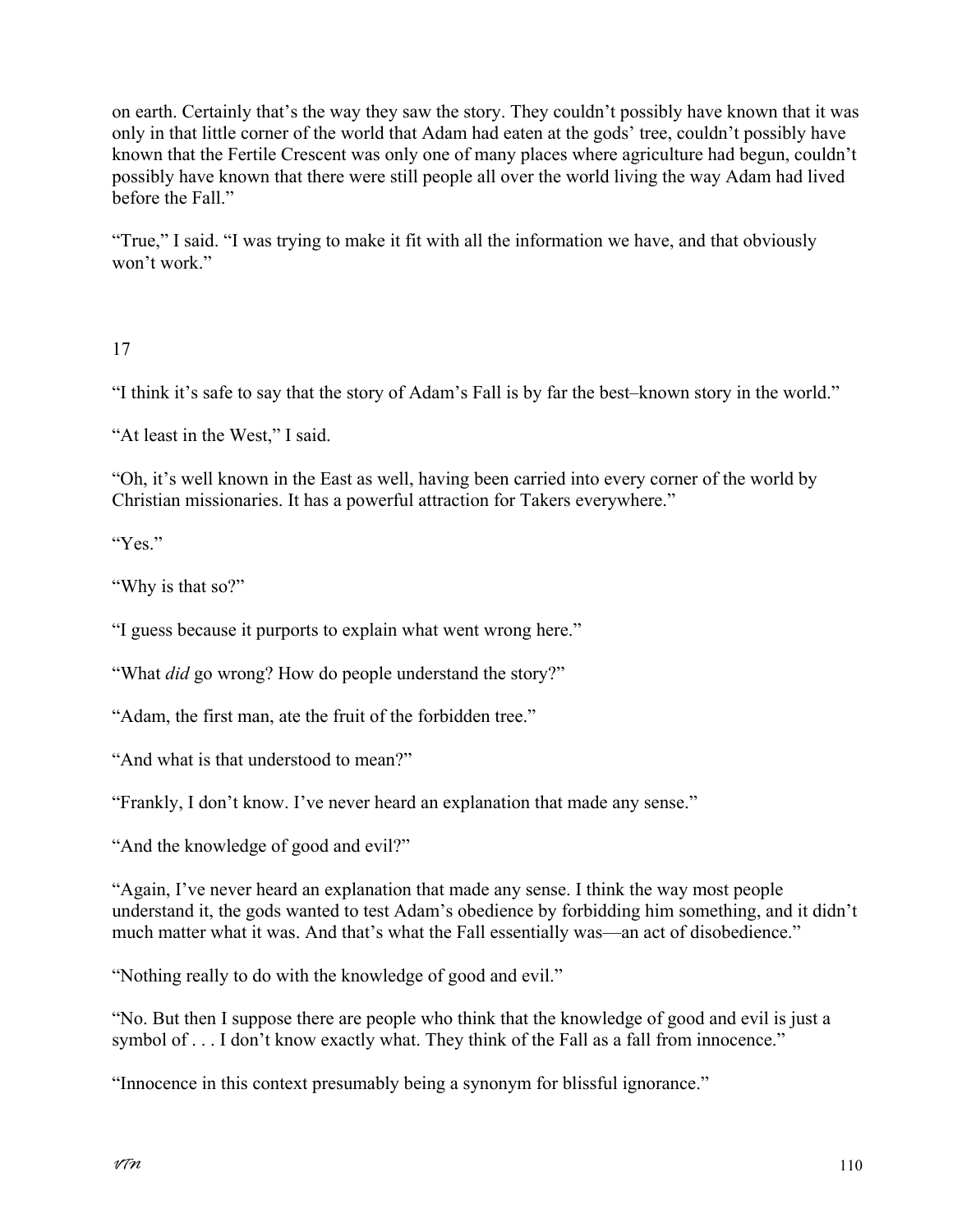on earth. Certainly that's the way they saw the story. They couldn't possibly have known that it was only in that little corner of the world that Adam had eaten at the gods' tree, couldn't possibly have known that the Fertile Crescent was only one of many places where agriculture had begun, couldn't possibly have known that there were still people all over the world living the way Adam had lived before the Fall."

"True," I said. "I was trying to make it fit with all the information we have, and that obviously won't work."

## 17

"I think it's safe to say that the story of Adam's Fall is by far the best–known story in the world."

"At least in the West," I said.

"Oh, it's well known in the East as well, having been carried into every corner of the world by Christian missionaries. It has a powerful attraction for Takers everywhere."

"Yes."

"Why is that so?"

"I guess because it purports to explain what went wrong here."

"What *did* go wrong? How do people understand the story?"

"Adam, the first man, ate the fruit of the forbidden tree."

"And what is that understood to mean?"

"Frankly, I don't know. I've never heard an explanation that made any sense."

"And the knowledge of good and evil?"

"Again, I've never heard an explanation that made any sense. I think the way most people understand it, the gods wanted to test Adam's obedience by forbidding him something, and it didn't much matter what it was. And that's what the Fall essentially was—an act of disobedience."

"Nothing really to do with the knowledge of good and evil."

"No. But then I suppose there are people who think that the knowledge of good and evil is just a symbol of . . . I don't know exactly what. They think of the Fall as a fall from innocence."

"Innocence in this context presumably being a synonym for blissful ignorance."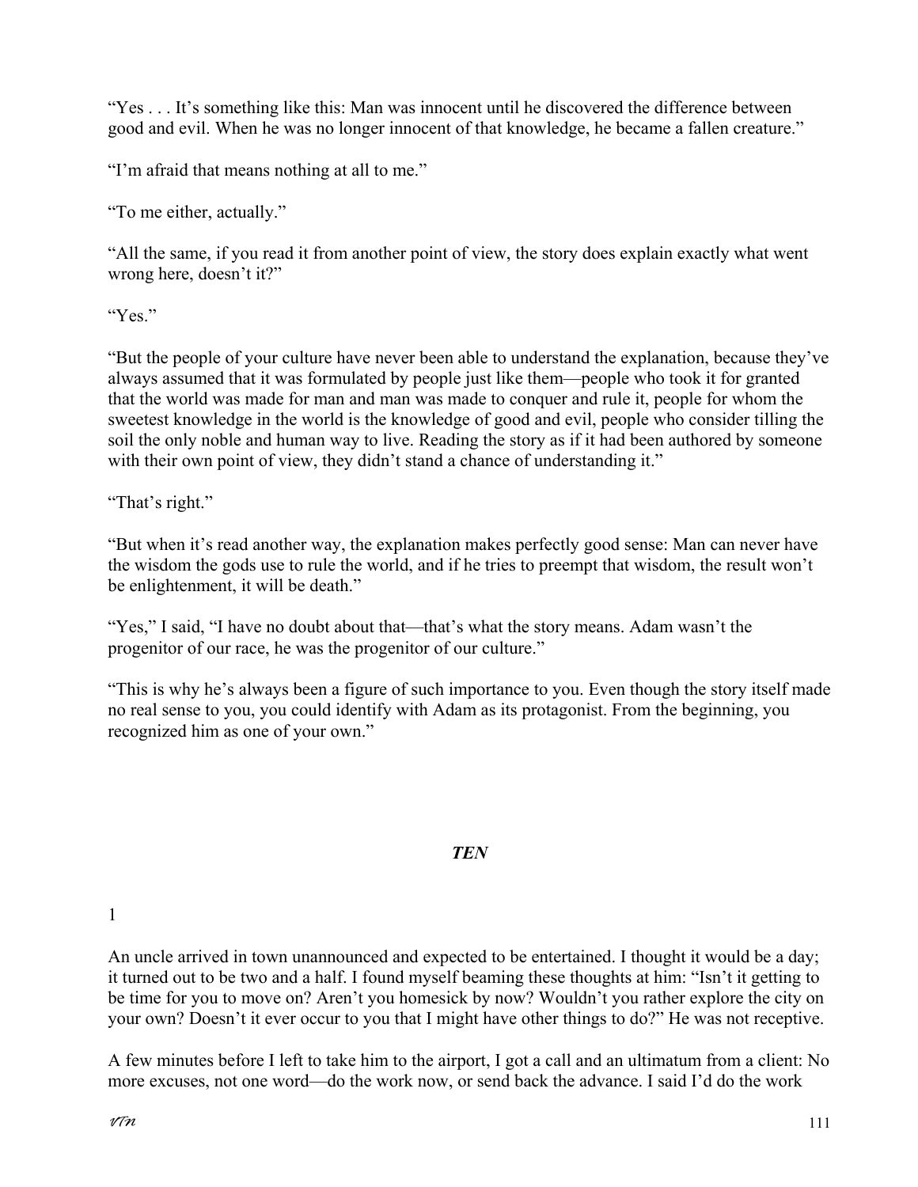“Yes . . . It’s something like this: Man was innocent until he discovered the difference between good and evil. When he was no longer innocent of that knowledge, he became a fallen creature.”

“I’m afraid that means nothing at all to me.”

“To me either, actually.”

“All the same, if you read it from another point of view, the story does explain exactly what went wrong here, doesn’t it?”

“Yes.”

“But the people of your culture have never been able to understand the explanation, because they’ve always assumed that it was formulated by people just like them—people who took it for granted that the world was made for man and man was made to conquer and rule it, people for whom the sweetest knowledge in the world is the knowledge of good and evil, people who consider tilling the soil the only noble and human way to live. Reading the story as if it had been authored by someone with their own point of view, they didn’t stand a chance of understanding it.”

“That’s right.”

“But when it’s read another way, the explanation makes perfectly good sense: Man can never have the wisdom the gods use to rule the world, and if he tries to preempt that wisdom, the result won’t be enlightenment, it will be death.”

“Yes,” I said, “I have no doubt about that—that’s what the story means. Adam wasn’t the progenitor of our race, he was the progenitor of our culture.”

“This is why he’s always been a figure of such importance to you. Even though the story itself made no real sense to you, you could identify with Adam as its protagonist. From the beginning, you recognized him as one of your own.”

## *TEN*

1

An uncle arrived in town unannounced and expected to be entertained. I thought it would be a day; it turned out to be two and a half. I found myself beaming these thoughts at him: “Isn’t it getting to be time for you to move on? Aren’t you homesick by now? Wouldn’t you rather explore the city on your own? Doesn’t it ever occur to you that I might have other things to do?” He was not receptive.

A few minutes before I left to take him to the airport, I got a call and an ultimatum from a client: No more excuses, not one word—do the work now, or send back the advance. I said I’d do the work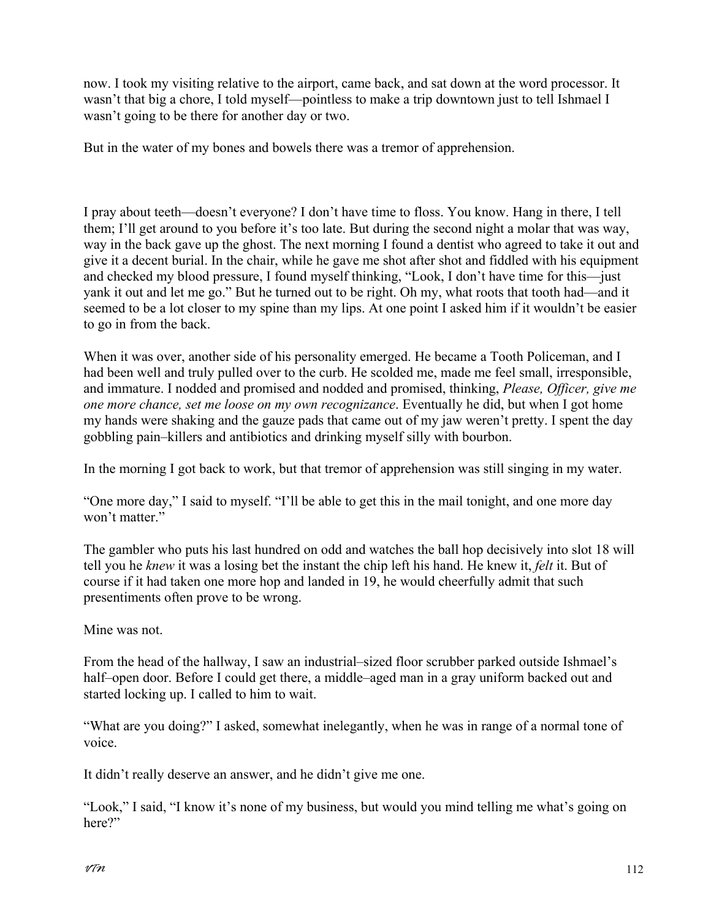now. I took my visiting relative to the airport, came back, and sat down at the word processor. It wasn't that big a chore, I told myself—pointless to make a trip downtown just to tell Ishmael I wasn't going to be there for another day or two.

But in the water of my bones and bowels there was a tremor of apprehension.

I pray about teeth—doesn't everyone? I don't have time to floss. You know. Hang in there, I tell them; I'll get around to you before it's too late. But during the second night a molar that was way, way in the back gave up the ghost. The next morning I found a dentist who agreed to take it out and give it a decent burial. In the chair, while he gave me shot after shot and fiddled with his equipment and checked my blood pressure, I found myself thinking, "Look, I don't have time for this—just yank it out and let me go." But he turned out to be right. Oh my, what roots that tooth had—and it seemed to be a lot closer to my spine than my lips. At one point I asked him if it wouldn't be easier to go in from the back.

When it was over, another side of his personality emerged. He became a Tooth Policeman, and I had been well and truly pulled over to the curb. He scolded me, made me feel small, irresponsible, and immature. I nodded and promised and nodded and promised, thinking, *Please, Officer, give me one more chance, set me loose on my own recognizance*. Eventually he did, but when I got home my hands were shaking and the gauze pads that came out of my jaw weren't pretty. I spent the day gobbling pain–killers and antibiotics and drinking myself silly with bourbon.

In the morning I got back to work, but that tremor of apprehension was still singing in my water.

"One more day," I said to myself. "I'll be able to get this in the mail tonight, and one more day won't matter."

The gambler who puts his last hundred on odd and watches the ball hop decisively into slot 18 will tell you he *knew* it was a losing bet the instant the chip left his hand. He knew it, *felt* it. But of course if it had taken one more hop and landed in 19, he would cheerfully admit that such presentiments often prove to be wrong.

Mine was not.

From the head of the hallway, I saw an industrial–sized floor scrubber parked outside Ishmael's half–open door. Before I could get there, a middle–aged man in a gray uniform backed out and started locking up. I called to him to wait.

"What are you doing?" I asked, somewhat inelegantly, when he was in range of a normal tone of voice.

It didn't really deserve an answer, and he didn't give me one.

"Look," I said, "I know it's none of my business, but would you mind telling me what's going on here?"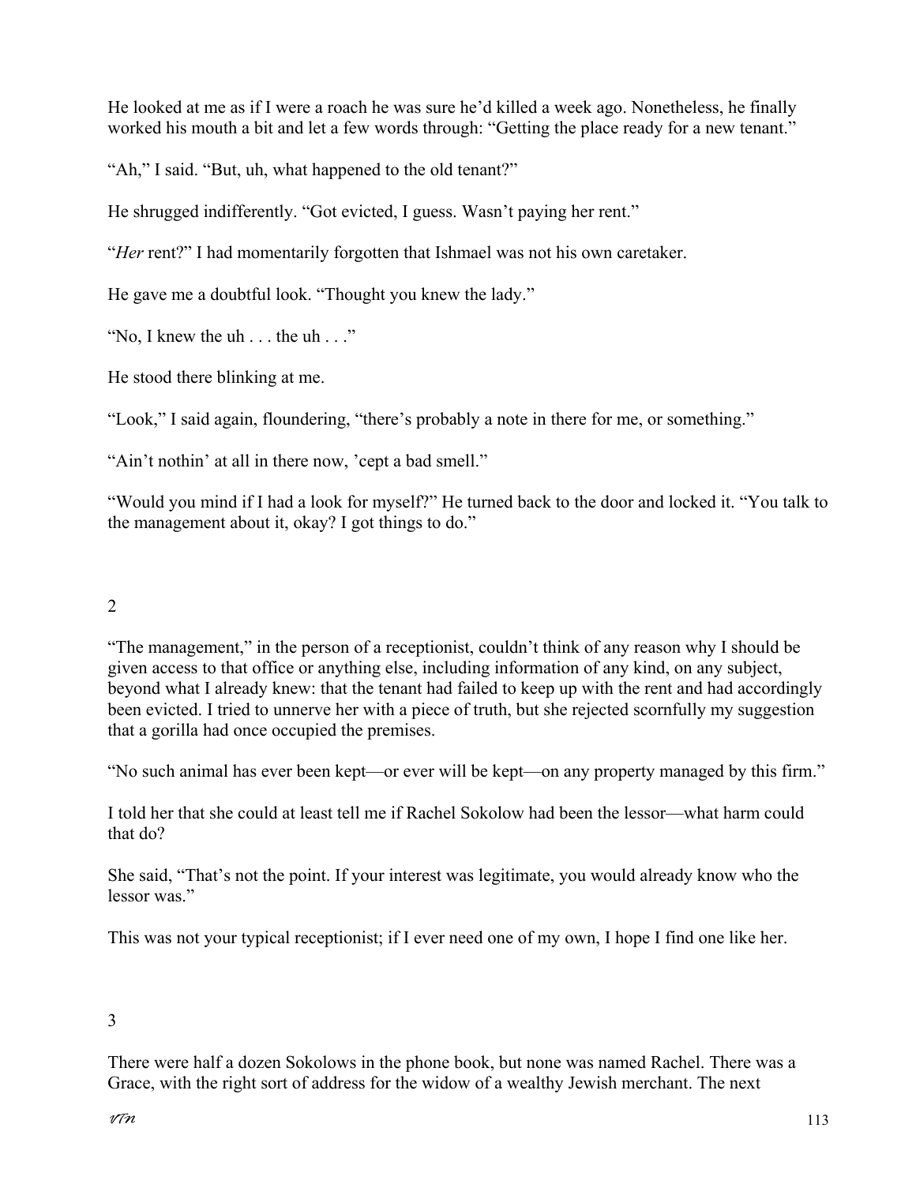He looked at me as if I were a roach he was sure he'd killed a week ago. Nonetheless, he finally worked his mouth a bit and let a few words through: "Getting the place ready for a new tenant."

"Ah," I said. "But, uh, what happened to the old tenant?"

He shrugged indifferently. "Got evicted, I guess. Wasn't paying her rent."

"*Her* rent?" I had momentarily forgotten that Ishmael was not his own caretaker.

He gave me a doubtful look. "Thought you knew the lady."

"No, I knew the uh . . . the uh . . ."

He stood there blinking at me.

"Look," I said again, floundering, "there's probably a note in there for me, or something."

"Ain't nothin' at all in there now, 'cept a bad smell."

"Would you mind if I had a look for myself?" He turned back to the door and locked it. "You talk to the management about it, okay? I got things to do."

## 2

"The management," in the person of a receptionist, couldn't think of any reason why I should be given access to that office or anything else, including information of any kind, on any subject, beyond what I already knew: that the tenant had failed to keep up with the rent and had accordingly been evicted. I tried to unnerve her with a piece of truth, but she rejected scornfully my suggestion that a gorilla had once occupied the premises.

"No such animal has ever been kept—or ever will be kept—on any property managed by this firm."

I told her that she could at least tell me if Rachel Sokolow had been the lessor—what harm could that do?

She said, "That's not the point. If your interest was legitimate, you would already know who the lessor was."

This was not your typical receptionist; if I ever need one of my own, I hope I find one like her.

## 3

There were half a dozen Sokolows in the phone book, but none was named Rachel. There was a Grace, with the right sort of address for the widow of a wealthy Jewish merchant. The next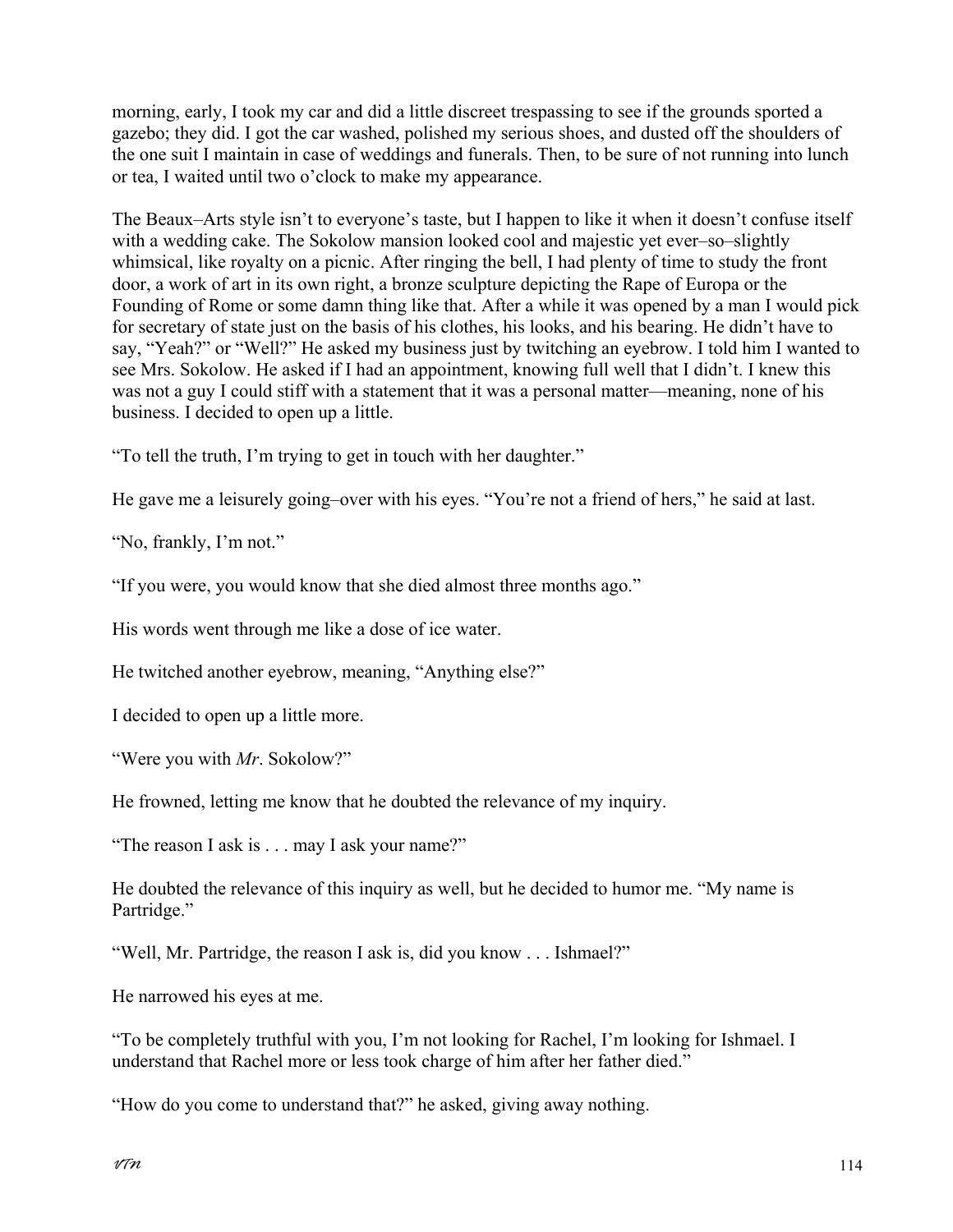morning, early, I took my car and did a little discreet trespassing to see if the grounds sported a gazebo; they did. I got the car washed, polished my serious shoes, and dusted off the shoulders of the one suit I maintain in case of weddings and funerals. Then, to be sure of not running into lunch or tea, I waited until two o'clock to make my appearance.

The Beaux–Arts style isn't to everyone's taste, but I happen to like it when it doesn't confuse itself with a wedding cake. The Sokolow mansion looked cool and majestic yet ever–so–slightly whimsical, like royalty on a picnic. After ringing the bell, I had plenty of time to study the front door, a work of art in its own right, a bronze sculpture depicting the Rape of Europa or the Founding of Rome or some damn thing like that. After a while it was opened by a man I would pick for secretary of state just on the basis of his clothes, his looks, and his bearing. He didn't have to say, "Yeah?" or "Well?" He asked my business just by twitching an eyebrow. I told him I wanted to see Mrs. Sokolow. He asked if I had an appointment, knowing full well that I didn't. I knew this was not a guy I could stiff with a statement that it was a personal matter—meaning, none of his business. I decided to open up a little.

"To tell the truth, I'm trying to get in touch with her daughter."

He gave me a leisurely going–over with his eyes. "You're not a friend of hers," he said at last.

"No, frankly, I'm not."

"If you were, you would know that she died almost three months ago."

His words went through me like a dose of ice water.

He twitched another eyebrow, meaning, "Anything else?"

I decided to open up a little more.

"Were you with *Mr*. Sokolow?"

He frowned, letting me know that he doubted the relevance of my inquiry.

"The reason I ask is . . . may I ask your name?"

He doubted the relevance of this inquiry as well, but he decided to humor me. "My name is Partridge."

"Well, Mr. Partridge, the reason I ask is, did you know . . . Ishmael?"

He narrowed his eyes at me.

"To be completely truthful with you, I'm not looking for Rachel, I'm looking for Ishmael. I understand that Rachel more or less took charge of him after her father died."

"How do you come to understand that?" he asked, giving away nothing.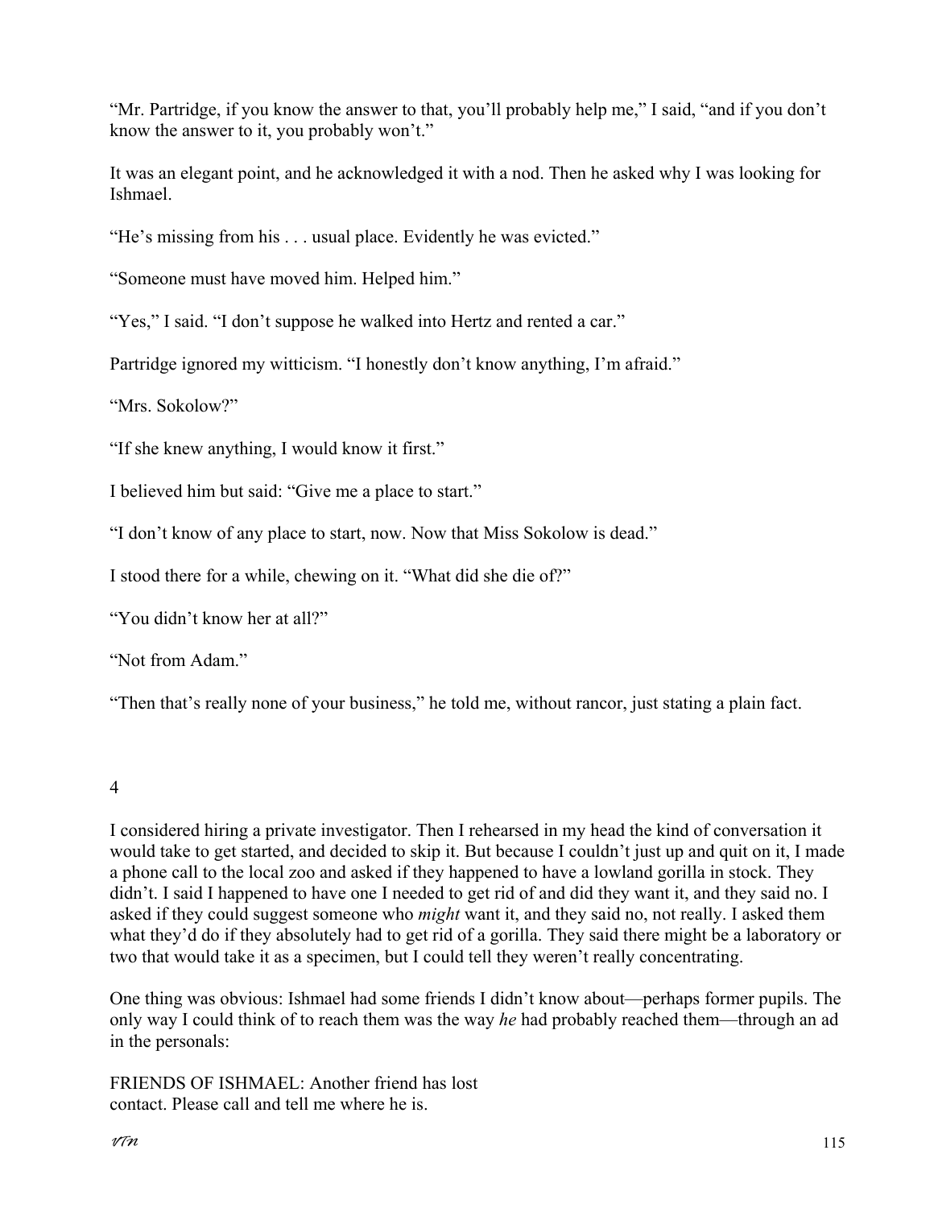"Mr. Partridge, if you know the answer to that, you'll probably help me," I said, "and if you don't know the answer to it, you probably won't."

It was an elegant point, and he acknowledged it with a nod. Then he asked why I was looking for Ishmael.

"He's missing from his . . . usual place. Evidently he was evicted."

"Someone must have moved him. Helped him."

"Yes," I said. "I don't suppose he walked into Hertz and rented a car."

Partridge ignored my witticism. "I honestly don't know anything, I'm afraid."

"Mrs. Sokolow?"

"If she knew anything, I would know it first."

I believed him but said: "Give me a place to start."

"I don't know of any place to start, now. Now that Miss Sokolow is dead."

I stood there for a while, chewing on it. "What did she die of?"

"You didn't know her at all?"

"Not from Adam."

"Then that's really none of your business," he told me, without rancor, just stating a plain fact.

## 4

I considered hiring a private investigator. Then I rehearsed in my head the kind of conversation it would take to get started, and decided to skip it. But because I couldn't just up and quit on it, I made a phone call to the local zoo and asked if they happened to have a lowland gorilla in stock. They didn't. I said I happened to have one I needed to get rid of and did they want it, and they said no. I asked if they could suggest someone who *might* want it, and they said no, not really. I asked them what they'd do if they absolutely had to get rid of a gorilla. They said there might be a laboratory or two that would take it as a specimen, but I could tell they weren't really concentrating.

One thing was obvious: Ishmael had some friends I didn't know about—perhaps former pupils. The only way I could think of to reach them was the way *he* had probably reached them—through an ad in the personals:

FRIENDS OF ISHMAEL: Another friend has lost
contact. Please call and tell me where he is.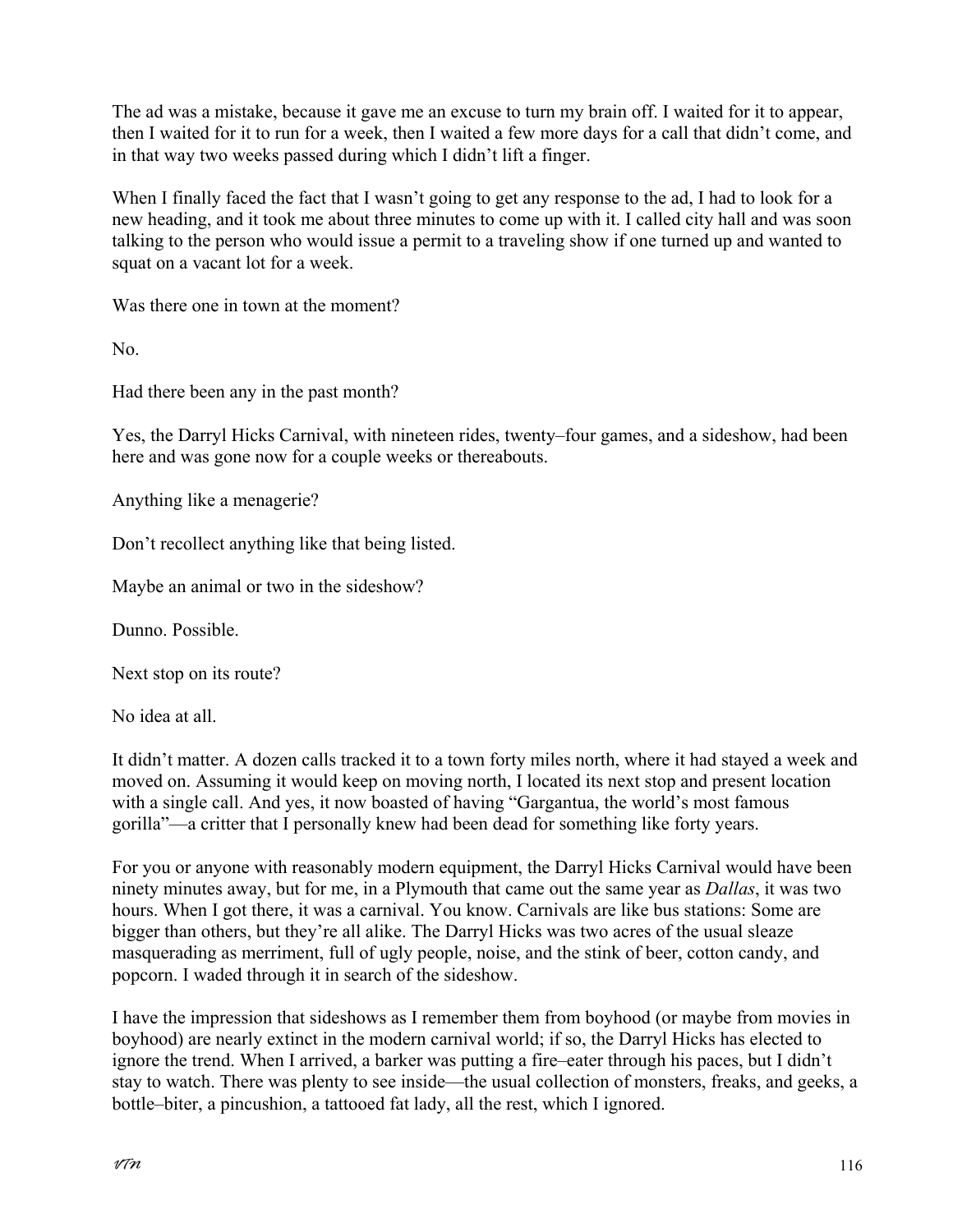The ad was a mistake, because it gave me an excuse to turn my brain off. I waited for it to appear, then I waited for it to run for a week, then I waited a few more days for a call that didn't come, and in that way two weeks passed during which I didn't lift a finger.

When I finally faced the fact that I wasn't going to get any response to the ad, I had to look for a new heading, and it took me about three minutes to come up with it. I called city hall and was soon talking to the person who would issue a permit to a traveling show if one turned up and wanted to squat on a vacant lot for a week.

Was there one in town at the moment?

No.

Had there been any in the past month?

Yes, the Darryl Hicks Carnival, with nineteen rides, twenty–four games, and a sideshow, had been here and was gone now for a couple weeks or thereabouts.

Anything like a menagerie?

Don't recollect anything like that being listed.

Maybe an animal or two in the sideshow?

Dunno. Possible.

Next stop on its route?

No idea at all.

It didn't matter. A dozen calls tracked it to a town forty miles north, where it had stayed a week and moved on. Assuming it would keep on moving north, I located its next stop and present location with a single call. And yes, it now boasted of having "Gargantua, the world's most famous gorilla"—a critter that I personally knew had been dead for something like forty years.

For you or anyone with reasonably modern equipment, the Darryl Hicks Carnival would have been ninety minutes away, but for me, in a Plymouth that came out the same year as *Dallas*, it was two hours. When I got there, it was a carnival. You know. Carnivals are like bus stations: Some are bigger than others, but they're all alike. The Darryl Hicks was two acres of the usual sleaze masquerading as merriment, full of ugly people, noise, and the stink of beer, cotton candy, and popcorn. I waded through it in search of the sideshow.

I have the impression that sideshows as I remember them from boyhood (or maybe from movies in boyhood) are nearly extinct in the modern carnival world; if so, the Darryl Hicks has elected to ignore the trend. When I arrived, a barker was putting a fire–eater through his paces, but I didn't stay to watch. There was plenty to see inside—the usual collection of monsters, freaks, and geeks, a bottle–biter, a pincushion, a tattooed fat lady, all the rest, which I ignored.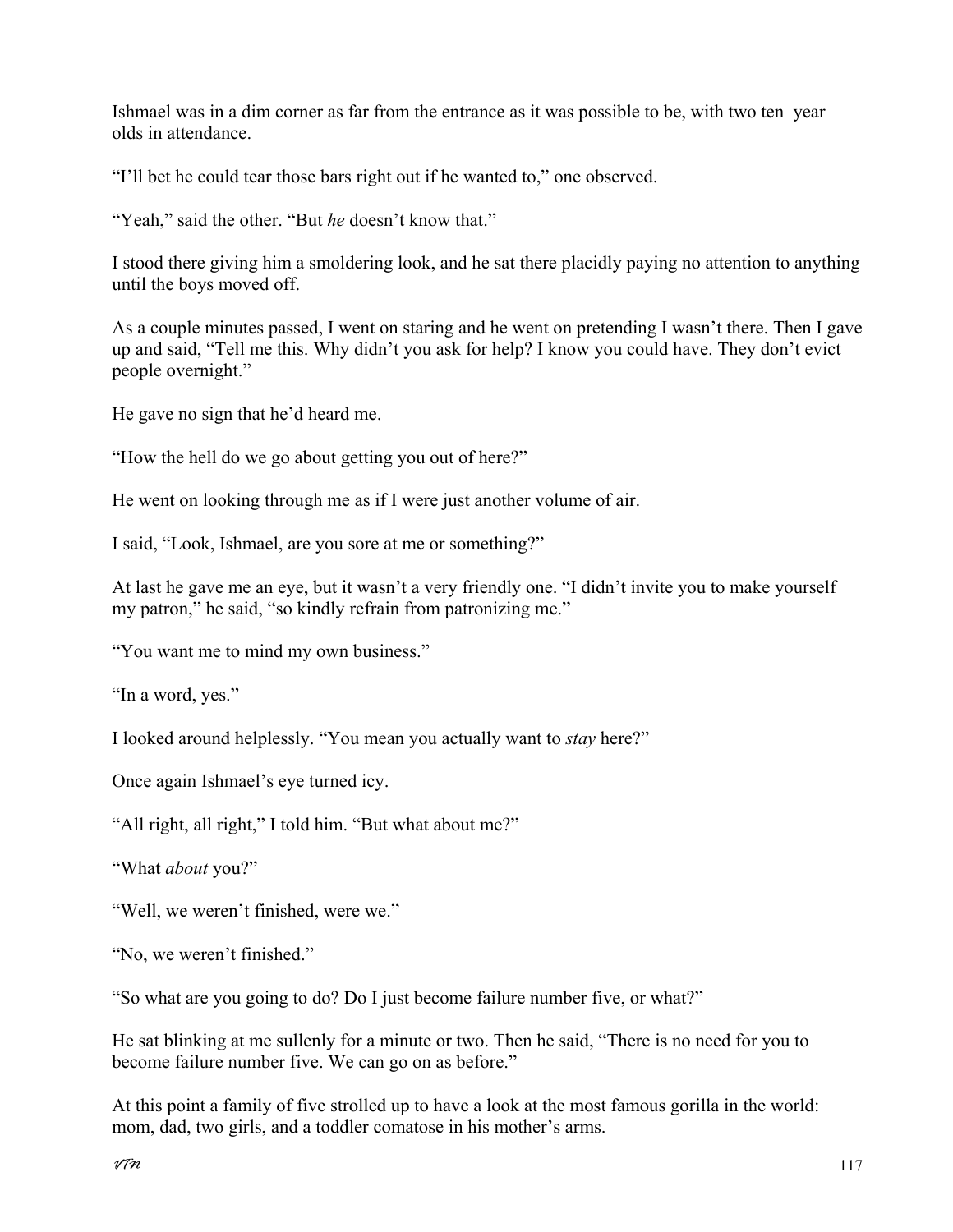Ishmael was in a dim corner as far from the entrance as it was possible to be, with two ten–year–olds in attendance.

“I’ll bet he could tear those bars right out if he wanted to,” one observed.

“Yeah,” said the other. “But *he* doesn’t know that.”

I stood there giving him a smoldering look, and he sat there placidly paying no attention to anything until the boys moved off.

As a couple minutes passed, I went on staring and he went on pretending I wasn’t there. Then I gave up and said, “Tell me this. Why didn’t you ask for help? I know you could have. They don’t evict people overnight.”

He gave no sign that he’d heard me.

“How the hell do we go about getting you out of here?”

He went on looking through me as if I were just another volume of air.

I said, “Look, Ishmael, are you sore at me or something?”

At last he gave me an eye, but it wasn’t a very friendly one. “I didn’t invite you to make yourself my patron,” he said, “so kindly refrain from patronizing me.”

“You want me to mind my own business.”

“In a word, yes.”

I looked around helplessly. “You mean you actually want to *stay* here?”

Once again Ishmael’s eye turned icy.

“All right, all right,” I told him. “But what about me?”

“What *about* you?”

“Well, we weren’t finished, were we.”

“No, we weren’t finished.”

“So what are you going to do? Do I just become failure number five, or what?”

He sat blinking at me sullenly for a minute or two. Then he said, “There is no need for you to become failure number five. We can go on as before.”

At this point a family of five strolled up to have a look at the most famous gorilla in the world: mom, dad, two girls, and a toddler comatose in his mother’s arms.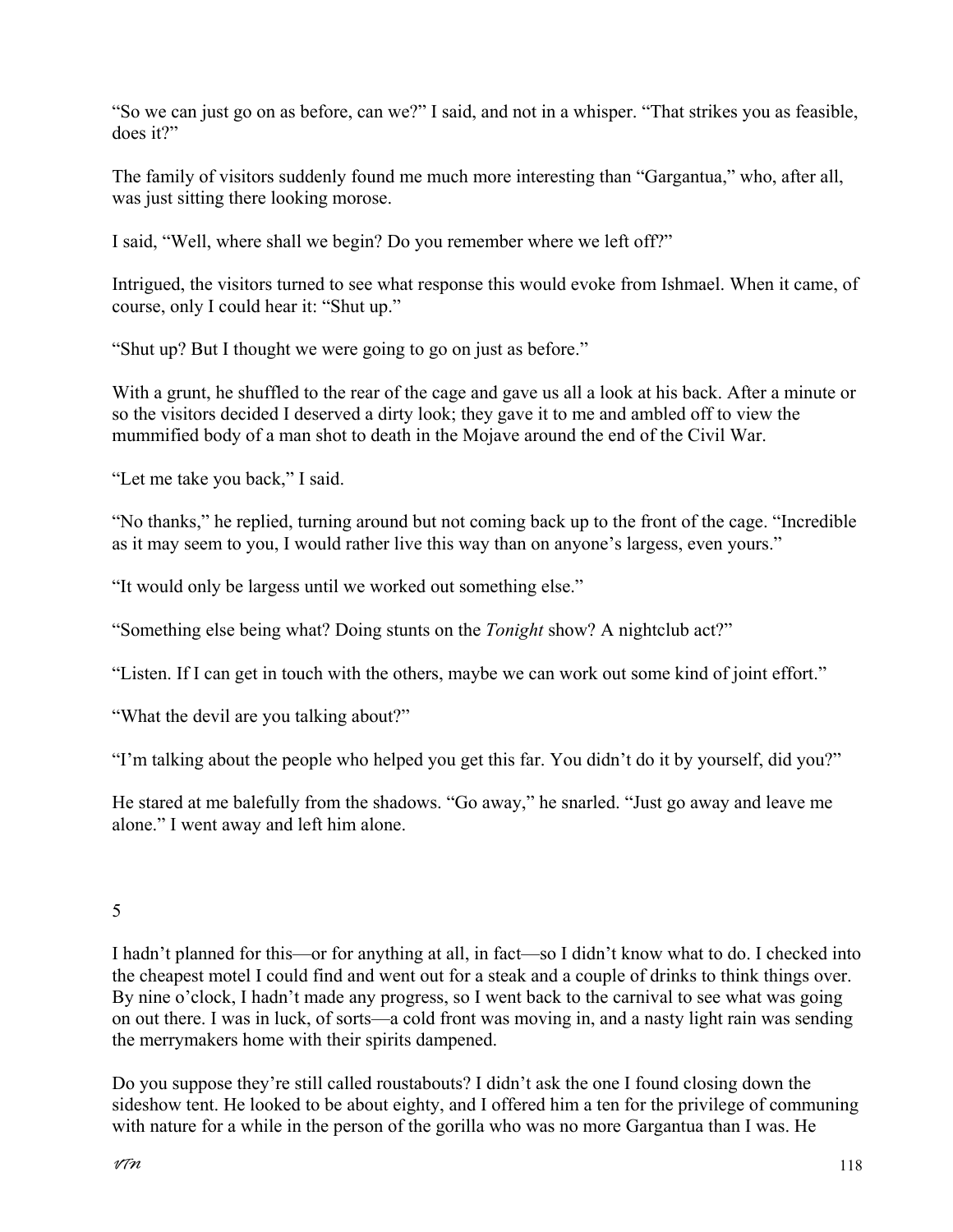"So we can just go on as before, can we?" I said, and not in a whisper. "That strikes you as feasible, does it?"

The family of visitors suddenly found me much more interesting than "Gargantua," who, after all, was just sitting there looking morose.

I said, "Well, where shall we begin? Do you remember where we left off?"

Intrigued, the visitors turned to see what response this would evoke from Ishmael. When it came, of course, only I could hear it: "Shut up."

"Shut up? But I thought we were going to go on just as before."

With a grunt, he shuffled to the rear of the cage and gave us all a look at his back. After a minute or so the visitors decided I deserved a dirty look; they gave it to me and ambled off to view the mummified body of a man shot to death in the Mojave around the end of the Civil War.

"Let me take you back," I said.

"No thanks," he replied, turning around but not coming back up to the front of the cage. "Incredible as it may seem to you, I would rather live this way than on anyone's largess, even yours."

"It would only be largess until we worked out something else."

"Something else being what? Doing stunts on the *Tonight* show? A nightclub act?"

"Listen. If I can get in touch with the others, maybe we can work out some kind of joint effort."

"What the devil are you talking about?"

"I'm talking about the people who helped you get this far. You didn't do it by yourself, did you?"

He stared at me balefully from the shadows. "Go away," he snarled. "Just go away and leave me alone." I went away and left him alone.

## 5

I hadn't planned for this—or for anything at all, in fact—so I didn't know what to do. I checked into the cheapest motel I could find and went out for a steak and a couple of drinks to think things over. By nine o'clock, I hadn't made any progress, so I went back to the carnival to see what was going on out there. I was in luck, of sorts—a cold front was moving in, and a nasty light rain was sending the merrymakers home with their spirits dampened.

Do you suppose they're still called roustabouts? I didn't ask the one I found closing down the sideshow tent. He looked to be about eighty, and I offered him a ten for the privilege of communing with nature for a while in the person of the gorilla who was no more Gargantua than I was. He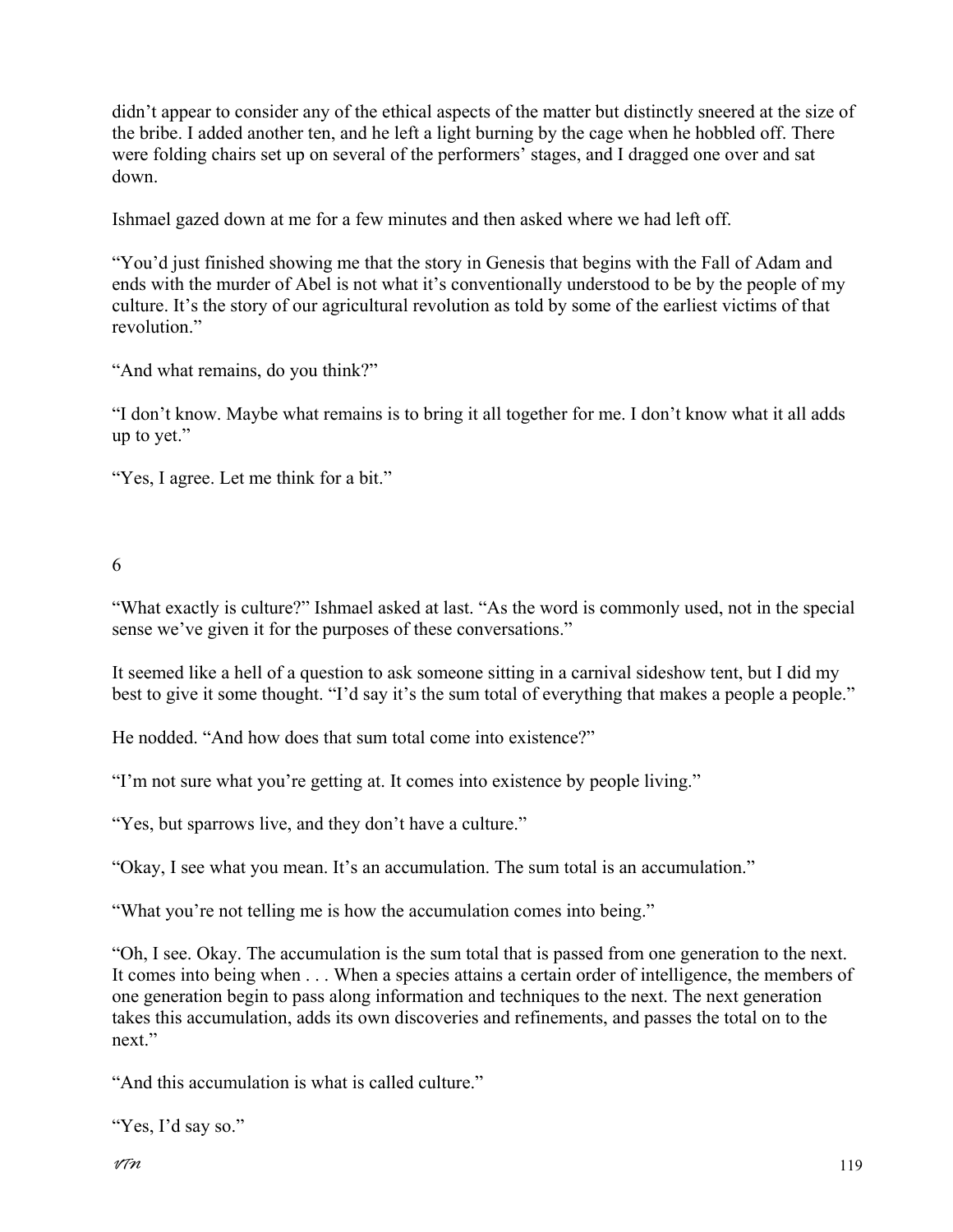didn't appear to consider any of the ethical aspects of the matter but distinctly sneered at the size of the bribe. I added another ten, and he left a light burning by the cage when he hobbled off. There were folding chairs set up on several of the performers' stages, and I dragged one over and sat down.

Ishmael gazed down at me for a few minutes and then asked where we had left off.

"You'd just finished showing me that the story in Genesis that begins with the Fall of Adam and ends with the murder of Abel is not what it's conventionally understood to be by the people of my culture. It's the story of our agricultural revolution as told by some of the earliest victims of that revolution."

"And what remains, do you think?"

"I don't know. Maybe what remains is to bring it all together for me. I don't know what it all adds up to yet."

"Yes, I agree. Let me think for a bit."

## 6

"What exactly is culture?" Ishmael asked at last. "As the word is commonly used, not in the special sense we've given it for the purposes of these conversations."

It seemed like a hell of a question to ask someone sitting in a carnival sideshow tent, but I did my best to give it some thought. "I'd say it's the sum total of everything that makes a people a people."

He nodded. "And how does that sum total come into existence?"

"I'm not sure what you're getting at. It comes into existence by people living."

"Yes, but sparrows live, and they don't have a culture."

"Okay, I see what you mean. It's an accumulation. The sum total is an accumulation."

"What you're not telling me is how the accumulation comes into being."

"Oh, I see. Okay. The accumulation is the sum total that is passed from one generation to the next. It comes into being when . . . When a species attains a certain order of intelligence, the members of one generation begin to pass along information and techniques to the next. The next generation takes this accumulation, adds its own discoveries and refinements, and passes the total on to the next."

"And this accumulation is what is called culture."

"Yes, I'd say so."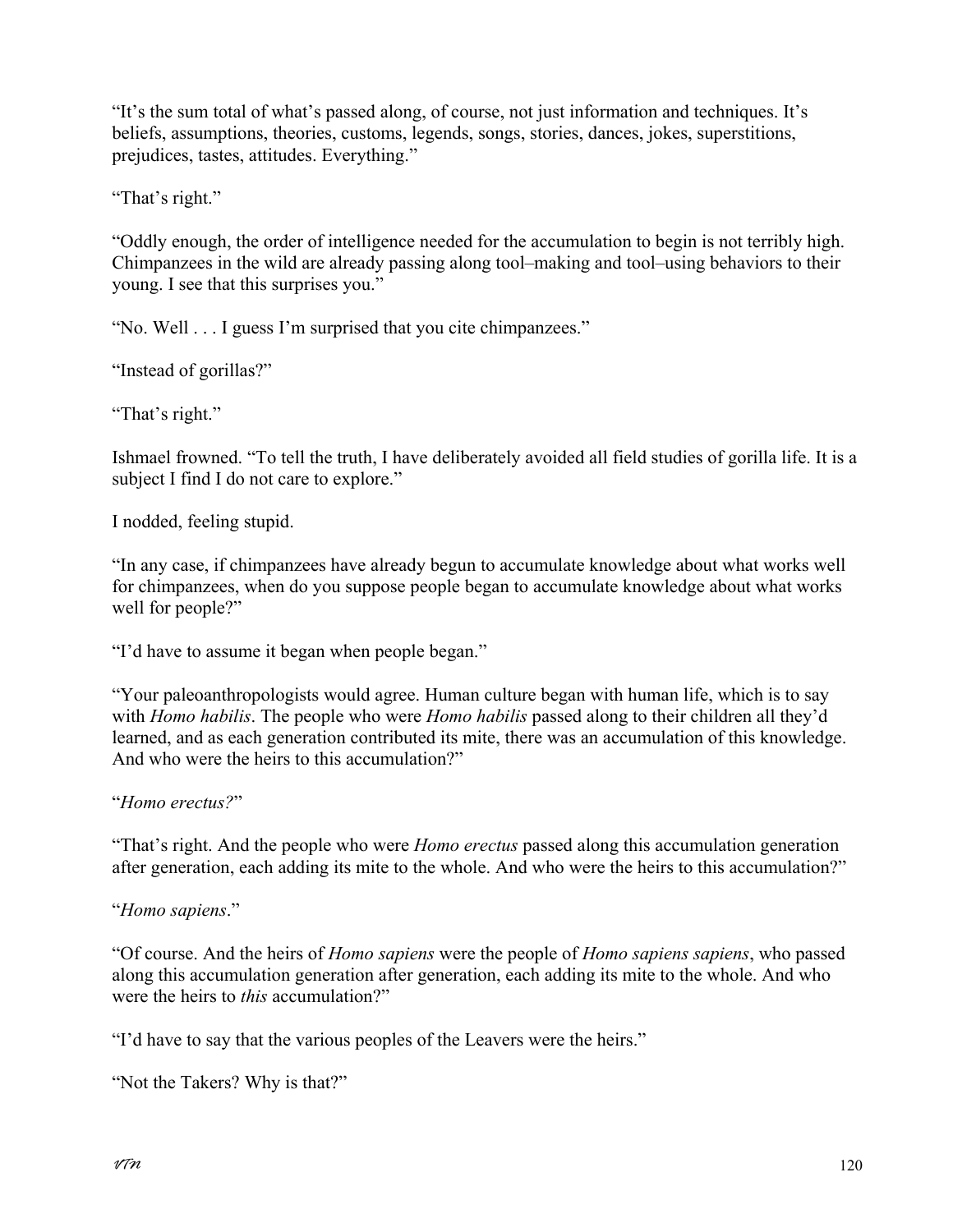"It's the sum total of what's passed along, of course, not just information and techniques. It's beliefs, assumptions, theories, customs, legends, songs, stories, dances, jokes, superstitions, prejudices, tastes, attitudes. Everything."

"That's right."

"Oddly enough, the order of intelligence needed for the accumulation to begin is not terribly high. Chimpanzees in the wild are already passing along tool–making and tool–using behaviors to their young. I see that this surprises you."

"No. Well . . . I guess I'm surprised that you cite chimpanzees."

"Instead of gorillas?"

"That's right."

Ishmael frowned. "To tell the truth, I have deliberately avoided all field studies of gorilla life. It is a subject I find I do not care to explore."

I nodded, feeling stupid.

"In any case, if chimpanzees have already begun to accumulate knowledge about what works well for chimpanzees, when do you suppose people began to accumulate knowledge about what works well for people?"

"I'd have to assume it began when people began."

"Your paleoanthropologists would agree. Human culture began with human life, which is to say with *Homo habilis*. The people who were *Homo habilis* passed along to their children all they'd learned, and as each generation contributed its mite, there was an accumulation of this knowledge. And who were the heirs to this accumulation?"

"*Homo erectus?*"

"That's right. And the people who were *Homo erectus* passed along this accumulation generation after generation, each adding its mite to the whole. And who were the heirs to this accumulation?"

"*Homo sapiens*."

"Of course. And the heirs of *Homo sapiens* were the people of *Homo sapiens sapiens*, who passed along this accumulation generation after generation, each adding its mite to the whole. And who were the heirs to *this* accumulation?"

"I'd have to say that the various peoples of the Leavers were the heirs."

"Not the Takers? Why is that?"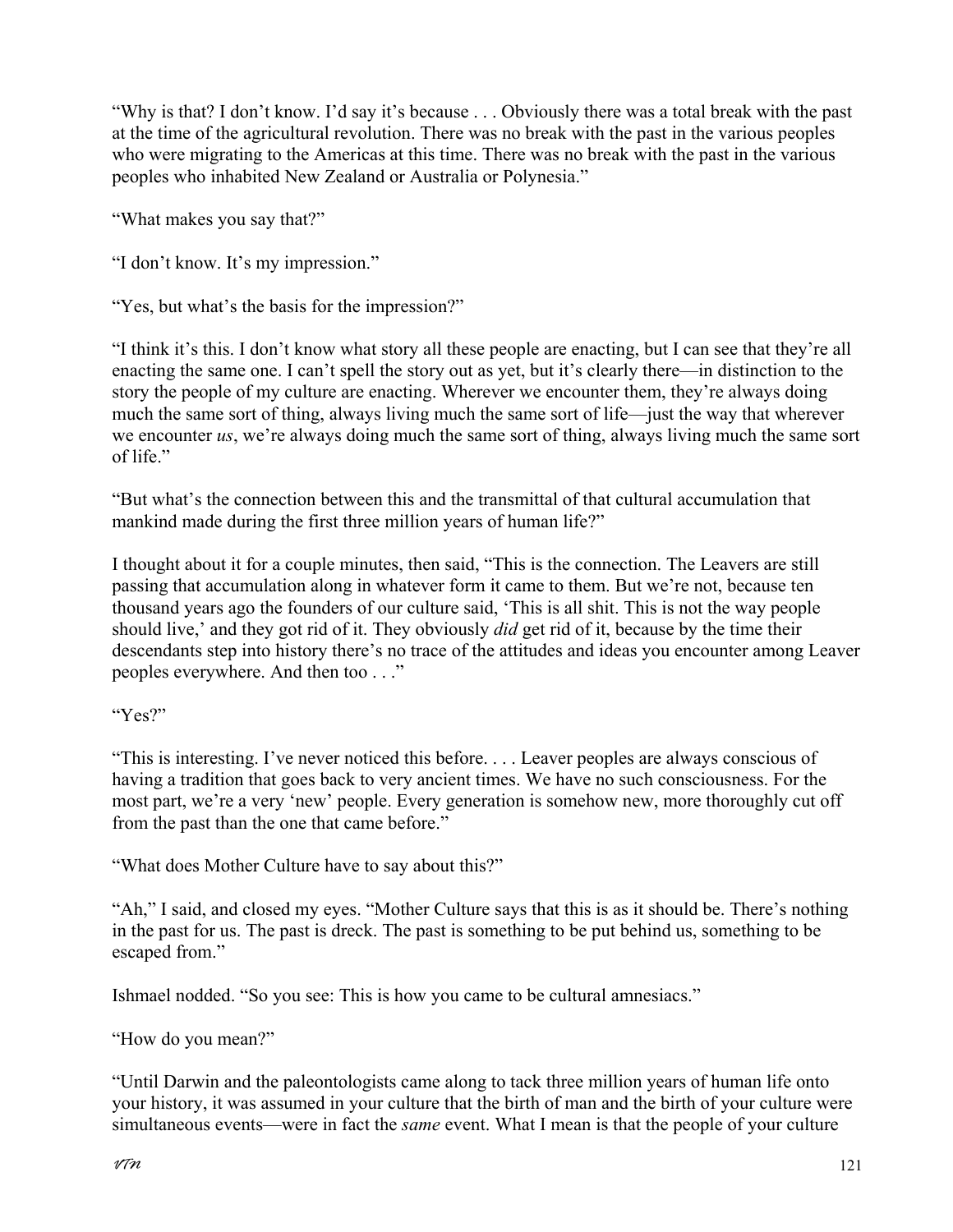"Why is that? I don't know. I'd say it's because . . . Obviously there was a total break with the past at the time of the agricultural revolution. There was no break with the past in the various peoples who were migrating to the Americas at this time. There was no break with the past in the various peoples who inhabited New Zealand or Australia or Polynesia."

"What makes you say that?"

"I don't know. It's my impression."

"Yes, but what's the basis for the impression?"

"I think it's this. I don't know what story all these people are enacting, but I can see that they're all enacting the same one. I can't spell the story out as yet, but it's clearly there—in distinction to the story the people of my culture are enacting. Wherever we encounter them, they're always doing much the same sort of thing, always living much the same sort of life—just the way that wherever we encounter *us*, we're always doing much the same sort of thing, always living much the same sort of life."

"But what's the connection between this and the transmittal of that cultural accumulation that mankind made during the first three million years of human life?"

I thought about it for a couple minutes, then said, "This is the connection. The Leavers are still passing that accumulation along in whatever form it came to them. But we're not, because ten thousand years ago the founders of our culture said, 'This is all shit. This is not the way people should live,' and they got rid of it. They obviously *did* get rid of it, because by the time their descendants step into history there's no trace of the attitudes and ideas you encounter among Leaver peoples everywhere. And then too . . ."

"Yes?"

"This is interesting. I've never noticed this before. . . . Leaver peoples are always conscious of having a tradition that goes back to very ancient times. We have no such consciousness. For the most part, we're a very 'new' people. Every generation is somehow new, more thoroughly cut off from the past than the one that came before."

"What does Mother Culture have to say about this?"

"Ah," I said, and closed my eyes. "Mother Culture says that this is as it should be. There's nothing in the past for us. The past is dreck. The past is something to be put behind us, something to be escaped from."

Ishmael nodded. "So you see: This is how you came to be cultural amnesiacs."

"How do you mean?"

"Until Darwin and the paleontologists came along to tack three million years of human life onto your history, it was assumed in your culture that the birth of man and the birth of your culture were simultaneous events—were in fact the *same* event. What I mean is that the people of your culture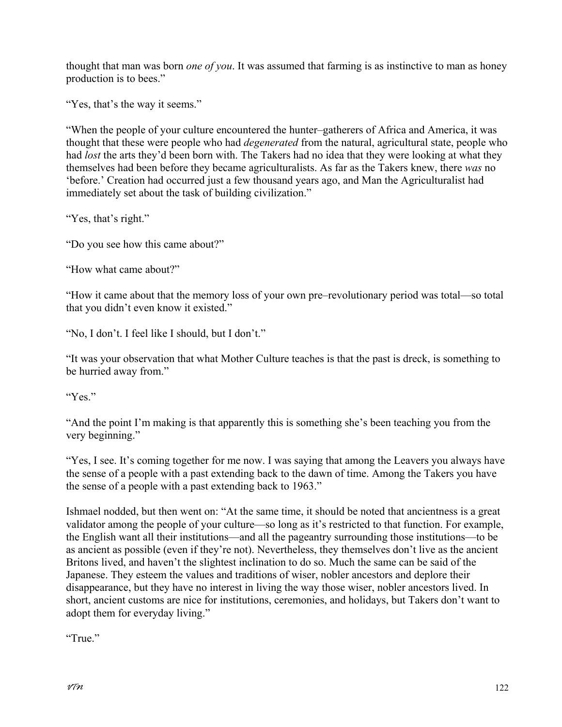thought that man was born *one of you*. It was assumed that farming is as instinctive to man as honey production is to bees."

"Yes, that's the way it seems."

"When the people of your culture encountered the hunter–gatherers of Africa and America, it was thought that these were people who had *degenerated* from the natural, agricultural state, people who had *lost* the arts they'd been born with. The Takers had no idea that they were looking at what they themselves had been before they became agriculturalists. As far as the Takers knew, there *was* no 'before.' Creation had occurred just a few thousand years ago, and Man the Agriculturalist had immediately set about the task of building civilization."

"Yes, that's right."

"Do you see how this came about?"

"How what came about?"

"How it came about that the memory loss of your own pre–revolutionary period was total—so total that you didn't even know it existed."

"No, I don't. I feel like I should, but I don't."

"It was your observation that what Mother Culture teaches is that the past is dreck, is something to be hurried away from."

"Yes."

"And the point I'm making is that apparently this is something she's been teaching you from the very beginning."

"Yes, I see. It's coming together for me now. I was saying that among the Leavers you always have the sense of a people with a past extending back to the dawn of time. Among the Takers you have the sense of a people with a past extending back to 1963."

Ishmael nodded, but then went on: "At the same time, it should be noted that ancientness is a great validator among the people of your culture—so long as it's restricted to that function. For example, the English want all their institutions—and all the pageantry surrounding those institutions—to be as ancient as possible (even if they're not). Nevertheless, they themselves don't live as the ancient Britons lived, and haven't the slightest inclination to do so. Much the same can be said of the Japanese. They esteem the values and traditions of wiser, nobler ancestors and deplore their disappearance, but they have no interest in living the way those wiser, nobler ancestors lived. In short, ancient customs are nice for institutions, ceremonies, and holidays, but Takers don't want to adopt them for everyday living."

"True."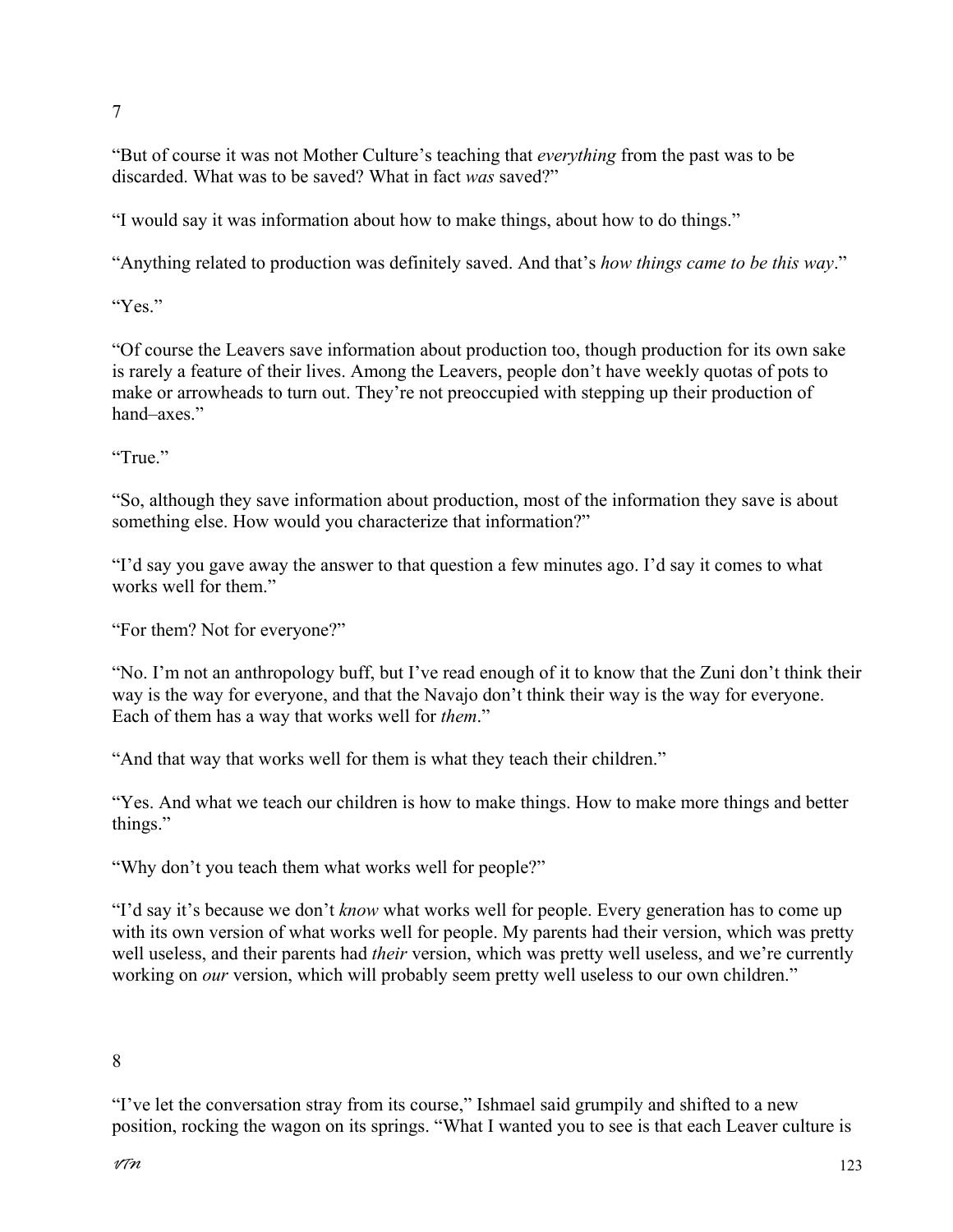7

"But of course it was not Mother Culture's teaching that *everything* from the past was to be discarded. What was to be saved? What in fact *was* saved?"

"I would say it was information about how to make things, about how to do things."

"Anything related to production was definitely saved. And that's *how things came to be this way*."

"Yes."

"Of course the Leavers save information about production too, though production for its own sake is rarely a feature of their lives. Among the Leavers, people don't have weekly quotas of pots to make or arrowheads to turn out. They're not preoccupied with stepping up their production of hand–axes."

"True."

"So, although they save information about production, most of the information they save is about something else. How would you characterize that information?"

"I'd say you gave away the answer to that question a few minutes ago. I'd say it comes to what works well for them."

"For them? Not for everyone?"

"No. I'm not an anthropology buff, but I've read enough of it to know that the Zuni don't think their way is the way for everyone, and that the Navajo don't think their way is the way for everyone. Each of them has a way that works well for *them*."

"And that way that works well for them is what they teach their children."

"Yes. And what we teach our children is how to make things. How to make more things and better things."

"Why don't you teach them what works well for people?"

"I'd say it's because we don't *know* what works well for people. Every generation has to come up with its own version of what works well for people. My parents had their version, which was pretty well useless, and their parents had *their* version, which was pretty well useless, and we're currently working on *our* version, which will probably seem pretty well useless to our own children."

8

"I've let the conversation stray from its course," Ishmael said grumpily and shifted to a new position, rocking the wagon on its springs. "What I wanted you to see is that each Leaver culture is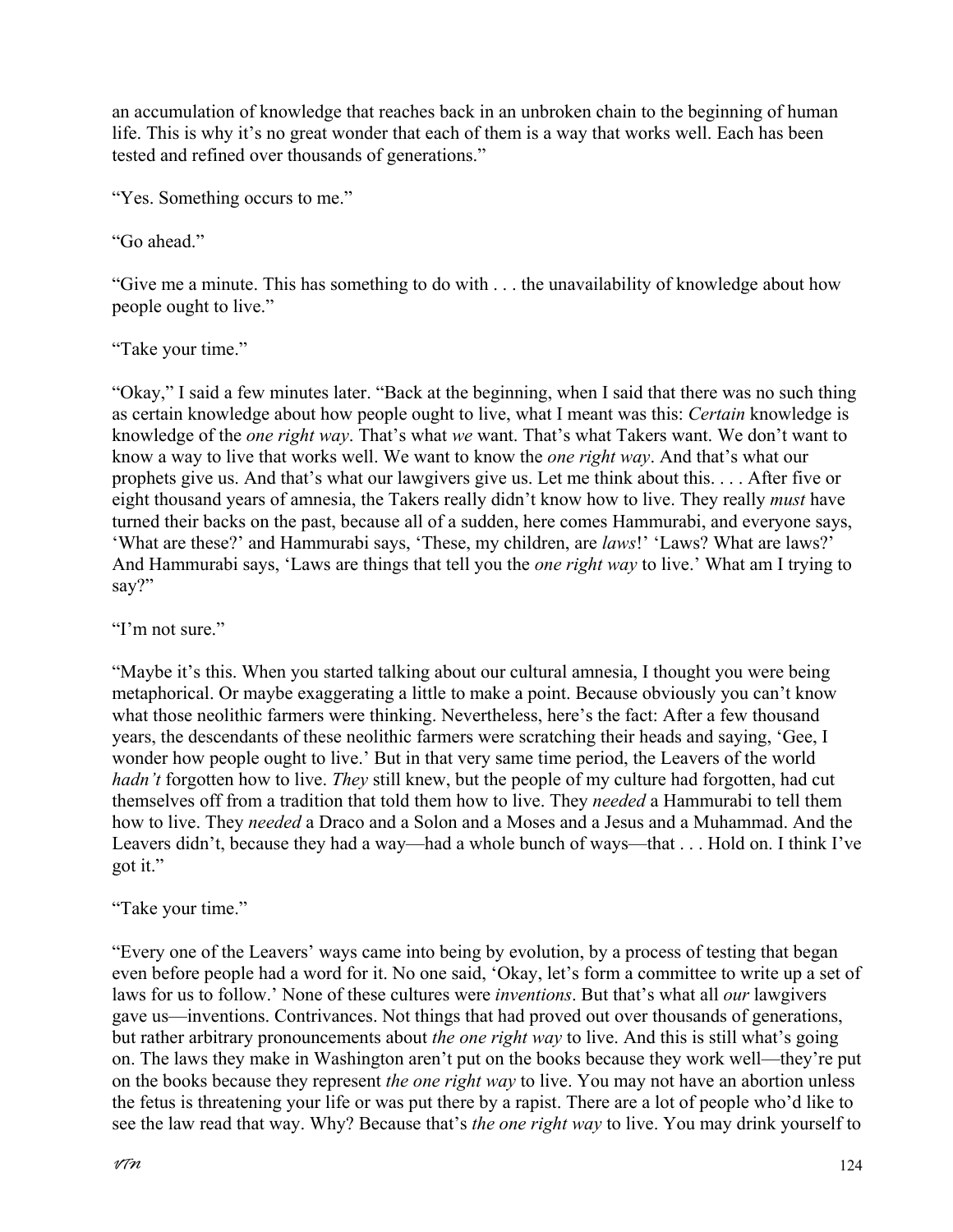an accumulation of knowledge that reaches back in an unbroken chain to the beginning of human life. This is why it's no great wonder that each of them is a way that works well. Each has been tested and refined over thousands of generations."

"Yes. Something occurs to me."

"Go ahead."

"Give me a minute. This has something to do with . . . the unavailability of knowledge about how people ought to live."

"Take your time."

"Okay," I said a few minutes later. "Back at the beginning, when I said that there was no such thing as certain knowledge about how people ought to live, what I meant was this: *Certain* knowledge is knowledge of the *one right way*. That's what *we* want. That's what Takers want. We don't want to know a way to live that works well. We want to know the *one right way*. And that's what our prophets give us. And that's what our lawgivers give us. Let me think about this. . . . After five or eight thousand years of amnesia, the Takers really didn't know how to live. They really *must* have turned their backs on the past, because all of a sudden, here comes Hammurabi, and everyone says, 'What are these?' and Hammurabi says, 'These, my children, are *laws*!' 'Laws? What are laws?' And Hammurabi says, 'Laws are things that tell you the *one right way* to live.' What am I trying to say?"

"I'm not sure."

"Maybe it's this. When you started talking about our cultural amnesia, I thought you were being metaphorical. Or maybe exaggerating a little to make a point. Because obviously you can't know what those neolithic farmers were thinking. Nevertheless, here's the fact: After a few thousand years, the descendants of these neolithic farmers were scratching their heads and saying, 'Gee, I wonder how people ought to live.' But in that very same time period, the Leavers of the world *hadn't* forgotten how to live. *They* still knew, but the people of my culture had forgotten, had cut themselves off from a tradition that told them how to live. They *needed* a Hammurabi to tell them how to live. They *needed* a Draco and a Solon and a Moses and a Jesus and a Muhammad. And the Leavers didn't, because they had a way—had a whole bunch of ways—that . . . Hold on. I think I've got it."

"Take your time."

"Every one of the Leavers' ways came into being by evolution, by a process of testing that began even before people had a word for it. No one said, 'Okay, let's form a committee to write up a set of laws for us to follow.' None of these cultures were *inventions*. But that's what all *our* lawgivers gave us—inventions. Contrivances. Not things that had proved out over thousands of generations, but rather arbitrary pronouncements about *the one right way* to live. And this is still what's going on. The laws they make in Washington aren't put on the books because they work well—they're put on the books because they represent *the one right way* to live. You may not have an abortion unless the fetus is threatening your life or was put there by a rapist. There are a lot of people who'd like to see the law read that way. Why? Because that's *the one right way* to live. You may drink yourself to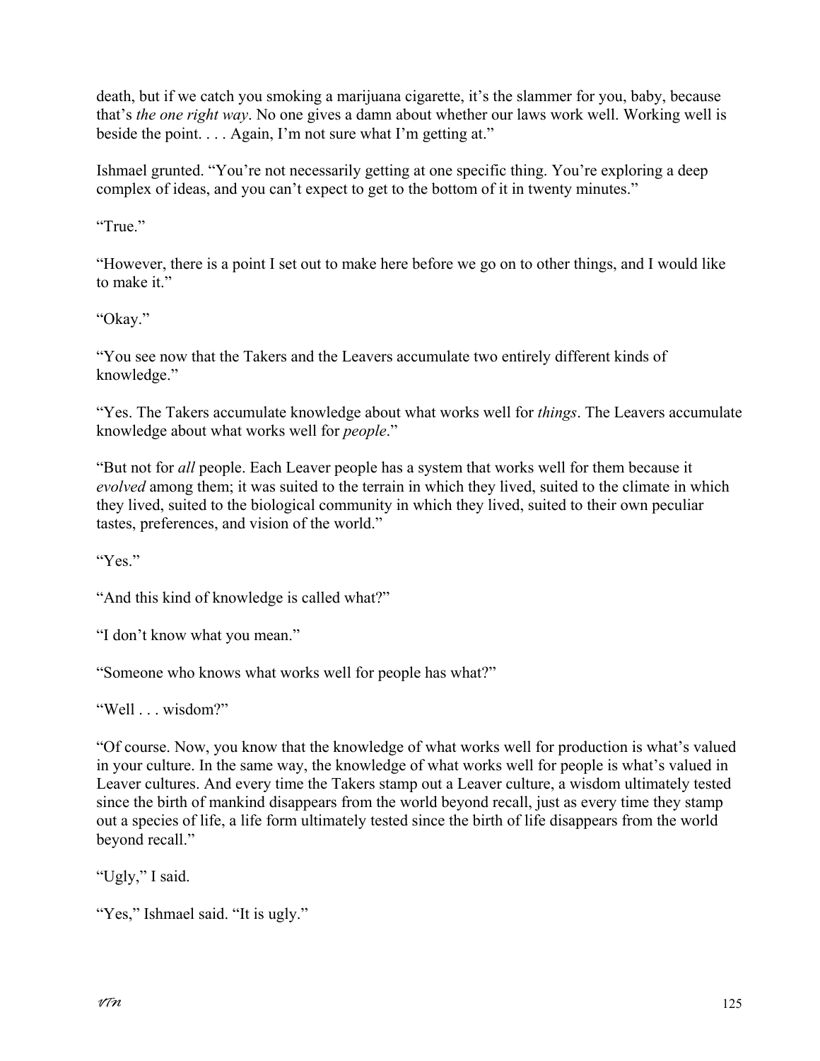death, but if we catch you smoking a marijuana cigarette, it's the slammer for you, baby, because that's *the one right way*. No one gives a damn about whether our laws work well. Working well is beside the point. . . . Again, I'm not sure what I'm getting at."

Ishmael grunted. "You're not necessarily getting at one specific thing. You're exploring a deep complex of ideas, and you can't expect to get to the bottom of it in twenty minutes."

"True."

"However, there is a point I set out to make here before we go on to other things, and I would like to make it."

"Okay."

"You see now that the Takers and the Leavers accumulate two entirely different kinds of knowledge."

"Yes. The Takers accumulate knowledge about what works well for *things*. The Leavers accumulate knowledge about what works well for *people*."

"But not for *all* people. Each Leaver people has a system that works well for them because it *evolved* among them; it was suited to the terrain in which they lived, suited to the climate in which they lived, suited to the biological community in which they lived, suited to their own peculiar tastes, preferences, and vision of the world."

"Yes."

"And this kind of knowledge is called what?"

"I don't know what you mean."

"Someone who knows what works well for people has what?"

"Well . . . wisdom?"

"Of course. Now, you know that the knowledge of what works well for production is what's valued in your culture. In the same way, the knowledge of what works well for people is what's valued in Leaver cultures. And every time the Takers stamp out a Leaver culture, a wisdom ultimately tested since the birth of mankind disappears from the world beyond recall, just as every time they stamp out a species of life, a life form ultimately tested since the birth of life disappears from the world beyond recall."

"Ugly," I said.

"Yes," Ishmael said. "It is ugly."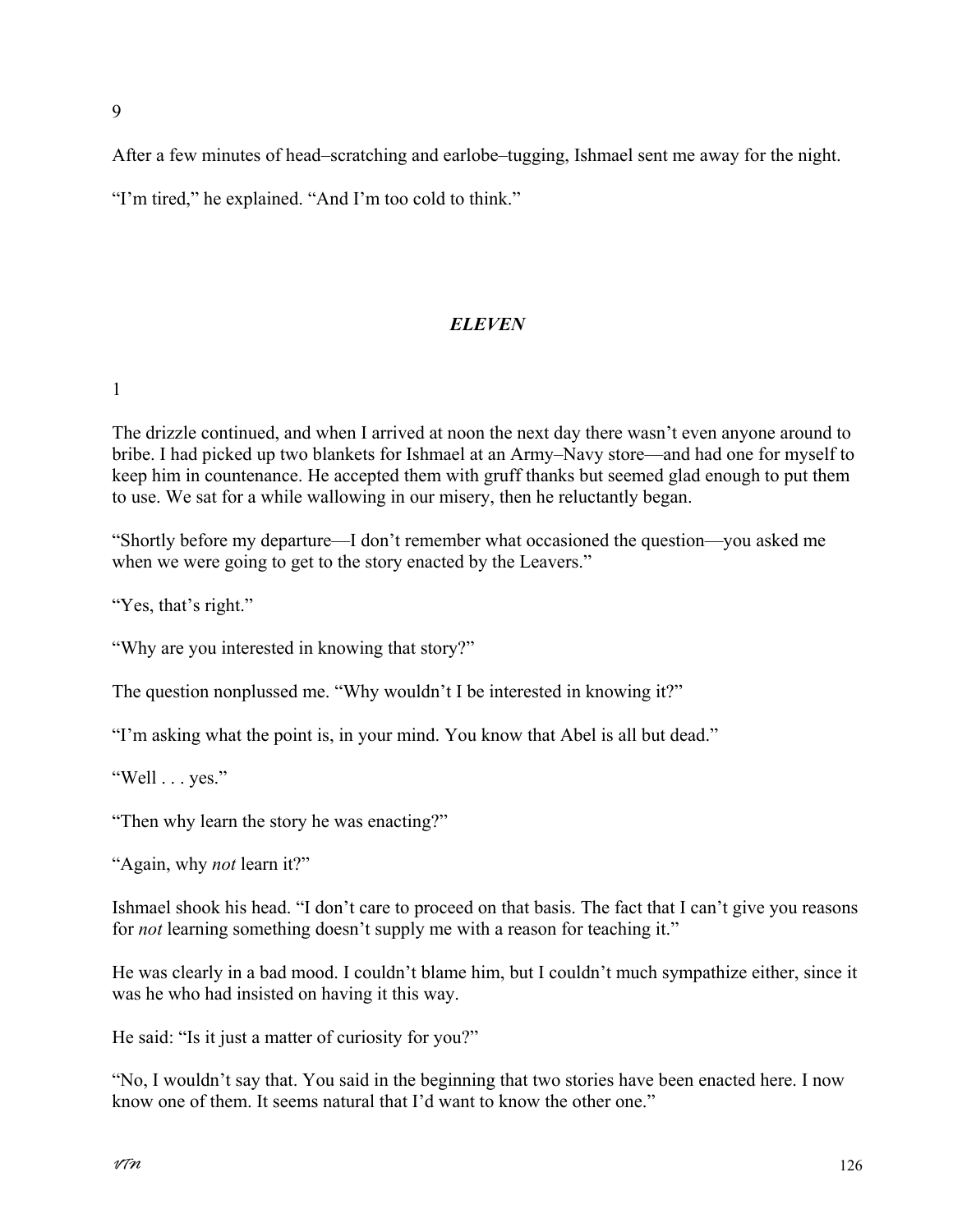9

After a few minutes of head–scratching and earlobe–tugging, Ishmael sent me away for the night.

"I'm tired," he explained. "And I'm too cold to think."

## *ELEVEN*

1

The drizzle continued, and when I arrived at noon the next day there wasn't even anyone around to bribe. I had picked up two blankets for Ishmael at an Army–Navy store—and had one for myself to keep him in countenance. He accepted them with gruff thanks but seemed glad enough to put them to use. We sat for a while wallowing in our misery, then he reluctantly began.

"Shortly before my departure—I don't remember what occasioned the question—you asked me when we were going to get to the story enacted by the Leavers."

"Yes, that's right."

"Why are you interested in knowing that story?"

The question nonplussed me. "Why wouldn't I be interested in knowing it?"

"I'm asking what the point is, in your mind. You know that Abel is all but dead."

"Well . . . yes."

"Then why learn the story he was enacting?"

"Again, why *not* learn it?"

Ishmael shook his head. "I don't care to proceed on that basis. The fact that I can't give you reasons for *not* learning something doesn't supply me with a reason for teaching it."

He was clearly in a bad mood. I couldn't blame him, but I couldn't much sympathize either, since it was he who had insisted on having it this way.

He said: "Is it just a matter of curiosity for you?"

"No, I wouldn't say that. You said in the beginning that two stories have been enacted here. I now know one of them. It seems natural that I'd want to know the other one."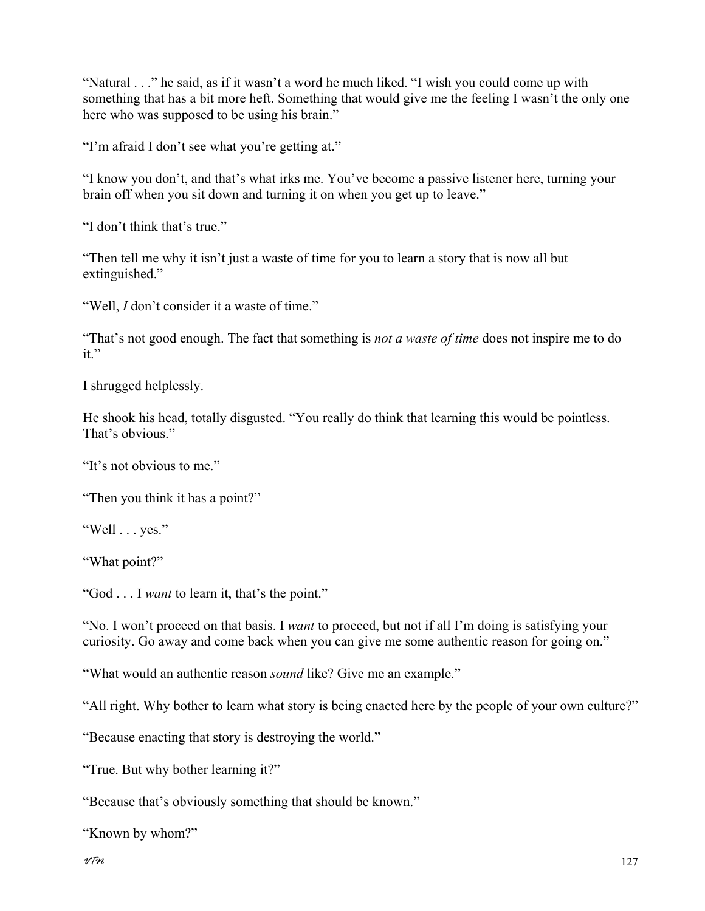"Natural . . ." he said, as if it wasn't a word he much liked. "I wish you could come up with something that has a bit more heft. Something that would give me the feeling I wasn't the only one here who was supposed to be using his brain."

"I'm afraid I don't see what you're getting at."

"I know you don't, and that's what irks me. You've become a passive listener here, turning your brain off when you sit down and turning it on when you get up to leave."

"I don't think that's true."

"Then tell me why it isn't just a waste of time for you to learn a story that is now all but extinguished."

"Well, *I* don't consider it a waste of time."

"That's not good enough. The fact that something is *not a waste of time* does not inspire me to do it."

I shrugged helplessly.

He shook his head, totally disgusted. "You really do think that learning this would be pointless. That's obvious."

"It's not obvious to me."

"Then you think it has a point?"

"Well . . . yes."

"What point?"

"God . . . I *want* to learn it, that's the point."

"No. I won't proceed on that basis. I *want* to proceed, but not if all I'm doing is satisfying your curiosity. Go away and come back when you can give me some authentic reason for going on."

"What would an authentic reason *sound* like? Give me an example."

"All right. Why bother to learn what story is being enacted here by the people of your own culture?"

"Because enacting that story is destroying the world."

"True. But why bother learning it?"

"Because that's obviously something that should be known."

"Known by whom?"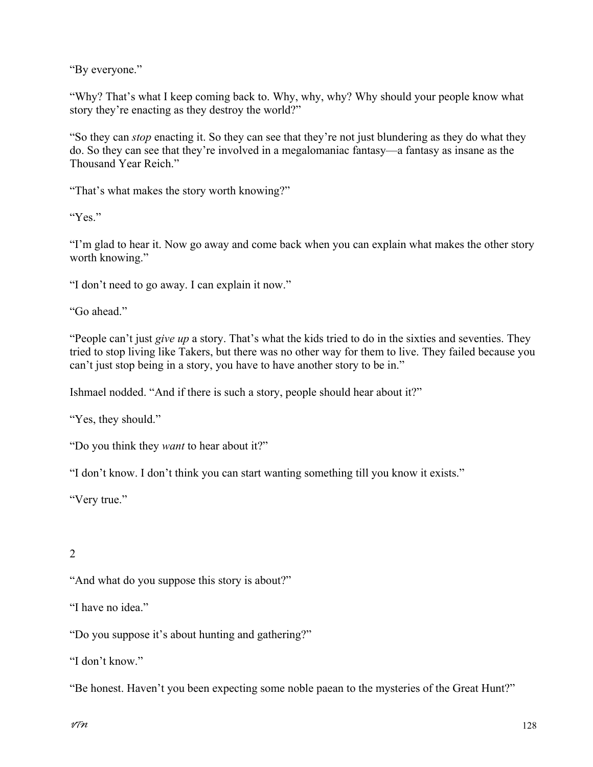“By everyone.”

“Why? That’s what I keep coming back to. Why, why, why? Why should your people know what story they’re enacting as they destroy the world?”

“So they can *stop* enacting it. So they can see that they’re not just blundering as they do what they do. So they can see that they’re involved in a megalomaniac fantasy—a fantasy as insane as the Thousand Year Reich.”

“That’s what makes the story worth knowing?”

“Yes.”

“I’m glad to hear it. Now go away and come back when you can explain what makes the other story worth knowing.”

“I don’t need to go away. I can explain it now.”

“Go ahead.”

“People can’t just *give up* a story. That’s what the kids tried to do in the sixties and seventies. They tried to stop living like Takers, but there was no other way for them to live. They failed because you can’t just stop being in a story, you have to have another story to be in.”

Ishmael nodded. “And if there is such a story, people should hear about it?”

“Yes, they should.”

“Do you think they *want* to hear about it?”

“I don’t know. I don’t think you can start wanting something till you know it exists.”

“Very true.”

2

“And what do you suppose this story is about?”

“I have no idea.”

“Do you suppose it’s about hunting and gathering?”

“I don’t know.”

“Be honest. Haven’t you been expecting some noble paean to the mysteries of the Great Hunt?”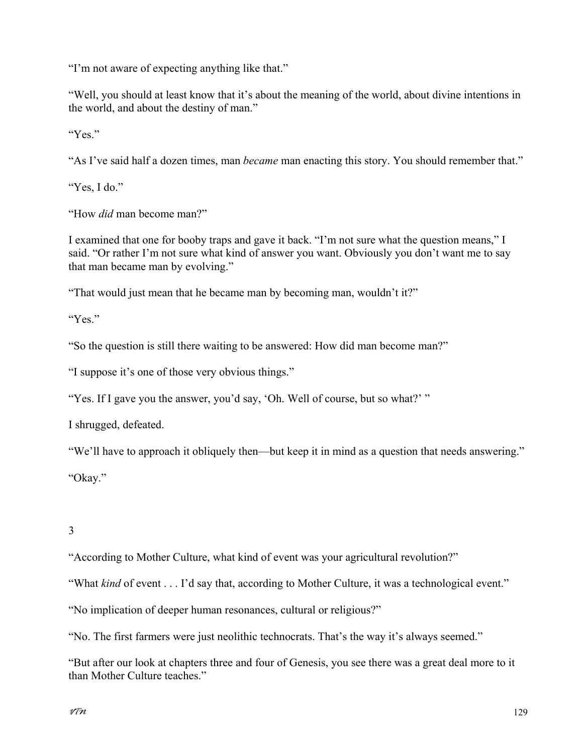"I'm not aware of expecting anything like that."

"Well, you should at least know that it's about the meaning of the world, about divine intentions in the world, and about the destiny of man."

"Yes."

"As I've said half a dozen times, man *became* man enacting this story. You should remember that."

"Yes, I do."

"How *did* man become man?"

I examined that one for booby traps and gave it back. "I'm not sure what the question means," I said. "Or rather I'm not sure what kind of answer you want. Obviously you don't want me to say that man became man by evolving."

"That would just mean that he became man by becoming man, wouldn't it?"

"Yes."

"So the question is still there waiting to be answered: How did man become man?"

"I suppose it's one of those very obvious things."

"Yes. If I gave you the answer, you'd say, 'Oh. Well of course, but so what?' "

I shrugged, defeated.

"We'll have to approach it obliquely then—but keep it in mind as a question that needs answering."

"Okay."

## 3

"According to Mother Culture, what kind of event was your agricultural revolution?"

"What *kind* of event . . . I'd say that, according to Mother Culture, it was a technological event."

"No implication of deeper human resonances, cultural or religious?"

"No. The first farmers were just neolithic technocrats. That's the way it's always seemed."

"But after our look at chapters three and four of Genesis, you see there was a great deal more to it than Mother Culture teaches."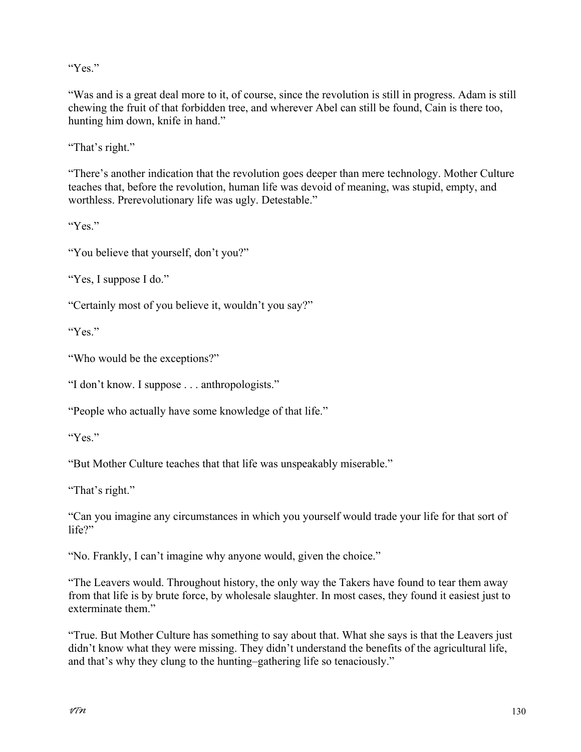"Yes."

"Was and is a great deal more to it, of course, since the revolution is still in progress. Adam is still chewing the fruit of that forbidden tree, and wherever Abel can still be found, Cain is there too, hunting him down, knife in hand."

"That's right."

"There's another indication that the revolution goes deeper than mere technology. Mother Culture teaches that, before the revolution, human life was devoid of meaning, was stupid, empty, and worthless. Prerevolutionary life was ugly. Detestable."

"Yes."

"You believe that yourself, don't you?"

"Yes, I suppose I do."

"Certainly most of you believe it, wouldn't you say?"

"Yes."

"Who would be the exceptions?"

"I don't know. I suppose . . . anthropologists."

"People who actually have some knowledge of that life."

"Yes."

"But Mother Culture teaches that that life was unspeakably miserable."

"That's right."

"Can you imagine any circumstances in which you yourself would trade your life for that sort of life?"

"No. Frankly, I can't imagine why anyone would, given the choice."

"The Leavers would. Throughout history, the only way the Takers have found to tear them away from that life is by brute force, by wholesale slaughter. In most cases, they found it easiest just to exterminate them."

"True. But Mother Culture has something to say about that. What she says is that the Leavers just didn't know what they were missing. They didn't understand the benefits of the agricultural life, and that's why they clung to the hunting–gathering life so tenaciously."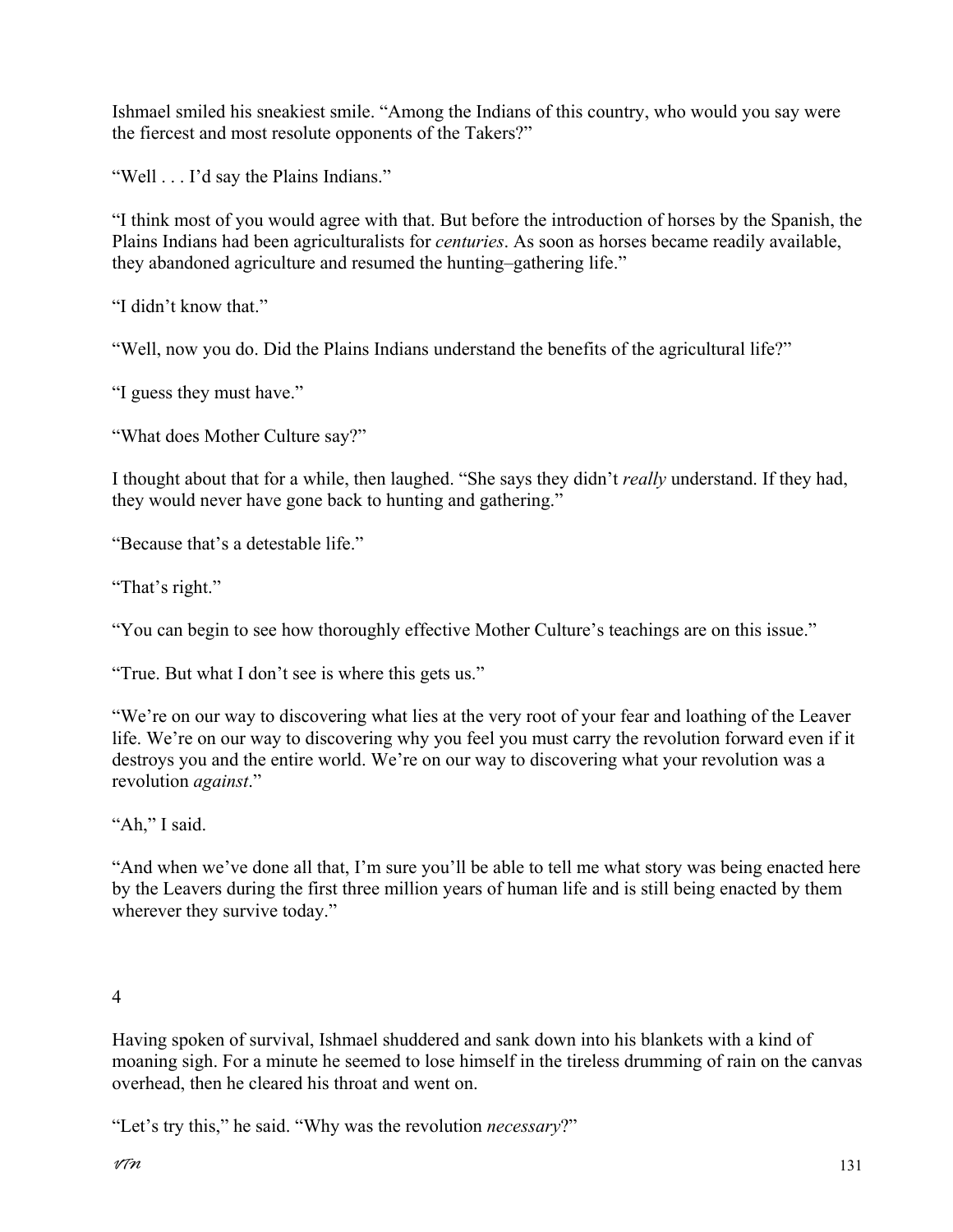Ishmael smiled his sneakiest smile. "Among the Indians of this country, who would you say were the fiercest and most resolute opponents of the Takers?"

"Well . . . I'd say the Plains Indians."

"I think most of you would agree with that. But before the introduction of horses by the Spanish, the Plains Indians had been agriculturalists for *centuries*. As soon as horses became readily available, they abandoned agriculture and resumed the hunting–gathering life."

"I didn't know that."

"Well, now you do. Did the Plains Indians understand the benefits of the agricultural life?"

"I guess they must have."

"What does Mother Culture say?"

I thought about that for a while, then laughed. "She says they didn't *really* understand. If they had, they would never have gone back to hunting and gathering."

"Because that's a detestable life."

"That's right."

"You can begin to see how thoroughly effective Mother Culture's teachings are on this issue."

"True. But what I don't see is where this gets us."

"We're on our way to discovering what lies at the very root of your fear and loathing of the Leaver life. We're on our way to discovering why you feel you must carry the revolution forward even if it destroys you and the entire world. We're on our way to discovering what your revolution was a revolution *against*."

"Ah," I said.

"And when we've done all that, I'm sure you'll be able to tell me what story was being enacted here by the Leavers during the first three million years of human life and is still being enacted by them wherever they survive today."

## 4

Having spoken of survival, Ishmael shuddered and sank down into his blankets with a kind of moaning sigh. For a minute he seemed to lose himself in the tireless drumming of rain on the canvas overhead, then he cleared his throat and went on.

"Let's try this," he said. "Why was the revolution *necessary*?"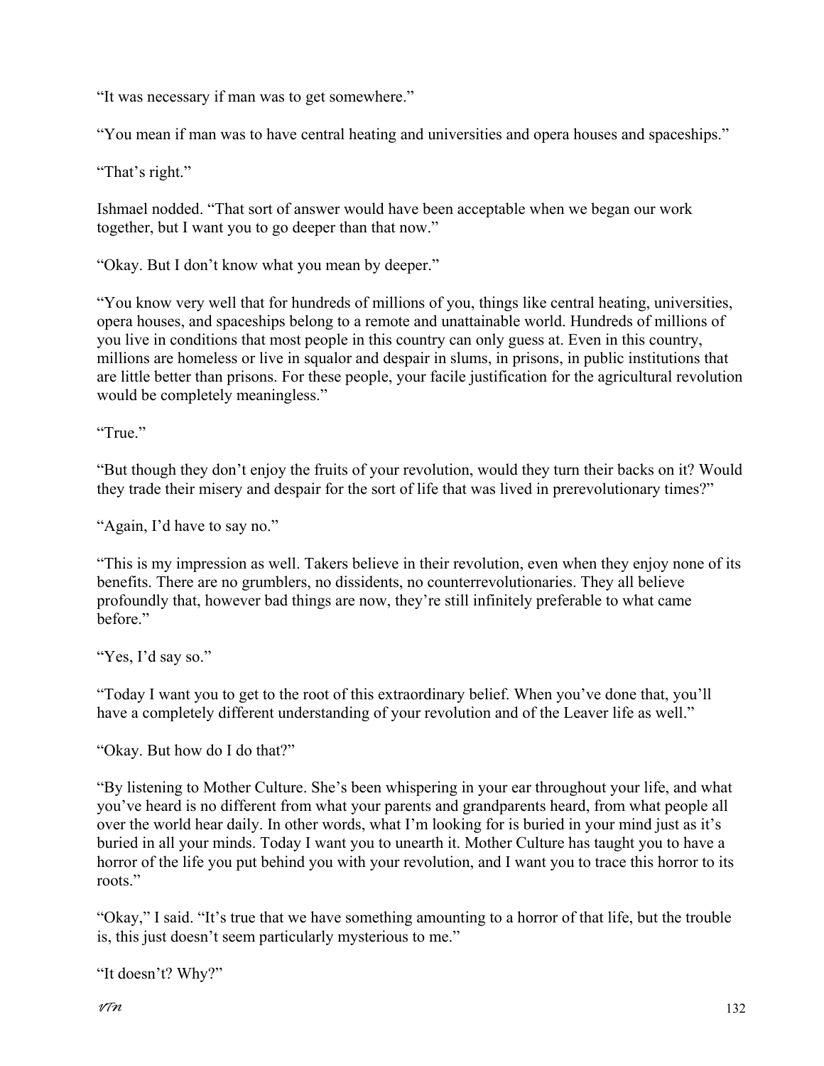"It was necessary if man was to get somewhere."

"You mean if man was to have central heating and universities and opera houses and spaceships."

"That's right."

Ishmael nodded. "That sort of answer would have been acceptable when we began our work together, but I want you to go deeper than that now."

"Okay. But I don't know what you mean by deeper."

"You know very well that for hundreds of millions of you, things like central heating, universities, opera houses, and spaceships belong to a remote and unattainable world. Hundreds of millions of you live in conditions that most people in this country can only guess at. Even in this country, millions are homeless or live in squalor and despair in slums, in prisons, in public institutions that are little better than prisons. For these people, your facile justification for the agricultural revolution would be completely meaningless."

"True."

"But though they don't enjoy the fruits of your revolution, would they turn their backs on it? Would they trade their misery and despair for the sort of life that was lived in prerevolutionary times?"

"Again, I'd have to say no."

"This is my impression as well. Takers believe in their revolution, even when they enjoy none of its benefits. There are no grumblers, no dissidents, no counterrevolutionaries. They all believe profoundly that, however bad things are now, they're still infinitely preferable to what came before."

"Yes, I'd say so."

"Today I want you to get to the root of this extraordinary belief. When you've done that, you'll have a completely different understanding of your revolution and of the Leaver life as well."

"Okay. But how do I do that?"

"By listening to Mother Culture. She's been whispering in your ear throughout your life, and what you've heard is no different from what your parents and grandparents heard, from what people all over the world hear daily. In other words, what I'm looking for is buried in your mind just as it's buried in all your minds. Today I want you to unearth it. Mother Culture has taught you to have a horror of the life you put behind you with your revolution, and I want you to trace this horror to its roots."

"Okay," I said. "It's true that we have something amounting to a horror of that life, but the trouble is, this just doesn't seem particularly mysterious to me."

"It doesn't? Why?"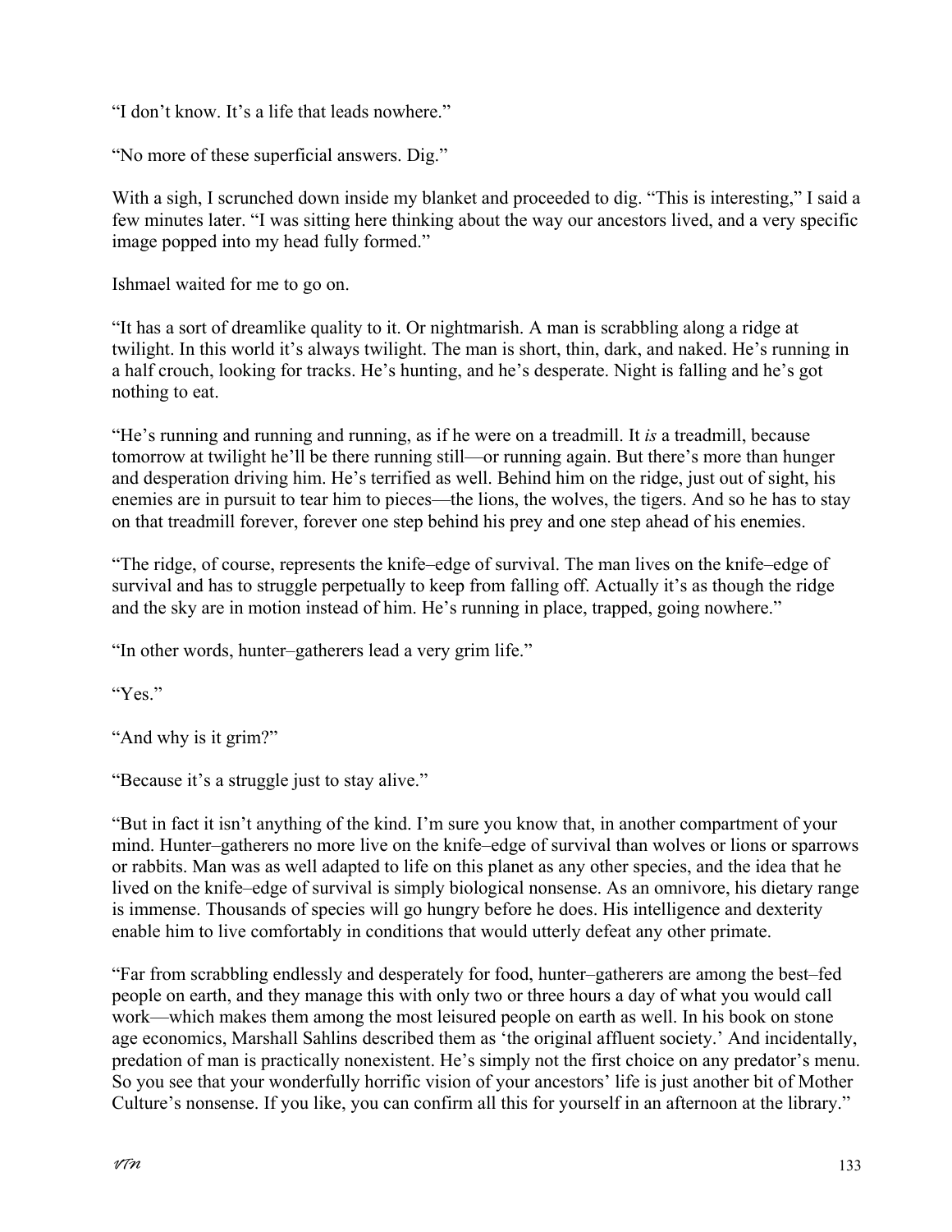"I don't know. It's a life that leads nowhere."

"No more of these superficial answers. Dig."

With a sigh, I scrunched down inside my blanket and proceeded to dig. "This is interesting," I said a few minutes later. "I was sitting here thinking about the way our ancestors lived, and a very specific image popped into my head fully formed."

Ishmael waited for me to go on.

"It has a sort of dreamlike quality to it. Or nightmarish. A man is scrabbling along a ridge at twilight. In this world it's always twilight. The man is short, thin, dark, and naked. He's running in a half crouch, looking for tracks. He's hunting, and he's desperate. Night is falling and he's got nothing to eat.

"He's running and running and running, as if he were on a treadmill. It *is* a treadmill, because tomorrow at twilight he'll be there running still—or running again. But there's more than hunger and desperation driving him. He's terrified as well. Behind him on the ridge, just out of sight, his enemies are in pursuit to tear him to pieces—the lions, the wolves, the tigers. And so he has to stay on that treadmill forever, forever one step behind his prey and one step ahead of his enemies.

"The ridge, of course, represents the knife–edge of survival. The man lives on the knife–edge of survival and has to struggle perpetually to keep from falling off. Actually it's as though the ridge and the sky are in motion instead of him. He's running in place, trapped, going nowhere."

"In other words, hunter–gatherers lead a very grim life."

"Yes."

"And why is it grim?"

"Because it's a struggle just to stay alive."

"But in fact it isn't anything of the kind. I'm sure you know that, in another compartment of your mind. Hunter–gatherers no more live on the knife–edge of survival than wolves or lions or sparrows or rabbits. Man was as well adapted to life on this planet as any other species, and the idea that he lived on the knife–edge of survival is simply biological nonsense. As an omnivore, his dietary range is immense. Thousands of species will go hungry before he does. His intelligence and dexterity enable him to live comfortably in conditions that would utterly defeat any other primate.

"Far from scrabbling endlessly and desperately for food, hunter–gatherers are among the best–fed people on earth, and they manage this with only two or three hours a day of what you would call work—which makes them among the most leisured people on earth as well. In his book on stone age economics, Marshall Sahlins described them as 'the original affluent society.' And incidentally, predation of man is practically nonexistent. He's simply not the first choice on any predator's menu. So you see that your wonderfully horrific vision of your ancestors' life is just another bit of Mother Culture's nonsense. If you like, you can confirm all this for yourself in an afternoon at the library."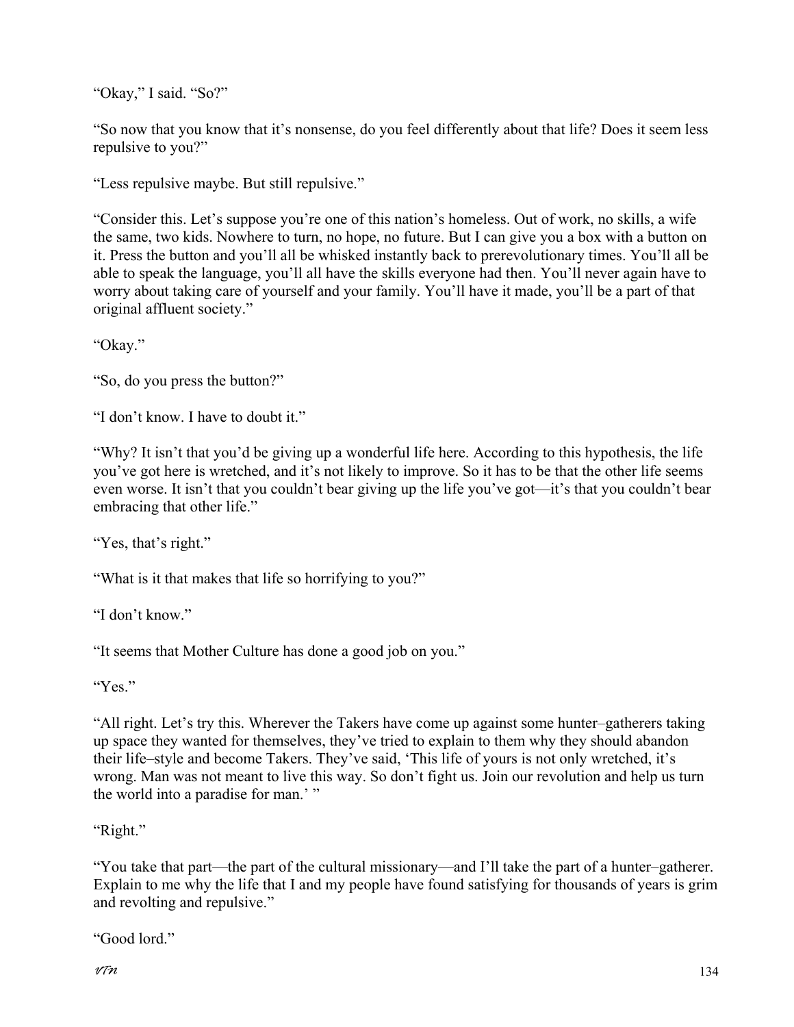"Okay," I said. "So?"

"So now that you know that it's nonsense, do you feel differently about that life? Does it seem less repulsive to you?"

"Less repulsive maybe. But still repulsive."

"Consider this. Let's suppose you're one of this nation's homeless. Out of work, no skills, a wife the same, two kids. Nowhere to turn, no hope, no future. But I can give you a box with a button on it. Press the button and you'll all be whisked instantly back to prerevolutionary times. You'll all be able to speak the language, you'll all have the skills everyone had then. You'll never again have to worry about taking care of yourself and your family. You'll have it made, you'll be a part of that original affluent society."

"Okay."

"So, do you press the button?"

"I don't know. I have to doubt it."

"Why? It isn't that you'd be giving up a wonderful life here. According to this hypothesis, the life you've got here is wretched, and it's not likely to improve. So it has to be that the other life seems even worse. It isn't that you couldn't bear giving up the life you've got—it's that you couldn't bear embracing that other life."

"Yes, that's right."

"What is it that makes that life so horrifying to you?"

"I don't know."

"It seems that Mother Culture has done a good job on you."

"Yes."

"All right. Let's try this. Wherever the Takers have come up against some hunter–gatherers taking up space they wanted for themselves, they've tried to explain to them why they should abandon their life–style and become Takers. They've said, 'This life of yours is not only wretched, it's wrong. Man was not meant to live this way. So don't fight us. Join our revolution and help us turn the world into a paradise for man.' "

"Right."

"You take that part—the part of the cultural missionary—and I'll take the part of a hunter–gatherer. Explain to me why the life that I and my people have found satisfying for thousands of years is grim and revolting and repulsive."

"Good lord."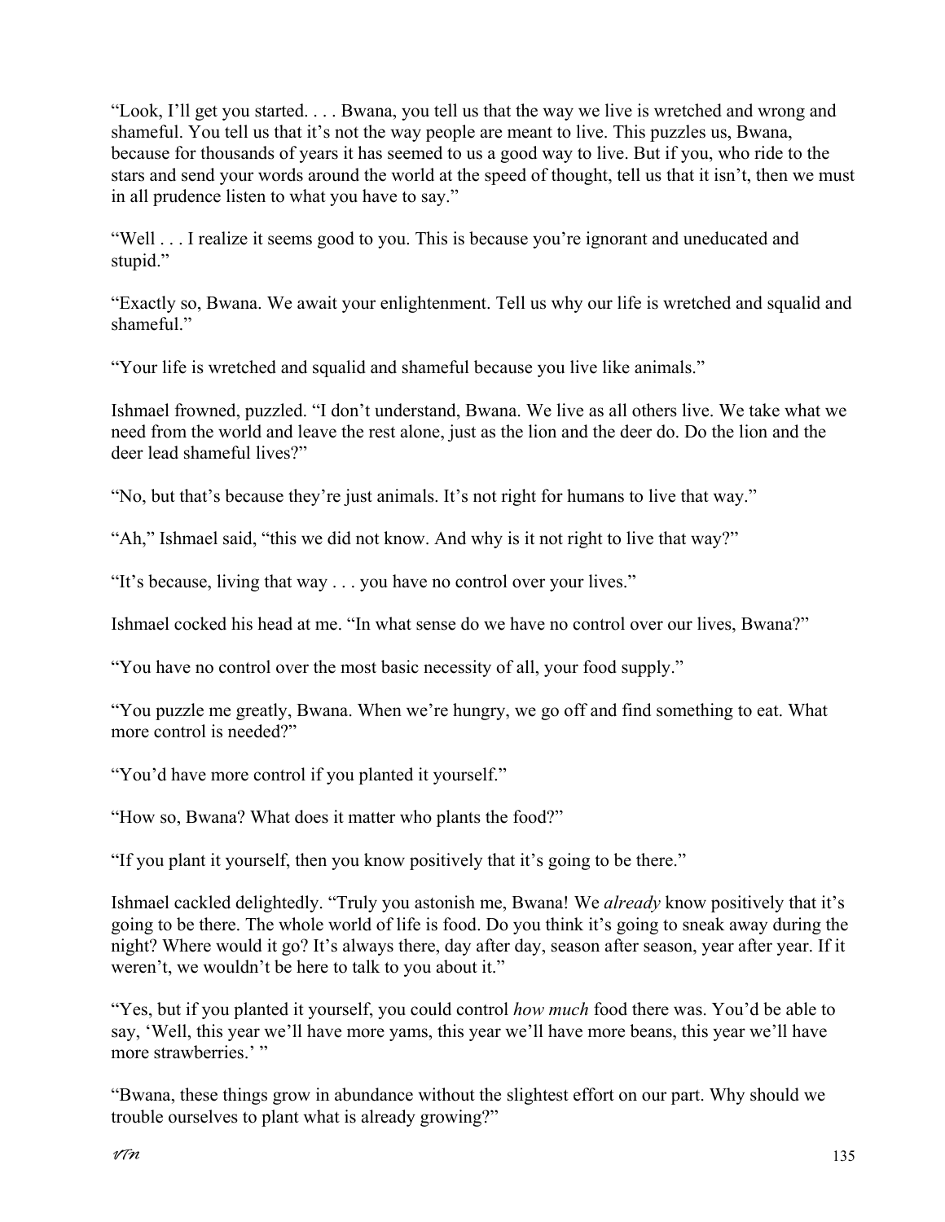"Look, I'll get you started. . . . Bwana, you tell us that the way we live is wretched and wrong and shameful. You tell us that it's not the way people are meant to live. This puzzles us, Bwana, because for thousands of years it has seemed to us a good way to live. But if you, who ride to the stars and send your words around the world at the speed of thought, tell us that it isn't, then we must in all prudence listen to what you have to say."

"Well . . . I realize it seems good to you. This is because you're ignorant and uneducated and stupid."

"Exactly so, Bwana. We await your enlightenment. Tell us why our life is wretched and squalid and shameful."

"Your life is wretched and squalid and shameful because you live like animals."

Ishmael frowned, puzzled. "I don't understand, Bwana. We live as all others live. We take what we need from the world and leave the rest alone, just as the lion and the deer do. Do the lion and the deer lead shameful lives?"

"No, but that's because they're just animals. It's not right for humans to live that way."

"Ah," Ishmael said, "this we did not know. And why is it not right to live that way?"

"It's because, living that way . . . you have no control over your lives."

Ishmael cocked his head at me. "In what sense do we have no control over our lives, Bwana?"

"You have no control over the most basic necessity of all, your food supply."

"You puzzle me greatly, Bwana. When we're hungry, we go off and find something to eat. What more control is needed?"

"You'd have more control if you planted it yourself."

"How so, Bwana? What does it matter who plants the food?"

"If you plant it yourself, then you know positively that it's going to be there."

Ishmael cackled delightedly. "Truly you astonish me, Bwana! We *already* know positively that it's going to be there. The whole world of life is food. Do you think it's going to sneak away during the night? Where would it go? It's always there, day after day, season after season, year after year. If it weren't, we wouldn't be here to talk to you about it."

"Yes, but if you planted it yourself, you could control *how much* food there was. You'd be able to say, 'Well, this year we'll have more yams, this year we'll have more beans, this year we'll have more strawberries.' "

"Bwana, these things grow in abundance without the slightest effort on our part. Why should we trouble ourselves to plant what is already growing?"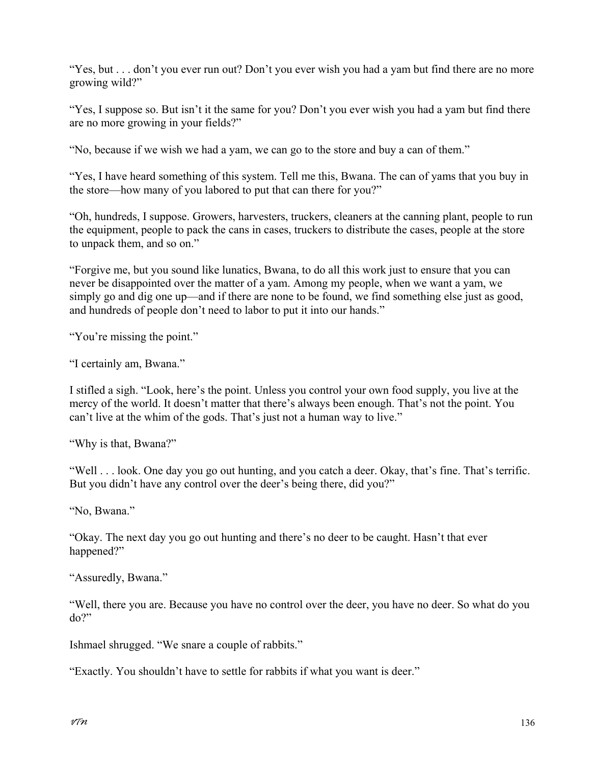"Yes, but . . . don't you ever run out? Don't you ever wish you had a yam but find there are no more growing wild?"

"Yes, I suppose so. But isn't it the same for you? Don't you ever wish you had a yam but find there are no more growing in your fields?"

"No, because if we wish we had a yam, we can go to the store and buy a can of them."

"Yes, I have heard something of this system. Tell me this, Bwana. The can of yams that you buy in the store—how many of you labored to put that can there for you?"

"Oh, hundreds, I suppose. Growers, harvesters, truckers, cleaners at the canning plant, people to run the equipment, people to pack the cans in cases, truckers to distribute the cases, people at the store to unpack them, and so on."

"Forgive me, but you sound like lunatics, Bwana, to do all this work just to ensure that you can never be disappointed over the matter of a yam. Among my people, when we want a yam, we simply go and dig one up—and if there are none to be found, we find something else just as good, and hundreds of people don't need to labor to put it into our hands."

"You're missing the point."

"I certainly am, Bwana."

I stifled a sigh. "Look, here's the point. Unless you control your own food supply, you live at the mercy of the world. It doesn't matter that there's always been enough. That's not the point. You can't live at the whim of the gods. That's just not a human way to live."

"Why is that, Bwana?"

"Well . . . look. One day you go out hunting, and you catch a deer. Okay, that's fine. That's terrific. But you didn't have any control over the deer's being there, did you?"

"No, Bwana."

"Okay. The next day you go out hunting and there's no deer to be caught. Hasn't that ever happened?"

"Assuredly, Bwana."

"Well, there you are. Because you have no control over the deer, you have no deer. So what do you do?"

Ishmael shrugged. "We snare a couple of rabbits."

"Exactly. You shouldn't have to settle for rabbits if what you want is deer."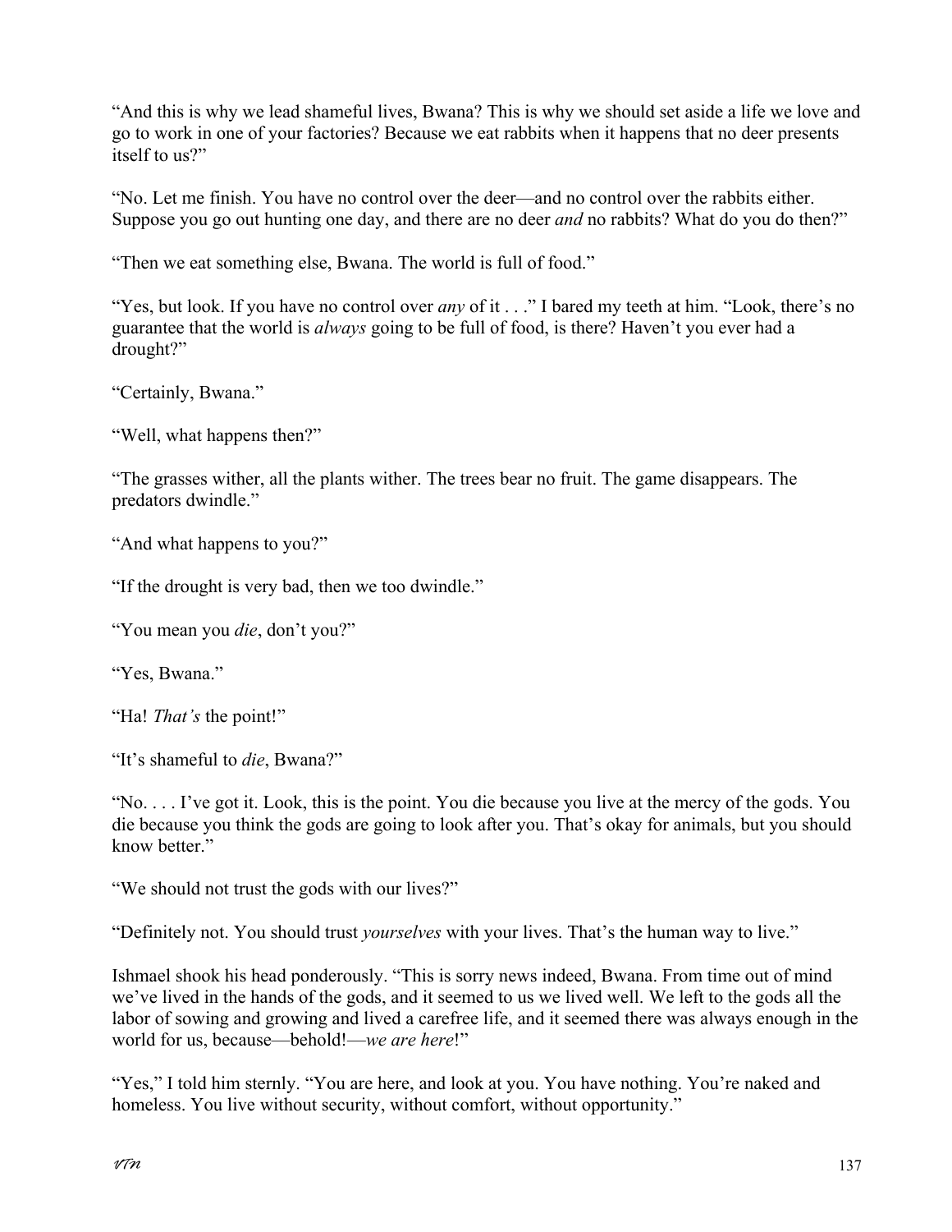"And this is why we lead shameful lives, Bwana? This is why we should set aside a life we love and go to work in one of your factories? Because we eat rabbits when it happens that no deer presents itself to us?"

"No. Let me finish. You have no control over the deer—and no control over the rabbits either. Suppose you go out hunting one day, and there are no deer *and* no rabbits? What do you do then?"

"Then we eat something else, Bwana. The world is full of food."

"Yes, but look. If you have no control over *any* of it . . ." I bared my teeth at him. "Look, there's no guarantee that the world is *always* going to be full of food, is there? Haven't you ever had a drought?"

"Certainly, Bwana."

"Well, what happens then?"

"The grasses wither, all the plants wither. The trees bear no fruit. The game disappears. The predators dwindle."

"And what happens to you?"

"If the drought is very bad, then we too dwindle."

"You mean you *die*, don't you?"

"Yes, Bwana."

"Ha! *That's* the point!"

"It's shameful to *die*, Bwana?"

"No. . . . I've got it. Look, this is the point. You die because you live at the mercy of the gods. You die because you think the gods are going to look after you. That's okay for animals, but you should know better."

"We should not trust the gods with our lives?"

"Definitely not. You should trust *yourselves* with your lives. That's the human way to live."

Ishmael shook his head ponderously. "This is sorry news indeed, Bwana. From time out of mind we've lived in the hands of the gods, and it seemed to us we lived well. We left to the gods all the labor of sowing and growing and lived a carefree life, and it seemed there was always enough in the world for us, because—behold!—*we are here*!"

"Yes," I told him sternly. "You are here, and look at you. You have nothing. You're naked and homeless. You live without security, without comfort, without opportunity."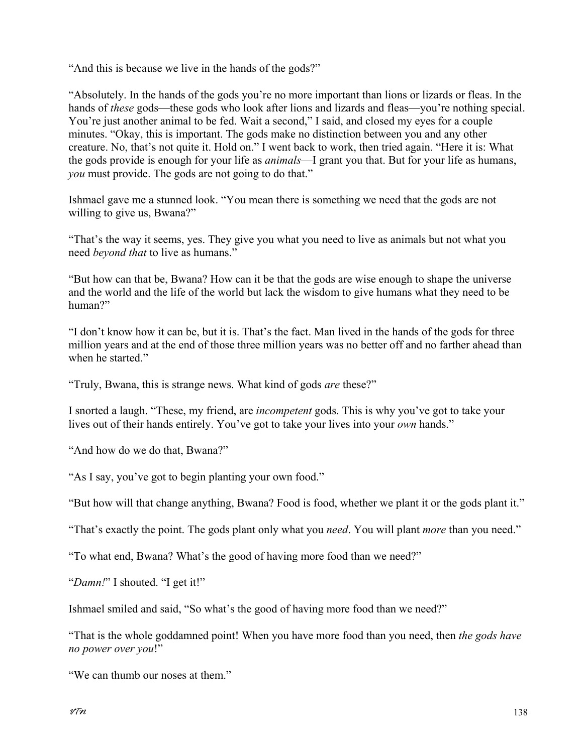"And this is because we live in the hands of the gods?"

"Absolutely. In the hands of the gods you're no more important than lions or lizards or fleas. In the hands of *these* gods—these gods who look after lions and lizards and fleas—you're nothing special. You're just another animal to be fed. Wait a second," I said, and closed my eyes for a couple minutes. "Okay, this is important. The gods make no distinction between you and any other creature. No, that's not quite it. Hold on." I went back to work, then tried again. "Here it is: What the gods provide is enough for your life as *animals*—I grant you that. But for your life as humans, *you* must provide. The gods are not going to do that."

Ishmael gave me a stunned look. "You mean there is something we need that the gods are not willing to give us, Bwana?"

"That's the way it seems, yes. They give you what you need to live as animals but not what you need *beyond that* to live as humans."

"But how can that be, Bwana? How can it be that the gods are wise enough to shape the universe and the world and the life of the world but lack the wisdom to give humans what they need to be human?"

"I don't know how it can be, but it is. That's the fact. Man lived in the hands of the gods for three million years and at the end of those three million years was no better off and no farther ahead than when he started."

"Truly, Bwana, this is strange news. What kind of gods *are* these?"

I snorted a laugh. "These, my friend, are *incompetent* gods. This is why you've got to take your lives out of their hands entirely. You've got to take your lives into your *own* hands."

"And how do we do that, Bwana?"

"As I say, you've got to begin planting your own food."

"But how will that change anything, Bwana? Food is food, whether we plant it or the gods plant it."

"That's exactly the point. The gods plant only what you *need*. You will plant *more* than you need."

"To what end, Bwana? What's the good of having more food than we need?"

"*Damn!*" I shouted. "I get it!"

Ishmael smiled and said, "So what's the good of having more food than we need?"

"That is the whole goddamned point! When you have more food than you need, then *the gods have no power over you*!"

"We can thumb our noses at them."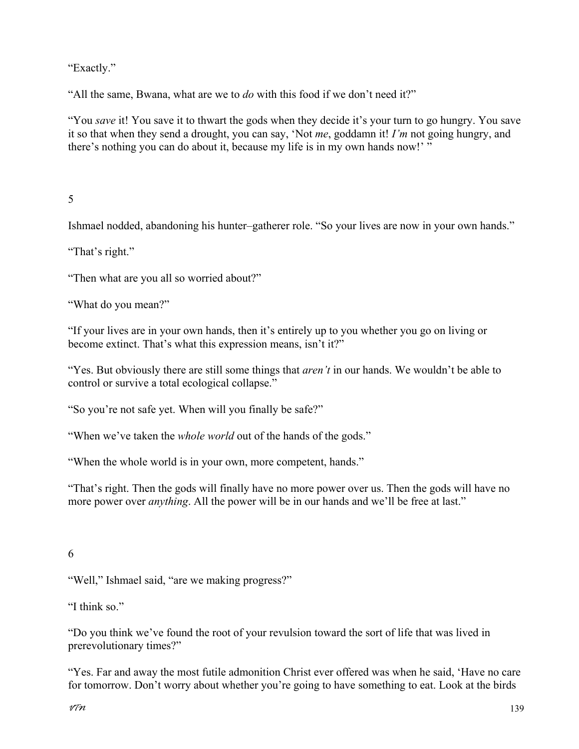"Exactly."

"All the same, Bwana, what are we to *do* with this food if we don't need it?"

"You *save* it! You save it to thwart the gods when they decide it's your turn to go hungry. You save it so that when they send a drought, you can say, 'Not *me*, goddamn it! *I'm* not going hungry, and there's nothing you can do about it, because my life is in my own hands now!' "

5

Ishmael nodded, abandoning his hunter–gatherer role. "So your lives are now in your own hands."

"That's right."

"Then what are you all so worried about?"

"What do you mean?"

"If your lives are in your own hands, then it's entirely up to you whether you go on living or become extinct. That's what this expression means, isn't it?"

"Yes. But obviously there are still some things that *aren't* in our hands. We wouldn't be able to control or survive a total ecological collapse."

"So you're not safe yet. When will you finally be safe?"

"When we've taken the *whole world* out of the hands of the gods."

"When the whole world is in your own, more competent, hands."

"That's right. Then the gods will finally have no more power over us. Then the gods will have no more power over *anything*. All the power will be in our hands and we'll be free at last."

6

"Well," Ishmael said, "are we making progress?"

"I think so."

"Do you think we've found the root of your revulsion toward the sort of life that was lived in prerevolutionary times?"

"Yes. Far and away the most futile admonition Christ ever offered was when he said, 'Have no care for tomorrow. Don't worry about whether you're going to have something to eat. Look at the birds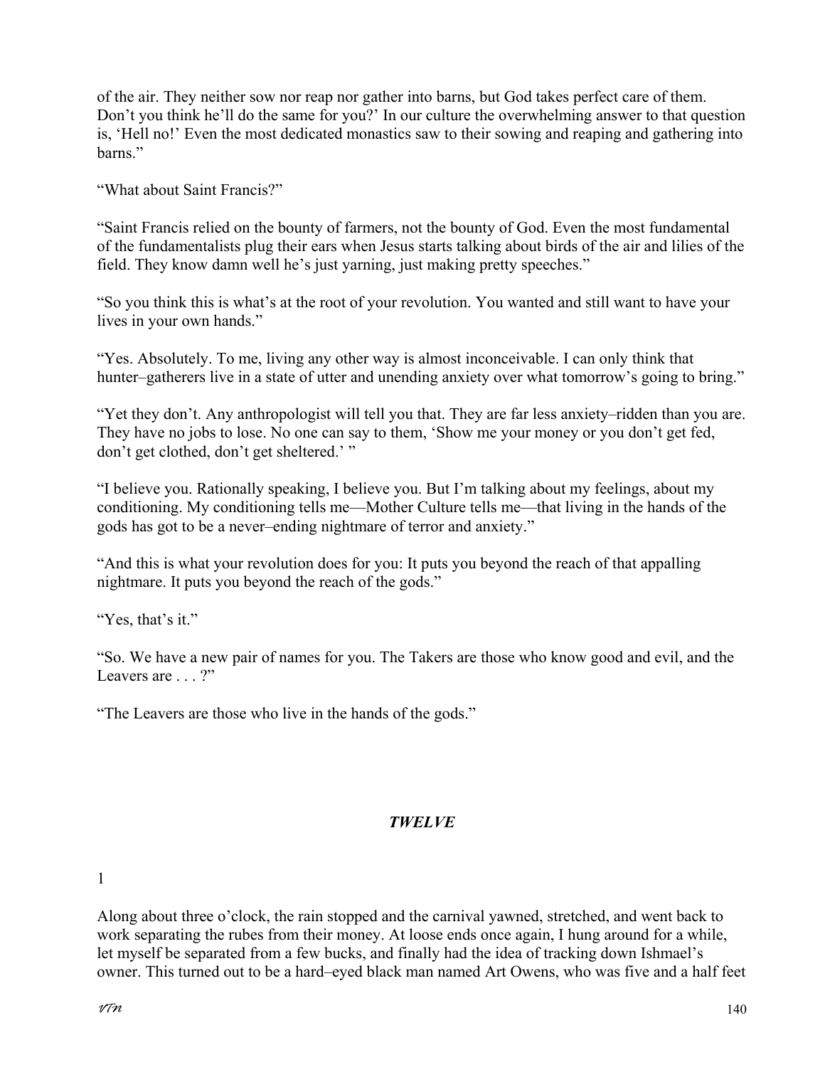of the air. They neither sow nor reap nor gather into barns, but God takes perfect care of them. Don't you think he'll do the same for you?' In our culture the overwhelming answer to that question is, 'Hell no!' Even the most dedicated monastics saw to their sowing and reaping and gathering into barns."

"What about Saint Francis?"

"Saint Francis relied on the bounty of farmers, not the bounty of God. Even the most fundamental of the fundamentalists plug their ears when Jesus starts talking about birds of the air and lilies of the field. They know damn well he's just yarning, just making pretty speeches."

"So you think this is what's at the root of your revolution. You wanted and still want to have your lives in your own hands."

"Yes. Absolutely. To me, living any other way is almost inconceivable. I can only think that hunter–gatherers live in a state of utter and unending anxiety over what tomorrow's going to bring."

"Yet they don't. Any anthropologist will tell you that. They are far less anxiety–ridden than you are. They have no jobs to lose. No one can say to them, 'Show me your money or you don't get fed, don't get clothed, don't get sheltered.' "

"I believe you. Rationally speaking, I believe you. But I'm talking about my feelings, about my conditioning. My conditioning tells me—Mother Culture tells me—that living in the hands of the gods has got to be a never–ending nightmare of terror and anxiety."

"And this is what your revolution does for you: It puts you beyond the reach of that appalling nightmare. It puts you beyond the reach of the gods."

"Yes, that's it."

"So. We have a new pair of names for you. The Takers are those who know good and evil, and the Leavers are . . . ?"

"The Leavers are those who live in the hands of the gods."

## *TWELVE*

1

Along about three o'clock, the rain stopped and the carnival yawned, stretched, and went back to work separating the rubes from their money. At loose ends once again, I hung around for a while, let myself be separated from a few bucks, and finally had the idea of tracking down Ishmael's owner. This turned out to be a hard–eyed black man named Art Owens, who was five and a half feet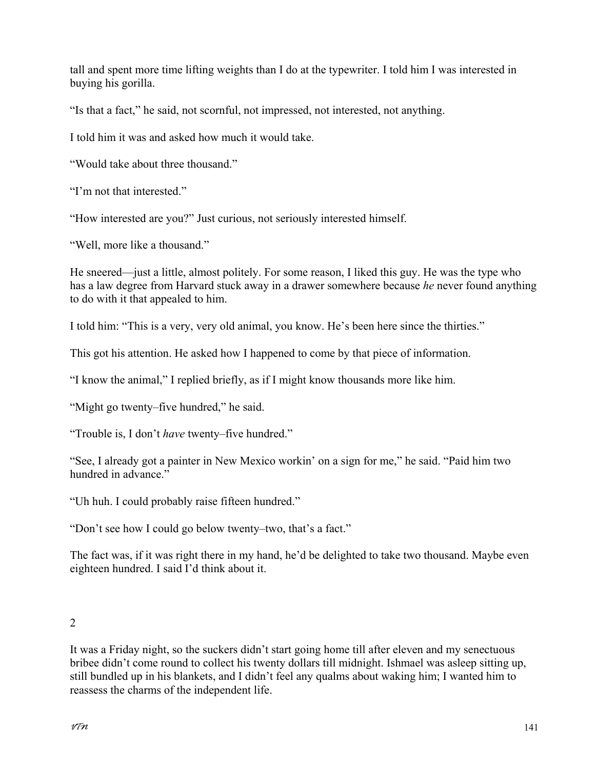tall and spent more time lifting weights than I do at the typewriter. I told him I was interested in buying his gorilla.

"Is that a fact," he said, not scornful, not impressed, not interested, not anything.

I told him it was and asked how much it would take.

"Would take about three thousand."

"I'm not that interested."

"How interested are you?" Just curious, not seriously interested himself.

"Well, more like a thousand."

He sneered—just a little, almost politely. For some reason, I liked this guy. He was the type who has a law degree from Harvard stuck away in a drawer somewhere because *he* never found anything to do with it that appealed to him.

I told him: "This is a very, very old animal, you know. He's been here since the thirties."

This got his attention. He asked how I happened to come by that piece of information.

"I know the animal," I replied briefly, as if I might know thousands more like him.

"Might go twenty–five hundred," he said.

"Trouble is, I don't *have* twenty–five hundred."

"See, I already got a painter in New Mexico workin' on a sign for me," he said. "Paid him two hundred in advance."

"Uh huh. I could probably raise fifteen hundred."

"Don't see how I could go below twenty–two, that's a fact."

The fact was, if it was right there in my hand, he'd be delighted to take two thousand. Maybe even eighteen hundred. I said I'd think about it.

## 2

It was a Friday night, so the suckers didn't start going home till after eleven and my senectuous bribee didn't come round to collect his twenty dollars till midnight. Ishmael was asleep sitting up, still bundled up in his blankets, and I didn't feel any qualms about waking him; I wanted him to reassess the charms of the independent life.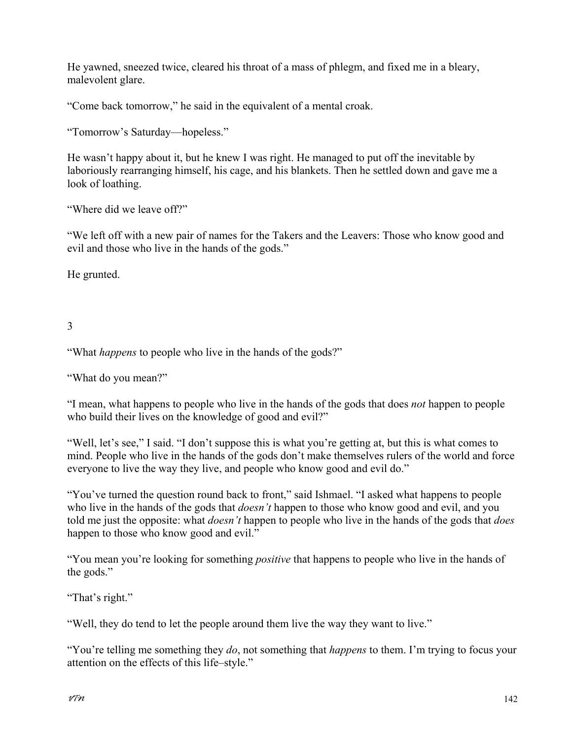He yawned, sneezed twice, cleared his throat of a mass of phlegm, and fixed me in a bleary, malevolent glare.

"Come back tomorrow," he said in the equivalent of a mental croak.

"Tomorrow's Saturday—hopeless."

He wasn't happy about it, but he knew I was right. He managed to put off the inevitable by laboriously rearranging himself, his cage, and his blankets. Then he settled down and gave me a look of loathing.

"Where did we leave off?"

"We left off with a new pair of names for the Takers and the Leavers: Those who know good and evil and those who live in the hands of the gods."

He grunted.

## 3

"What *happens* to people who live in the hands of the gods?"

"What do you mean?"

"I mean, what happens to people who live in the hands of the gods that does *not* happen to people who build their lives on the knowledge of good and evil?"

"Well, let's see," I said. "I don't suppose this is what you're getting at, but this is what comes to mind. People who live in the hands of the gods don't make themselves rulers of the world and force everyone to live the way they live, and people who know good and evil do."

"You've turned the question round back to front," said Ishmael. "I asked what happens to people who live in the hands of the gods that *doesn't* happen to those who know good and evil, and you told me just the opposite: what *doesn't* happen to people who live in the hands of the gods that *does* happen to those who know good and evil."

"You mean you're looking for something *positive* that happens to people who live in the hands of the gods."

"That's right."

"Well, they do tend to let the people around them live the way they want to live."

"You're telling me something they *do*, not something that *happens* to them. I'm trying to focus your attention on the effects of this life–style."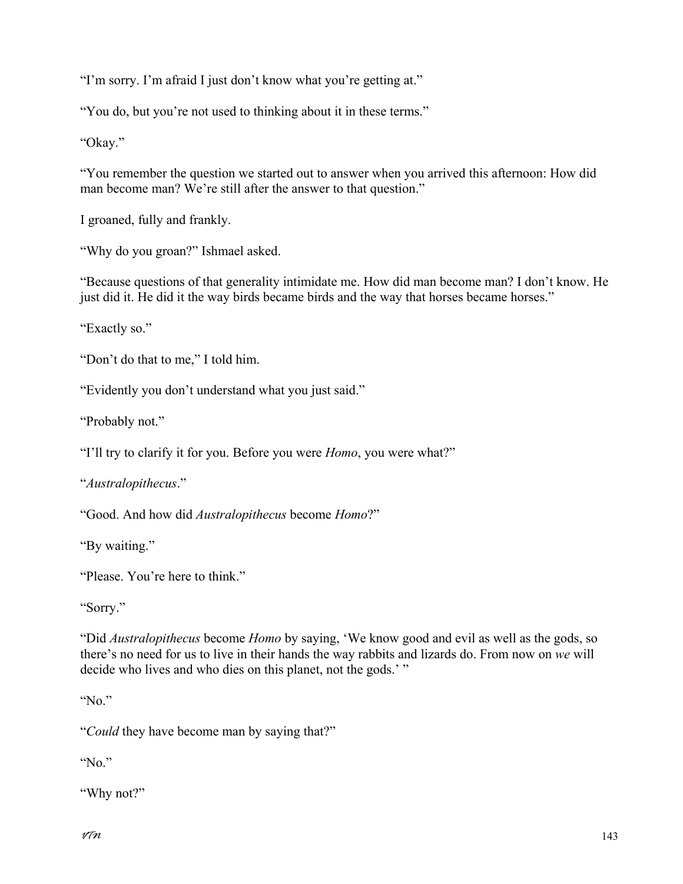"I'm sorry. I'm afraid I just don't know what you're getting at."

"You do, but you're not used to thinking about it in these terms."

"Okay."

"You remember the question we started out to answer when you arrived this afternoon: How did man become man? We're still after the answer to that question."

I groaned, fully and frankly.

"Why do you groan?" Ishmael asked.

"Because questions of that generality intimidate me. How did man become man? I don't know. He just did it. He did it the way birds became birds and the way that horses became horses."

"Exactly so."

"Don't do that to me," I told him.

"Evidently you don't understand what you just said."

"Probably not."

"I'll try to clarify it for you. Before you were *Homo*, you were what?"

"*Australopithecus*."

"Good. And how did *Australopithecus* become *Homo*?"

"By waiting."

"Please. You're here to think."

"Sorry."

"Did *Australopithecus* become *Homo* by saying, 'We know good and evil as well as the gods, so there's no need for us to live in their hands the way rabbits and lizards do. From now on *we* will decide who lives and who dies on this planet, not the gods.' "

"No."

"*Could* they have become man by saying that?"

"No."

"Why not?"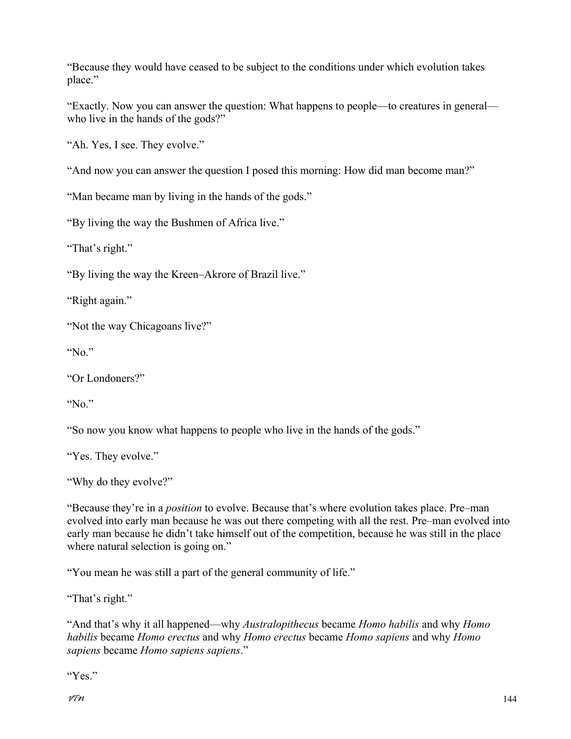"Because they would have ceased to be subject to the conditions under which evolution takes place."

"Exactly. Now you can answer the question: What happens to people—to creatures in general—who live in the hands of the gods?"

"Ah. Yes, I see. They evolve."

"And now you can answer the question I posed this morning: How did man become man?"

"Man became man by living in the hands of the gods."

"By living the way the Bushmen of Africa live."

"That's right."

"By living the way the Kreen–Akrore of Brazil live."

"Right again."

"Not the way Chicagoans live?"

"No."

"Or Londoners?"

"No."

"So now you know what happens to people who live in the hands of the gods."

"Yes. They evolve."

"Why do they evolve?"

"Because they're in a *position* to evolve. Because that's where evolution takes place. Pre–man evolved into early man because he was out there competing with all the rest. Pre–man evolved into early man because he didn't take himself out of the competition, because he was still in the place where natural selection is going on."

"You mean he was still a part of the general community of life."

"That's right."

"And that's why it all happened—why *Australopithecus* became *Homo habilis* and why *Homo habilis* became *Homo erectus* and why *Homo erectus* became *Homo sapiens* and why *Homo sapiens* became *Homo sapiens sapiens*."

"Yes."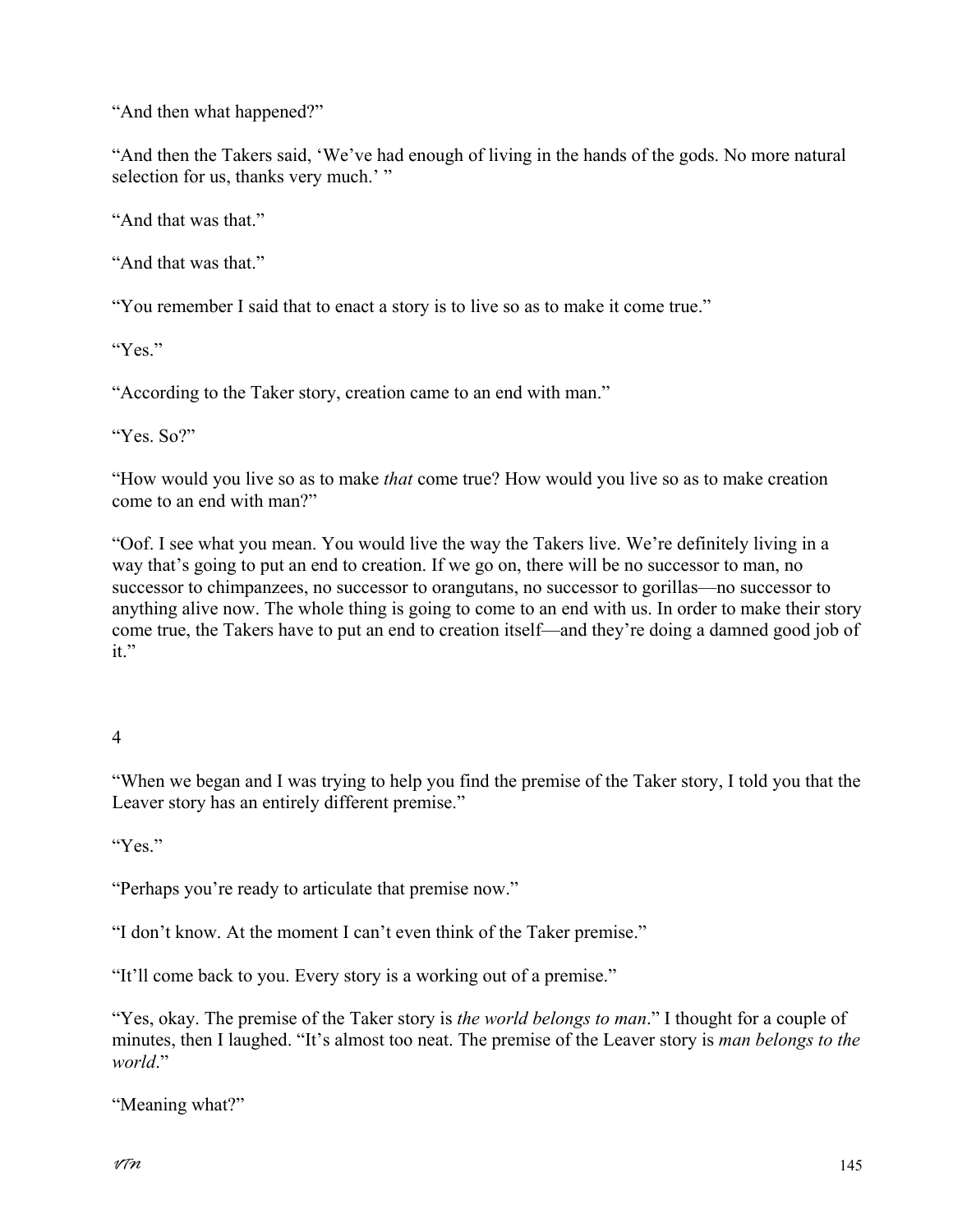"And then what happened?"

"And then the Takers said, 'We've had enough of living in the hands of the gods. No more natural selection for us, thanks very much.' "

"And that was that."

"And that was that."

"You remember I said that to enact a story is to live so as to make it come true."

"Yes."

"According to the Taker story, creation came to an end with man."

"Yes. So?"

"How would you live so as to make *that* come true? How would you live so as to make creation come to an end with man?"

"Oof. I see what you mean. You would live the way the Takers live. We're definitely living in a way that's going to put an end to creation. If we go on, there will be no successor to man, no successor to chimpanzees, no successor to orangutans, no successor to gorillas—no successor to anything alive now. The whole thing is going to come to an end with us. In order to make their story come true, the Takers have to put an end to creation itself—and they're doing a damned good job of it."

## 4

"When we began and I was trying to help you find the premise of the Taker story, I told you that the Leaver story has an entirely different premise."

"Yes."

"Perhaps you're ready to articulate that premise now."

"I don't know. At the moment I can't even think of the Taker premise."

"It'll come back to you. Every story is a working out of a premise."

"Yes, okay. The premise of the Taker story is *the world belongs to man*." I thought for a couple of minutes, then I laughed. "It's almost too neat. The premise of the Leaver story is *man belongs to the world*."

"Meaning what?"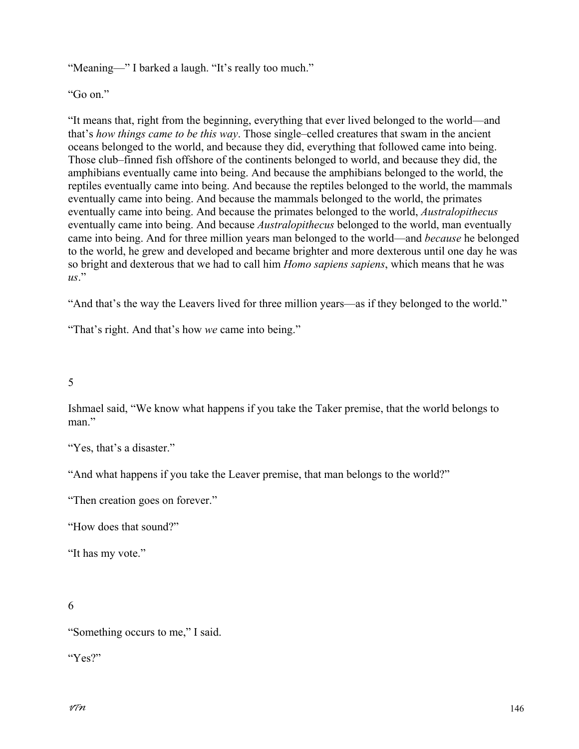"Meaning—" I barked a laugh. "It's really too much."

"Go on."

"It means that, right from the beginning, everything that ever lived belonged to the world—and that's *how things came to be this way*. Those single–celled creatures that swam in the ancient oceans belonged to the world, and because they did, everything that followed came into being. Those club–finned fish offshore of the continents belonged to world, and because they did, the amphibians eventually came into being. And because the amphibians belonged to the world, the reptiles eventually came into being. And because the reptiles belonged to the world, the mammals eventually came into being. And because the mammals belonged to the world, the primates eventually came into being. And because the primates belonged to the world, *Australopithecus* eventually came into being. And because *Australopithecus* belonged to the world, man eventually came into being. And for three million years man belonged to the world—and *because* he belonged to the world, he grew and developed and became brighter and more dexterous until one day he was so bright and dexterous that we had to call him *Homo sapiens sapiens*, which means that he was *us*."

"And that's the way the Leavers lived for three million years—as if they belonged to the world."

"That's right. And that's how *we* came into being."

5

Ishmael said, "We know what happens if you take the Taker premise, that the world belongs to man."

"Yes, that's a disaster."

"And what happens if you take the Leaver premise, that man belongs to the world?"

"Then creation goes on forever."

"How does that sound?"

"It has my vote."

6

"Something occurs to me," I said.

"Yes?"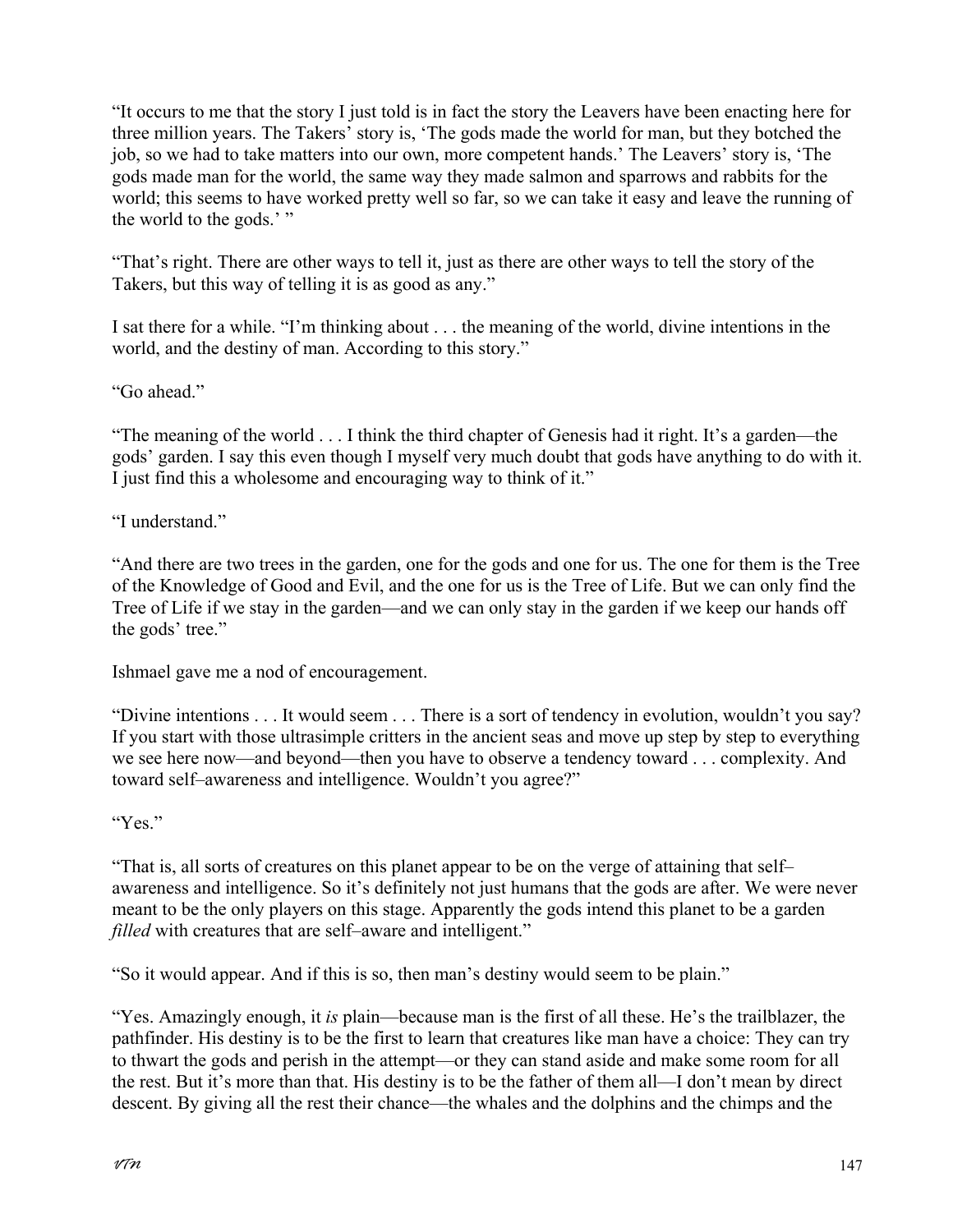"It occurs to me that the story I just told is in fact the story the Leavers have been enacting here for three million years. The Takers' story is, 'The gods made the world for man, but they botched the job, so we had to take matters into our own, more competent hands.' The Leavers' story is, 'The gods made man for the world, the same way they made salmon and sparrows and rabbits for the world; this seems to have worked pretty well so far, so we can take it easy and leave the running of the world to the gods.' "

"That's right. There are other ways to tell it, just as there are other ways to tell the story of the Takers, but this way of telling it is as good as any."

I sat there for a while. "I'm thinking about . . . the meaning of the world, divine intentions in the world, and the destiny of man. According to this story."

"Go ahead."

"The meaning of the world . . . I think the third chapter of Genesis had it right. It's a garden—the gods' garden. I say this even though I myself very much doubt that gods have anything to do with it. I just find this a wholesome and encouraging way to think of it."

"I understand."

"And there are two trees in the garden, one for the gods and one for us. The one for them is the Tree of the Knowledge of Good and Evil, and the one for us is the Tree of Life. But we can only find the Tree of Life if we stay in the garden—and we can only stay in the garden if we keep our hands off the gods' tree."

Ishmael gave me a nod of encouragement.

"Divine intentions . . . It would seem . . . There is a sort of tendency in evolution, wouldn't you say? If you start with those ultrasimple critters in the ancient seas and move up step by step to everything we see here now—and beyond—then you have to observe a tendency toward . . . complexity. And toward self–awareness and intelligence. Wouldn't you agree?"

"Yes."

"That is, all sorts of creatures on this planet appear to be on the verge of attaining that self–awareness and intelligence. So it's definitely not just humans that the gods are after. We were never meant to be the only players on this stage. Apparently the gods intend this planet to be a garden *filled* with creatures that are self–aware and intelligent."

"So it would appear. And if this is so, then man's destiny would seem to be plain."

"Yes. Amazingly enough, it *is* plain—because man is the first of all these. He's the trailblazer, the pathfinder. His destiny is to be the first to learn that creatures like man have a choice: They can try to thwart the gods and perish in the attempt—or they can stand aside and make some room for all the rest. But it's more than that. His destiny is to be the father of them all—I don't mean by direct descent. By giving all the rest their chance—the whales and the dolphins and the chimps and the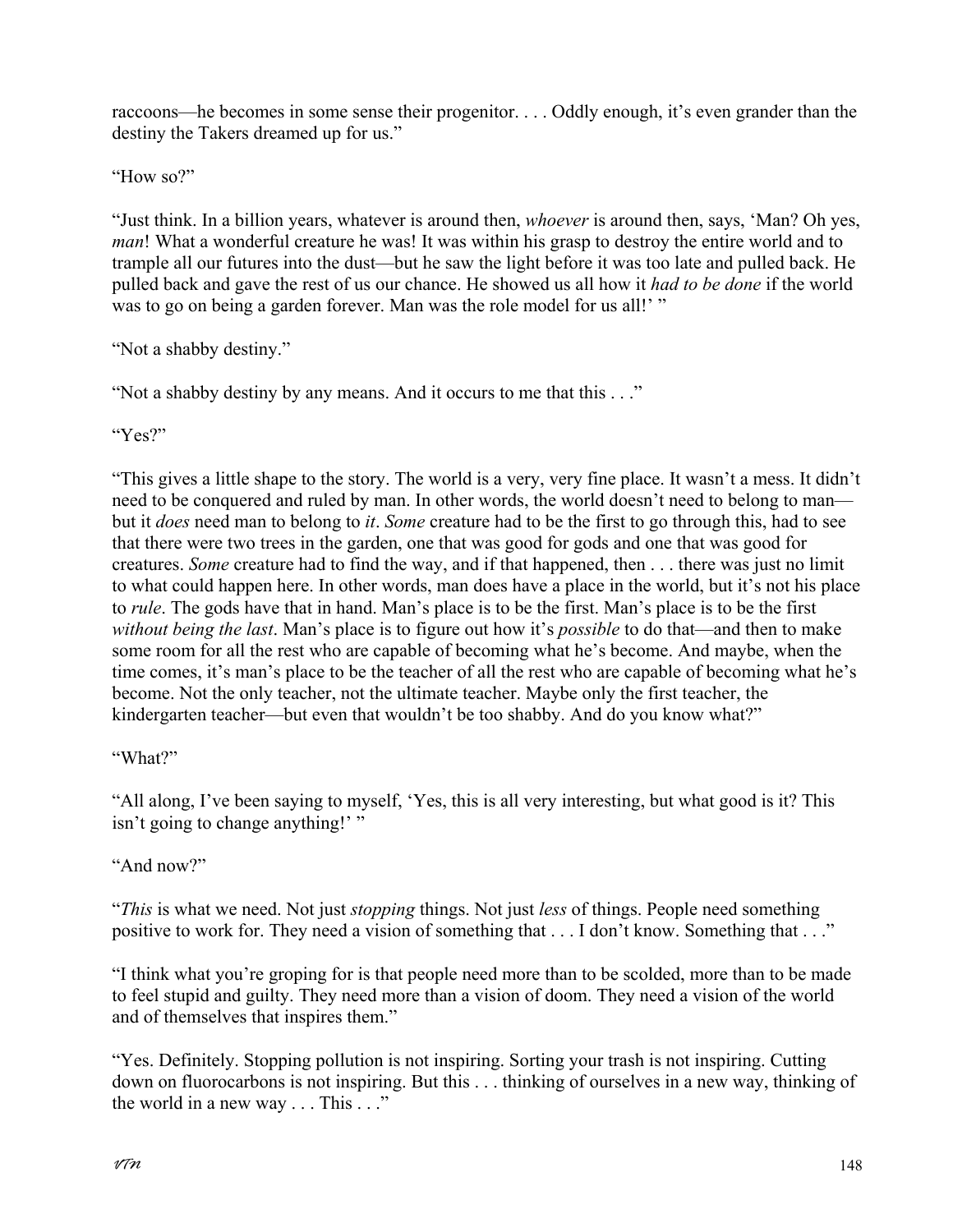raccoons—he becomes in some sense their progenitor. . . . Oddly enough, it's even grander than the destiny the Takers dreamed up for us."

"How so?"

"Just think. In a billion years, whatever is around then, *whoever* is around then, says, 'Man? Oh yes, *man*! What a wonderful creature he was! It was within his grasp to destroy the entire world and to trample all our futures into the dust—but he saw the light before it was too late and pulled back. He pulled back and gave the rest of us our chance. He showed us all how it *had to be done* if the world was to go on being a garden forever. Man was the role model for us all!' "

"Not a shabby destiny."

"Not a shabby destiny by any means. And it occurs to me that this . . ."

"Yes?"

"This gives a little shape to the story. The world is a very, very fine place. It wasn't a mess. It didn't need to be conquered and ruled by man. In other words, the world doesn't need to belong to man—but it *does* need man to belong to *it*. *Some* creature had to be the first to go through this, had to see that there were two trees in the garden, one that was good for gods and one that was good for creatures. *Some* creature had to find the way, and if that happened, then . . . there was just no limit to what could happen here. In other words, man does have a place in the world, but it's not his place to *rule*. The gods have that in hand. Man's place is to be the first. Man's place is to be the first *without being the last*. Man's place is to figure out how it's *possible* to do that—and then to make some room for all the rest who are capable of becoming what he's become. And maybe, when the time comes, it's man's place to be the teacher of all the rest who are capable of becoming what he's become. Not the only teacher, not the ultimate teacher. Maybe only the first teacher, the kindergarten teacher—but even that wouldn't be too shabby. And do you know what?"

"What?"

"All along, I've been saying to myself, 'Yes, this is all very interesting, but what good is it? This isn't going to change anything!' "

"And now?"

"*This* is what we need. Not just *stopping* things. Not just *less* of things. People need something positive to work for. They need a vision of something that . . . I don't know. Something that . . ."

"I think what you're groping for is that people need more than to be scolded, more than to be made to feel stupid and guilty. They need more than a vision of doom. They need a vision of the world and of themselves that inspires them."

"Yes. Definitely. Stopping pollution is not inspiring. Sorting your trash is not inspiring. Cutting down on fluorocarbons is not inspiring. But this . . . thinking of ourselves in a new way, thinking of the world in a new way . . . This . . ."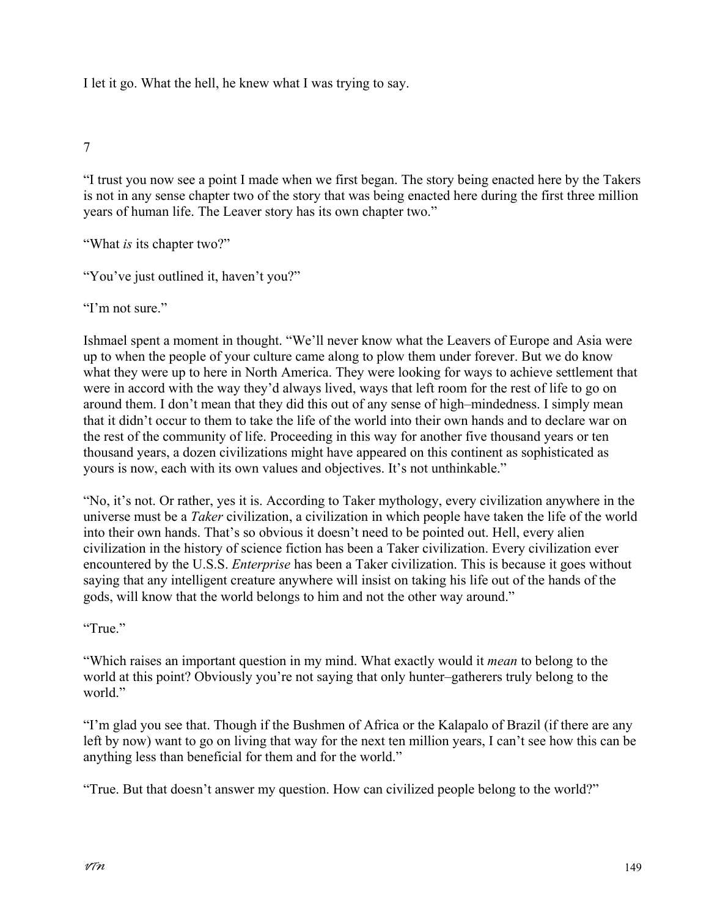I let it go. What the hell, he knew what I was trying to say.

## 7

"I trust you now see a point I made when we first began. The story being enacted here by the Takers is not in any sense chapter two of the story that was being enacted here during the first three million years of human life. The Leaver story has its own chapter two."

"What *is* its chapter two?"

"You've just outlined it, haven't you?"

"I'm not sure."

Ishmael spent a moment in thought. "We'll never know what the Leavers of Europe and Asia were up to when the people of your culture came along to plow them under forever. But we do know what they were up to here in North America. They were looking for ways to achieve settlement that were in accord with the way they'd always lived, ways that left room for the rest of life to go on around them. I don't mean that they did this out of any sense of high–mindedness. I simply mean that it didn't occur to them to take the life of the world into their own hands and to declare war on the rest of the community of life. Proceeding in this way for another five thousand years or ten thousand years, a dozen civilizations might have appeared on this continent as sophisticated as yours is now, each with its own values and objectives. It's not unthinkable."

"No, it's not. Or rather, yes it is. According to Taker mythology, every civilization anywhere in the universe must be a *Taker* civilization, a civilization in which people have taken the life of the world into their own hands. That's so obvious it doesn't need to be pointed out. Hell, every alien civilization in the history of science fiction has been a Taker civilization. Every civilization ever encountered by the U.S.S. *Enterprise* has been a Taker civilization. This is because it goes without saying that any intelligent creature anywhere will insist on taking his life out of the hands of the gods, will know that the world belongs to him and not the other way around."

"True."

"Which raises an important question in my mind. What exactly would it *mean* to belong to the world at this point? Obviously you're not saying that only hunter–gatherers truly belong to the world."

"I'm glad you see that. Though if the Bushmen of Africa or the Kalapalo of Brazil (if there are any left by now) want to go on living that way for the next ten million years, I can't see how this can be anything less than beneficial for them and for the world."

"True. But that doesn't answer my question. How can civilized people belong to the world?"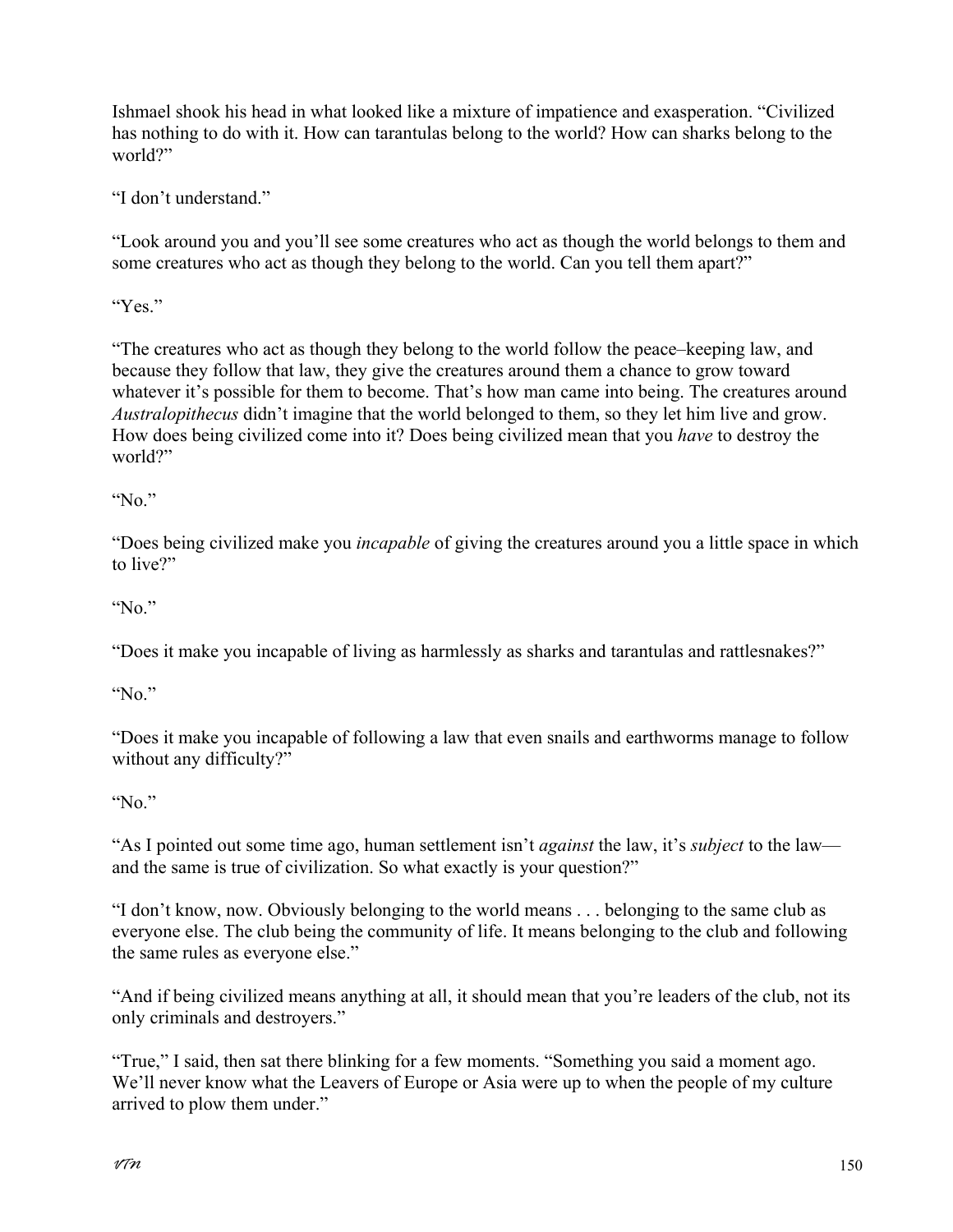Ishmael shook his head in what looked like a mixture of impatience and exasperation. “Civilized has nothing to do with it. How can tarantulas belong to the world? How can sharks belong to the world?”

“I don’t understand.”

“Look around you and you’ll see some creatures who act as though the world belongs to them and some creatures who act as though they belong to the world. Can you tell them apart?”

“Yes.”

“The creatures who act as though they belong to the world follow the peace–keeping law, and because they follow that law, they give the creatures around them a chance to grow toward whatever it’s possible for them to become. That’s how man came into being. The creatures around *Australopithecus* didn’t imagine that the world belonged to them, so they let him live and grow. How does being civilized come into it? Does being civilized mean that you *have* to destroy the world?”

“No.”

“Does being civilized make you *incapable* of giving the creatures around you a little space in which to live?”

“No.”

“Does it make you incapable of living as harmlessly as sharks and tarantulas and rattlesnakes?”

“No.”

“Does it make you incapable of following a law that even snails and earthworms manage to follow without any difficulty?”

“No.”

“As I pointed out some time ago, human settlement isn’t *against* the law, it’s *subject* to the law—and the same is true of civilization. So what exactly is your question?”

“I don’t know, now. Obviously belonging to the world means . . . belonging to the same club as everyone else. The club being the community of life. It means belonging to the club and following the same rules as everyone else.”

“And if being civilized means anything at all, it should mean that you’re leaders of the club, not its only criminals and destroyers.”

“True,” I said, then sat there blinking for a few moments. “Something you said a moment ago. We’ll never know what the Leavers of Europe or Asia were up to when the people of my culture arrived to plow them under.”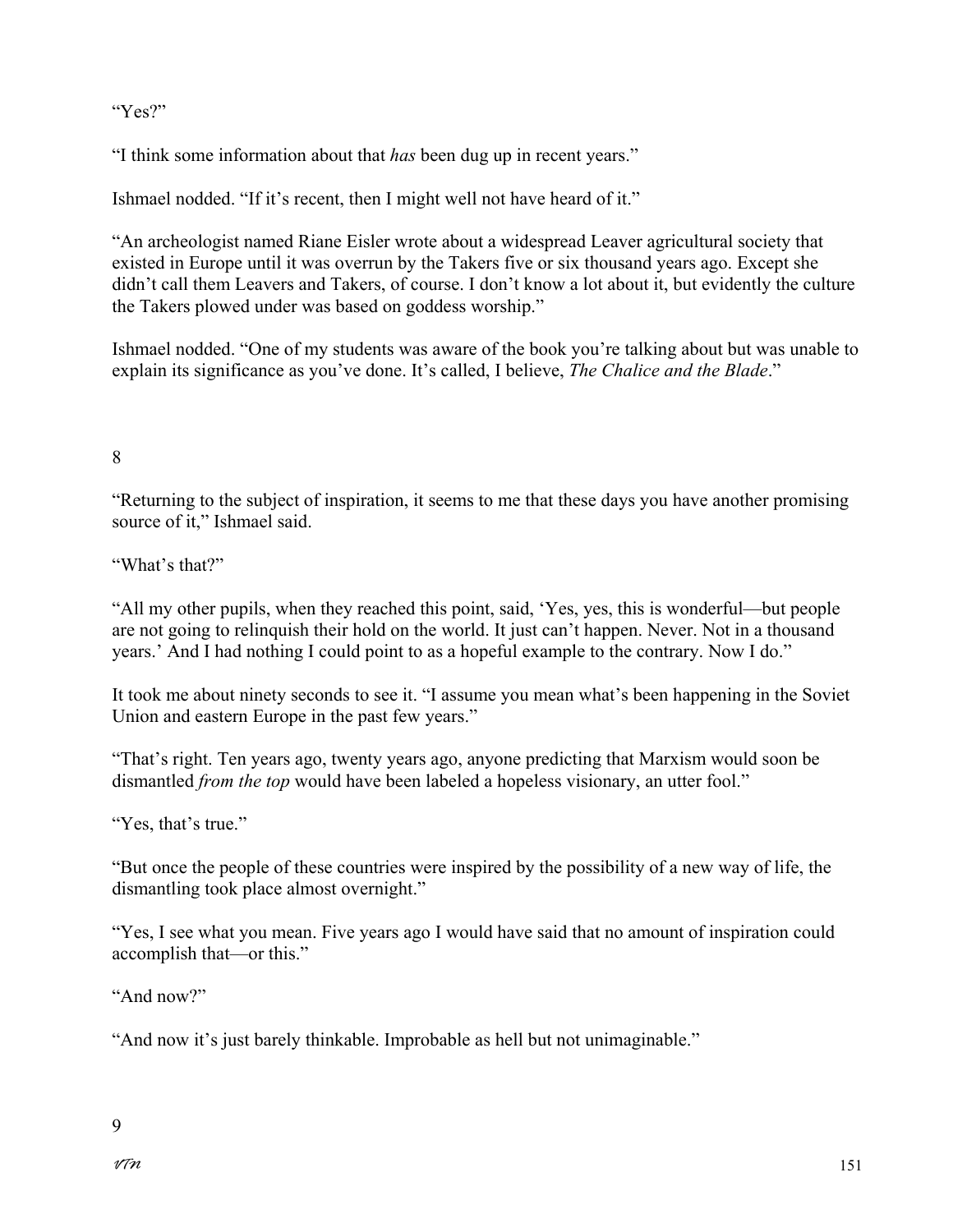"Yes?"

"I think some information about that *has* been dug up in recent years."

Ishmael nodded. "If it's recent, then I might well not have heard of it."

"An archeologist named Riane Eisler wrote about a widespread Leaver agricultural society that existed in Europe until it was overrun by the Takers five or six thousand years ago. Except she didn't call them Leavers and Takers, of course. I don't know a lot about it, but evidently the culture the Takers plowed under was based on goddess worship."

Ishmael nodded. "One of my students was aware of the book you're talking about but was unable to explain its significance as you've done. It's called, I believe, *The Chalice and the Blade*."

8

"Returning to the subject of inspiration, it seems to me that these days you have another promising source of it," Ishmael said.

"What's that?"

"All my other pupils, when they reached this point, said, 'Yes, yes, this is wonderful—but people are not going to relinquish their hold on the world. It just can't happen. Never. Not in a thousand years.' And I had nothing I could point to as a hopeful example to the contrary. Now I do."

It took me about ninety seconds to see it. "I assume you mean what's been happening in the Soviet Union and eastern Europe in the past few years."

"That's right. Ten years ago, twenty years ago, anyone predicting that Marxism would soon be dismantled *from the top* would have been labeled a hopeless visionary, an utter fool."

"Yes, that's true."

"But once the people of these countries were inspired by the possibility of a new way of life, the dismantling took place almost overnight."

"Yes, I see what you mean. Five years ago I would have said that no amount of inspiration could accomplish that—or this."

"And now?"

"And now it's just barely thinkable. Improbable as hell but not unimaginable."

9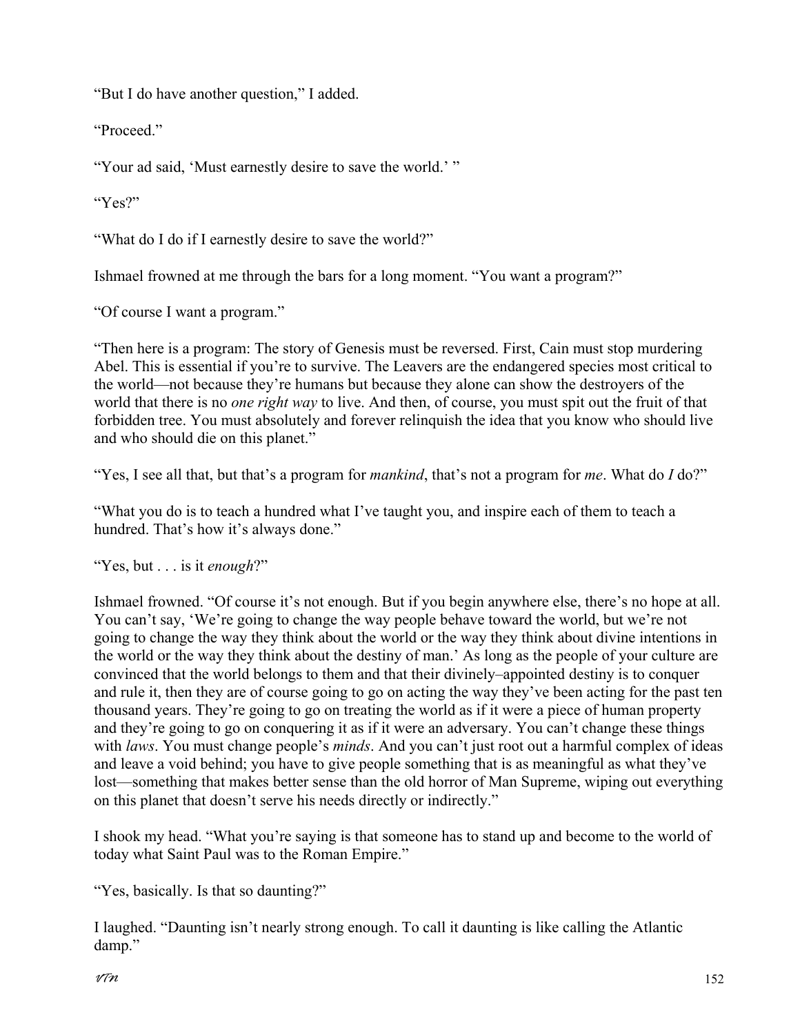"But I do have another question," I added.

"Proceed."

"Your ad said, 'Must earnestly desire to save the world.' "

"Yes?"

"What do I do if I earnestly desire to save the world?"

Ishmael frowned at me through the bars for a long moment. "You want a program?"

"Of course I want a program."

"Then here is a program: The story of Genesis must be reversed. First, Cain must stop murdering Abel. This is essential if you're to survive. The Leavers are the endangered species most critical to the world—not because they're humans but because they alone can show the destroyers of the world that there is no *one right way* to live. And then, of course, you must spit out the fruit of that forbidden tree. You must absolutely and forever relinquish the idea that you know who should live and who should die on this planet."

"Yes, I see all that, but that's a program for *mankind*, that's not a program for *me*. What do *I* do?"

"What you do is to teach a hundred what I've taught you, and inspire each of them to teach a hundred. That's how it's always done."

"Yes, but . . . is it *enough*?"

Ishmael frowned. "Of course it's not enough. But if you begin anywhere else, there's no hope at all. You can't say, 'We're going to change the way people behave toward the world, but we're not going to change the way they think about the world or the way they think about divine intentions in the world or the way they think about the destiny of man.' As long as the people of your culture are convinced that the world belongs to them and that their divinely–appointed destiny is to conquer and rule it, then they are of course going to go on acting the way they've been acting for the past ten thousand years. They're going to go on treating the world as if it were a piece of human property and they're going to go on conquering it as if it were an adversary. You can't change these things with *laws*. You must change people's *minds*. And you can't just root out a harmful complex of ideas and leave a void behind; you have to give people something that is as meaningful as what they've lost—something that makes better sense than the old horror of Man Supreme, wiping out everything on this planet that doesn't serve his needs directly or indirectly."

I shook my head. "What you're saying is that someone has to stand up and become to the world of today what Saint Paul was to the Roman Empire."

"Yes, basically. Is that so daunting?"

I laughed. "Daunting isn't nearly strong enough. To call it daunting is like calling the Atlantic damp."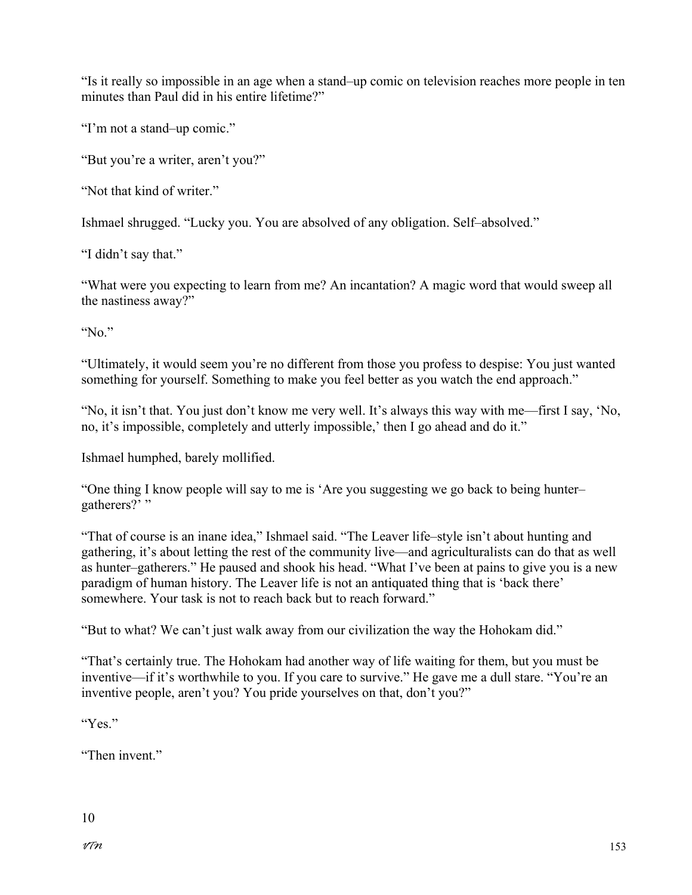"Is it really so impossible in an age when a stand–up comic on television reaches more people in ten minutes than Paul did in his entire lifetime?"

"I'm not a stand–up comic."

"But you're a writer, aren't you?"

"Not that kind of writer."

Ishmael shrugged. "Lucky you. You are absolved of any obligation. Self–absolved."

"I didn't say that."

"What were you expecting to learn from me? An incantation? A magic word that would sweep all the nastiness away?"

"No."

"Ultimately, it would seem you're no different from those you profess to despise: You just wanted something for yourself. Something to make you feel better as you watch the end approach."

"No, it isn't that. You just don't know me very well. It's always this way with me—first I say, 'No, no, it's impossible, completely and utterly impossible,' then I go ahead and do it."

Ishmael humphed, barely mollified.

"One thing I know people will say to me is 'Are you suggesting we go back to being hunter–gatherers?' "

"That of course is an inane idea," Ishmael said. "The Leaver life–style isn't about hunting and gathering, it's about letting the rest of the community live—and agriculturalists can do that as well as hunter–gatherers." He paused and shook his head. "What I've been at pains to give you is a new paradigm of human history. The Leaver life is not an antiquated thing that is 'back there' somewhere. Your task is not to reach back but to reach forward."

"But to what? We can't just walk away from our civilization the way the Hohokam did."

"That's certainly true. The Hohokam had another way of life waiting for them, but you must be inventive—if it's worthwhile to you. If you care to survive." He gave me a dull stare. "You're an inventive people, aren't you? You pride yourselves on that, don't you?"

"Yes."

"Then invent."

10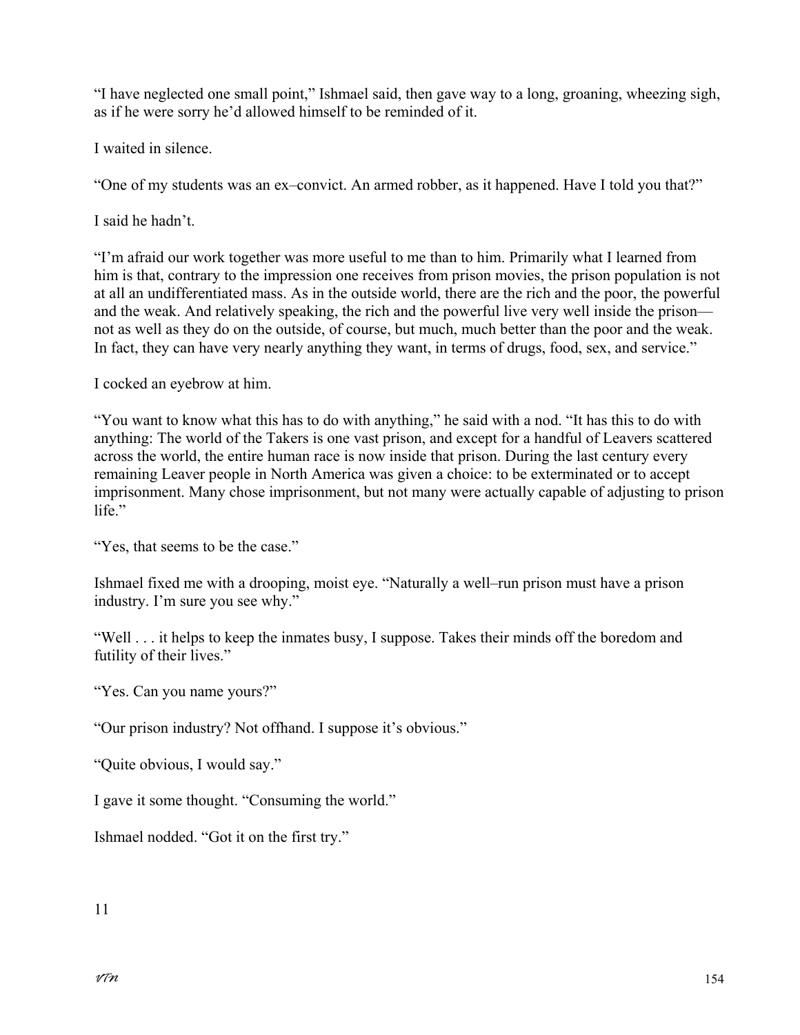"I have neglected one small point," Ishmael said, then gave way to a long, groaning, wheezing sigh, as if he were sorry he'd allowed himself to be reminded of it.

I waited in silence.

"One of my students was an ex–convict. An armed robber, as it happened. Have I told you that?"

I said he hadn't.

"I'm afraid our work together was more useful to me than to him. Primarily what I learned from him is that, contrary to the impression one receives from prison movies, the prison population is not at all an undifferentiated mass. As in the outside world, there are the rich and the poor, the powerful and the weak. And relatively speaking, the rich and the powerful live very well inside the prison—not as well as they do on the outside, of course, but much, much better than the poor and the weak. In fact, they can have very nearly anything they want, in terms of drugs, food, sex, and service."

I cocked an eyebrow at him.

"You want to know what this has to do with anything," he said with a nod. "It has this to do with anything: The world of the Takers is one vast prison, and except for a handful of Leavers scattered across the world, the entire human race is now inside that prison. During the last century every remaining Leaver people in North America was given a choice: to be exterminated or to accept imprisonment. Many chose imprisonment, but not many were actually capable of adjusting to prison life."

"Yes, that seems to be the case."

Ishmael fixed me with a drooping, moist eye. "Naturally a well–run prison must have a prison industry. I'm sure you see why."

"Well . . . it helps to keep the inmates busy, I suppose. Takes their minds off the boredom and futility of their lives."

"Yes. Can you name yours?"

"Our prison industry? Not offhand. I suppose it's obvious."

"Quite obvious, I would say."

I gave it some thought. "Consuming the world."

Ishmael nodded. "Got it on the first try."

11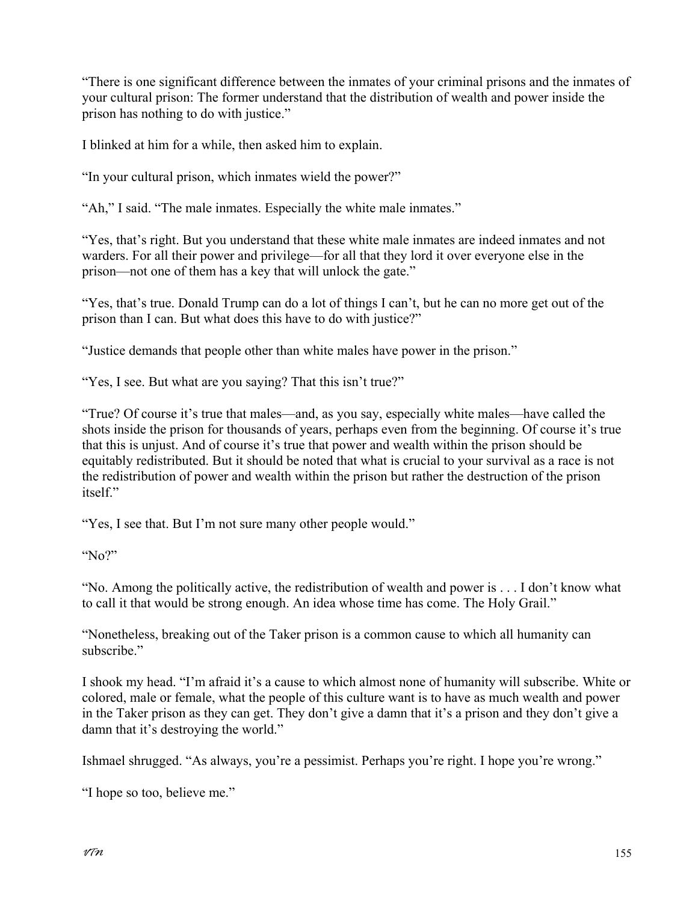"There is one significant difference between the inmates of your criminal prisons and the inmates of your cultural prison: The former understand that the distribution of wealth and power inside the prison has nothing to do with justice."

I blinked at him for a while, then asked him to explain.

"In your cultural prison, which inmates wield the power?"

"Ah," I said. "The male inmates. Especially the white male inmates."

"Yes, that's right. But you understand that these white male inmates are indeed inmates and not warders. For all their power and privilege—for all that they lord it over everyone else in the prison—not one of them has a key that will unlock the gate."

"Yes, that's true. Donald Trump can do a lot of things I can't, but he can no more get out of the prison than I can. But what does this have to do with justice?"

"Justice demands that people other than white males have power in the prison."

"Yes, I see. But what are you saying? That this isn't true?"

"True? Of course it's true that males—and, as you say, especially white males—have called the shots inside the prison for thousands of years, perhaps even from the beginning. Of course it's true that this is unjust. And of course it's true that power and wealth within the prison should be equitably redistributed. But it should be noted that what is crucial to your survival as a race is not the redistribution of power and wealth within the prison but rather the destruction of the prison itself."

"Yes, I see that. But I'm not sure many other people would."

"No?"

"No. Among the politically active, the redistribution of wealth and power is . . . I don't know what to call it that would be strong enough. An idea whose time has come. The Holy Grail."

"Nonetheless, breaking out of the Taker prison is a common cause to which all humanity can subscribe."

I shook my head. "I'm afraid it's a cause to which almost none of humanity will subscribe. White or colored, male or female, what the people of this culture want is to have as much wealth and power in the Taker prison as they can get. They don't give a damn that it's a prison and they don't give a damn that it's destroying the world."

Ishmael shrugged. "As always, you're a pessimist. Perhaps you're right. I hope you're wrong."

"I hope so too, believe me."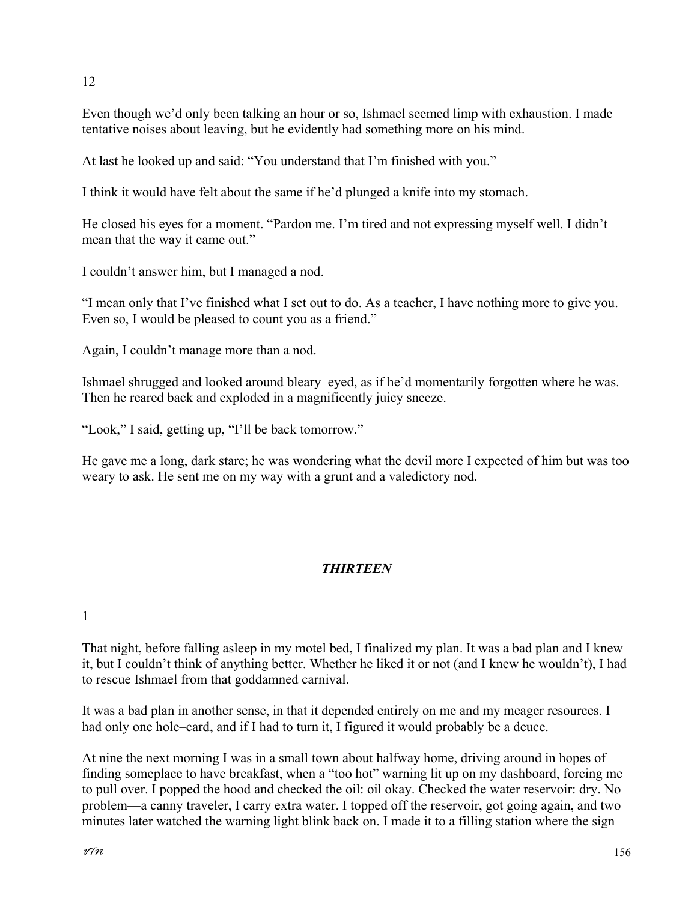12

Even though we'd only been talking an hour or so, Ishmael seemed limp with exhaustion. I made tentative noises about leaving, but he evidently had something more on his mind.

At last he looked up and said: "You understand that I'm finished with you."

I think it would have felt about the same if he'd plunged a knife into my stomach.

He closed his eyes for a moment. "Pardon me. I'm tired and not expressing myself well. I didn't mean that the way it came out."

I couldn't answer him, but I managed a nod.

"I mean only that I've finished what I set out to do. As a teacher, I have nothing more to give you. Even so, I would be pleased to count you as a friend."

Again, I couldn't manage more than a nod.

Ishmael shrugged and looked around bleary–eyed, as if he'd momentarily forgotten where he was. Then he reared back and exploded in a magnificently juicy sneeze.

"Look," I said, getting up, "I'll be back tomorrow."

He gave me a long, dark stare; he was wondering what the devil more I expected of him but was too weary to ask. He sent me on my way with a grunt and a valedictory nod.

## *THIRTEEN*

1

That night, before falling asleep in my motel bed, I finalized my plan. It was a bad plan and I knew it, but I couldn't think of anything better. Whether he liked it or not (and I knew he wouldn't), I had to rescue Ishmael from that goddamned carnival.

It was a bad plan in another sense, in that it depended entirely on me and my meager resources. I had only one hole–card, and if I had to turn it, I figured it would probably be a deuce.

At nine the next morning I was in a small town about halfway home, driving around in hopes of finding someplace to have breakfast, when a "too hot" warning lit up on my dashboard, forcing me to pull over. I popped the hood and checked the oil: oil okay. Checked the water reservoir: dry. No problem—a canny traveler, I carry extra water. I topped off the reservoir, got going again, and two minutes later watched the warning light blink back on. I made it to a filling station where the sign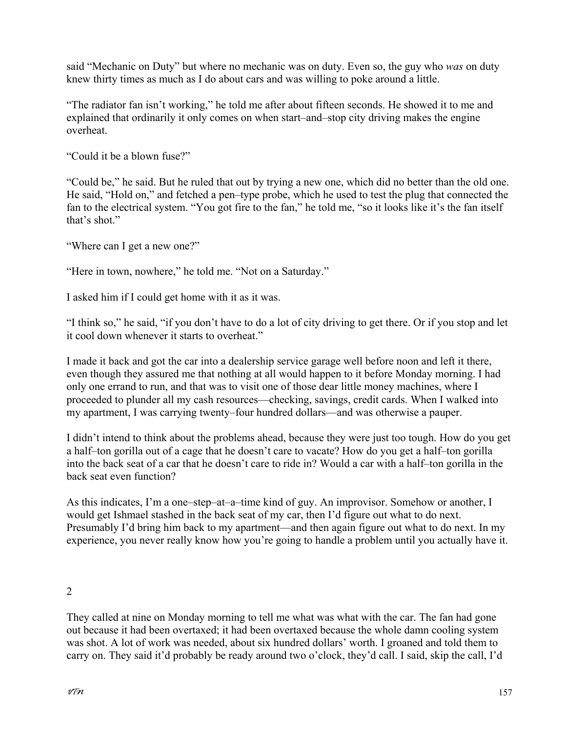said "Mechanic on Duty" but where no mechanic was on duty. Even so, the guy who *was* on duty knew thirty times as much as I do about cars and was willing to poke around a little.

"The radiator fan isn't working," he told me after about fifteen seconds. He showed it to me and explained that ordinarily it only comes on when start–and–stop city driving makes the engine overheat.

"Could it be a blown fuse?"

"Could be," he said. But he ruled that out by trying a new one, which did no better than the old one. He said, "Hold on," and fetched a pen–type probe, which he used to test the plug that connected the fan to the electrical system. "You got fire to the fan," he told me, "so it looks like it's the fan itself that's shot."

"Where can I get a new one?"

"Here in town, nowhere," he told me. "Not on a Saturday."

I asked him if I could get home with it as it was.

"I think so," he said, "if you don't have to do a lot of city driving to get there. Or if you stop and let it cool down whenever it starts to overheat."

I made it back and got the car into a dealership service garage well before noon and left it there, even though they assured me that nothing at all would happen to it before Monday morning. I had only one errand to run, and that was to visit one of those dear little money machines, where I proceeded to plunder all my cash resources—checking, savings, credit cards. When I walked into my apartment, I was carrying twenty–four hundred dollars—and was otherwise a pauper.

I didn't intend to think about the problems ahead, because they were just too tough. How do you get a half–ton gorilla out of a cage that he doesn't care to vacate? How do you get a half–ton gorilla into the back seat of a car that he doesn't care to ride in? Would a car with a half–ton gorilla in the back seat even function?

As this indicates, I'm a one–step–at–a–time kind of guy. An improvisor. Somehow or another, I would get Ishmael stashed in the back seat of my car, then I'd figure out what to do next. Presumably I'd bring him back to my apartment—and then again figure out what to do next. In my experience, you never really know how you're going to handle a problem until you actually have it.

## 2

They called at nine on Monday morning to tell me what was what with the car. The fan had gone out because it had been overtaxed; it had been overtaxed because the whole damn cooling system was shot. A lot of work was needed, about six hundred dollars' worth. I groaned and told them to carry on. They said it'd probably be ready around two o'clock, they'd call. I said, skip the call, I'd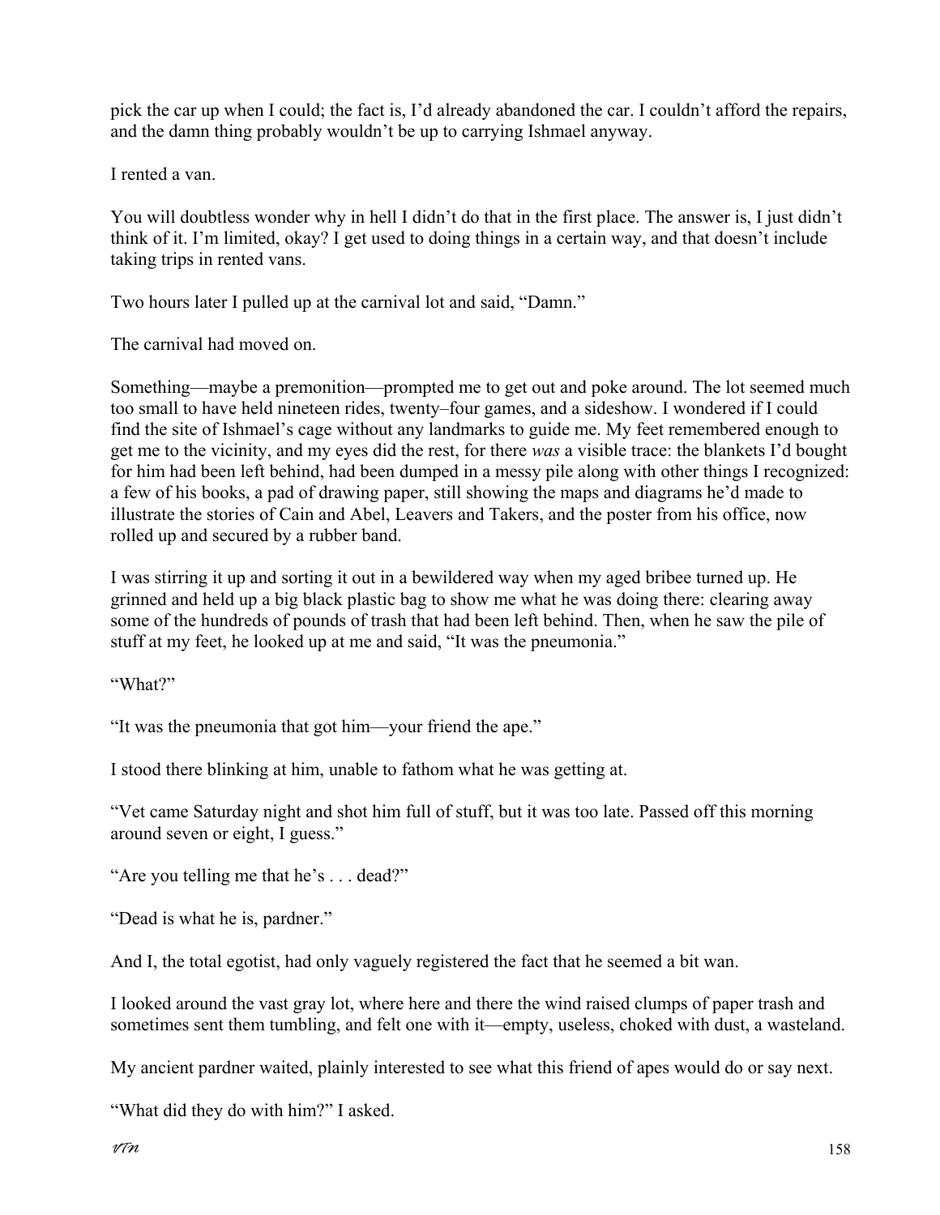pick the car up when I could; the fact is, I'd already abandoned the car. I couldn't afford the repairs, and the damn thing probably wouldn't be up to carrying Ishmael anyway.

I rented a van.

You will doubtless wonder why in hell I didn't do that in the first place. The answer is, I just didn't think of it. I'm limited, okay? I get used to doing things in a certain way, and that doesn't include taking trips in rented vans.

Two hours later I pulled up at the carnival lot and said, "Damn."

The carnival had moved on.

Something—maybe a premonition—prompted me to get out and poke around. The lot seemed much too small to have held nineteen rides, twenty–four games, and a sideshow. I wondered if I could find the site of Ishmael's cage without any landmarks to guide me. My feet remembered enough to get me to the vicinity, and my eyes did the rest, for there *was* a visible trace: the blankets I'd bought for him had been left behind, had been dumped in a messy pile along with other things I recognized: a few of his books, a pad of drawing paper, still showing the maps and diagrams he'd made to illustrate the stories of Cain and Abel, Leavers and Takers, and the poster from his office, now rolled up and secured by a rubber band.

I was stirring it up and sorting it out in a bewildered way when my aged bribee turned up. He grinned and held up a big black plastic bag to show me what he was doing there: clearing away some of the hundreds of pounds of trash that had been left behind. Then, when he saw the pile of stuff at my feet, he looked up at me and said, "It was the pneumonia."

"What?"

"It was the pneumonia that got him—your friend the ape."

I stood there blinking at him, unable to fathom what he was getting at.

"Vet came Saturday night and shot him full of stuff, but it was too late. Passed off this morning around seven or eight, I guess."

"Are you telling me that he's . . . dead?"

"Dead is what he is, pardner."

And I, the total egotist, had only vaguely registered the fact that he seemed a bit wan.

I looked around the vast gray lot, where here and there the wind raised clumps of paper trash and sometimes sent them tumbling, and felt one with it—empty, useless, choked with dust, a wasteland.

My ancient pardner waited, plainly interested to see what this friend of apes would do or say next.

"What did they do with him?" I asked.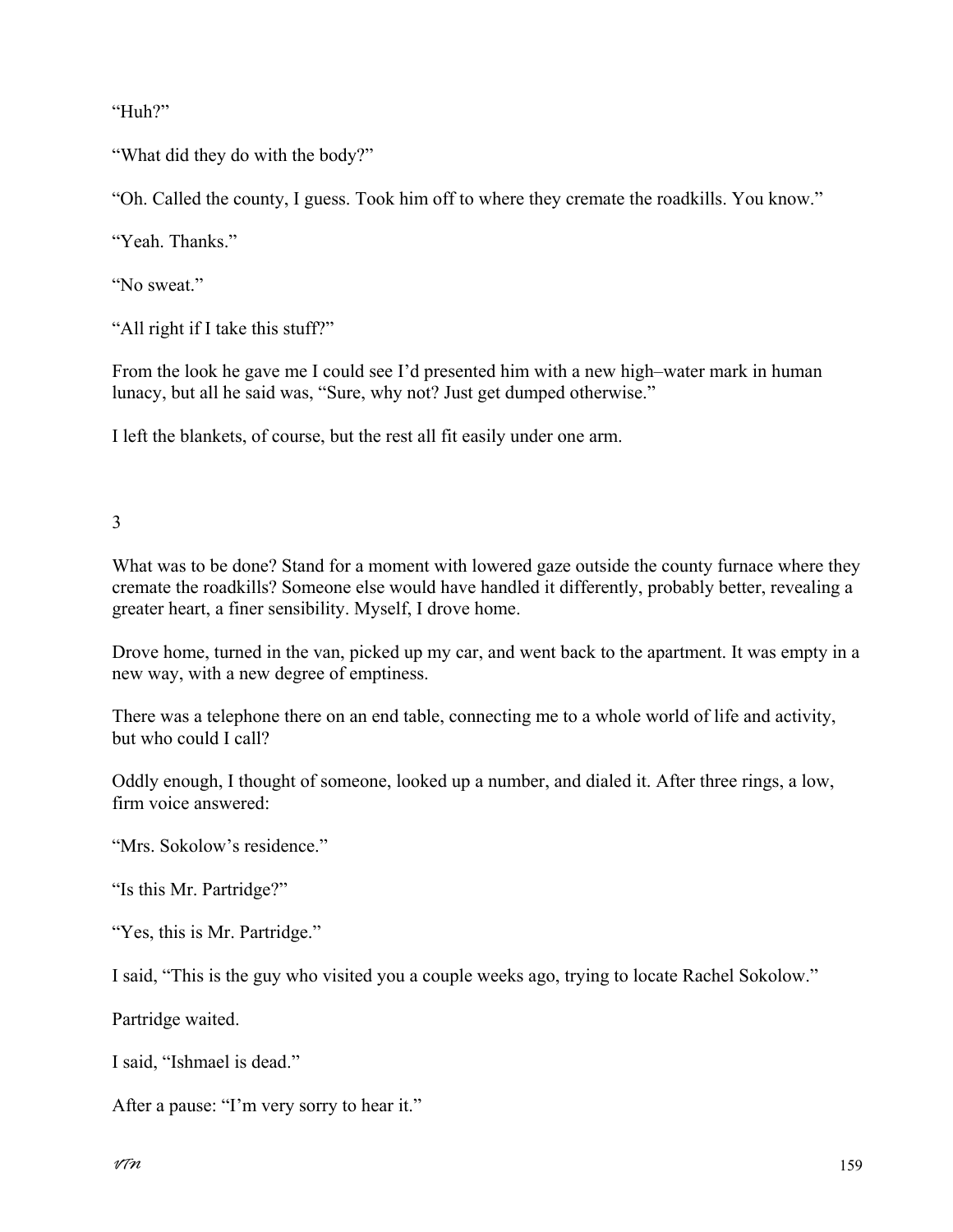“Huh?”

“What did they do with the body?”

“Oh. Called the county, I guess. Took him off to where they cremate the roadkills. You know.”

“Yeah. Thanks.”

“No sweat.”

“All right if I take this stuff?”

From the look he gave me I could see I’d presented him with a new high–water mark in human lunacy, but all he said was, “Sure, why not? Just get dumped otherwise.”

I left the blankets, of course, but the rest all fit easily under one arm.

## 3

What was to be done? Stand for a moment with lowered gaze outside the county furnace where they cremate the roadkills? Someone else would have handled it differently, probably better, revealing a greater heart, a finer sensibility. Myself, I drove home.

Drove home, turned in the van, picked up my car, and went back to the apartment. It was empty in a new way, with a new degree of emptiness.

There was a telephone there on an end table, connecting me to a whole world of life and activity, but who could I call?

Oddly enough, I thought of someone, looked up a number, and dialed it. After three rings, a low, firm voice answered:

“Mrs. Sokolow’s residence.”

“Is this Mr. Partridge?”

“Yes, this is Mr. Partridge.”

I said, “This is the guy who visited you a couple weeks ago, trying to locate Rachel Sokolow.”

Partridge waited.

I said, “Ishmael is dead.”

After a pause: “I’m very sorry to hear it.”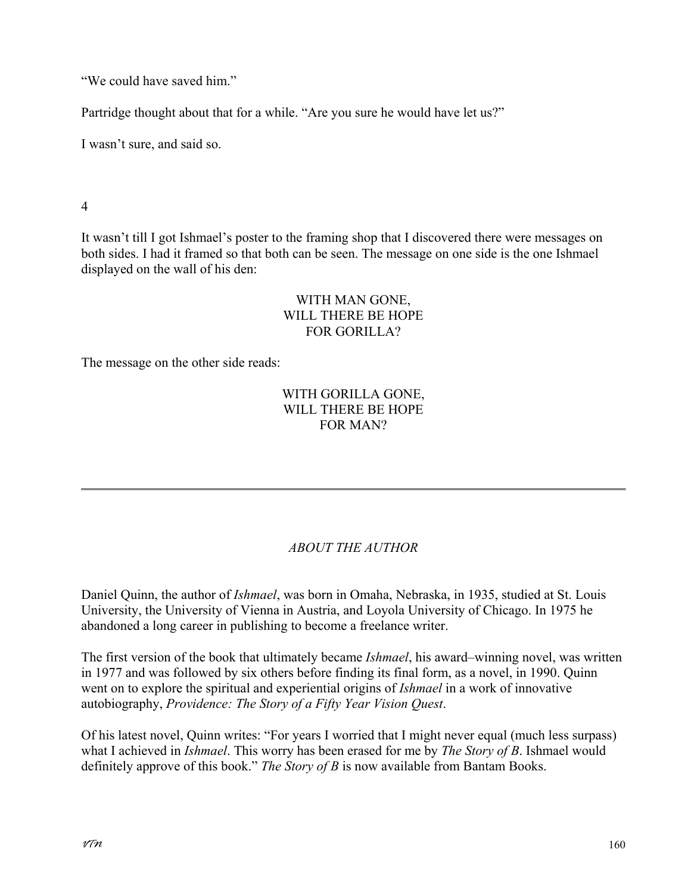“We could have saved him.”

Partridge thought about that for a while. “Are you sure he would have let us?”

I wasn’t sure, and said so.

4

It wasn’t till I got Ishmael’s poster to the framing shop that I discovered there were messages on both sides. I had it framed so that both can be seen. The message on one side is the one Ishmael displayed on the wall of his den:

WITH MAN GONE,
WILL THERE BE HOPE
FOR GORILLA?

The message on the other side reads:

WITH GORILLA GONE,
WILL THERE BE HOPE
FOR MAN?

---

## *ABOUT THE AUTHOR*

Daniel Quinn, the author of *Ishmael*, was born in Omaha, Nebraska, in 1935, studied at St. Louis University, the University of Vienna in Austria, and Loyola University of Chicago. In 1975 he abandoned a long career in publishing to become a freelance writer.

The first version of the book that ultimately became *Ishmael*, his award–winning novel, was written in 1977 and was followed by six others before finding its final form, as a novel, in 1990. Quinn went on to explore the spiritual and experiential origins of *Ishmael* in a work of innovative autobiography, *Providence: The Story of a Fifty Year Vision Quest*.

Of his latest novel, Quinn writes: “For years I worried that I might never equal (much less surpass) what I achieved in *Ishmael*. This worry has been erased for me by *The Story of B*. Ishmael would definitely approve of this book.” *The Story of B* is now available from Bantam Books.